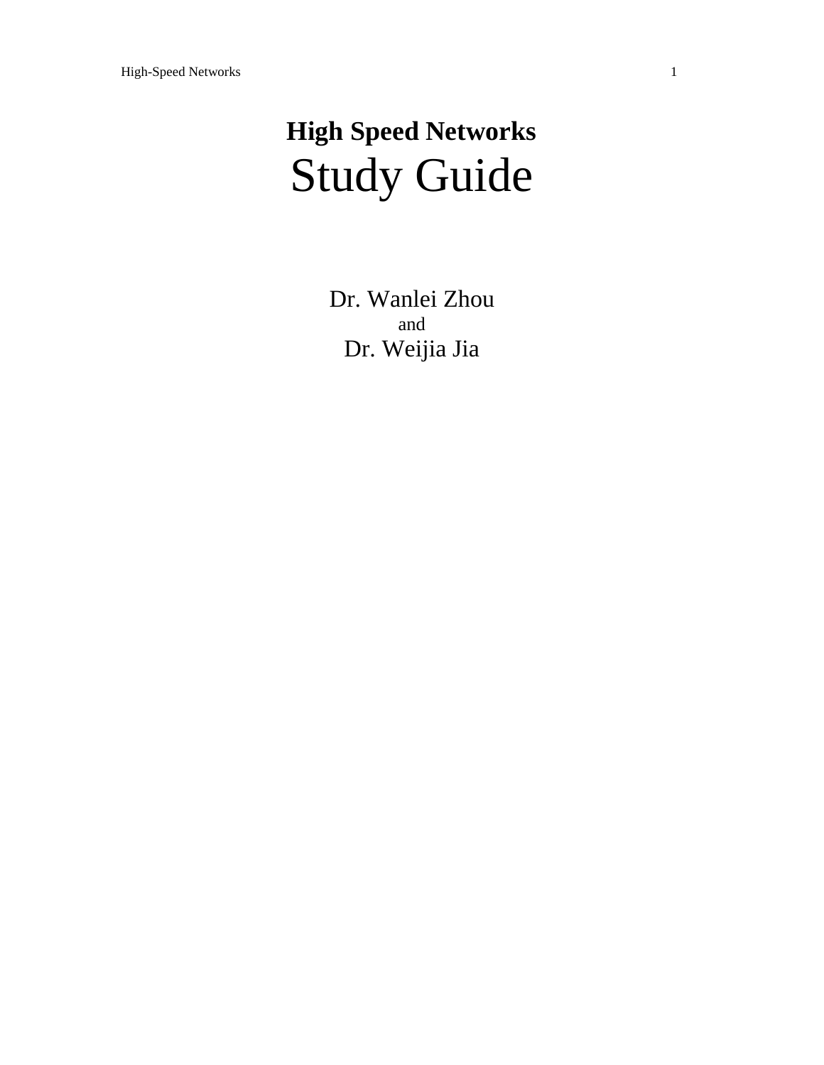# High Speed Networks

# Study Guide

Dr. Wanlei Zhou

and

Dr. Weijia Jia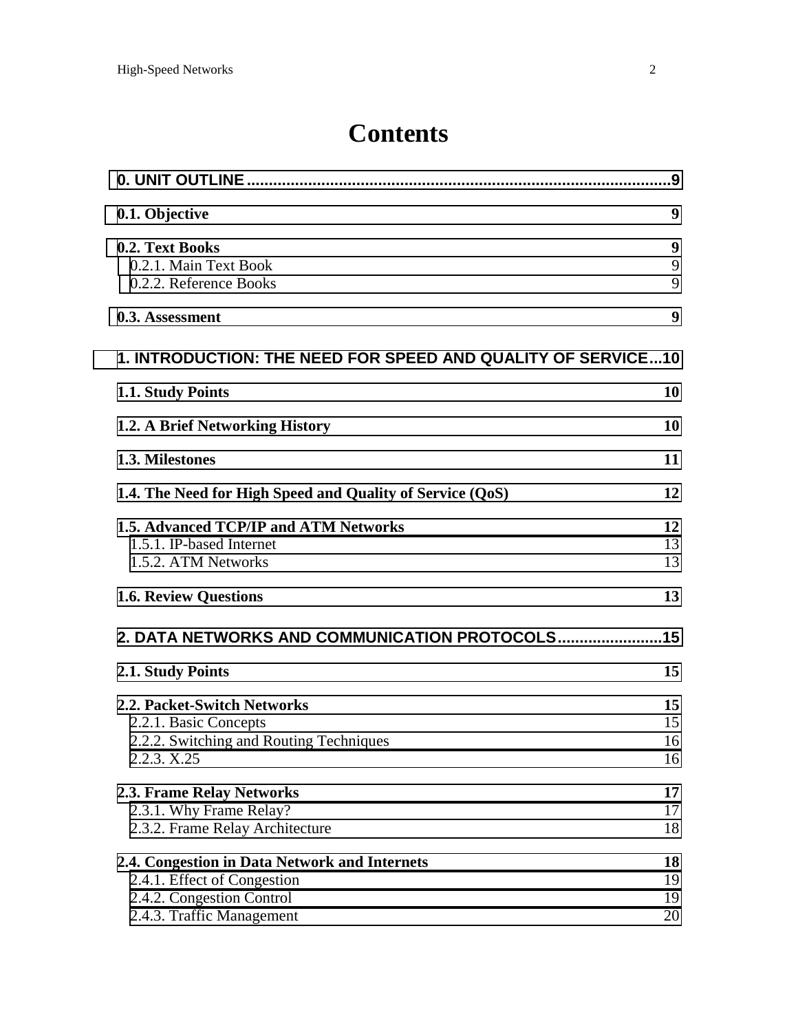# Contents

0. UNIT OUTLINE .................................................................................................9

**0.1. Objective** 9

**0.2. Text Books** 9
- 0.2.1. Main Text Book 9
- 0.2.2. Reference Books 9

**0.3. Assessment** 9

1. INTRODUCTION: THE NEED FOR SPEED AND QUALITY OF SERVICE...10

**1.1. Study Points** 10

**1.2. A Brief Networking History** 10

**1.3. Milestones** 11

**1.4. The Need for High Speed and Quality of Service (QoS)** 12

**1.5. Advanced TCP/IP and ATM Networks** 12
- 1.5.1. IP-based Internet 13
- 1.5.2. ATM Networks 13

**1.6. Review Questions** 13

2. DATA NETWORKS AND COMMUNICATION PROTOCOLS........................15

**2.1. Study Points** 15

**2.2. Packet-Switch Networks** 15
- 2.2.1. Basic Concepts 15
- 2.2.2. Switching and Routing Techniques 16
- 2.2.3. X.25 16

**2.3. Frame Relay Networks** 17
- 2.3.1. Why Frame Relay? 17
- 2.3.2. Frame Relay Architecture 18

**2.4. Congestion in Data Network and Internets** 18
- 2.4.1. Effect of Congestion 19
- 2.4.2. Congestion Control 19
- 2.4.3. Traffic Management 20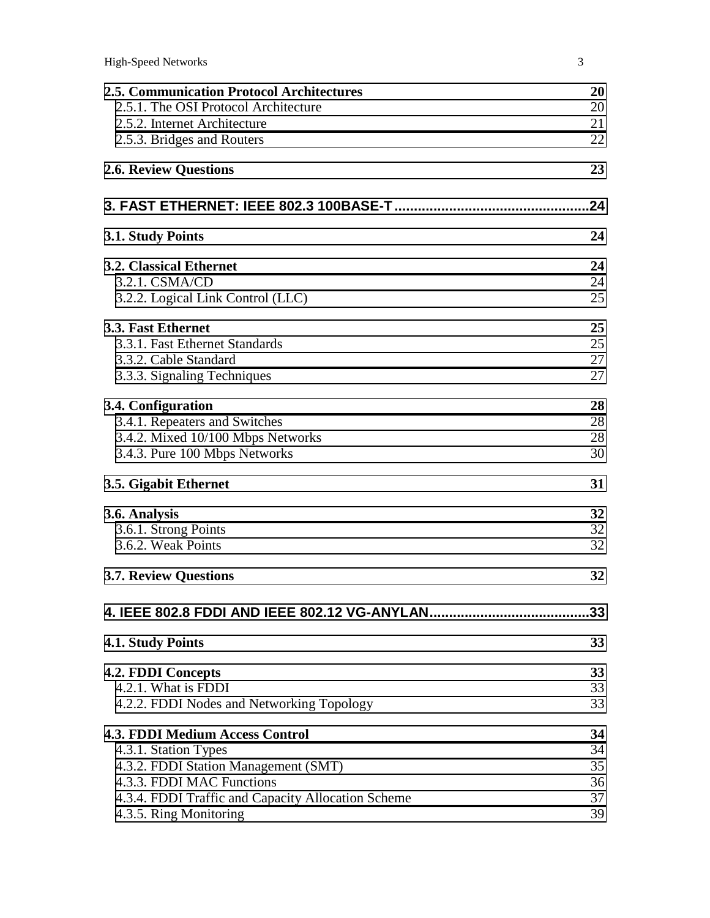**2.5. Communication Protocol Architectures** **20**

2.5.1. The OSI Protocol Architecture 20

2.5.2. Internet Architecture 21

2.5.3. Bridges and Routers 22

**2.6. Review Questions** **23**

**3. FAST ETHERNET: IEEE 802.3 100BASE-T..................................................24**

**3.1. Study Points** **24**

**3.2. Classical Ethernet** **24**

3.2.1. CSMA/CD 24

3.2.2. Logical Link Control (LLC) 25

**3.3. Fast Ethernet** **25**

3.3.1. Fast Ethernet Standards 25

3.3.2. Cable Standard 27

3.3.3. Signaling Techniques 27

**3.4. Configuration** **28**

3.4.1. Repeaters and Switches 28

3.4.2. Mixed 10/100 Mbps Networks 28

3.4.3. Pure 100 Mbps Networks 30

**3.5. Gigabit Ethernet** **31**

**3.6. Analysis** **32**

3.6.1. Strong Points 32

3.6.2. Weak Points 32

**3.7. Review Questions** **32**

**4. IEEE 802.8 FDDI AND IEEE 802.12 VG-ANYLAN.........................................33**

**4.1. Study Points** **33**

**4.2. FDDI Concepts** **33**

4.2.1. What is FDDI 33

4.2.2. FDDI Nodes and Networking Topology 33

**4.3. FDDI Medium Access Control** **34**

4.3.1. Station Types 34

4.3.2. FDDI Station Management (SMT) 35

4.3.3. FDDI MAC Functions 36

4.3.4. FDDI Traffic and Capacity Allocation Scheme 37

4.3.5. Ring Monitoring 39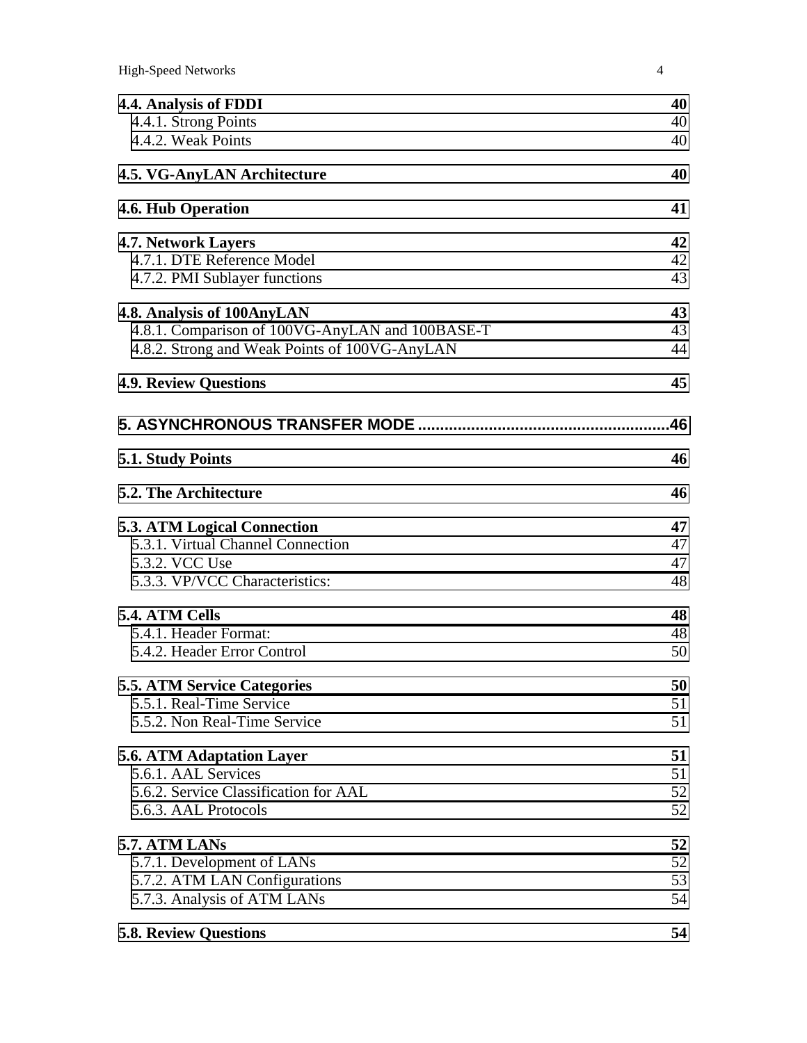**4.4. Analysis of FDDI** 40
- 4.4.1. Strong Points 40
- 4.4.2. Weak Points 40

**4.5. VG-AnyLAN Architecture** 40

**4.6. Hub Operation** 41

**4.7. Network Layers** 42
- 4.7.1. DTE Reference Model 42
- 4.7.2. PMI Sublayer functions 43

**4.8. Analysis of 100AnyLAN** 43
- 4.8.1. Comparison of 100VG-AnyLAN and 100BASE-T 43
- 4.8.2. Strong and Weak Points of 100VG-AnyLAN 44

**4.9. Review Questions** 45

**5. ASYNCHRONOUS TRANSFER MODE .........................................................46**

**5.1. Study Points** 46

**5.2. The Architecture** 46

**5.3. ATM Logical Connection** 47
- 5.3.1. Virtual Channel Connection 47
- 5.3.2. VCC Use 47
- 5.3.3. VP/VCC Characteristics: 48

**5.4. ATM Cells** 48
- 5.4.1. Header Format: 48
- 5.4.2. Header Error Control 50

**5.5. ATM Service Categories** 50
- 5.5.1. Real-Time Service 51
- 5.5.2. Non Real-Time Service 51

**5.6. ATM Adaptation Layer** 51
- 5.6.1. AAL Services 51
- 5.6.2. Service Classification for AAL 52
- 5.6.3. AAL Protocols 52

**5.7. ATM LANs** 52
- 5.7.1. Development of LANs 52
- 5.7.2. ATM LAN Configurations 53
- 5.7.3. Analysis of ATM LANs 54

**5.8. Review Questions** 54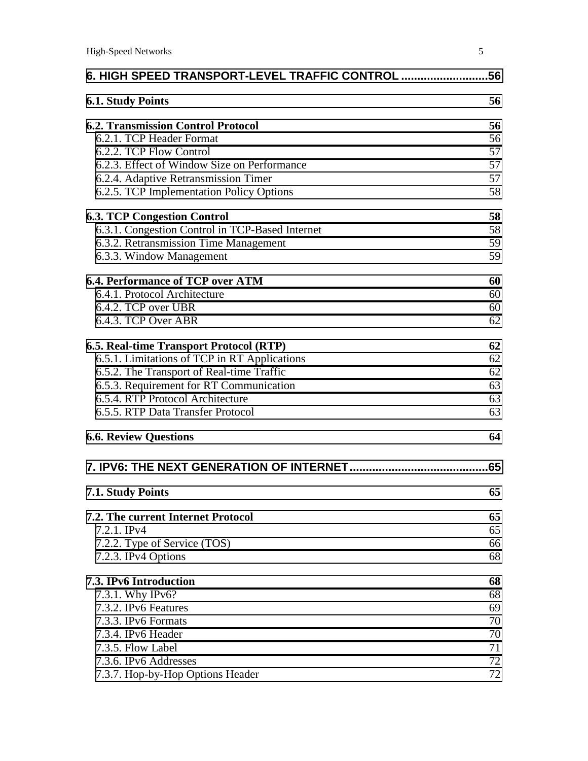**6. HIGH SPEED TRANSPORT-LEVEL TRAFFIC CONTROL ........................... 56**

**6.1. Study Points 56**

**6.2. Transmission Control Protocol 56**
6.2.1. TCP Header Format 56
6.2.2. TCP Flow Control 57
6.2.3. Effect of Window Size on Performance 57
6.2.4. Adaptive Retransmission Timer 57
6.2.5. TCP Implementation Policy Options 58

**6.3. TCP Congestion Control 58**
6.3.1. Congestion Control in TCP-Based Internet 58
6.3.2. Retransmission Time Management 59
6.3.3. Window Management 59

**6.4. Performance of TCP over ATM 60**
6.4.1. Protocol Architecture 60
6.4.2. TCP over UBR 60
6.4.3. TCP Over ABR 62

**6.5. Real-time Transport Protocol (RTP) 62**
6.5.1. Limitations of TCP in RT Applications 62
6.5.2. The Transport of Real-time Traffic 62
6.5.3. Requirement for RT Communication 63
6.5.4. RTP Protocol Architecture 63
6.5.5. RTP Data Transfer Protocol 63

**6.6. Review Questions 64**

**7. IPV6: THE NEXT GENERATION OF INTERNET........................................... 65**

**7.1. Study Points 65**

**7.2. The current Internet Protocol 65**
7.2.1. IPv4 65
7.2.2. Type of Service (TOS) 66
7.2.3. IPv4 Options 68

**7.3. IPv6 Introduction 68**
7.3.1. Why IPv6? 68
7.3.2. IPv6 Features 69
7.3.3. IPv6 Formats 70
7.3.4. IPv6 Header 70
7.3.5. Flow Label 71
7.3.6. IPv6 Addresses 72
7.3.7. Hop-by-Hop Options Header 72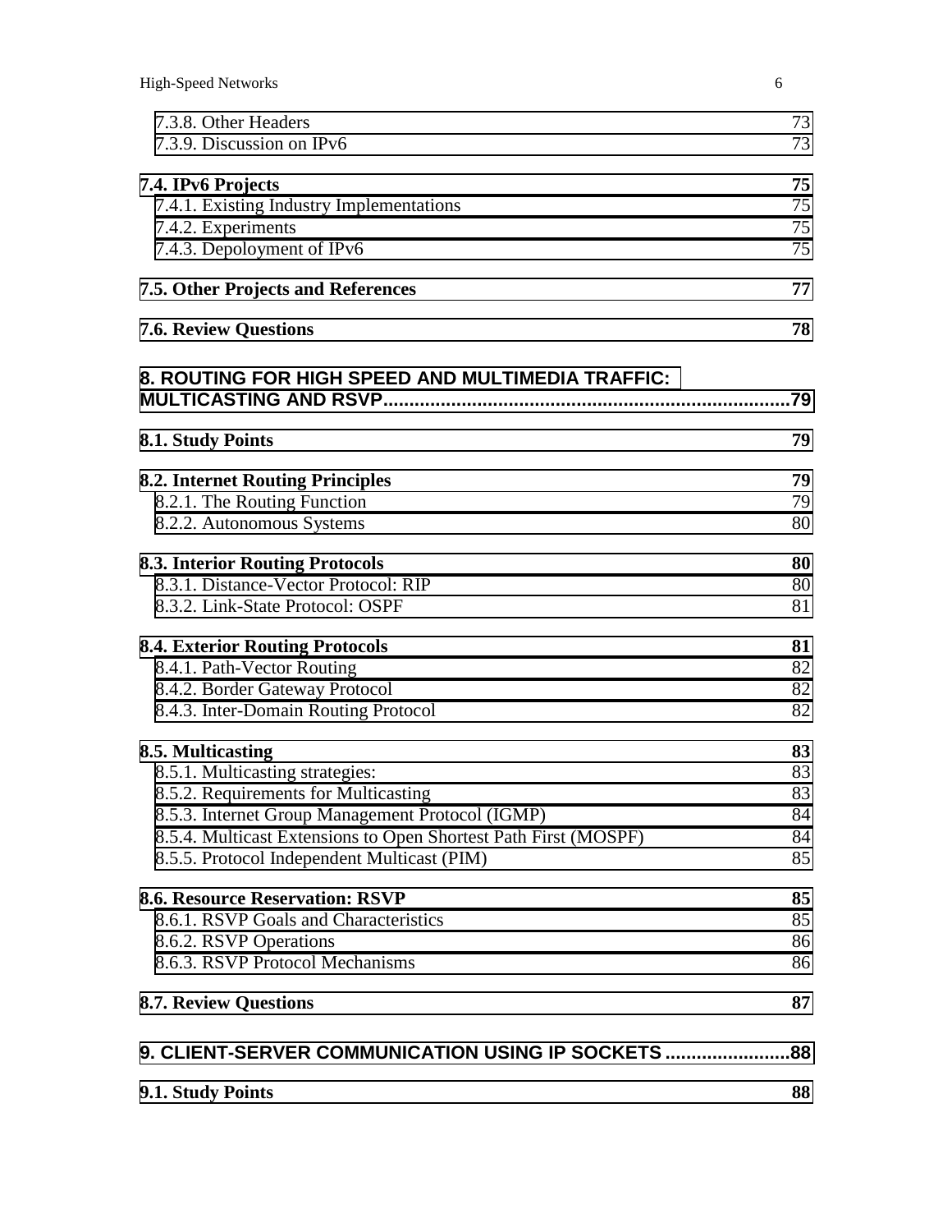7.3.8. Other Headers 73
7.3.9. Discussion on IPv6 73

**7.4. IPv6 Projects 75**
7.4.1. Existing Industry Implementations 75
7.4.2. Experiments 75
7.4.3. Depoloyment of IPv6 75

**7.5. Other Projects and References 77**

**7.6. Review Questions 78**

**8. ROUTING FOR HIGH SPEED AND MULTIMEDIA TRAFFIC: MULTICASTING AND RSVP.............................................................................79**

**8.1. Study Points 79**

**8.2. Internet Routing Principles 79**
8.2.1. The Routing Function 79
8.2.2. Autonomous Systems 80

**8.3. Interior Routing Protocols 80**
8.3.1. Distance-Vector Protocol: RIP 80
8.3.2. Link-State Protocol: OSPF 81

**8.4. Exterior Routing Protocols 81**
8.4.1. Path-Vector Routing 82
8.4.2. Border Gateway Protocol 82
8.4.3. Inter-Domain Routing Protocol 82

**8.5. Multicasting 83**
8.5.1. Multicasting strategies: 83
8.5.2. Requirements for Multicasting 83
8.5.3. Internet Group Management Protocol (IGMP) 84
8.5.4. Multicast Extensions to Open Shortest Path First (MOSPF) 84
8.5.5. Protocol Independent Multicast (PIM) 85

**8.6. Resource Reservation: RSVP 85**
8.6.1. RSVP Goals and Characteristics 85
8.6.2. RSVP Operations 86
8.6.3. RSVP Protocol Mechanisms 86

**8.7. Review Questions 87**

**9. CLIENT-SERVER COMMUNICATION USING IP SOCKETS ........................88**

**9.1. Study Points 88**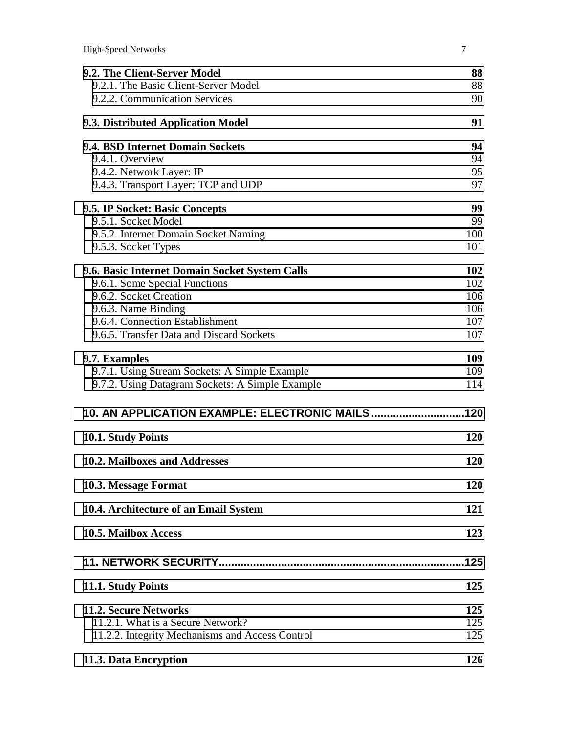**9.2. The Client-Server Model** 88

9.2.1. The Basic Client-Server Model 88

9.2.2. Communication Services 90

**9.3. Distributed Application Model** 91

**9.4. BSD Internet Domain Sockets** 94

9.4.1. Overview 94

9.4.2. Network Layer: IP 95

9.4.3. Transport Layer: TCP and UDP 97

**9.5. IP Socket: Basic Concepts** 99

9.5.1. Socket Model 99

9.5.2. Internet Domain Socket Naming 100

9.5.3. Socket Types 101

**9.6. Basic Internet Domain Socket System Calls** 102

9.6.1. Some Special Functions 102

9.6.2. Socket Creation 106

9.6.3. Name Binding 106

9.6.4. Connection Establishment 107

9.6.5. Transfer Data and Discard Sockets 107

**9.7. Examples** 109

9.7.1. Using Stream Sockets: A Simple Example 109

9.7.2. Using Datagram Sockets: A Simple Example 114

**10. AN APPLICATION EXAMPLE: ELECTRONIC MAILS..............................120**

**10.1. Study Points** 120

**10.2. Mailboxes and Addresses** 120

**10.3. Message Format** 120

**10.4. Architecture of an Email System** 121

**10.5. Mailbox Access** 123

**11. NETWORK SECURITY...............................................................................125**

**11.1. Study Points** 125

**11.2. Secure Networks** 125

11.2.1. What is a Secure Network? 125

11.2.2. Integrity Mechanisms and Access Control 125

**11.3. Data Encryption** 126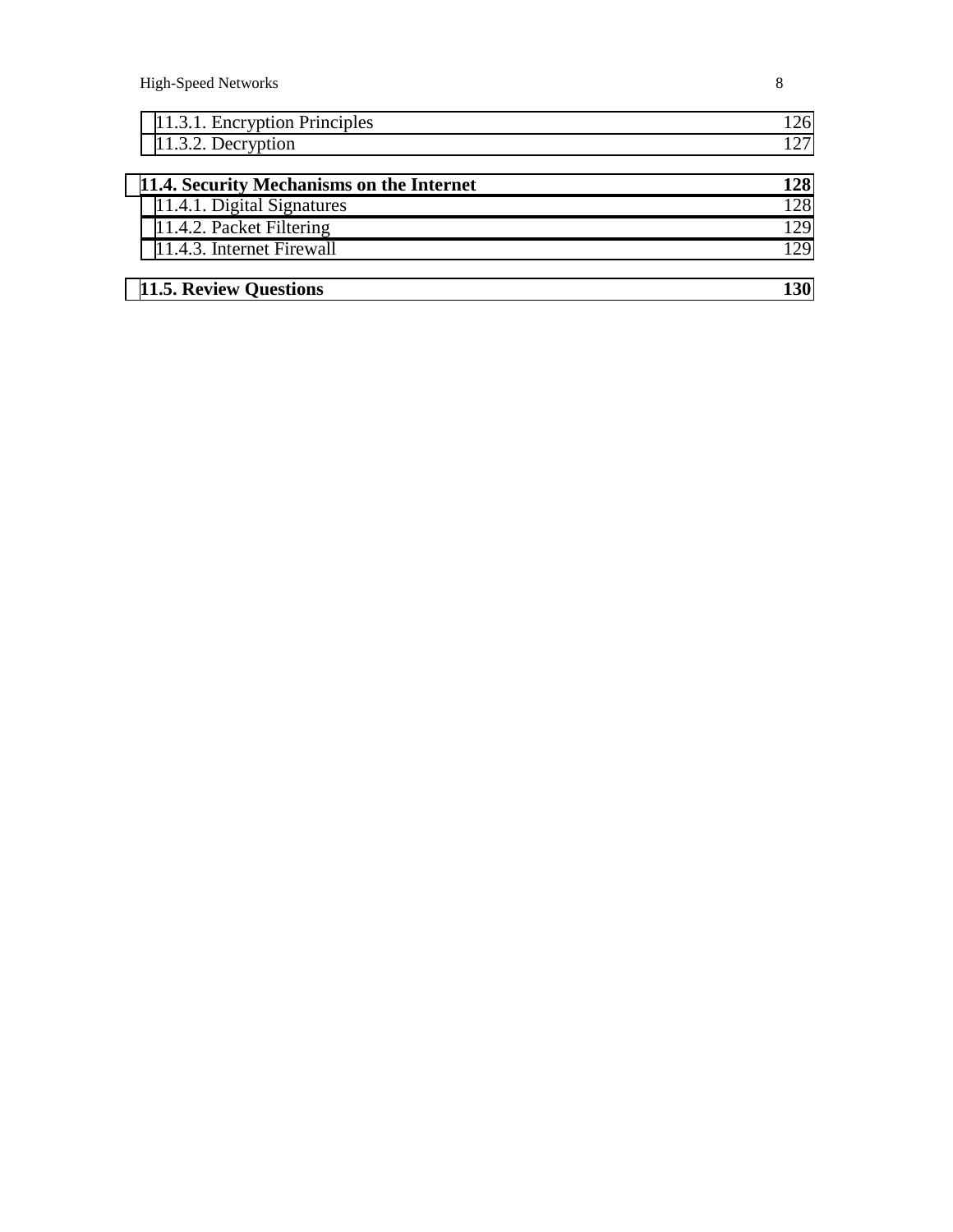| | 11.3.1. Encryption Principles | 126 |
|---|---|---|
| | 11.3.2. Decryption | 127 |

| **11.4. Security Mechanisms on the Internet** | | **128** |
|---|---|---|
| | 11.4.1. Digital Signatures | 128 |
| | 11.4.2. Packet Filtering | 129 |
| | 11.4.3. Internet Firewall | 129 |

| **11.5. Review Questions** | **130** |
|---|---|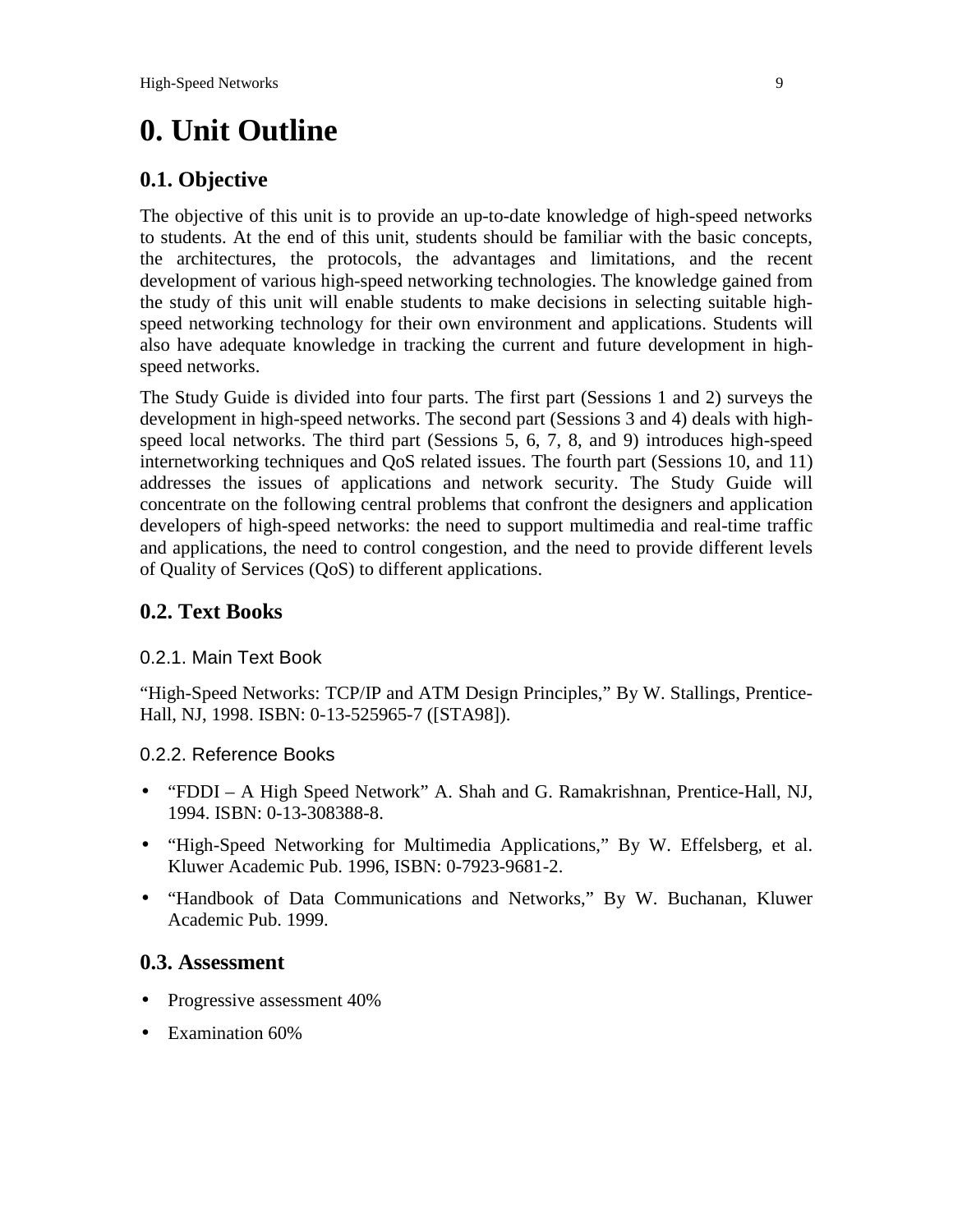# 0. Unit Outline

## 0.1. Objective

The objective of this unit is to provide an up-to-date knowledge of high-speed networks to students. At the end of this unit, students should be familiar with the basic concepts, the architectures, the protocols, the advantages and limitations, and the recent development of various high-speed networking technologies. The knowledge gained from the study of this unit will enable students to make decisions in selecting suitable high-speed networking technology for their own environment and applications. Students will also have adequate knowledge in tracking the current and future development in high-speed networks.

The Study Guide is divided into four parts. The first part (Sessions 1 and 2) surveys the development in high-speed networks. The second part (Sessions 3 and 4) deals with high-speed local networks. The third part (Sessions 5, 6, 7, 8, and 9) introduces high-speed internetworking techniques and QoS related issues. The fourth part (Sessions 10, and 11) addresses the issues of applications and network security. The Study Guide will concentrate on the following central problems that confront the designers and application developers of high-speed networks: the need to support multimedia and real-time traffic and applications, the need to control congestion, and the need to provide different levels of Quality of Services (QoS) to different applications.

## 0.2. Text Books

### 0.2.1. Main Text Book

"High-Speed Networks: TCP/IP and ATM Design Principles," By W. Stallings, Prentice-Hall, NJ, 1998. ISBN: 0-13-525965-7 ([STA98]).

### 0.2.2. Reference Books

- "FDDI – A High Speed Network" A. Shah and G. Ramakrishnan, Prentice-Hall, NJ, 1994. ISBN: 0-13-308388-8.
- "High-Speed Networking for Multimedia Applications," By W. Effelsberg, et al. Kluwer Academic Pub. 1996, ISBN: 0-7923-9681-2.
- "Handbook of Data Communications and Networks," By W. Buchanan, Kluwer Academic Pub. 1999.

## 0.3. Assessment

- Progressive assessment 40%
- Examination 60%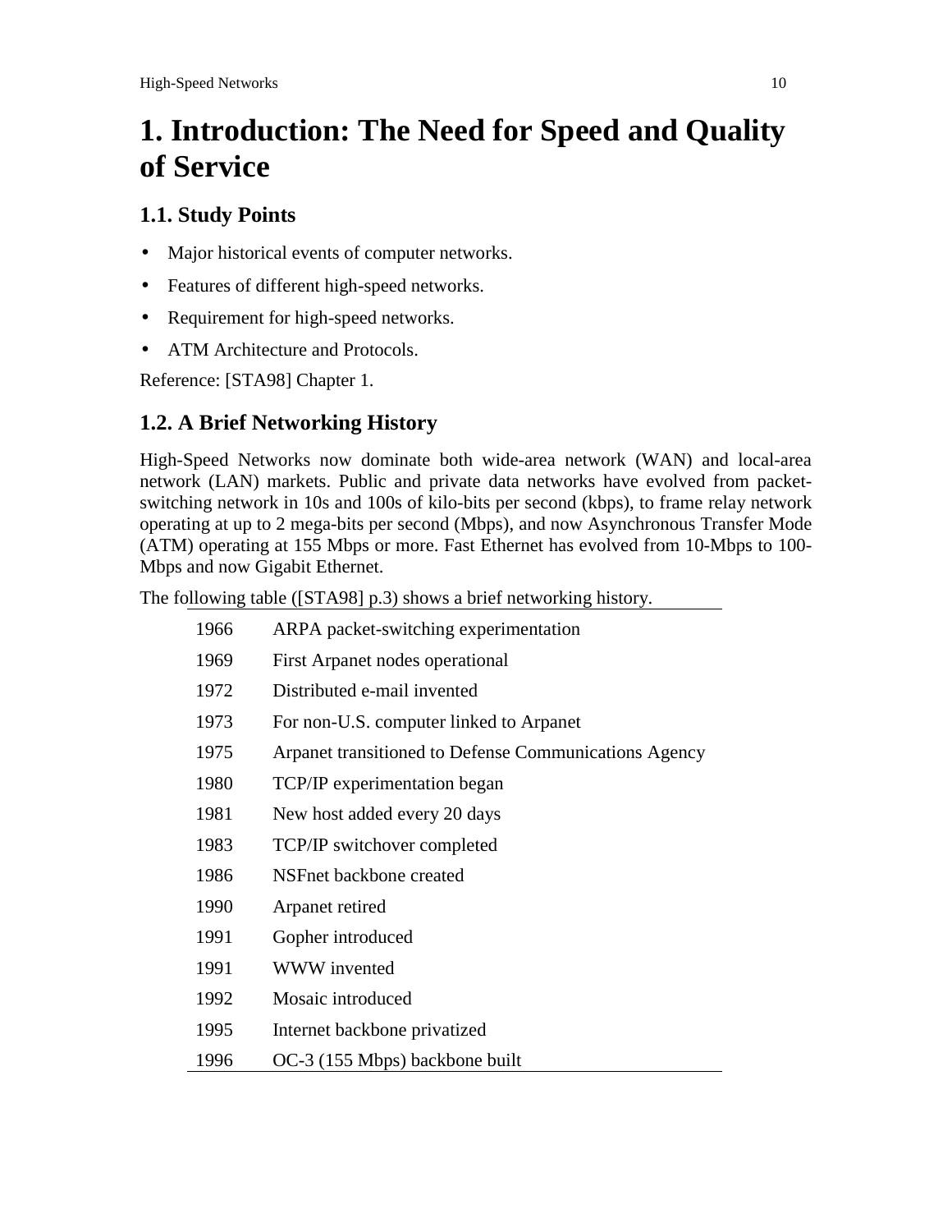# 1. Introduction: The Need for Speed and Quality of Service

## 1.1. Study Points

- Major historical events of computer networks.
- Features of different high-speed networks.
- Requirement for high-speed networks.
- ATM Architecture and Protocols.

Reference: [STA98] Chapter 1.

## 1.2. A Brief Networking History

High-Speed Networks now dominate both wide-area network (WAN) and local-area network (LAN) markets. Public and private data networks have evolved from packet-switching network in 10s and 100s of kilo-bits per second (kbps), to frame relay network operating at up to 2 mega-bits per second (Mbps), and now Asynchronous Transfer Mode (ATM) operating at 155 Mbps or more. Fast Ethernet has evolved from 10-Mbps to 100-Mbps and now Gigabit Ethernet.

The following table ([STA98] p.3) shows a brief networking history.

| | |
|---|---|
| 1966 | ARPA packet-switching experimentation |
| 1969 | First Arpanet nodes operational |
| 1972 | Distributed e-mail invented |
| 1973 | For non-U.S. computer linked to Arpanet |
| 1975 | Arpanet transitioned to Defense Communications Agency |
| 1980 | TCP/IP experimentation began |
| 1981 | New host added every 20 days |
| 1983 | TCP/IP switchover completed |
| 1986 | NSFnet backbone created |
| 1990 | Arpanet retired |
| 1991 | Gopher introduced |
| 1991 | WWW invented |
| 1992 | Mosaic introduced |
| 1995 | Internet backbone privatized |
| 1996 | OC-3 (155 Mbps) backbone built |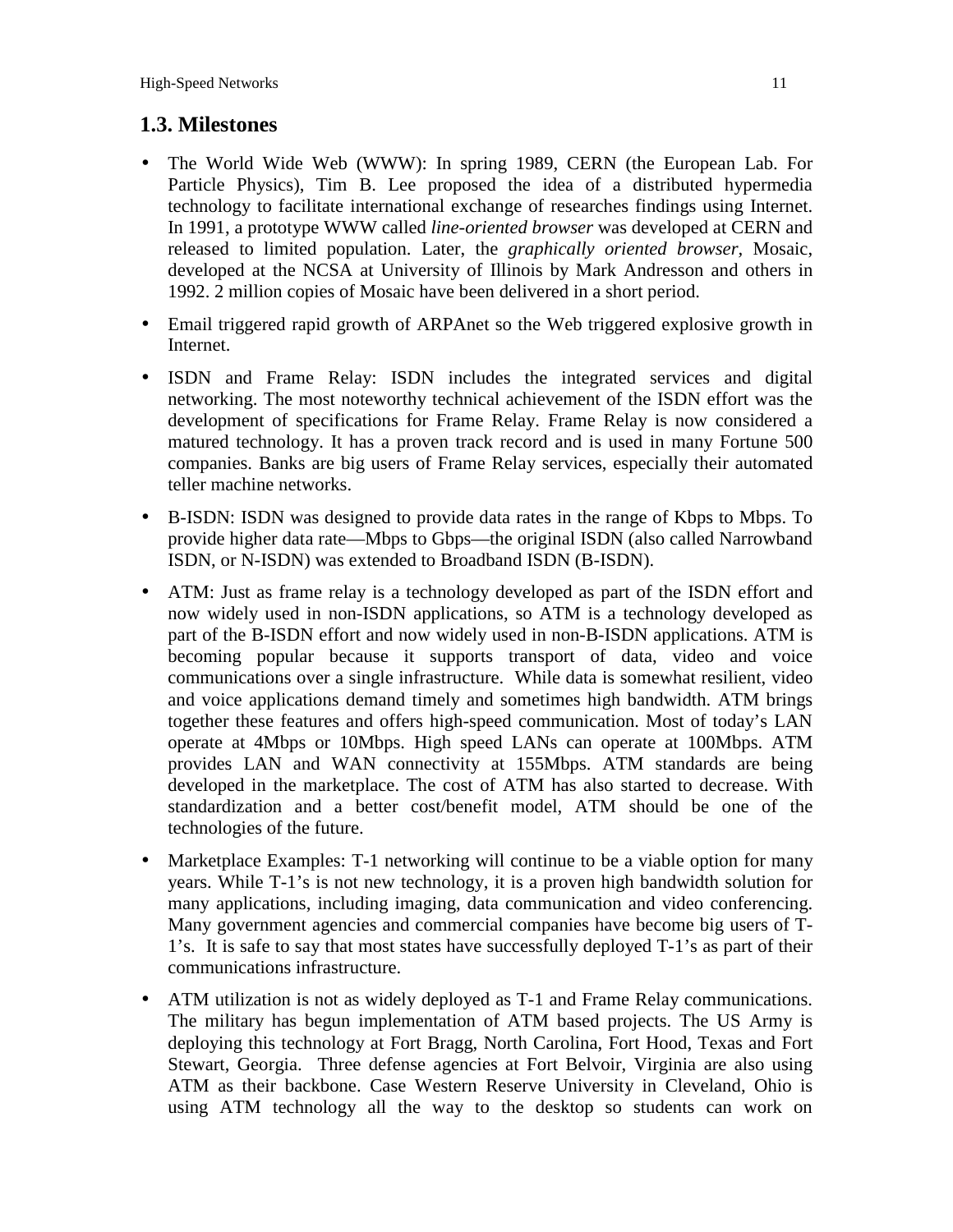## 1.3. Milestones

- The World Wide Web (WWW): In spring 1989, CERN (the European Lab. For Particle Physics), Tim B. Lee proposed the idea of a distributed hypermedia technology to facilitate international exchange of researches findings using Internet. In 1991, a prototype WWW called *line-oriented browser* was developed at CERN and released to limited population. Later, the *graphically oriented browser*, Mosaic, developed at the NCSA at University of Illinois by Mark Andresson and others in 1992. 2 million copies of Mosaic have been delivered in a short period.

- Email triggered rapid growth of ARPAnet so the Web triggered explosive growth in Internet.

- ISDN and Frame Relay: ISDN includes the integrated services and digital networking. The most noteworthy technical achievement of the ISDN effort was the development of specifications for Frame Relay. Frame Relay is now considered a matured technology. It has a proven track record and is used in many Fortune 500 companies. Banks are big users of Frame Relay services, especially their automated teller machine networks.

- B-ISDN: ISDN was designed to provide data rates in the range of Kbps to Mbps. To provide higher data rate—Mbps to Gbps—the original ISDN (also called Narrowband ISDN, or N-ISDN) was extended to Broadband ISDN (B-ISDN).

- ATM: Just as frame relay is a technology developed as part of the ISDN effort and now widely used in non-ISDN applications, so ATM is a technology developed as part of the B-ISDN effort and now widely used in non-B-ISDN applications. ATM is becoming popular because it supports transport of data, video and voice communications over a single infrastructure. While data is somewhat resilient, video and voice applications demand timely and sometimes high bandwidth. ATM brings together these features and offers high-speed communication. Most of today's LAN operate at 4Mbps or 10Mbps. High speed LANs can operate at 100Mbps. ATM provides LAN and WAN connectivity at 155Mbps. ATM standards are being developed in the marketplace. The cost of ATM has also started to decrease. With standardization and a better cost/benefit model, ATM should be one of the technologies of the future.

- Marketplace Examples: T-1 networking will continue to be a viable option for many years. While T-1's is not new technology, it is a proven high bandwidth solution for many applications, including imaging, data communication and video conferencing. Many government agencies and commercial companies have become big users of T-1's. It is safe to say that most states have successfully deployed T-1's as part of their communications infrastructure.

- ATM utilization is not as widely deployed as T-1 and Frame Relay communications. The military has begun implementation of ATM based projects. The US Army is deploying this technology at Fort Bragg, North Carolina, Fort Hood, Texas and Fort Stewart, Georgia. Three defense agencies at Fort Belvoir, Virginia are also using ATM as their backbone. Case Western Reserve University in Cleveland, Ohio is using ATM technology all the way to the desktop so students can work on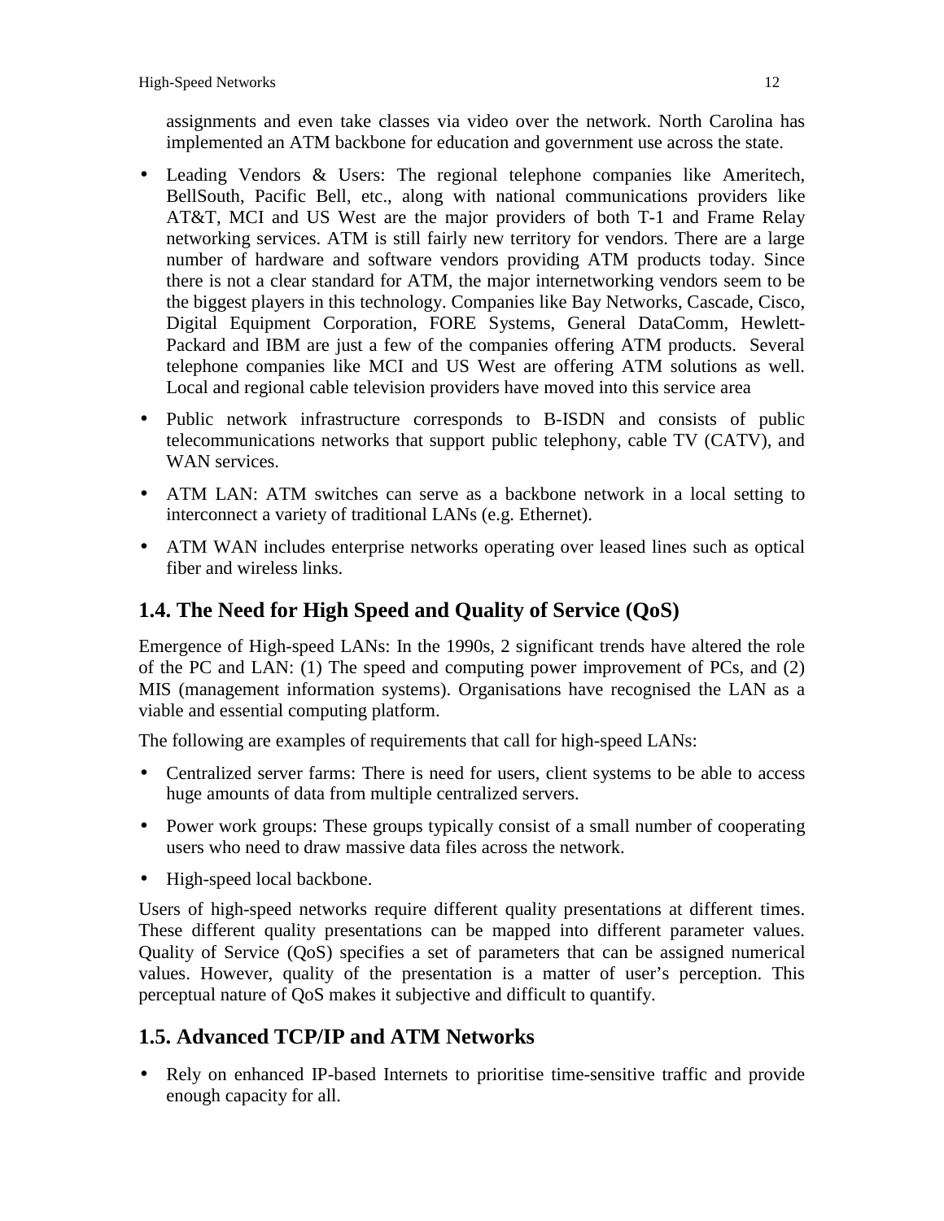assignments and even take classes via video over the network. North Carolina has implemented an ATM backbone for education and government use across the state.

- Leading Vendors & Users: The regional telephone companies like Ameritech, BellSouth, Pacific Bell, etc., along with national communications providers like AT&T, MCI and US West are the major providers of both T-1 and Frame Relay networking services. ATM is still fairly new territory for vendors. There are a large number of hardware and software vendors providing ATM products today. Since there is not a clear standard for ATM, the major internetworking vendors seem to be the biggest players in this technology. Companies like Bay Networks, Cascade, Cisco, Digital Equipment Corporation, FORE Systems, General DataComm, Hewlett-Packard and IBM are just a few of the companies offering ATM products. Several telephone companies like MCI and US West are offering ATM solutions as well. Local and regional cable television providers have moved into this service area
- Public network infrastructure corresponds to B-ISDN and consists of public telecommunications networks that support public telephony, cable TV (CATV), and WAN services.
- ATM LAN: ATM switches can serve as a backbone network in a local setting to interconnect a variety of traditional LANs (e.g. Ethernet).
- ATM WAN includes enterprise networks operating over leased lines such as optical fiber and wireless links.

## 1.4. The Need for High Speed and Quality of Service (QoS)

Emergence of High-speed LANs: In the 1990s, 2 significant trends have altered the role of the PC and LAN: (1) The speed and computing power improvement of PCs, and (2) MIS (management information systems). Organisations have recognised the LAN as a viable and essential computing platform.

The following are examples of requirements that call for high-speed LANs:

- Centralized server farms: There is need for users, client systems to be able to access huge amounts of data from multiple centralized servers.
- Power work groups: These groups typically consist of a small number of cooperating users who need to draw massive data files across the network.
- High-speed local backbone.

Users of high-speed networks require different quality presentations at different times. These different quality presentations can be mapped into different parameter values. Quality of Service (QoS) specifies a set of parameters that can be assigned numerical values. However, quality of the presentation is a matter of user's perception. This perceptual nature of QoS makes it subjective and difficult to quantify.

## 1.5. Advanced TCP/IP and ATM Networks

- Rely on enhanced IP-based Internets to prioritise time-sensitive traffic and provide enough capacity for all.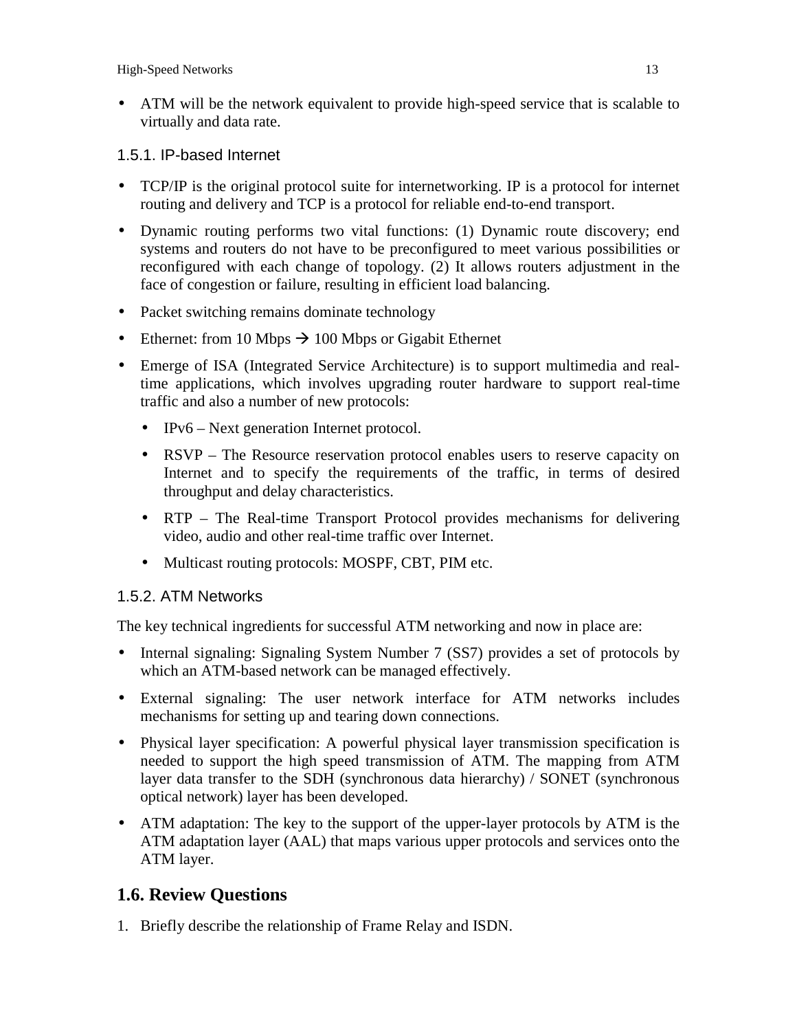- ATM will be the network equivalent to provide high-speed service that is scalable to virtually and data rate.

### 1.5.1. IP-based Internet

- TCP/IP is the original protocol suite for internetworking. IP is a protocol for internet routing and delivery and TCP is a protocol for reliable end-to-end transport.
- Dynamic routing performs two vital functions: (1) Dynamic route discovery; end systems and routers do not have to be preconfigured to meet various possibilities or reconfigured with each change of topology. (2) It allows routers adjustment in the face of congestion or failure, resulting in efficient load balancing.
- Packet switching remains dominate technology
- Ethernet: from 10 Mbps → 100 Mbps or Gigabit Ethernet
- Emerge of ISA (Integrated Service Architecture) is to support multimedia and real-time applications, which involves upgrading router hardware to support real-time traffic and also a number of new protocols:
  - IPv6 – Next generation Internet protocol.
  - RSVP – The Resource reservation protocol enables users to reserve capacity on Internet and to specify the requirements of the traffic, in terms of desired throughput and delay characteristics.
  - RTP – The Real-time Transport Protocol provides mechanisms for delivering video, audio and other real-time traffic over Internet.
  - Multicast routing protocols: MOSPF, CBT, PIM etc.

### 1.5.2. ATM Networks

The key technical ingredients for successful ATM networking and now in place are:

- Internal signaling: Signaling System Number 7 (SS7) provides a set of protocols by which an ATM-based network can be managed effectively.
- External signaling: The user network interface for ATM networks includes mechanisms for setting up and tearing down connections.
- Physical layer specification: A powerful physical layer transmission specification is needed to support the high speed transmission of ATM. The mapping from ATM layer data transfer to the SDH (synchronous data hierarchy) / SONET (synchronous optical network) layer has been developed.
- ATM adaptation: The key to the support of the upper-layer protocols by ATM is the ATM adaptation layer (AAL) that maps various upper protocols and services onto the ATM layer.

## 1.6. Review Questions

1. Briefly describe the relationship of Frame Relay and ISDN.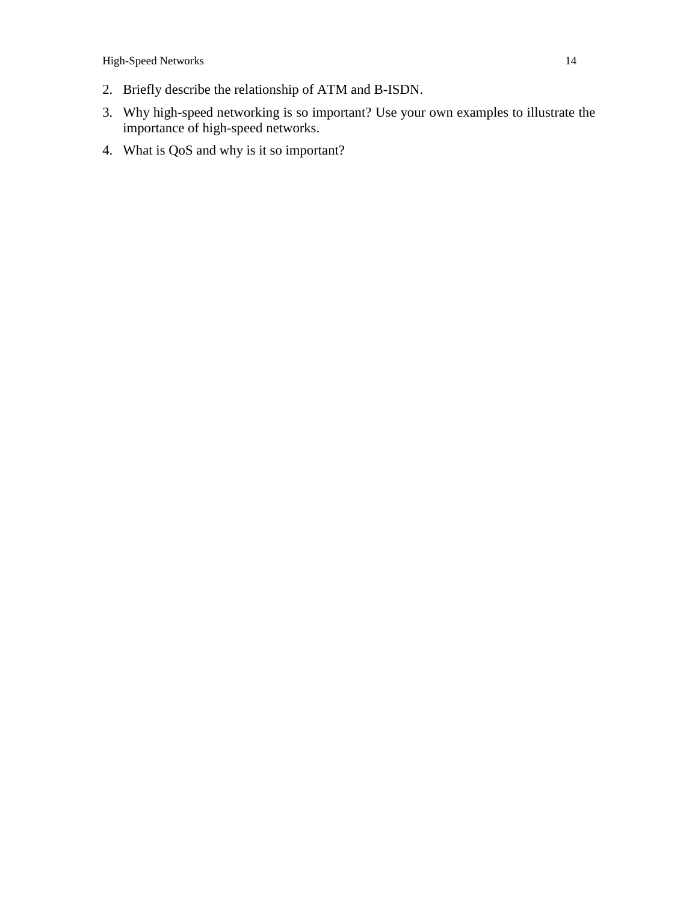2. Briefly describe the relationship of ATM and B-ISDN.
3. Why high-speed networking is so important? Use your own examples to illustrate the importance of high-speed networks.
4. What is QoS and why is it so important?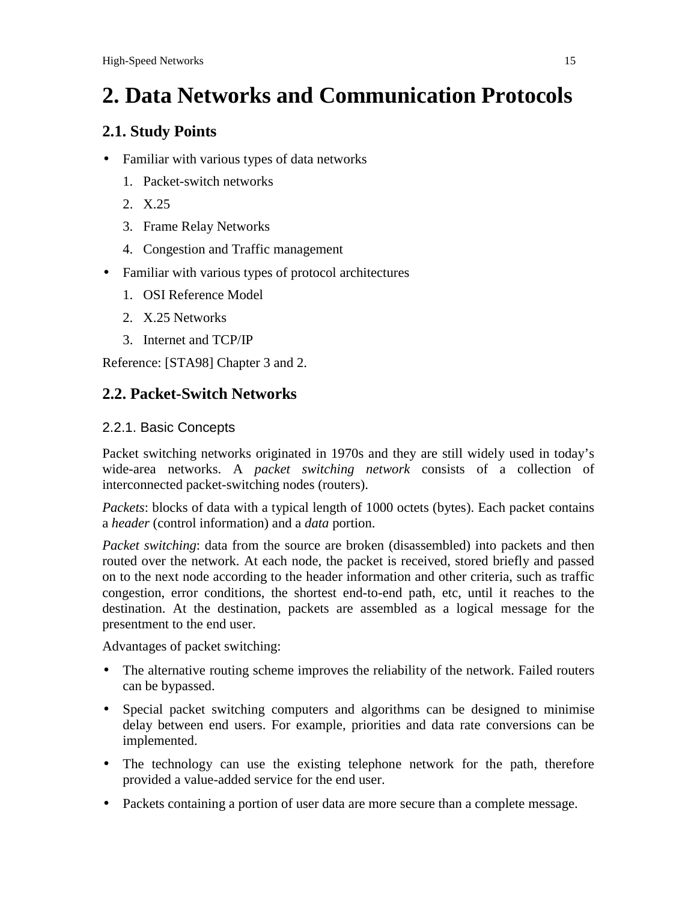# 2. Data Networks and Communication Protocols

## 2.1. Study Points

- Familiar with various types of data networks
  1. Packet-switch networks
  2. X.25
  3. Frame Relay Networks
  4. Congestion and Traffic management
- Familiar with various types of protocol architectures
  1. OSI Reference Model
  2. X.25 Networks
  3. Internet and TCP/IP

Reference: [STA98] Chapter 3 and 2.

## 2.2. Packet-Switch Networks

### 2.2.1. Basic Concepts

Packet switching networks originated in 1970s and they are still widely used in today's wide-area networks. A *packet switching network* consists of a collection of interconnected packet-switching nodes (routers).

*Packets*: blocks of data with a typical length of 1000 octets (bytes). Each packet contains a *header* (control information) and a *data* portion.

*Packet switching*: data from the source are broken (disassembled) into packets and then routed over the network. At each node, the packet is received, stored briefly and passed on to the next node according to the header information and other criteria, such as traffic congestion, error conditions, the shortest end-to-end path, etc, until it reaches to the destination. At the destination, packets are assembled as a logical message for the presentment to the end user.

Advantages of packet switching:

- The alternative routing scheme improves the reliability of the network. Failed routers can be bypassed.
- Special packet switching computers and algorithms can be designed to minimise delay between end users. For example, priorities and data rate conversions can be implemented.
- The technology can use the existing telephone network for the path, therefore provided a value-added service for the end user.
- Packets containing a portion of user data are more secure than a complete message.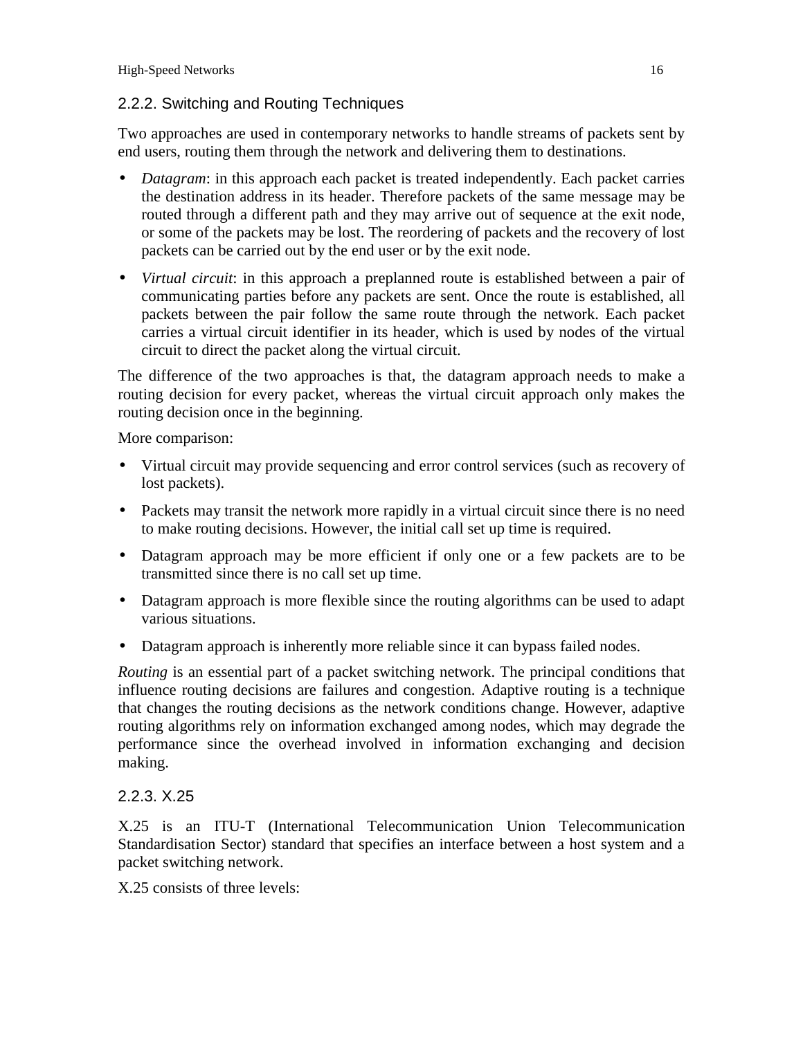### 2.2.2. Switching and Routing Techniques

Two approaches are used in contemporary networks to handle streams of packets sent by end users, routing them through the network and delivering them to destinations.

- *Datagram*: in this approach each packet is treated independently. Each packet carries the destination address in its header. Therefore packets of the same message may be routed through a different path and they may arrive out of sequence at the exit node, or some of the packets may be lost. The reordering of packets and the recovery of lost packets can be carried out by the end user or by the exit node.
- *Virtual circuit*: in this approach a preplanned route is established between a pair of communicating parties before any packets are sent. Once the route is established, all packets between the pair follow the same route through the network. Each packet carries a virtual circuit identifier in its header, which is used by nodes of the virtual circuit to direct the packet along the virtual circuit.

The difference of the two approaches is that, the datagram approach needs to make a routing decision for every packet, whereas the virtual circuit approach only makes the routing decision once in the beginning.

More comparison:

- Virtual circuit may provide sequencing and error control services (such as recovery of lost packets).
- Packets may transit the network more rapidly in a virtual circuit since there is no need to make routing decisions. However, the initial call set up time is required.
- Datagram approach may be more efficient if only one or a few packets are to be transmitted since there is no call set up time.
- Datagram approach is more flexible since the routing algorithms can be used to adapt various situations.
- Datagram approach is inherently more reliable since it can bypass failed nodes.

*Routing* is an essential part of a packet switching network. The principal conditions that influence routing decisions are failures and congestion. Adaptive routing is a technique that changes the routing decisions as the network conditions change. However, adaptive routing algorithms rely on information exchanged among nodes, which may degrade the performance since the overhead involved in information exchanging and decision making.

### 2.2.3. X.25

X.25 is an ITU-T (International Telecommunication Union Telecommunication Standardisation Sector) standard that specifies an interface between a host system and a packet switching network.

X.25 consists of three levels: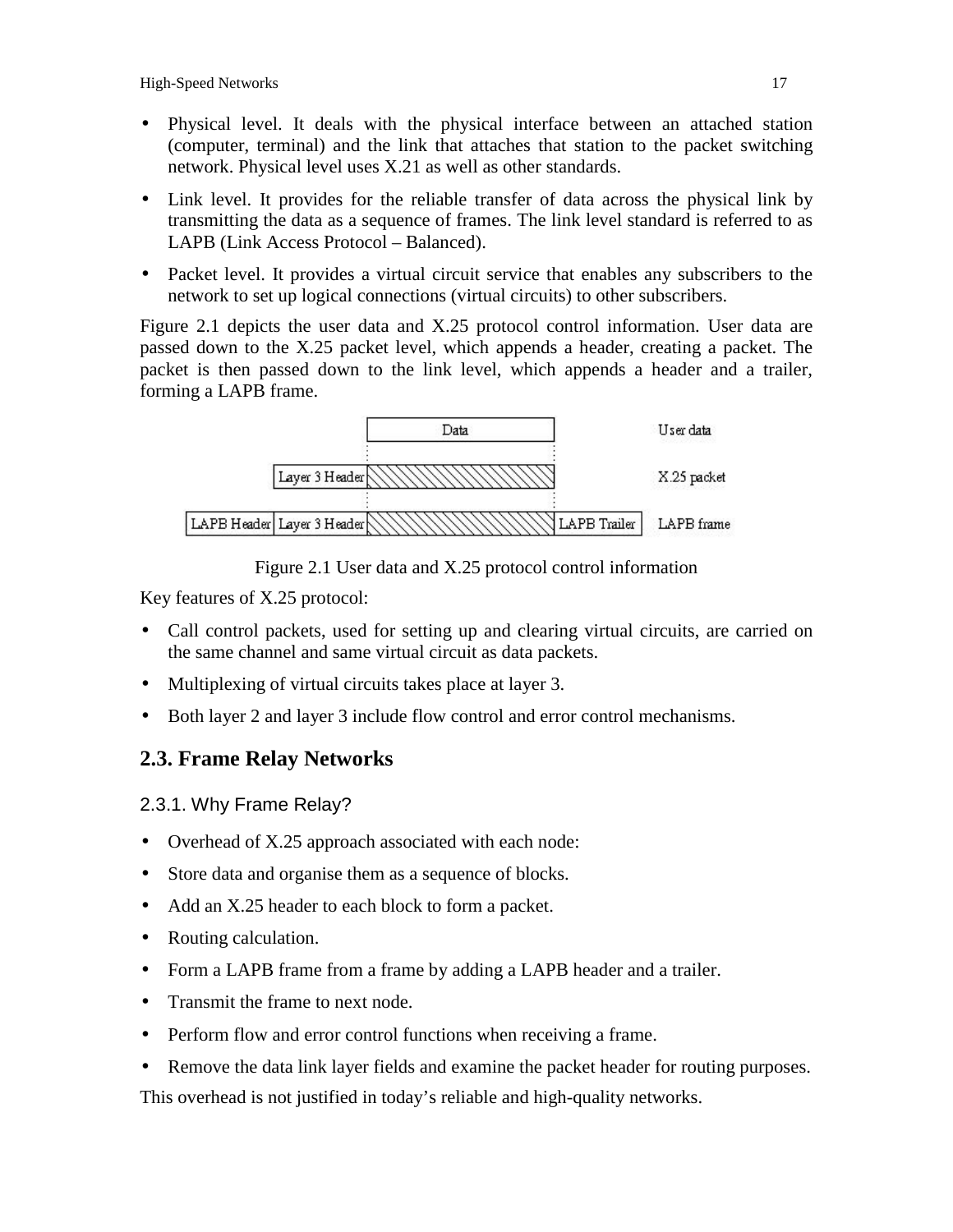- Physical level. It deals with the physical interface between an attached station (computer, terminal) and the link that attaches that station to the packet switching network. Physical level uses X.21 as well as other standards.
- Link level. It provides for the reliable transfer of data across the physical link by transmitting the data as a sequence of frames. The link level standard is referred to as LAPB (Link Access Protocol – Balanced).
- Packet level. It provides a virtual circuit service that enables any subscribers to the network to set up logical connections (virtual circuits) to other subscribers.

Figure 2.1 depicts the user data and X.25 protocol control information. User data are passed down to the X.25 packet level, which appends a header, creating a packet. The packet is then passed down to the link level, which appends a header and a trailer, forming a LAPB frame.

Figure 2.1 User data and X.25 protocol control information

Key features of X.25 protocol:

- Call control packets, used for setting up and clearing virtual circuits, are carried on the same channel and same virtual circuit as data packets.
- Multiplexing of virtual circuits takes place at layer 3.
- Both layer 2 and layer 3 include flow control and error control mechanisms.

## 2.3. Frame Relay Networks

### 2.3.1. Why Frame Relay?

- Overhead of X.25 approach associated with each node:
- Store data and organise them as a sequence of blocks.
- Add an X.25 header to each block to form a packet.
- Routing calculation.
- Form a LAPB frame from a frame by adding a LAPB header and a trailer.
- Transmit the frame to next node.
- Perform flow and error control functions when receiving a frame.
- Remove the data link layer fields and examine the packet header for routing purposes.

This overhead is not justified in today's reliable and high-quality networks.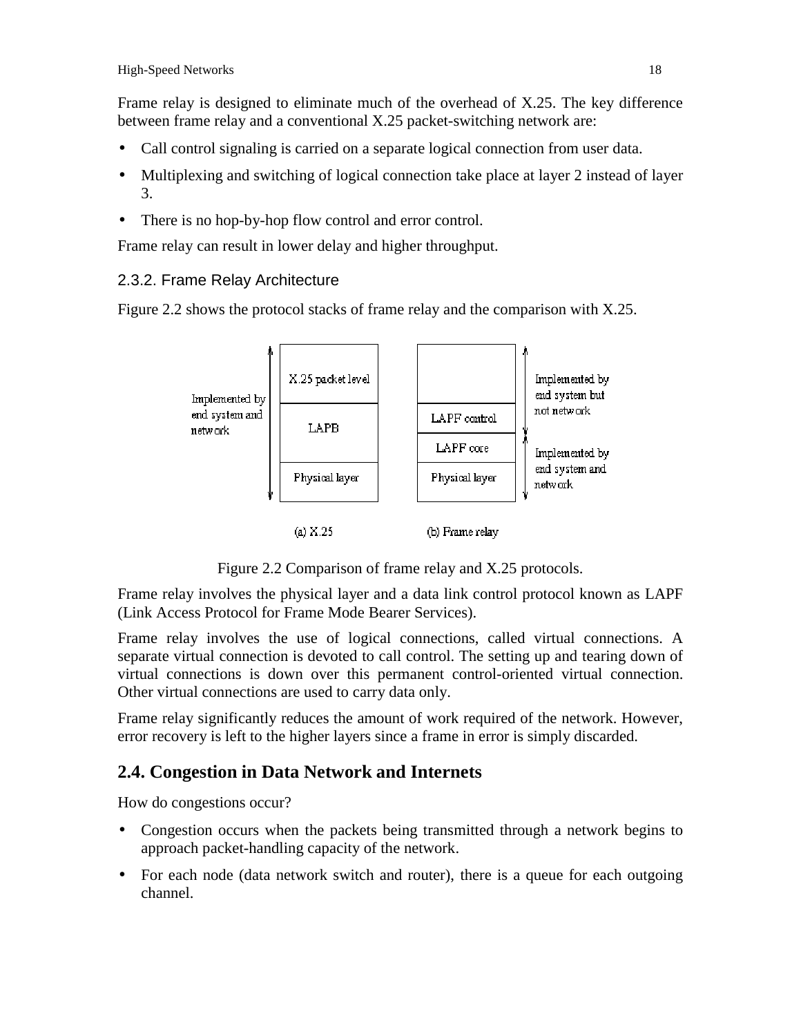Frame relay is designed to eliminate much of the overhead of X.25. The key difference between frame relay and a conventional X.25 packet-switching network are:

- Call control signaling is carried on a separate logical connection from user data.
- Multiplexing and switching of logical connection take place at layer 2 instead of layer 3.
- There is no hop-by-hop flow control and error control.

Frame relay can result in lower delay and higher throughput.

### 2.3.2. Frame Relay Architecture

Figure 2.2 shows the protocol stacks of frame relay and the comparison with X.25.

Figure 2.2 Comparison of frame relay and X.25 protocols.

Frame relay involves the physical layer and a data link control protocol known as LAPF (Link Access Protocol for Frame Mode Bearer Services).

Frame relay involves the use of logical connections, called virtual connections. A separate virtual connection is devoted to call control. The setting up and tearing down of virtual connections is down over this permanent control-oriented virtual connection. Other virtual connections are used to carry data only.

Frame relay significantly reduces the amount of work required of the network. However, error recovery is left to the higher layers since a frame in error is simply discarded.

## 2.4. Congestion in Data Network and Internets

How do congestions occur?

- Congestion occurs when the packets being transmitted through a network begins to approach packet-handling capacity of the network.
- For each node (data network switch and router), there is a queue for each outgoing channel.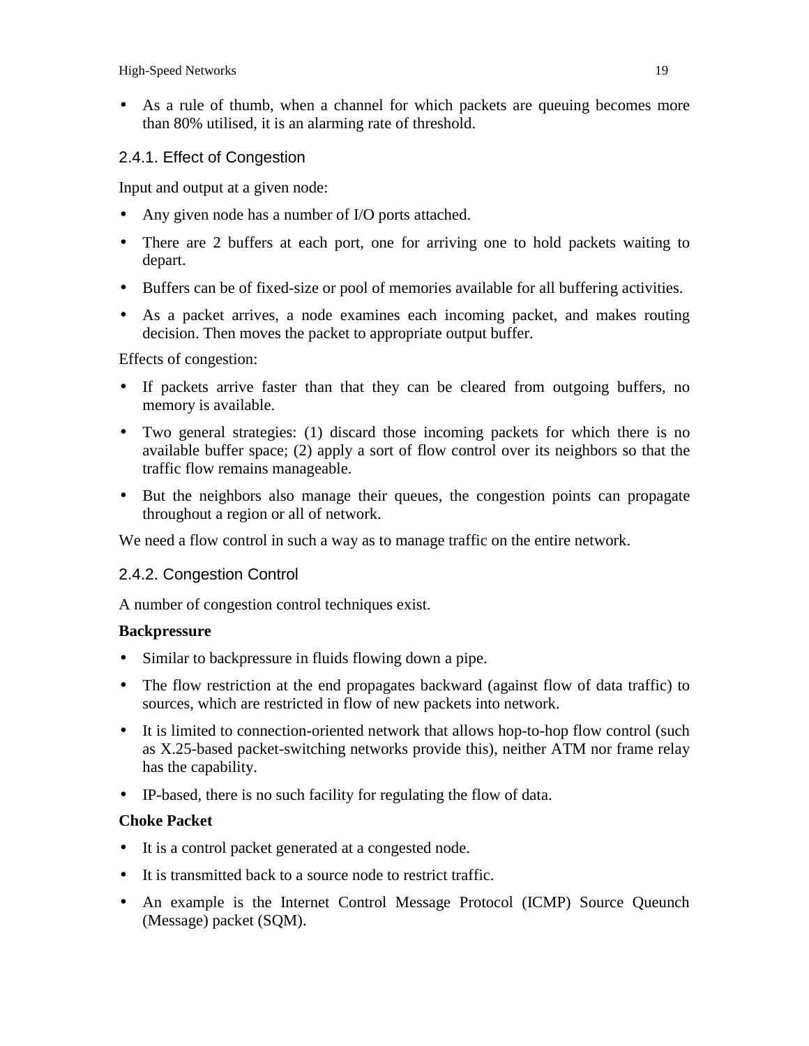- As a rule of thumb, when a channel for which packets are queuing becomes more than 80% utilised, it is an alarming rate of threshold.

### 2.4.1. Effect of Congestion

Input and output at a given node:

- Any given node has a number of I/O ports attached.
- There are 2 buffers at each port, one for arriving one to hold packets waiting to depart.
- Buffers can be of fixed-size or pool of memories available for all buffering activities.
- As a packet arrives, a node examines each incoming packet, and makes routing decision. Then moves the packet to appropriate output buffer.

Effects of congestion:

- If packets arrive faster than that they can be cleared from outgoing buffers, no memory is available.
- Two general strategies: (1) discard those incoming packets for which there is no available buffer space; (2) apply a sort of flow control over its neighbors so that the traffic flow remains manageable.
- But the neighbors also manage their queues, the congestion points can propagate throughout a region or all of network.

We need a flow control in such a way as to manage traffic on the entire network.

### 2.4.2. Congestion Control

A number of congestion control techniques exist.

**Backpressure**

- Similar to backpressure in fluids flowing down a pipe.
- The flow restriction at the end propagates backward (against flow of data traffic) to sources, which are restricted in flow of new packets into network.
- It is limited to connection-oriented network that allows hop-to-hop flow control (such as X.25-based packet-switching networks provide this), neither ATM nor frame relay has the capability.
- IP-based, there is no such facility for regulating the flow of data.

**Choke Packet**

- It is a control packet generated at a congested node.
- It is transmitted back to a source node to restrict traffic.
- An example is the Internet Control Message Protocol (ICMP) Source Queunch (Message) packet (SQM).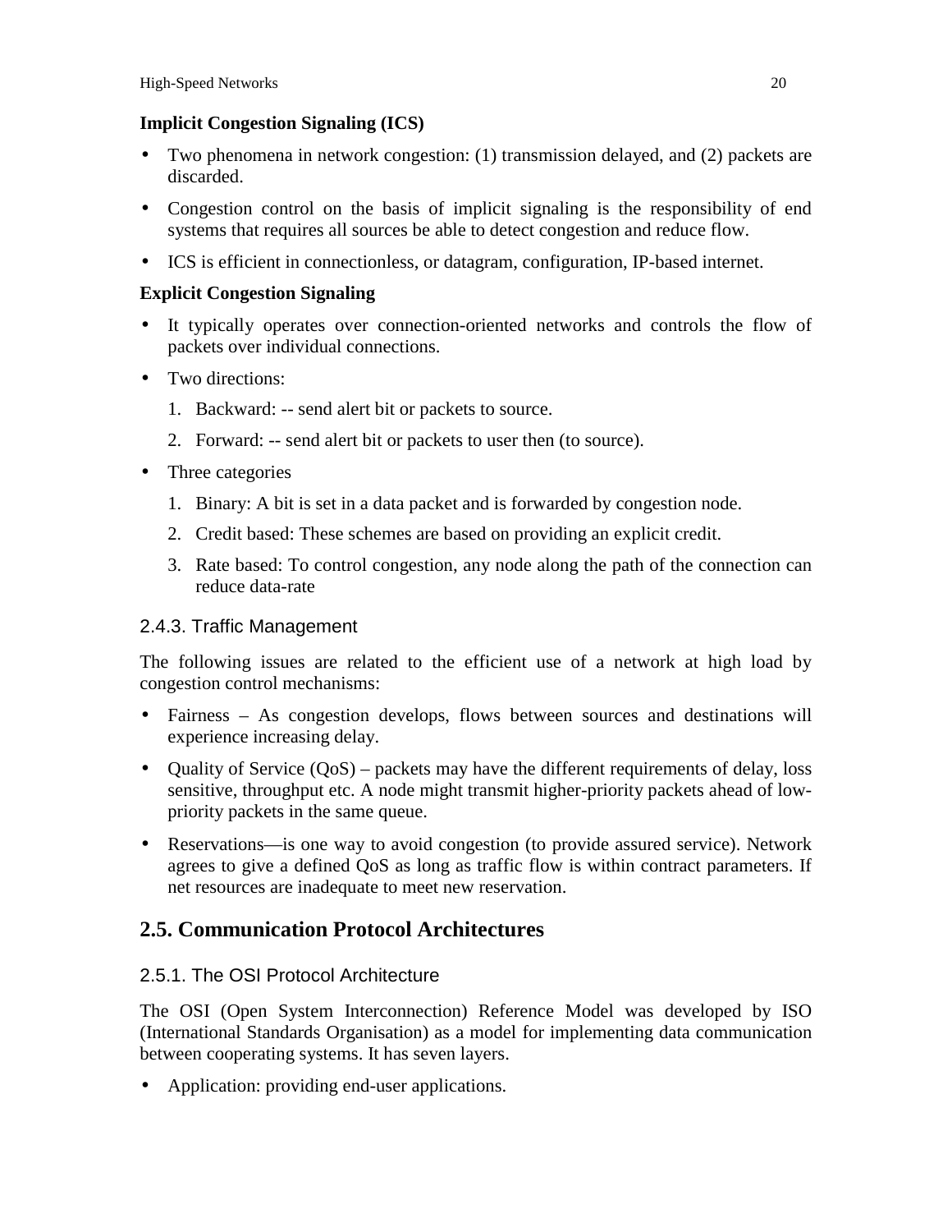**Implicit Congestion Signaling (ICS)**

- Two phenomena in network congestion: (1) transmission delayed, and (2) packets are discarded.
- Congestion control on the basis of implicit signaling is the responsibility of end systems that requires all sources be able to detect congestion and reduce flow.
- ICS is efficient in connectionless, or datagram, configuration, IP-based internet.

**Explicit Congestion Signaling**

- It typically operates over connection-oriented networks and controls the flow of packets over individual connections.
- Two directions:
  1. Backward: -- send alert bit or packets to source.
  2. Forward: -- send alert bit or packets to user then (to source).
- Three categories
  1. Binary: A bit is set in a data packet and is forwarded by congestion node.
  2. Credit based: These schemes are based on providing an explicit credit.
  3. Rate based: To control congestion, any node along the path of the connection can reduce data-rate

### 2.4.3. Traffic Management

The following issues are related to the efficient use of a network at high load by congestion control mechanisms:

- Fairness – As congestion develops, flows between sources and destinations will experience increasing delay.
- Quality of Service (QoS) – packets may have the different requirements of delay, loss sensitive, throughput etc. A node might transmit higher-priority packets ahead of low-priority packets in the same queue.
- Reservations—is one way to avoid congestion (to provide assured service). Network agrees to give a defined QoS as long as traffic flow is within contract parameters. If net resources are inadequate to meet new reservation.

## 2.5. Communication Protocol Architectures

### 2.5.1. The OSI Protocol Architecture

The OSI (Open System Interconnection) Reference Model was developed by ISO (International Standards Organisation) as a model for implementing data communication between cooperating systems. It has seven layers.

- Application: providing end-user applications.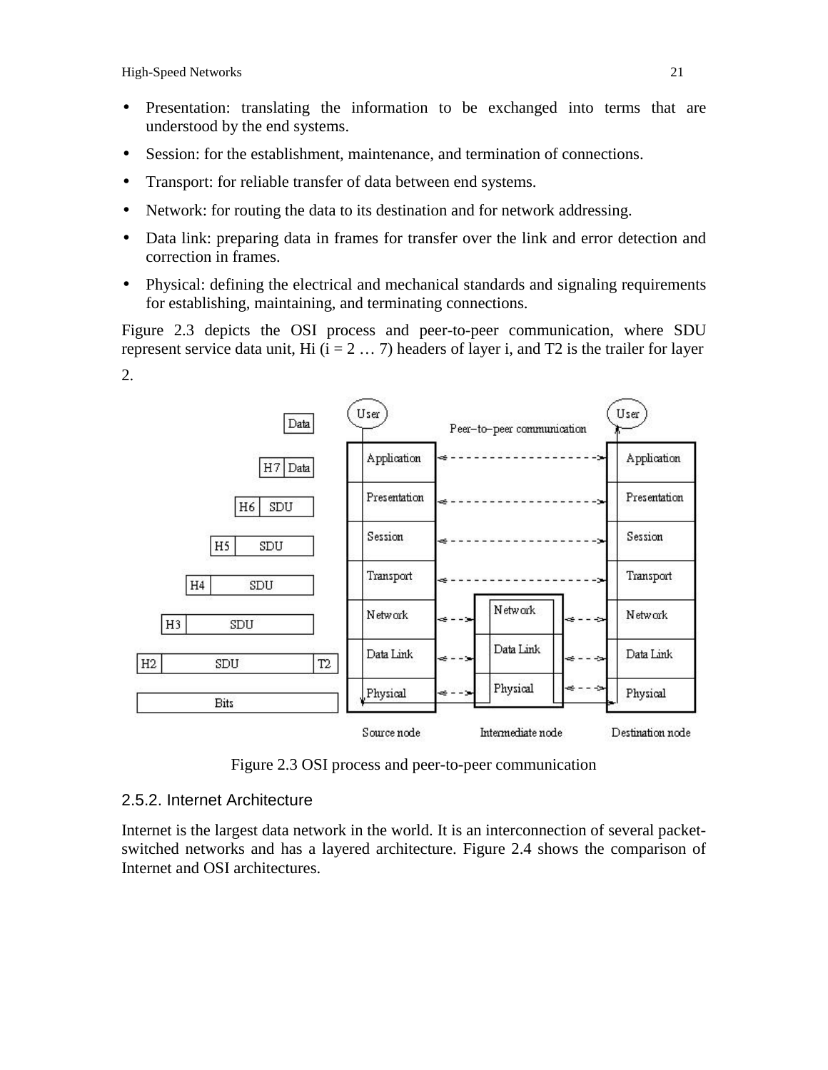- Presentation: translating the information to be exchanged into terms that are understood by the end systems.
- Session: for the establishment, maintenance, and termination of connections.
- Transport: for reliable transfer of data between end systems.
- Network: for routing the data to its destination and for network addressing.
- Data link: preparing data in frames for transfer over the link and error detection and correction in frames.
- Physical: defining the electrical and mechanical standards and signaling requirements for establishing, maintaining, and terminating connections.

Figure 2.3 depicts the OSI process and peer-to-peer communication, where SDU represent service data unit, Hi (i = 2 … 7) headers of layer i, and T2 is the trailer for layer 2.

Figure 2.3 OSI process and peer-to-peer communication

### 2.5.2. Internet Architecture

Internet is the largest data network in the world. It is an interconnection of several packet-switched networks and has a layered architecture. Figure 2.4 shows the comparison of Internet and OSI architectures.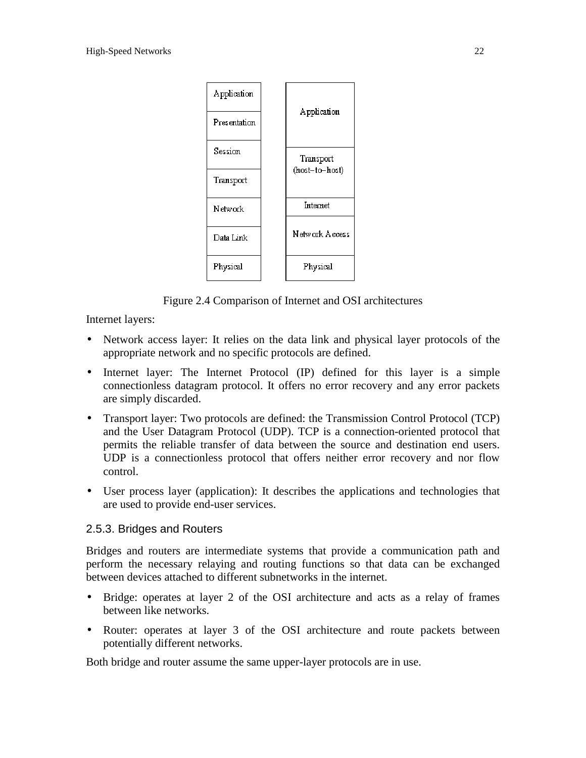| OSI | Internet |
|---|---|
| Application | Application |
| Presentation | |
| Session | Transport (host–to–host) |
| Transport | |
| Network | Internet |
| Data Link | Network Access |
| Physical | Physical |

Figure 2.4 Comparison of Internet and OSI architectures

Internet layers:

- Network access layer: It relies on the data link and physical layer protocols of the appropriate network and no specific protocols are defined.
- Internet layer: The Internet Protocol (IP) defined for this layer is a simple connectionless datagram protocol. It offers no error recovery and any error packets are simply discarded.
- Transport layer: Two protocols are defined: the Transmission Control Protocol (TCP) and the User Datagram Protocol (UDP). TCP is a connection-oriented protocol that permits the reliable transfer of data between the source and destination end users. UDP is a connectionless protocol that offers neither error recovery and nor flow control.
- User process layer (application): It describes the applications and technologies that are used to provide end-user services.

### 2.5.3. Bridges and Routers

Bridges and routers are intermediate systems that provide a communication path and perform the necessary relaying and routing functions so that data can be exchanged between devices attached to different subnetworks in the internet.

- Bridge: operates at layer 2 of the OSI architecture and acts as a relay of frames between like networks.
- Router: operates at layer 3 of the OSI architecture and route packets between potentially different networks.

Both bridge and router assume the same upper-layer protocols are in use.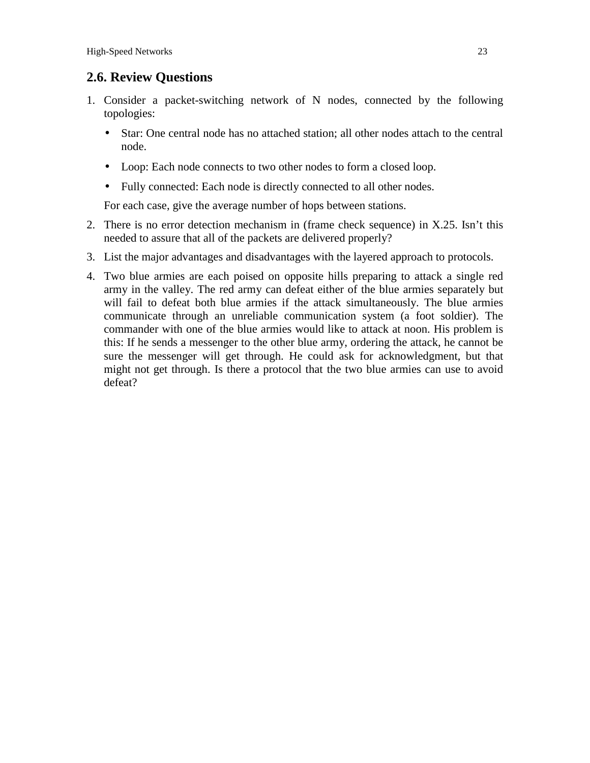## 2.6. Review Questions

1. Consider a packet-switching network of N nodes, connected by the following topologies:

   - Star: One central node has no attached station; all other nodes attach to the central node.
   - Loop: Each node connects to two other nodes to form a closed loop.
   - Fully connected: Each node is directly connected to all other nodes.

   For each case, give the average number of hops between stations.

2. There is no error detection mechanism in (frame check sequence) in X.25. Isn't this needed to assure that all of the packets are delivered properly?

3. List the major advantages and disadvantages with the layered approach to protocols.

4. Two blue armies are each poised on opposite hills preparing to attack a single red army in the valley. The red army can defeat either of the blue armies separately but will fail to defeat both blue armies if the attack simultaneously. The blue armies communicate through an unreliable communication system (a foot soldier). The commander with one of the blue armies would like to attack at noon. His problem is this: If he sends a messenger to the other blue army, ordering the attack, he cannot be sure the messenger will get through. He could ask for acknowledgment, but that might not get through. Is there a protocol that the two blue armies can use to avoid defeat?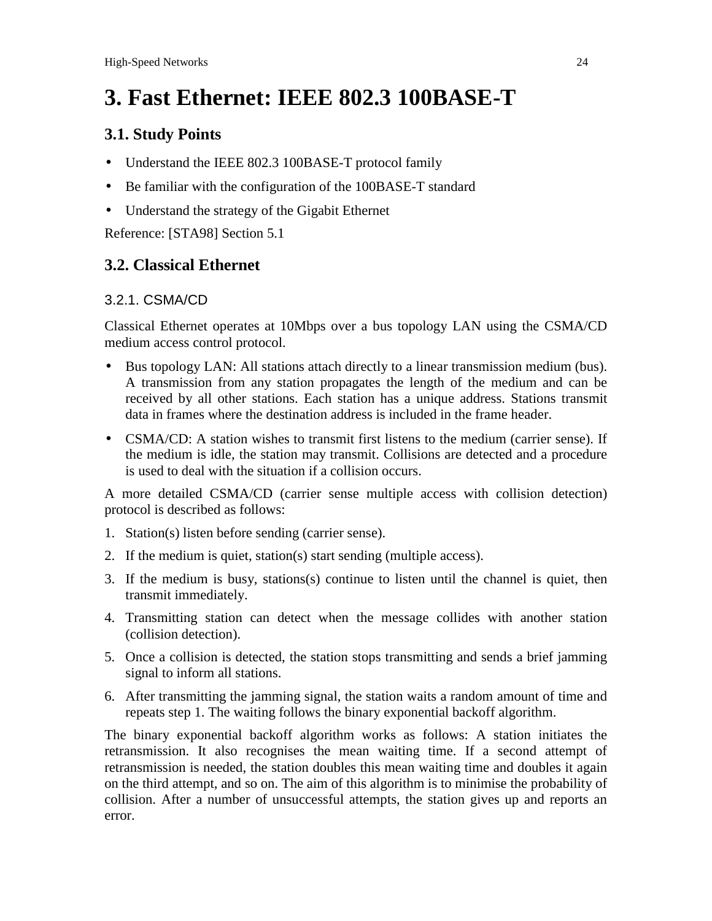# 3. Fast Ethernet: IEEE 802.3 100BASE-T

## 3.1. Study Points

- Understand the IEEE 802.3 100BASE-T protocol family
- Be familiar with the configuration of the 100BASE-T standard
- Understand the strategy of the Gigabit Ethernet

Reference: [STA98] Section 5.1

## 3.2. Classical Ethernet

### 3.2.1. CSMA/CD

Classical Ethernet operates at 10Mbps over a bus topology LAN using the CSMA/CD medium access control protocol.

- Bus topology LAN: All stations attach directly to a linear transmission medium (bus). A transmission from any station propagates the length of the medium and can be received by all other stations. Each station has a unique address. Stations transmit data in frames where the destination address is included in the frame header.
- CSMA/CD: A station wishes to transmit first listens to the medium (carrier sense). If the medium is idle, the station may transmit. Collisions are detected and a procedure is used to deal with the situation if a collision occurs.

A more detailed CSMA/CD (carrier sense multiple access with collision detection) protocol is described as follows:

1. Station(s) listen before sending (carrier sense).
2. If the medium is quiet, station(s) start sending (multiple access).
3. If the medium is busy, stations(s) continue to listen until the channel is quiet, then transmit immediately.
4. Transmitting station can detect when the message collides with another station (collision detection).
5. Once a collision is detected, the station stops transmitting and sends a brief jamming signal to inform all stations.
6. After transmitting the jamming signal, the station waits a random amount of time and repeats step 1. The waiting follows the binary exponential backoff algorithm.

The binary exponential backoff algorithm works as follows: A station initiates the retransmission. It also recognises the mean waiting time. If a second attempt of retransmission is needed, the station doubles this mean waiting time and doubles it again on the third attempt, and so on. The aim of this algorithm is to minimise the probability of collision. After a number of unsuccessful attempts, the station gives up and reports an error.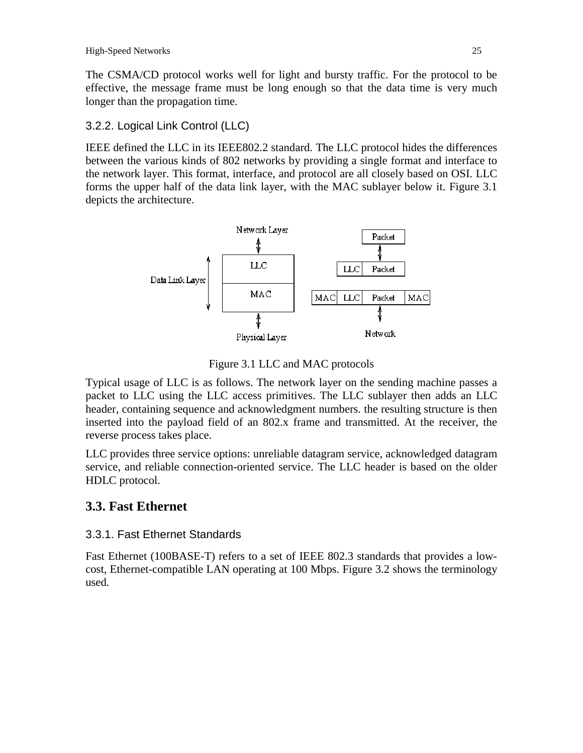The CSMA/CD protocol works well for light and bursty traffic. For the protocol to be effective, the message frame must be long enough so that the data time is very much longer than the propagation time.

### 3.2.2. Logical Link Control (LLC)

IEEE defined the LLC in its IEEE802.2 standard. The LLC protocol hides the differences between the various kinds of 802 networks by providing a single format and interface to the network layer. This format, interface, and protocol are all closely based on OSI. LLC forms the upper half of the data link layer, with the MAC sublayer below it. Figure 3.1 depicts the architecture.

Figure 3.1 LLC and MAC protocols

Typical usage of LLC is as follows. The network layer on the sending machine passes a packet to LLC using the LLC access primitives. The LLC sublayer then adds an LLC header, containing sequence and acknowledgment numbers. the resulting structure is then inserted into the payload field of an 802.x frame and transmitted. At the receiver, the reverse process takes place.

LLC provides three service options: unreliable datagram service, acknowledged datagram service, and reliable connection-oriented service. The LLC header is based on the older HDLC protocol.

## 3.3. Fast Ethernet

### 3.3.1. Fast Ethernet Standards

Fast Ethernet (100BASE-T) refers to a set of IEEE 802.3 standards that provides a low-cost, Ethernet-compatible LAN operating at 100 Mbps. Figure 3.2 shows the terminology used.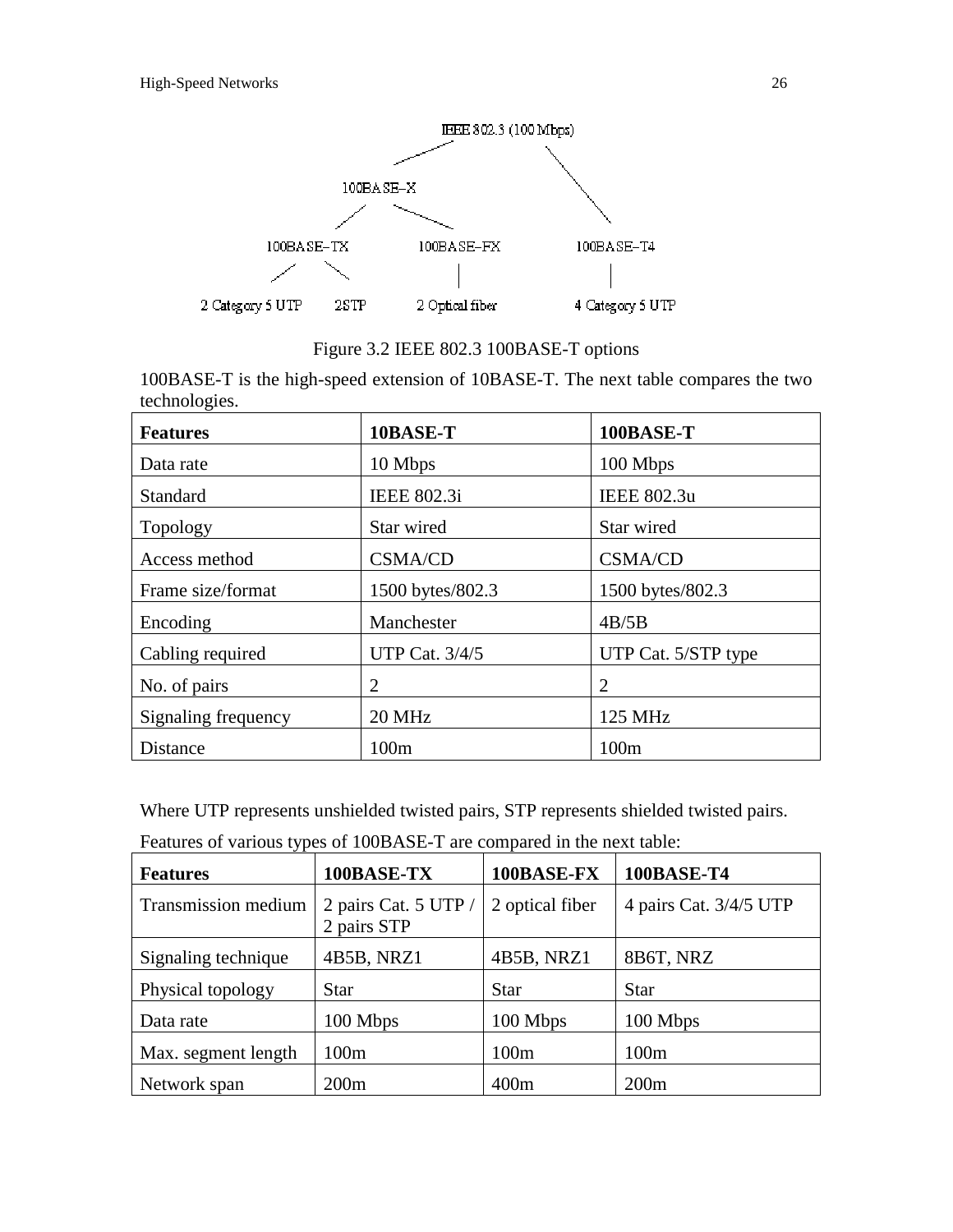Figure 3.2 IEEE 802.3 100BASE-T options

100BASE-T is the high-speed extension of 10BASE-T. The next table compares the two technologies.

| **Features** | **10BASE-T** | **100BASE-T** |
|---|---|---|
| Data rate | 10 Mbps | 100 Mbps |
| Standard | IEEE 802.3i | IEEE 802.3u |
| Topology | Star wired | Star wired |
| Access method | CSMA/CD | CSMA/CD |
| Frame size/format | 1500 bytes/802.3 | 1500 bytes/802.3 |
| Encoding | Manchester | 4B/5B |
| Cabling required | UTP Cat. 3/4/5 | UTP Cat. 5/STP type |
| No. of pairs | 2 | 2 |
| Signaling frequency | 20 MHz | 125 MHz |
| Distance | 100m | 100m |

Where UTP represents unshielded twisted pairs, STP represents shielded twisted pairs.

Features of various types of 100BASE-T are compared in the next table:

| **Features** | **100BASE-TX** | **100BASE-FX** | **100BASE-T4** |
|---|---|---|---|
| Transmission medium | 2 pairs Cat. 5 UTP / 2 pairs STP | 2 optical fiber | 4 pairs Cat. 3/4/5 UTP |
| Signaling technique | 4B5B, NRZ1 | 4B5B, NRZ1 | 8B6T, NRZ |
| Physical topology | Star | Star | Star |
| Data rate | 100 Mbps | 100 Mbps | 100 Mbps |
| Max. segment length | 100m | 100m | 100m |
| Network span | 200m | 400m | 200m |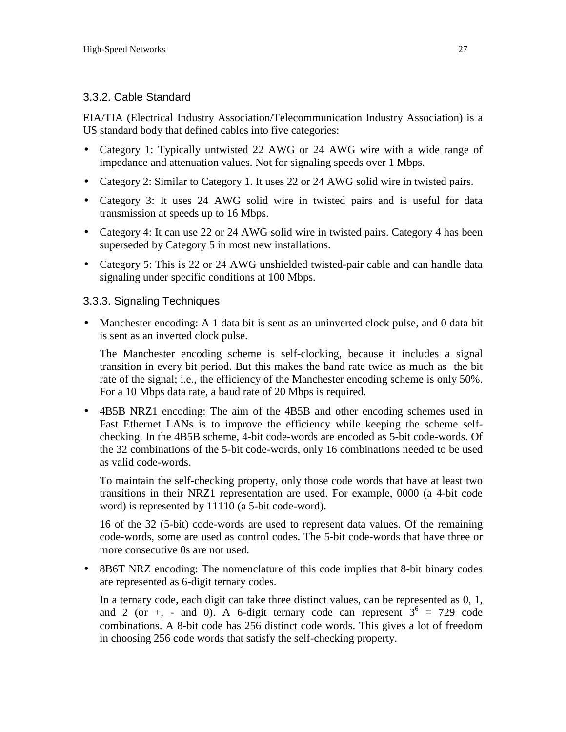### 3.3.2. Cable Standard

EIA/TIA (Electrical Industry Association/Telecommunication Industry Association) is a US standard body that defined cables into five categories:

- Category 1: Typically untwisted 22 AWG or 24 AWG wire with a wide range of impedance and attenuation values. Not for signaling speeds over 1 Mbps.
- Category 2: Similar to Category 1. It uses 22 or 24 AWG solid wire in twisted pairs.
- Category 3: It uses 24 AWG solid wire in twisted pairs and is useful for data transmission at speeds up to 16 Mbps.
- Category 4: It can use 22 or 24 AWG solid wire in twisted pairs. Category 4 has been superseded by Category 5 in most new installations.
- Category 5: This is 22 or 24 AWG unshielded twisted-pair cable and can handle data signaling under specific conditions at 100 Mbps.

### 3.3.3. Signaling Techniques

- Manchester encoding: A 1 data bit is sent as an uninverted clock pulse, and 0 data bit is sent as an inverted clock pulse.

  The Manchester encoding scheme is self-clocking, because it includes a signal transition in every bit period. But this makes the band rate twice as much as the bit rate of the signal; i.e., the efficiency of the Manchester encoding scheme is only 50%. For a 10 Mbps data rate, a baud rate of 20 Mbps is required.

- 4B5B NRZ1 encoding: The aim of the 4B5B and other encoding schemes used in Fast Ethernet LANs is to improve the efficiency while keeping the scheme self-checking. In the 4B5B scheme, 4-bit code-words are encoded as 5-bit code-words. Of the 32 combinations of the 5-bit code-words, only 16 combinations needed to be used as valid code-words.

  To maintain the self-checking property, only those code words that have at least two transitions in their NRZ1 representation are used. For example, 0000 (a 4-bit code word) is represented by 11110 (a 5-bit code-word).

  16 of the 32 (5-bit) code-words are used to represent data values. Of the remaining code-words, some are used as control codes. The 5-bit code-words that have three or more consecutive 0s are not used.

- 8B6T NRZ encoding: The nomenclature of this code implies that 8-bit binary codes are represented as 6-digit ternary codes.

  In a ternary code, each digit can take three distinct values, can be represented as 0, 1, and 2 (or +, - and 0). A 6-digit ternary code can represent $3^6 = 729$ code combinations. A 8-bit code has 256 distinct code words. This gives a lot of freedom in choosing 256 code words that satisfy the self-checking property.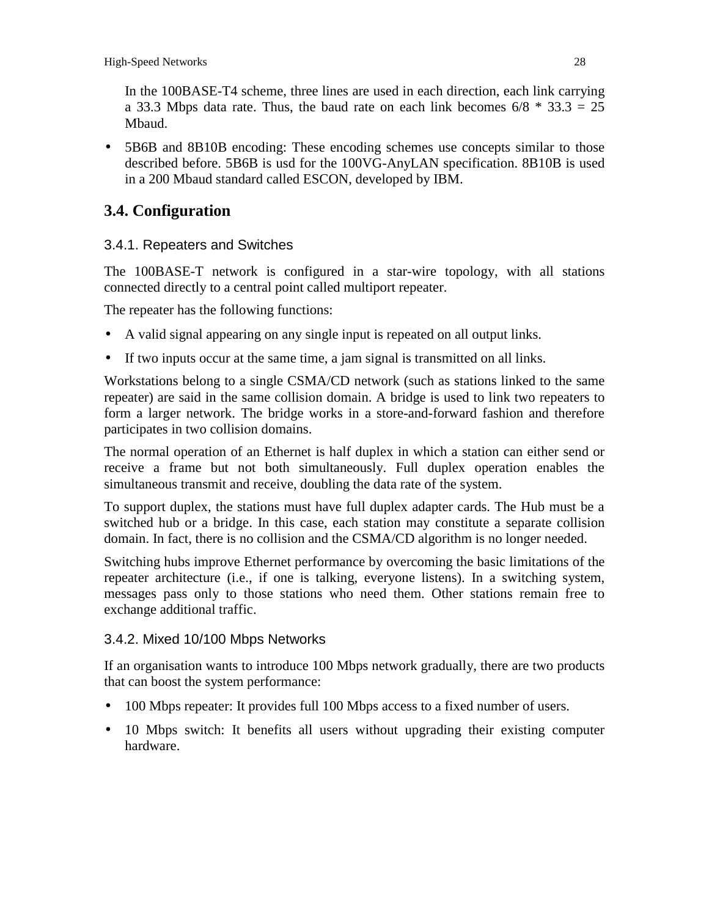In the 100BASE-T4 scheme, three lines are used in each direction, each link carrying a 33.3 Mbps data rate. Thus, the baud rate on each link becomes 6/8 * 33.3 = 25 Mbaud.

- 5B6B and 8B10B encoding: These encoding schemes use concepts similar to those described before. 5B6B is usd for the 100VG-AnyLAN specification. 8B10B is used in a 200 Mbaud standard called ESCON, developed by IBM.

## 3.4. Configuration

### 3.4.1. Repeaters and Switches

The 100BASE-T network is configured in a star-wire topology, with all stations connected directly to a central point called multiport repeater.

The repeater has the following functions:

- A valid signal appearing on any single input is repeated on all output links.
- If two inputs occur at the same time, a jam signal is transmitted on all links.

Workstations belong to a single CSMA/CD network (such as stations linked to the same repeater) are said in the same collision domain. A bridge is used to link two repeaters to form a larger network. The bridge works in a store-and-forward fashion and therefore participates in two collision domains.

The normal operation of an Ethernet is half duplex in which a station can either send or receive a frame but not both simultaneously. Full duplex operation enables the simultaneous transmit and receive, doubling the data rate of the system.

To support duplex, the stations must have full duplex adapter cards. The Hub must be a switched hub or a bridge. In this case, each station may constitute a separate collision domain. In fact, there is no collision and the CSMA/CD algorithm is no longer needed.

Switching hubs improve Ethernet performance by overcoming the basic limitations of the repeater architecture (i.e., if one is talking, everyone listens). In a switching system, messages pass only to those stations who need them. Other stations remain free to exchange additional traffic.

### 3.4.2. Mixed 10/100 Mbps Networks

If an organisation wants to introduce 100 Mbps network gradually, there are two products that can boost the system performance:

- 100 Mbps repeater: It provides full 100 Mbps access to a fixed number of users.
- 10 Mbps switch: It benefits all users without upgrading their existing computer hardware.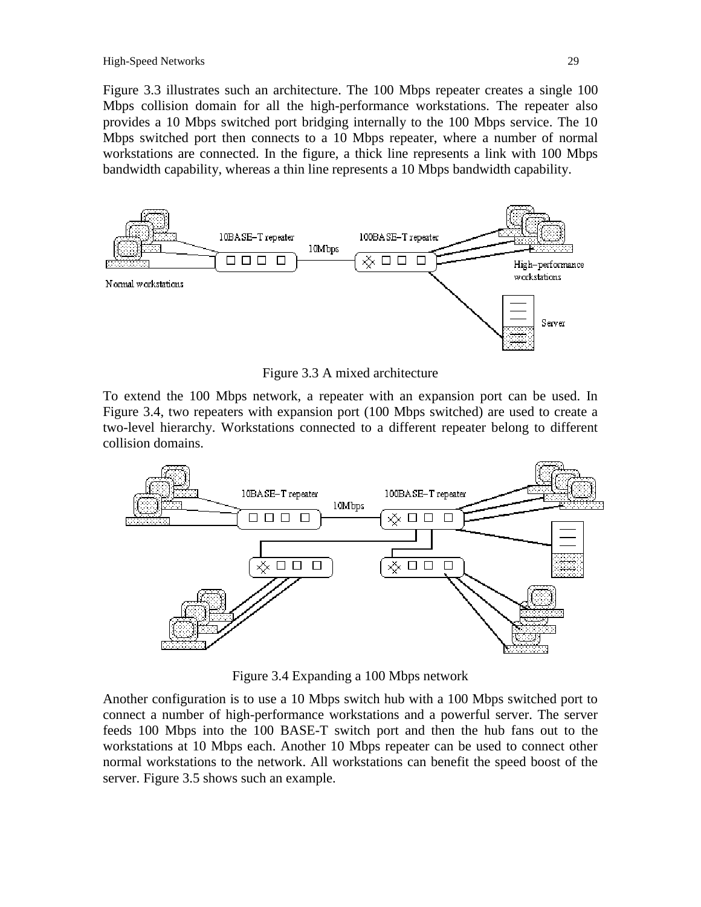Figure 3.3 illustrates such an architecture. The 100 Mbps repeater creates a single 100 Mbps collision domain for all the high-performance workstations. The repeater also provides a 10 Mbps switched port bridging internally to the 100 Mbps service. The 10 Mbps switched port then connects to a 10 Mbps repeater, where a number of normal workstations are connected. In the figure, a thick line represents a link with 100 Mbps bandwidth capability, whereas a thin line represents a 10 Mbps bandwidth capability.

Figure 3.3 A mixed architecture

To extend the 100 Mbps network, a repeater with an expansion port can be used. In Figure 3.4, two repeaters with expansion port (100 Mbps switched) are used to create a two-level hierarchy. Workstations connected to a different repeater belong to different collision domains.

Figure 3.4 Expanding a 100 Mbps network

Another configuration is to use a 10 Mbps switch hub with a 100 Mbps switched port to connect a number of high-performance workstations and a powerful server. The server feeds 100 Mbps into the 100 BASE-T switch port and then the hub fans out to the workstations at 10 Mbps each. Another 10 Mbps repeater can be used to connect other normal workstations to the network. All workstations can benefit the speed boost of the server. Figure 3.5 shows such an example.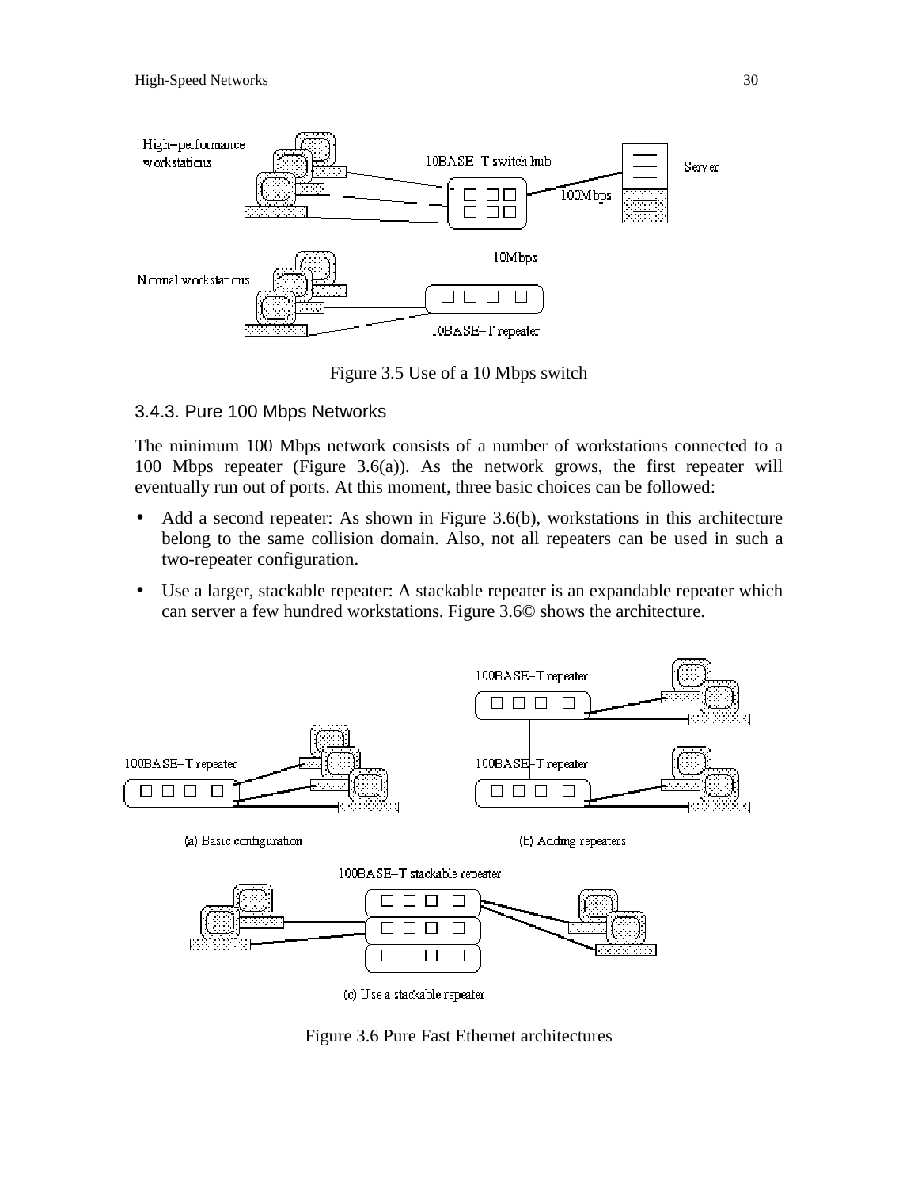Figure 3.5 Use of a 10 Mbps switch

### 3.4.3. Pure 100 Mbps Networks

The minimum 100 Mbps network consists of a number of workstations connected to a 100 Mbps repeater (Figure 3.6(a)). As the network grows, the first repeater will eventually run out of ports. At this moment, three basic choices can be followed:

- Add a second repeater: As shown in Figure 3.6(b), workstations in this architecture belong to the same collision domain. Also, not all repeaters can be used in such a two-repeater configuration.
- Use a larger, stackable repeater: A stackable repeater is an expandable repeater which can server a few hundred workstations. Figure 3.6© shows the architecture.

Figure 3.6 Pure Fast Ethernet architectures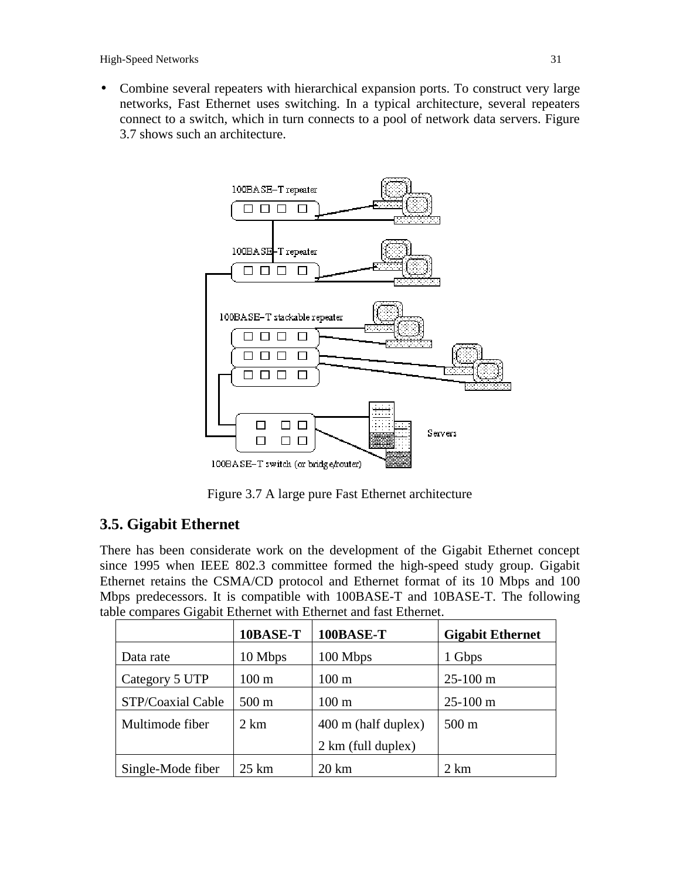- Combine several repeaters with hierarchical expansion ports. To construct very large networks, Fast Ethernet uses switching. In a typical architecture, several repeaters connect to a switch, which in turn connects to a pool of network data servers. Figure 3.7 shows such an architecture.

Figure 3.7 A large pure Fast Ethernet architecture

## 3.5. Gigabit Ethernet

There has been considerate work on the development of the Gigabit Ethernet concept since 1995 when IEEE 802.3 committee formed the high-speed study group. Gigabit Ethernet retains the CSMA/CD protocol and Ethernet format of its 10 Mbps and 100 Mbps predecessors. It is compatible with 100BASE-T and 10BASE-T. The following table compares Gigabit Ethernet with Ethernet and fast Ethernet.

| | **10BASE-T** | **100BASE-T** | **Gigabit Ethernet** |
|---|---|---|---|
| Data rate | 10 Mbps | 100 Mbps | 1 Gbps |
| Category 5 UTP | 100 m | 100 m | 25-100 m |
| STP/Coaxial Cable | 500 m | 100 m | 25-100 m |
| Multimode fiber | 2 km | 400 m (half duplex)<br>2 km (full duplex) | 500 m |
| Single-Mode fiber | 25 km | 20 km | 2 km |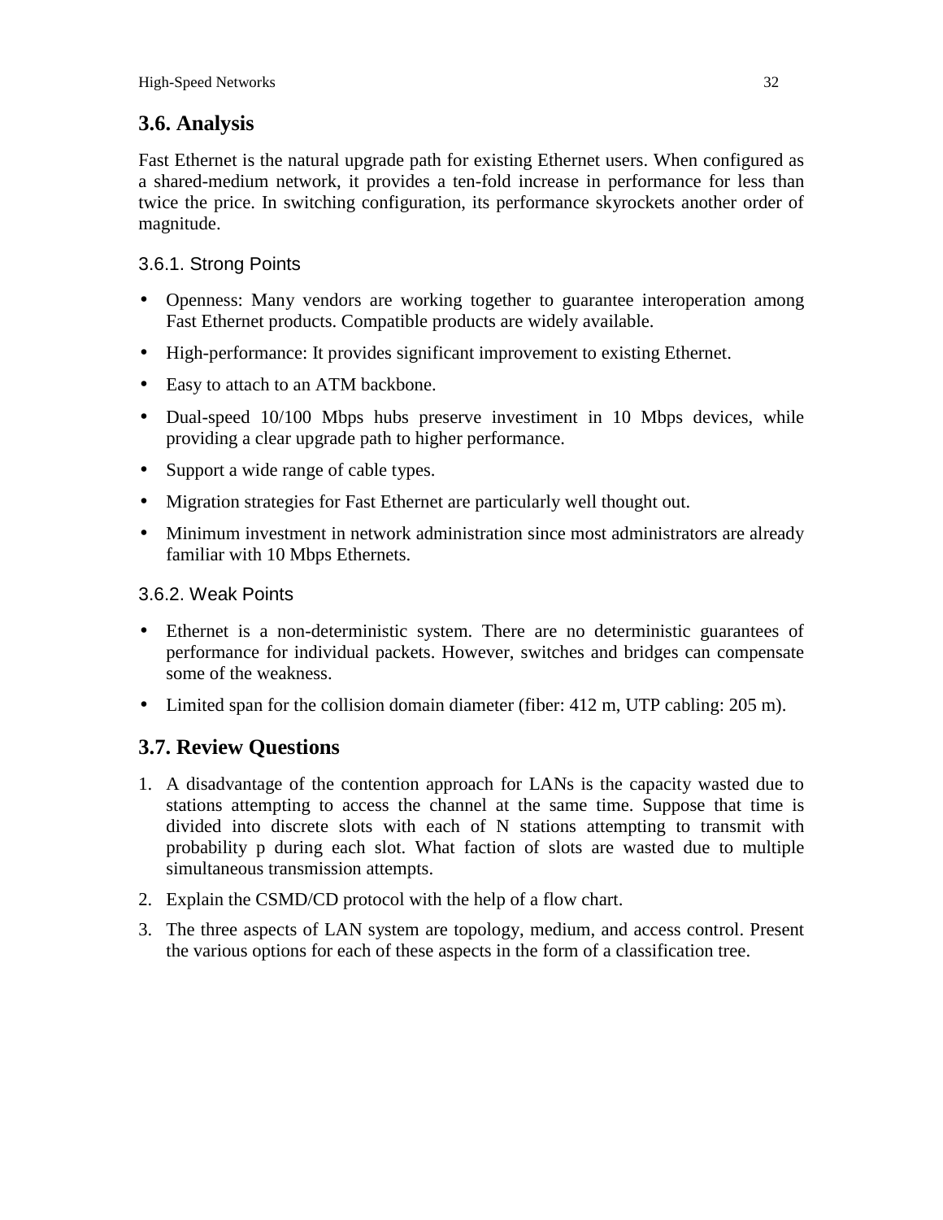## 3.6. Analysis

Fast Ethernet is the natural upgrade path for existing Ethernet users. When configured as a shared-medium network, it provides a ten-fold increase in performance for less than twice the price. In switching configuration, its performance skyrockets another order of magnitude.

### 3.6.1. Strong Points

- Openness: Many vendors are working together to guarantee interoperation among Fast Ethernet products. Compatible products are widely available.
- High-performance: It provides significant improvement to existing Ethernet.
- Easy to attach to an ATM backbone.
- Dual-speed 10/100 Mbps hubs preserve investiment in 10 Mbps devices, while providing a clear upgrade path to higher performance.
- Support a wide range of cable types.
- Migration strategies for Fast Ethernet are particularly well thought out.
- Minimum investment in network administration since most administrators are already familiar with 10 Mbps Ethernets.

### 3.6.2. Weak Points

- Ethernet is a non-deterministic system. There are no deterministic guarantees of performance for individual packets. However, switches and bridges can compensate some of the weakness.
- Limited span for the collision domain diameter (fiber: 412 m, UTP cabling: 205 m).

## 3.7. Review Questions

1. A disadvantage of the contention approach for LANs is the capacity wasted due to stations attempting to access the channel at the same time. Suppose that time is divided into discrete slots with each of N stations attempting to transmit with probability p during each slot. What faction of slots are wasted due to multiple simultaneous transmission attempts.
2. Explain the CSMD/CD protocol with the help of a flow chart.
3. The three aspects of LAN system are topology, medium, and access control. Present the various options for each of these aspects in the form of a classification tree.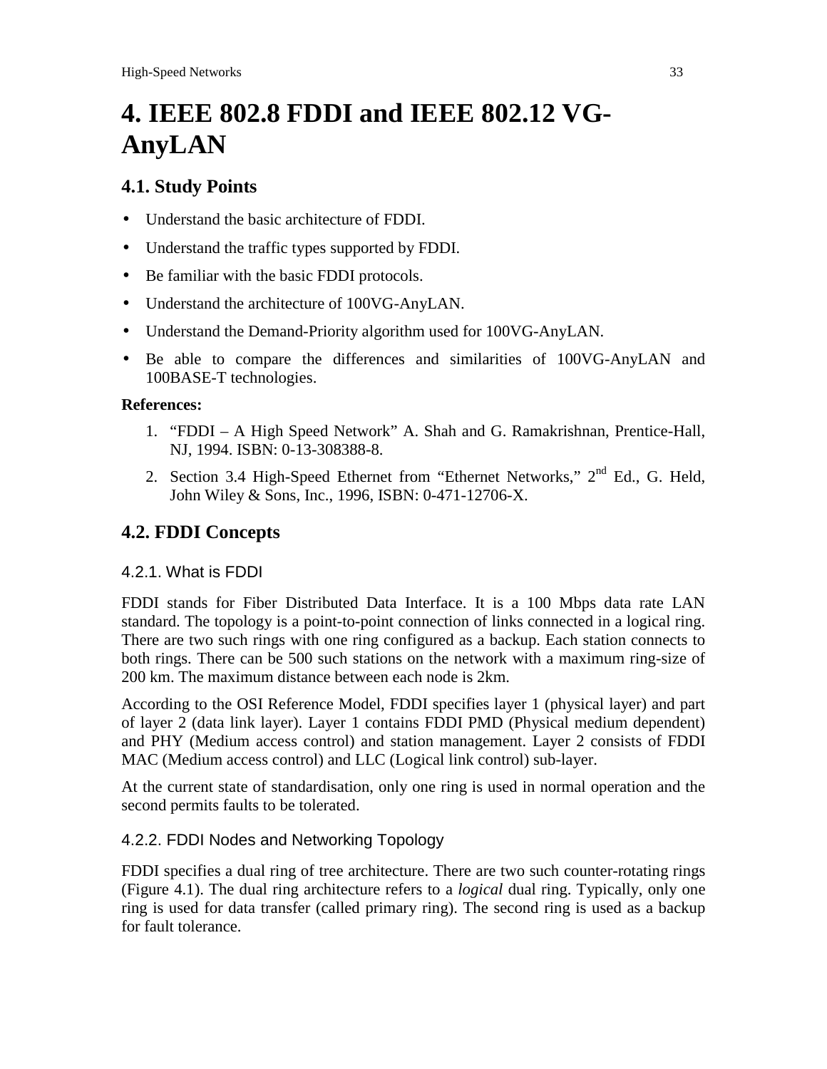// Page 33 OCR: running header and page number omitted.

# 4. IEEE 802.8 FDDI and IEEE 802.12 VG-AnyLAN

## 4.1. Study Points

- Understand the basic architecture of FDDI.
- Understand the traffic types supported by FDDI.
- Be familiar with the basic FDDI protocols.
- Understand the architecture of 100VG-AnyLAN.
- Understand the Demand-Priority algorithm used for 100VG-AnyLAN.
- Be able to compare the differences and similarities of 100VG-AnyLAN and 100BASE-T technologies.

**References:**

1. "FDDI – A High Speed Network" A. Shah and G. Ramakrishnan, Prentice-Hall, NJ, 1994. ISBN: 0-13-308388-8.
2. Section 3.4 High-Speed Ethernet from "Ethernet Networks," 2nd Ed., G. Held, John Wiley & Sons, Inc., 1996, ISBN: 0-471-12706-X.

## 4.2. FDDI Concepts

### 4.2.1. What is FDDI

FDDI stands for Fiber Distributed Data Interface. It is a 100 Mbps data rate LAN standard. The topology is a point-to-point connection of links connected in a logical ring. There are two such rings with one ring configured as a backup. Each station connects to both rings. There can be 500 such stations on the network with a maximum ring-size of 200 km. The maximum distance between each node is 2km.

According to the OSI Reference Model, FDDI specifies layer 1 (physical layer) and part of layer 2 (data link layer). Layer 1 contains FDDI PMD (Physical medium dependent) and PHY (Medium access control) and station management. Layer 2 consists of FDDI MAC (Medium access control) and LLC (Logical link control) sub-layer.

At the current state of standardisation, only one ring is used in normal operation and the second permits faults to be tolerated.

### 4.2.2. FDDI Nodes and Networking Topology

FDDI specifies a dual ring of tree architecture. There are two such counter-rotating rings (Figure 4.1). The dual ring architecture refers to a *logical* dual ring. Typically, only one ring is used for data transfer (called primary ring). The second ring is used as a backup for fault tolerance.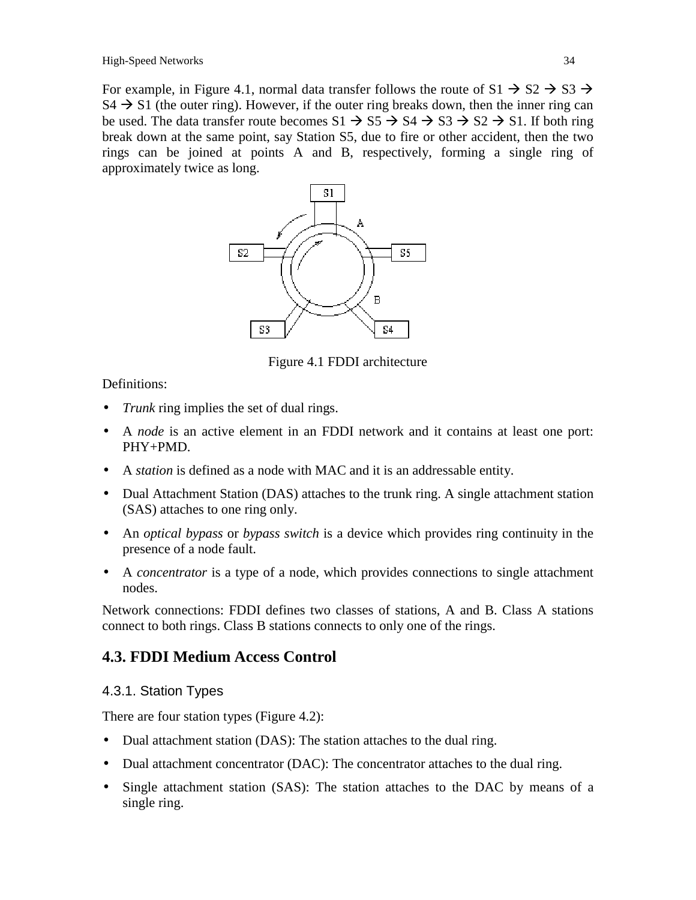For example, in Figure 4.1, normal data transfer follows the route of S1 → S2 → S3 → S4 → S1 (the outer ring). However, if the outer ring breaks down, then the inner ring can be used. The data transfer route becomes S1 → S5 → S4 → S3 → S2 → S1. If both ring break down at the same point, say Station S5, due to fire or other accident, then the two rings can be joined at points A and B, respectively, forming a single ring of approximately twice as long.

Figure 4.1 FDDI architecture

Definitions:

- *Trunk* ring implies the set of dual rings.
- A *node* is an active element in an FDDI network and it contains at least one port: PHY+PMD.
- A *station* is defined as a node with MAC and it is an addressable entity.
- Dual Attachment Station (DAS) attaches to the trunk ring. A single attachment station (SAS) attaches to one ring only.
- An *optical bypass* or *bypass switch* is a device which provides ring continuity in the presence of a node fault.
- A *concentrator* is a type of a node, which provides connections to single attachment nodes.

Network connections: FDDI defines two classes of stations, A and B. Class A stations connect to both rings. Class B stations connects to only one of the rings.

## 4.3. FDDI Medium Access Control

### 4.3.1. Station Types

There are four station types (Figure 4.2):

- Dual attachment station (DAS): The station attaches to the dual ring.
- Dual attachment concentrator (DAC): The concentrator attaches to the dual ring.
- Single attachment station (SAS): The station attaches to the DAC by means of a single ring.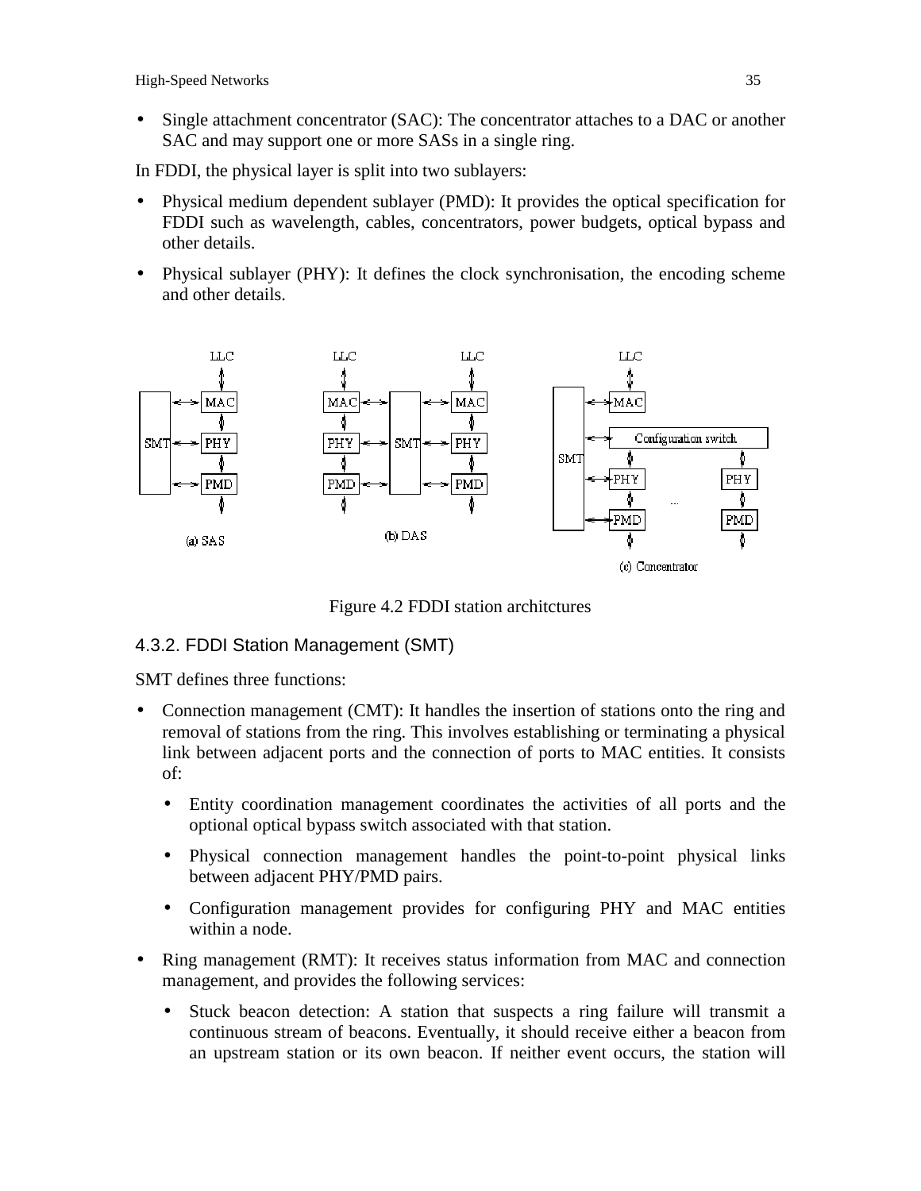- Single attachment concentrator (SAC): The concentrator attaches to a DAC or another SAC and may support one or more SASs in a single ring.

In FDDI, the physical layer is split into two sublayers:

- Physical medium dependent sublayer (PMD): It provides the optical specification for FDDI such as wavelength, cables, concentrators, power budgets, optical bypass and other details.
- Physical sublayer (PHY): It defines the clock synchronisation, the encoding scheme and other details.

Figure 4.2 FDDI station architctures

### 4.3.2. FDDI Station Management (SMT)

SMT defines three functions:

- Connection management (CMT): It handles the insertion of stations onto the ring and removal of stations from the ring. This involves establishing or terminating a physical link between adjacent ports and the connection of ports to MAC entities. It consists of:
  - Entity coordination management coordinates the activities of all ports and the optional optical bypass switch associated with that station.
  - Physical connection management handles the point-to-point physical links between adjacent PHY/PMD pairs.
  - Configuration management provides for configuring PHY and MAC entities within a node.
- Ring management (RMT): It receives status information from MAC and connection management, and provides the following services:
  - Stuck beacon detection: A station that suspects a ring failure will transmit a continuous stream of beacons. Eventually, it should receive either a beacon from an upstream station or its own beacon. If neither event occurs, the station will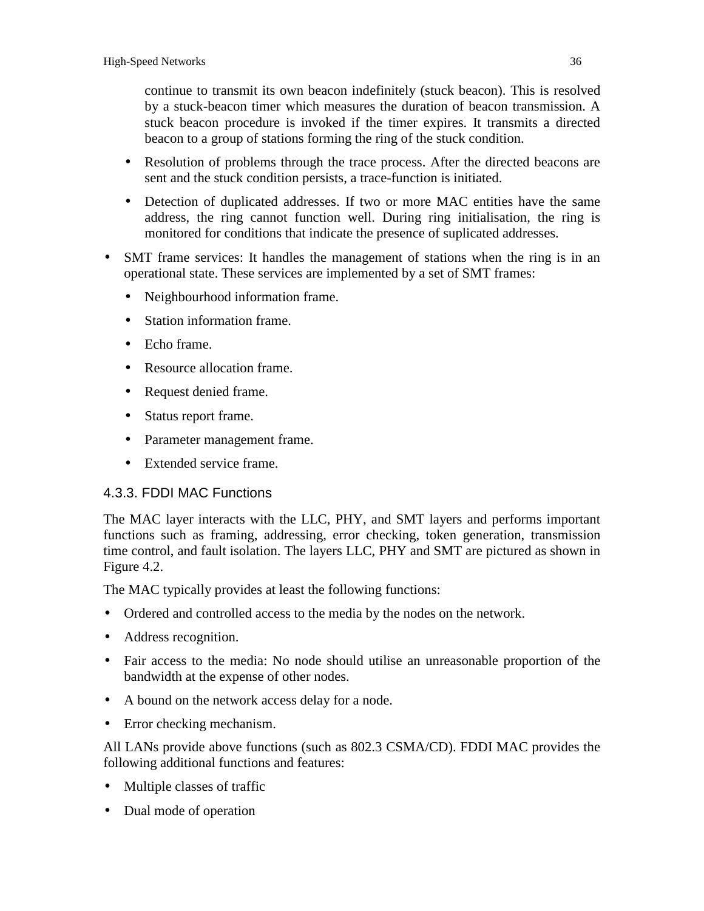continue to transmit its own beacon indefinitely (stuck beacon). This is resolved by a stuck-beacon timer which measures the duration of beacon transmission. A stuck beacon procedure is invoked if the timer expires. It transmits a directed beacon to a group of stations forming the ring of the stuck condition.

  - Resolution of problems through the trace process. After the directed beacons are sent and the stuck condition persists, a trace-function is initiated.
  - Detection of duplicated addresses. If two or more MAC entities have the same address, the ring cannot function well. During ring initialisation, the ring is monitored for conditions that indicate the presence of suplicated addresses.

- SMT frame services: It handles the management of stations when the ring is in an operational state. These services are implemented by a set of SMT frames:
  - Neighbourhood information frame.
  - Station information frame.
  - Echo frame.
  - Resource allocation frame.
  - Request denied frame.
  - Status report frame.
  - Parameter management frame.
  - Extended service frame.

### 4.3.3. FDDI MAC Functions

The MAC layer interacts with the LLC, PHY, and SMT layers and performs important functions such as framing, addressing, error checking, token generation, transmission time control, and fault isolation. The layers LLC, PHY and SMT are pictured as shown in Figure 4.2.

The MAC typically provides at least the following functions:

- Ordered and controlled access to the media by the nodes on the network.
- Address recognition.
- Fair access to the media: No node should utilise an unreasonable proportion of the bandwidth at the expense of other nodes.
- A bound on the network access delay for a node.
- Error checking mechanism.

All LANs provide above functions (such as 802.3 CSMA/CD). FDDI MAC provides the following additional functions and features:

- Multiple classes of traffic
- Dual mode of operation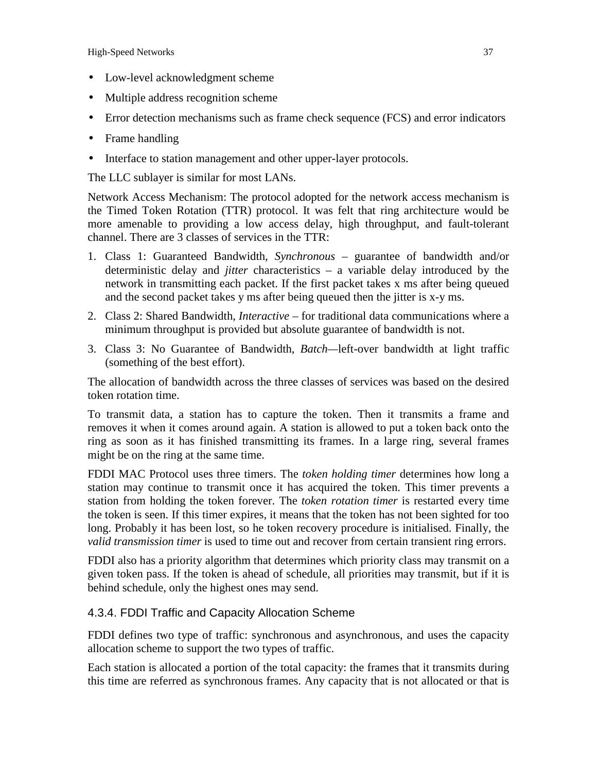- Low-level acknowledgment scheme
- Multiple address recognition scheme
- Error detection mechanisms such as frame check sequence (FCS) and error indicators
- Frame handling
- Interface to station management and other upper-layer protocols.

The LLC sublayer is similar for most LANs.

Network Access Mechanism: The protocol adopted for the network access mechanism is the Timed Token Rotation (TTR) protocol. It was felt that ring architecture would be more amenable to providing a low access delay, high throughput, and fault-tolerant channel. There are 3 classes of services in the TTR:

1. Class 1: Guaranteed Bandwidth, *Synchronous* – guarantee of bandwidth and/or deterministic delay and *jitter* characteristics – a variable delay introduced by the network in transmitting each packet. If the first packet takes x ms after being queued and the second packet takes y ms after being queued then the jitter is x-y ms.
2. Class 2: Shared Bandwidth, *Interactive* – for traditional data communications where a minimum throughput is provided but absolute guarantee of bandwidth is not.
3. Class 3: No Guarantee of Bandwidth, *Batch*—left-over bandwidth at light traffic (something of the best effort).

The allocation of bandwidth across the three classes of services was based on the desired token rotation time.

To transmit data, a station has to capture the token. Then it transmits a frame and removes it when it comes around again. A station is allowed to put a token back onto the ring as soon as it has finished transmitting its frames. In a large ring, several frames might be on the ring at the same time.

FDDI MAC Protocol uses three timers. The *token holding timer* determines how long a station may continue to transmit once it has acquired the token. This timer prevents a station from holding the token forever. The *token rotation timer* is restarted every time the token is seen. If this timer expires, it means that the token has not been sighted for too long. Probably it has been lost, so he token recovery procedure is initialised. Finally, the *valid transmission timer* is used to time out and recover from certain transient ring errors.

FDDI also has a priority algorithm that determines which priority class may transmit on a given token pass. If the token is ahead of schedule, all priorities may transmit, but if it is behind schedule, only the highest ones may send.

### 4.3.4. FDDI Traffic and Capacity Allocation Scheme

FDDI defines two type of traffic: synchronous and asynchronous, and uses the capacity allocation scheme to support the two types of traffic.

Each station is allocated a portion of the total capacity: the frames that it transmits during this time are referred as synchronous frames. Any capacity that is not allocated or that is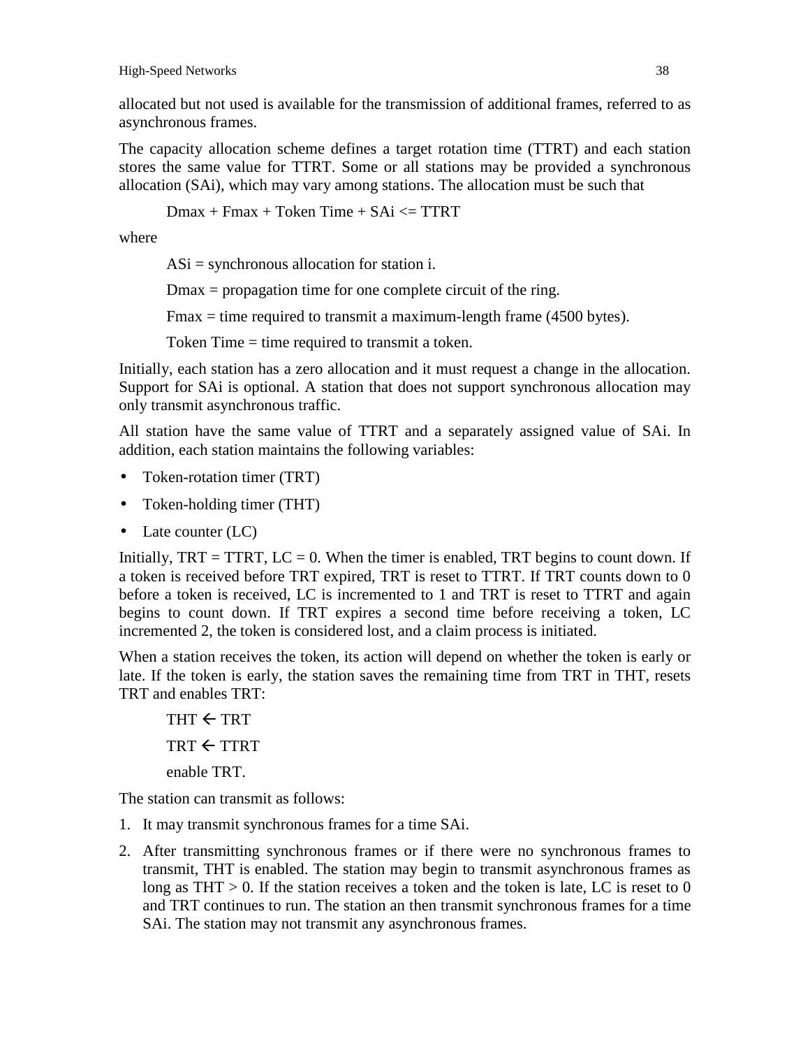allocated but not used is available for the transmission of additional frames, referred to as asynchronous frames.

The capacity allocation scheme defines a target rotation time (TTRT) and each station stores the same value for TTRT. Some or all stations may be provided a synchronous allocation (SAi), which may vary among stations. The allocation must be such that

Dmax + Fmax + Token Time + SAi <= TTRT

where

ASi = synchronous allocation for station i.

Dmax = propagation time for one complete circuit of the ring.

Fmax = time required to transmit a maximum-length frame (4500 bytes).

Token Time = time required to transmit a token.

Initially, each station has a zero allocation and it must request a change in the allocation. Support for SAi is optional. A station that does not support synchronous allocation may only transmit asynchronous traffic.

All station have the same value of TTRT and a separately assigned value of SAi. In addition, each station maintains the following variables:

- Token-rotation timer (TRT)
- Token-holding timer (THT)
- Late counter (LC)

Initially, TRT = TTRT, LC = 0. When the timer is enabled, TRT begins to count down. If a token is received before TRT expired, TRT is reset to TTRT. If TRT counts down to 0 before a token is received, LC is incremented to 1 and TRT is reset to TTRT and again begins to count down. If TRT expires a second time before receiving a token, LC incremented 2, the token is considered lost, and a claim process is initiated.

When a station receives the token, its action will depend on whether the token is early or late. If the token is early, the station saves the remaining time from TRT in THT, resets TRT and enables TRT:

THT ← TRT

TRT ← TTRT

enable TRT.

The station can transmit as follows:

1. It may transmit synchronous frames for a time SAi.
2. After transmitting synchronous frames or if there were no synchronous frames to transmit, THT is enabled. The station may begin to transmit asynchronous frames as long as THT > 0. If the station receives a token and the token is late, LC is reset to 0 and TRT continues to run. The station an then transmit synchronous frames for a time SAi. The station may not transmit any asynchronous frames.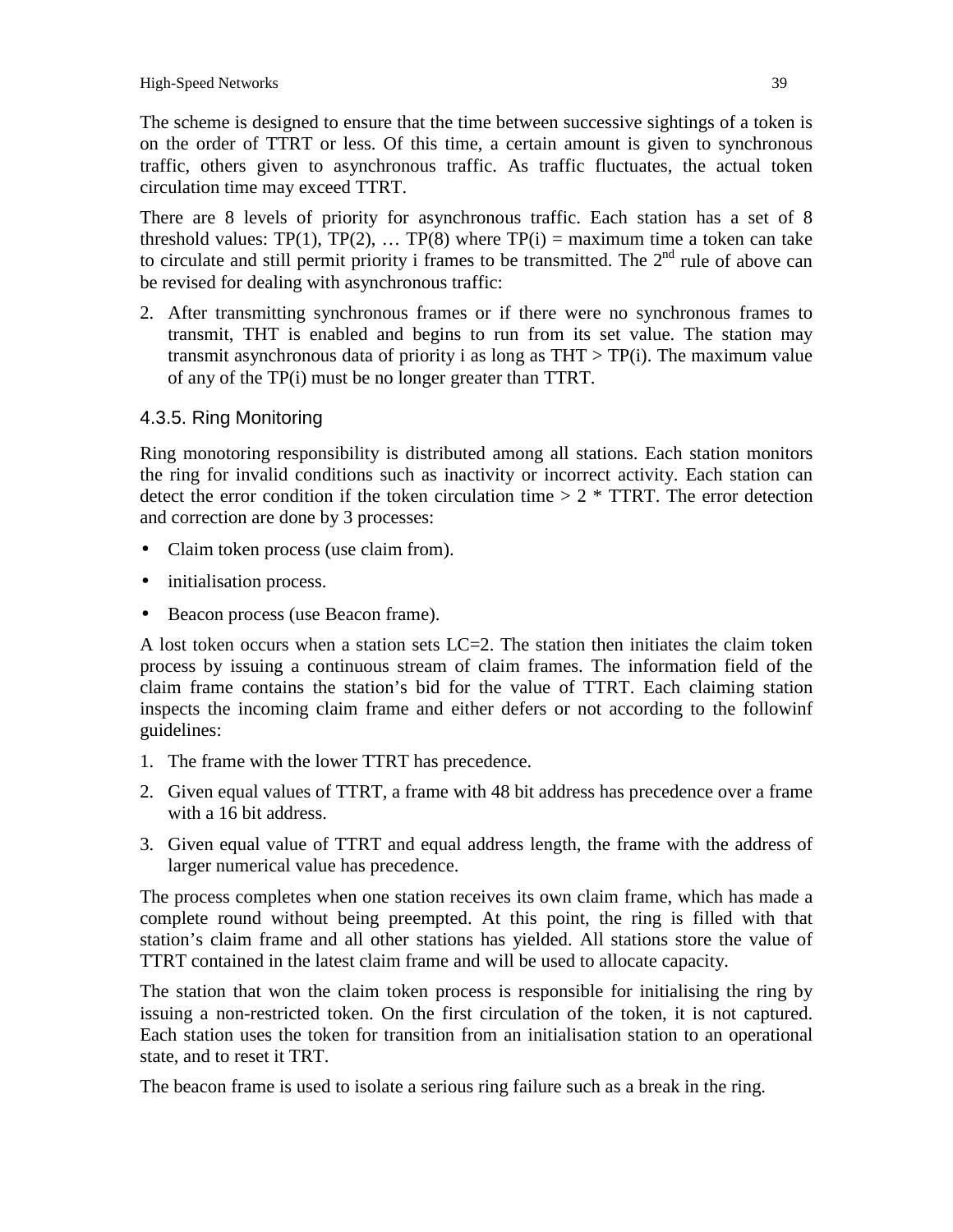The scheme is designed to ensure that the time between successive sightings of a token is on the order of TTRT or less. Of this time, a certain amount is given to synchronous traffic, others given to asynchronous traffic. As traffic fluctuates, the actual token circulation time may exceed TTRT.

There are 8 levels of priority for asynchronous traffic. Each station has a set of 8 threshold values: TP(1), TP(2), … TP(8) where TP(i) = maximum time a token can take to circulate and still permit priority i frames to be transmitted. The 2nd rule of above can be revised for dealing with asynchronous traffic:

2. After transmitting synchronous frames or if there were no synchronous frames to transmit, THT is enabled and begins to run from its set value. The station may transmit asynchronous data of priority i as long as THT > TP(i). The maximum value of any of the TP(i) must be no longer greater than TTRT.

### 4.3.5. Ring Monitoring

Ring monotoring responsibility is distributed among all stations. Each station monitors the ring for invalid conditions such as inactivity or incorrect activity. Each station can detect the error condition if the token circulation time > 2 * TTRT. The error detection and correction are done by 3 processes:

- Claim token process (use claim from).
- initialisation process.
- Beacon process (use Beacon frame).

A lost token occurs when a station sets LC=2. The station then initiates the claim token process by issuing a continuous stream of claim frames. The information field of the claim frame contains the station's bid for the value of TTRT. Each claiming station inspects the incoming claim frame and either defers or not according to the followinf guidelines:

1. The frame with the lower TTRT has precedence.
2. Given equal values of TTRT, a frame with 48 bit address has precedence over a frame with a 16 bit address.
3. Given equal value of TTRT and equal address length, the frame with the address of larger numerical value has precedence.

The process completes when one station receives its own claim frame, which has made a complete round without being preempted. At this point, the ring is filled with that station's claim frame and all other stations has yielded. All stations store the value of TTRT contained in the latest claim frame and will be used to allocate capacity.

The station that won the claim token process is responsible for initialising the ring by issuing a non-restricted token. On the first circulation of the token, it is not captured. Each station uses the token for transition from an initialisation station to an operational state, and to reset it TRT.

The beacon frame is used to isolate a serious ring failure such as a break in the ring.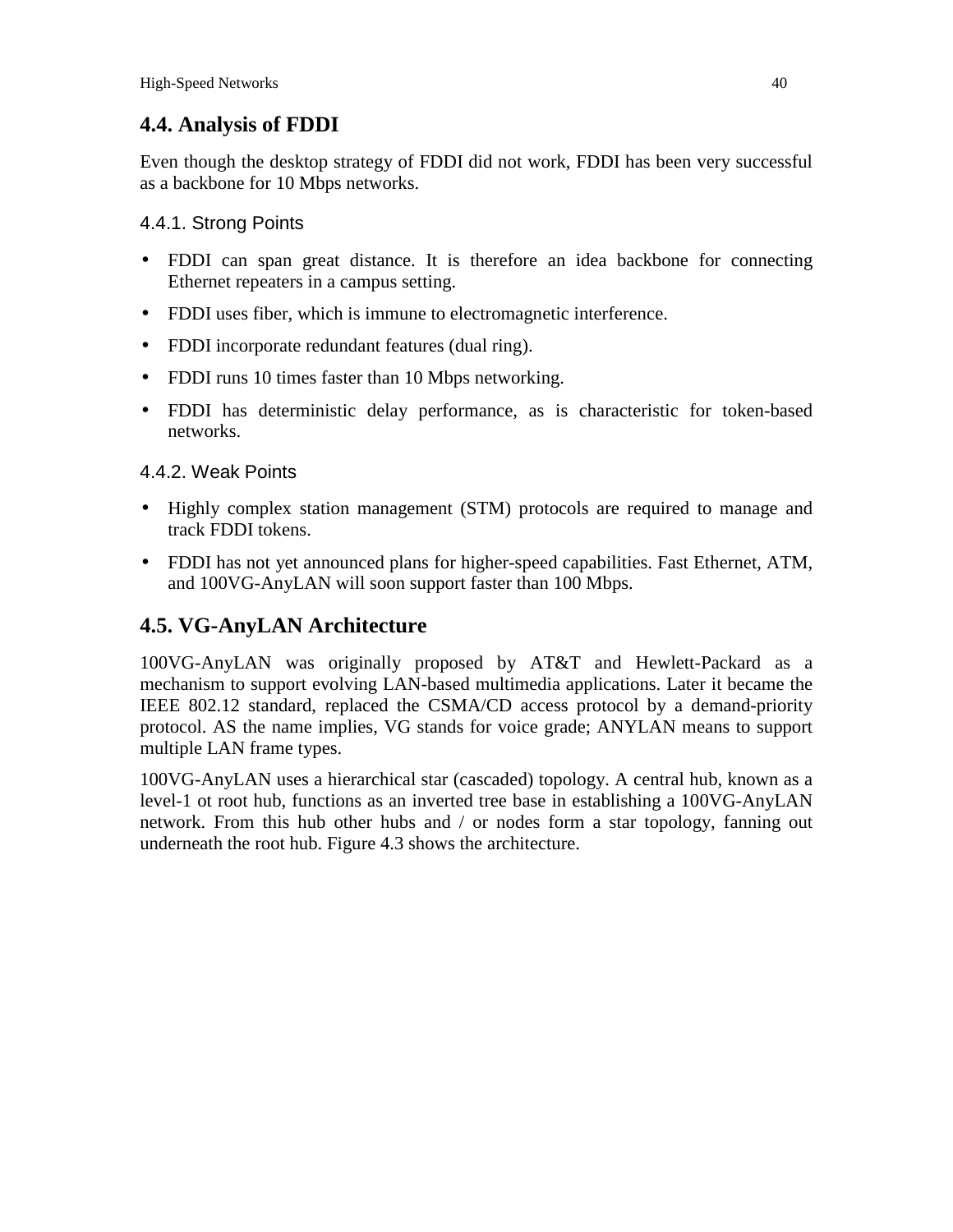## 4.4. Analysis of FDDI

Even though the desktop strategy of FDDI did not work, FDDI has been very successful as a backbone for 10 Mbps networks.

### 4.4.1. Strong Points

- FDDI can span great distance. It is therefore an idea backbone for connecting Ethernet repeaters in a campus setting.
- FDDI uses fiber, which is immune to electromagnetic interference.
- FDDI incorporate redundant features (dual ring).
- FDDI runs 10 times faster than 10 Mbps networking.
- FDDI has deterministic delay performance, as is characteristic for token-based networks.

### 4.4.2. Weak Points

- Highly complex station management (STM) protocols are required to manage and track FDDI tokens.
- FDDI has not yet announced plans for higher-speed capabilities. Fast Ethernet, ATM, and 100VG-AnyLAN will soon support faster than 100 Mbps.

## 4.5. VG-AnyLAN Architecture

100VG-AnyLAN was originally proposed by AT&T and Hewlett-Packard as a mechanism to support evolving LAN-based multimedia applications. Later it became the IEEE 802.12 standard, replaced the CSMA/CD access protocol by a demand-priority protocol. AS the name implies, VG stands for voice grade; ANYLAN means to support multiple LAN frame types.

100VG-AnyLAN uses a hierarchical star (cascaded) topology. A central hub, known as a level-1 ot root hub, functions as an inverted tree base in establishing a 100VG-AnyLAN network. From this hub other hubs and / or nodes form a star topology, fanning out underneath the root hub. Figure 4.3 shows the architecture.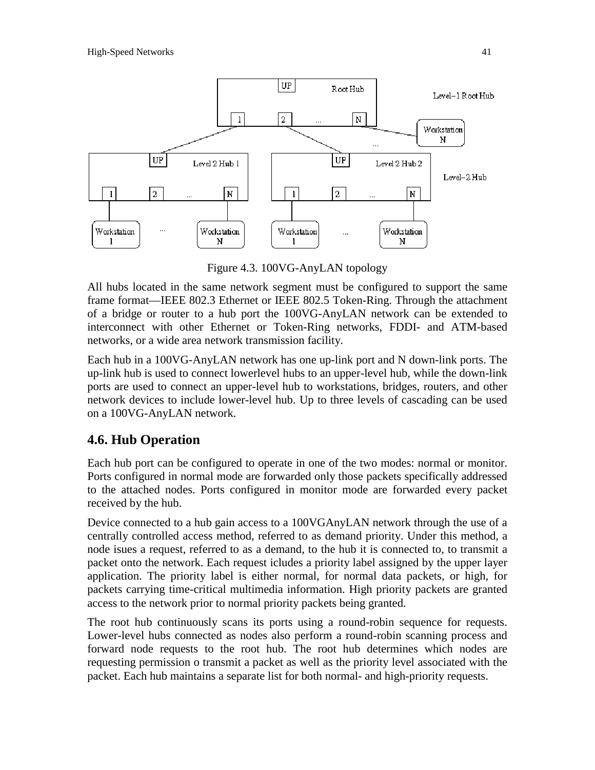Figure 4.3. 100VG-AnyLAN topology

All hubs located in the same network segment must be configured to support the same frame format—IEEE 802.3 Ethernet or IEEE 802.5 Token-Ring. Through the attachment of a bridge or router to a hub port the 100VG-AnyLAN network can be extended to interconnect with other Ethernet or Token-Ring networks, FDDI- and ATM-based networks, or a wide area network transmission facility.

Each hub in a 100VG-AnyLAN network has one up-link port and N down-link ports. The up-link hub is used to connect lowerlevel hubs to an upper-level hub, while the down-link ports are used to connect an upper-level hub to workstations, bridges, routers, and other network devices to include lower-level hub. Up to three levels of cascading can be used on a 100VG-AnyLAN network.

## 4.6. Hub Operation

Each hub port can be configured to operate in one of the two modes: normal or monitor. Ports configured in normal mode are forwarded only those packets specifically addressed to the attached nodes. Ports configured in monitor mode are forwarded every packet received by the hub.

Device connected to a hub gain access to a 100VGAnyLAN network through the use of a centrally controlled access method, referred to as demand priority. Under this method, a node isues a request, referred to as a demand, to the hub it is connected to, to transmit a packet onto the network. Each request icludes a priority label assigned by the upper layer application. The priority label is either normal, for normal data packets, or high, for packets carrying time-critical multimedia information. High priority packets are granted access to the network prior to normal priority packets being granted.

The root hub continuously scans its ports using a round-robin sequence for requests. Lower-level hubs connected as nodes also perform a round-robin scanning process and forward node requests to the root hub. The root hub determines which nodes are requesting permission o transmit a packet as well as the priority level associated with the packet. Each hub maintains a separate list for both normal- and high-priority requests.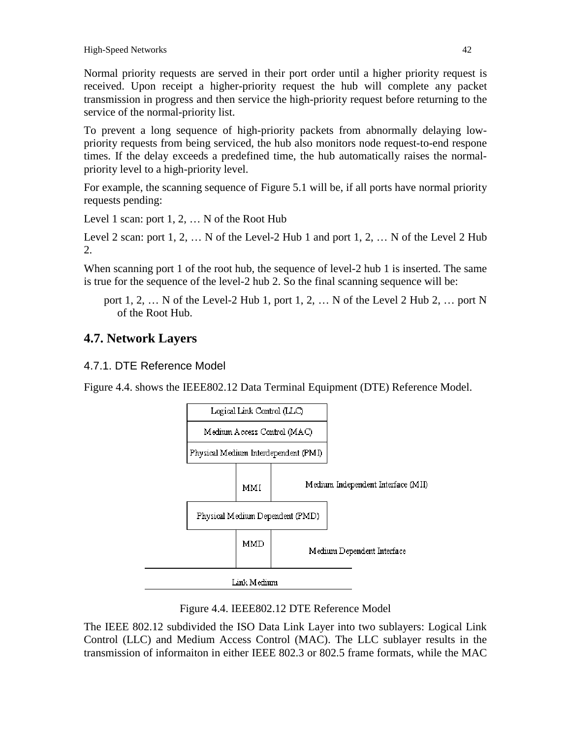Normal priority requests are served in their port order until a higher priority request is received. Upon receipt a higher-priority request the hub will complete any packet transmission in progress and then service the high-priority request before returning to the service of the normal-priority list.

To prevent a long sequence of high-priority packets from abnormally delaying low-priority requests from being serviced, the hub also monitors node request-to-end respone times. If the delay exceeds a predefined time, the hub automatically raises the normal-priority level to a high-priority level.

For example, the scanning sequence of Figure 5.1 will be, if all ports have normal priority requests pending:

Level 1 scan: port 1, 2, … N of the Root Hub

Level 2 scan: port 1, 2, … N of the Level-2 Hub 1 and port 1, 2, … N of the Level 2 Hub 2.

When scanning port 1 of the root hub, the sequence of level-2 hub 1 is inserted. The same is true for the sequence of the level-2 hub 2. So the final scanning sequence will be:

> port 1, 2, … N of the Level-2 Hub 1, port 1, 2, … N of the Level 2 Hub 2, … port N of the Root Hub.

## 4.7. Network Layers

### 4.7.1. DTE Reference Model

Figure 4.4. shows the IEEE802.12 Data Terminal Equipment (DTE) Reference Model.

Logical Link Control (LLC)

Medium Access Control (MAC)

Physical Medium Interdependent (PMI)

MMI — Medium Independent Interface (MII)

Physical Medium Dependent (PMD)

MMD — Medium Dependent Interface

Link Medium

Figure 4.4. IEEE802.12 DTE Reference Model

The IEEE 802.12 subdivided the ISO Data Link Layer into two sublayers: Logical Link Control (LLC) and Medium Access Control (MAC). The LLC sublayer results in the transmission of informaiton in either IEEE 802.3 or 802.5 frame formats, while the MAC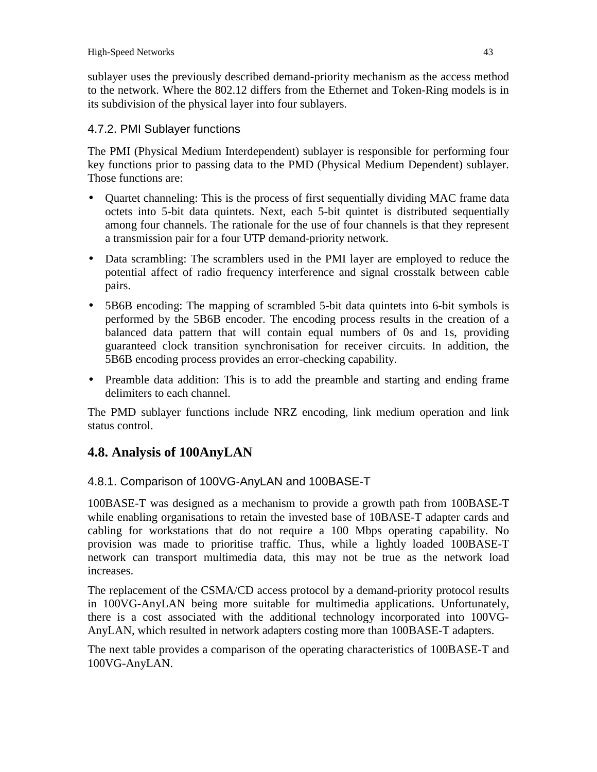sublayer uses the previously described demand-priority mechanism as the access method to the network. Where the 802.12 differs from the Ethernet and Token-Ring models is in its subdivision of the physical layer into four sublayers.

### 4.7.2. PMI Sublayer functions

The PMI (Physical Medium Interdependent) sublayer is responsible for performing four key functions prior to passing data to the PMD (Physical Medium Dependent) sublayer. Those functions are:

- Quartet channeling: This is the process of first sequentially dividing MAC frame data octets into 5-bit data quintets. Next, each 5-bit quintet is distributed sequentially among four channels. The rationale for the use of four channels is that they represent a transmission pair for a four UTP demand-priority network.
- Data scrambling: The scramblers used in the PMI layer are employed to reduce the potential affect of radio frequency interference and signal crosstalk between cable pairs.
- 5B6B encoding: The mapping of scrambled 5-bit data quintets into 6-bit symbols is performed by the 5B6B encoder. The encoding process results in the creation of a balanced data pattern that will contain equal numbers of 0s and 1s, providing guaranteed clock transition synchronisation for receiver circuits. In addition, the 5B6B encoding process provides an error-checking capability.
- Preamble data addition: This is to add the preamble and starting and ending frame delimiters to each channel.

The PMD sublayer functions include NRZ encoding, link medium operation and link status control.

## 4.8. Analysis of 100AnyLAN

### 4.8.1. Comparison of 100VG-AnyLAN and 100BASE-T

100BASE-T was designed as a mechanism to provide a growth path from 100BASE-T while enabling organisations to retain the invested base of 10BASE-T adapter cards and cabling for workstations that do not require a 100 Mbps operating capability. No provision was made to prioritise traffic. Thus, while a lightly loaded 100BASE-T network can transport multimedia data, this may not be true as the network load increases.

The replacement of the CSMA/CD access protocol by a demand-priority protocol results in 100VG-AnyLAN being more suitable for multimedia applications. Unfortunately, there is a cost associated with the additional technology incorporated into 100VG-AnyLAN, which resulted in network adapters costing more than 100BASE-T adapters.

The next table provides a comparison of the operating characteristics of 100BASE-T and 100VG-AnyLAN.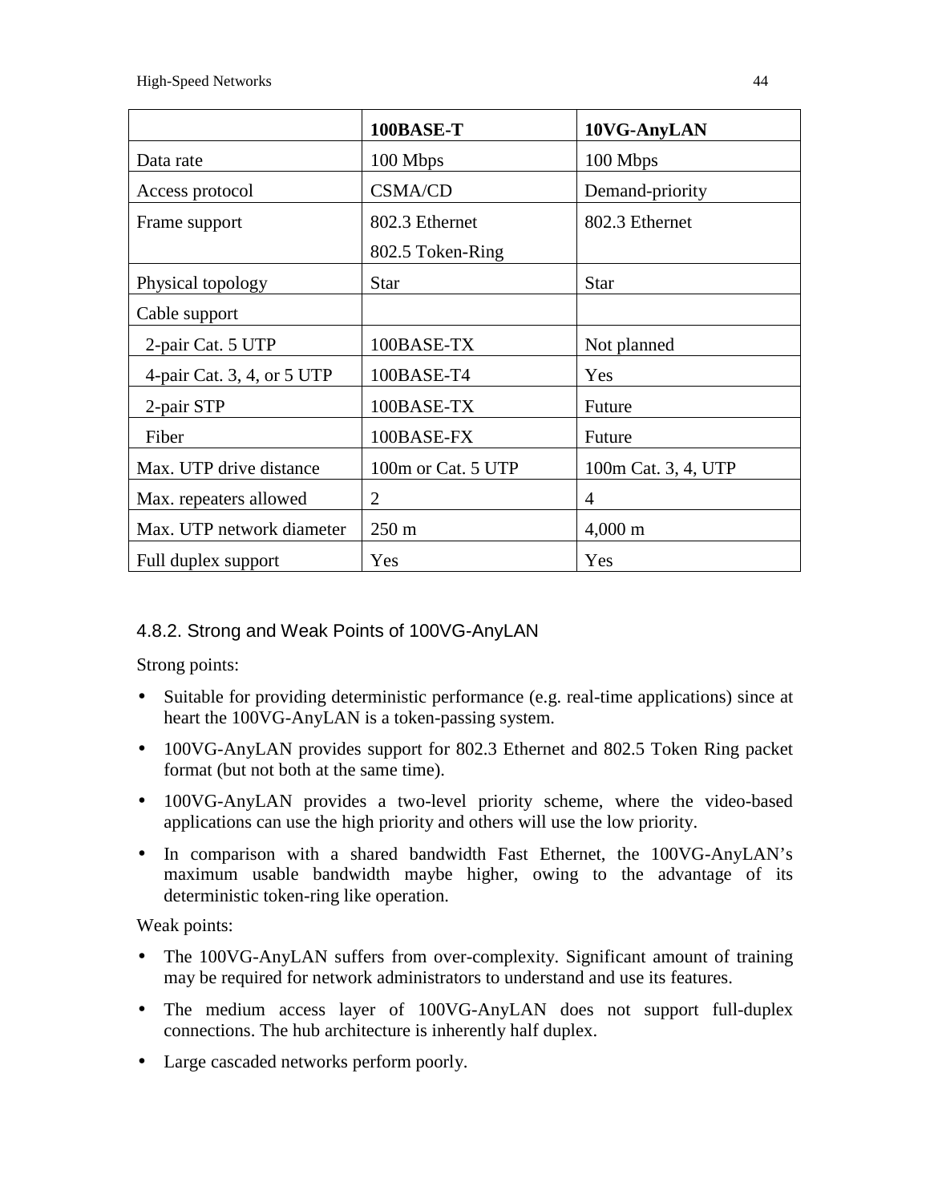| | 100BASE-T | 10VG-AnyLAN |
|---|---|---|
| Data rate | 100 Mbps | 100 Mbps |
| Access protocol | CSMA/CD | Demand-priority |
| Frame support | 802.3 Ethernet<br>802.5 Token-Ring | 802.3 Ethernet |
| Physical topology | Star | Star |
| Cable support | | |
| 2-pair Cat. 5 UTP | 100BASE-TX | Not planned |
| 4-pair Cat. 3, 4, or 5 UTP | 100BASE-T4 | Yes |
| 2-pair STP | 100BASE-TX | Future |
| Fiber | 100BASE-FX | Future |
| Max. UTP drive distance | 100m or Cat. 5 UTP | 100m Cat. 3, 4, UTP |
| Max. repeaters allowed | 2 | 4 |
| Max. UTP network diameter | 250 m | 4,000 m |
| Full duplex support | Yes | Yes |

### 4.8.2. Strong and Weak Points of 100VG-AnyLAN

Strong points:

- Suitable for providing deterministic performance (e.g. real-time applications) since at heart the 100VG-AnyLAN is a token-passing system.
- 100VG-AnyLAN provides support for 802.3 Ethernet and 802.5 Token Ring packet format (but not both at the same time).
- 100VG-AnyLAN provides a two-level priority scheme, where the video-based applications can use the high priority and others will use the low priority.
- In comparison with a shared bandwidth Fast Ethernet, the 100VG-AnyLAN's maximum usable bandwidth maybe higher, owing to the advantage of its deterministic token-ring like operation.

Weak points:

- The 100VG-AnyLAN suffers from over-complexity. Significant amount of training may be required for network administrators to understand and use its features.
- The medium access layer of 100VG-AnyLAN does not support full-duplex connections. The hub architecture is inherently half duplex.
- Large cascaded networks perform poorly.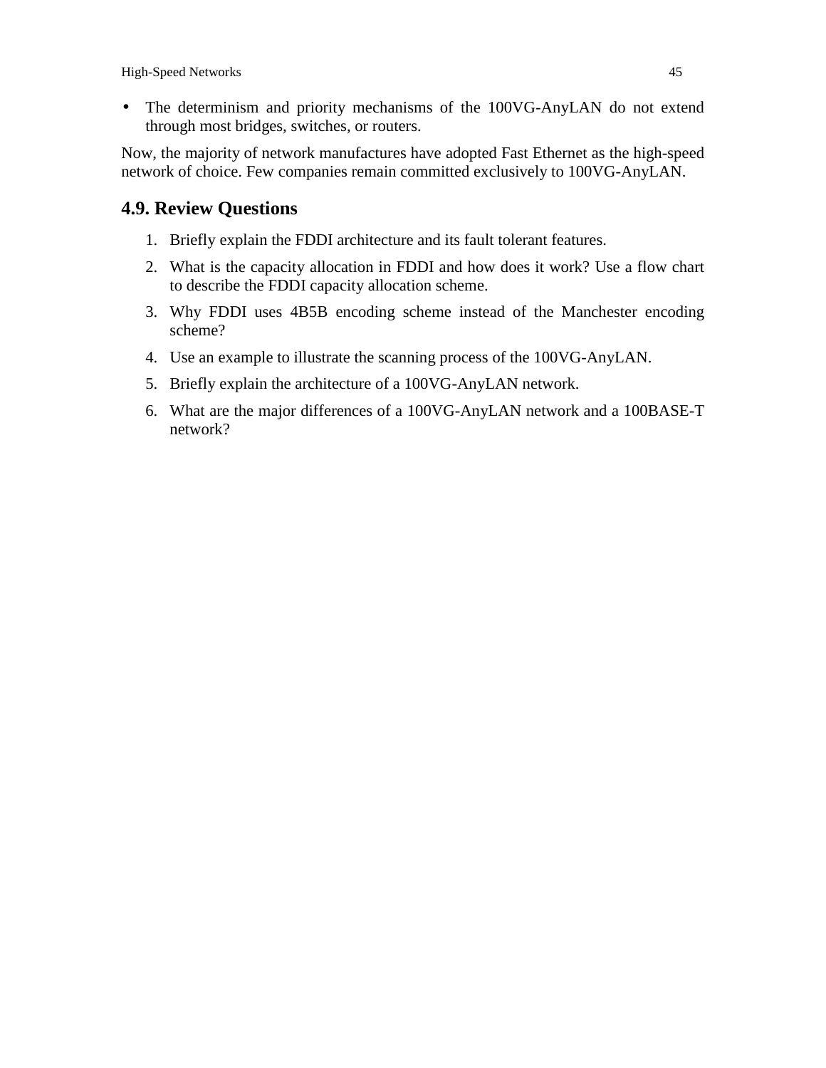- The determinism and priority mechanisms of the 100VG-AnyLAN do not extend through most bridges, switches, or routers.

Now, the majority of network manufactures have adopted Fast Ethernet as the high-speed network of choice. Few companies remain committed exclusively to 100VG-AnyLAN.

## 4.9. Review Questions

1. Briefly explain the FDDI architecture and its fault tolerant features.
2. What is the capacity allocation in FDDI and how does it work? Use a flow chart to describe the FDDI capacity allocation scheme.
3. Why FDDI uses 4B5B encoding scheme instead of the Manchester encoding scheme?
4. Use an example to illustrate the scanning process of the 100VG-AnyLAN.
5. Briefly explain the architecture of a 100VG-AnyLAN network.
6. What are the major differences of a 100VG-AnyLAN network and a 100BASE-T network?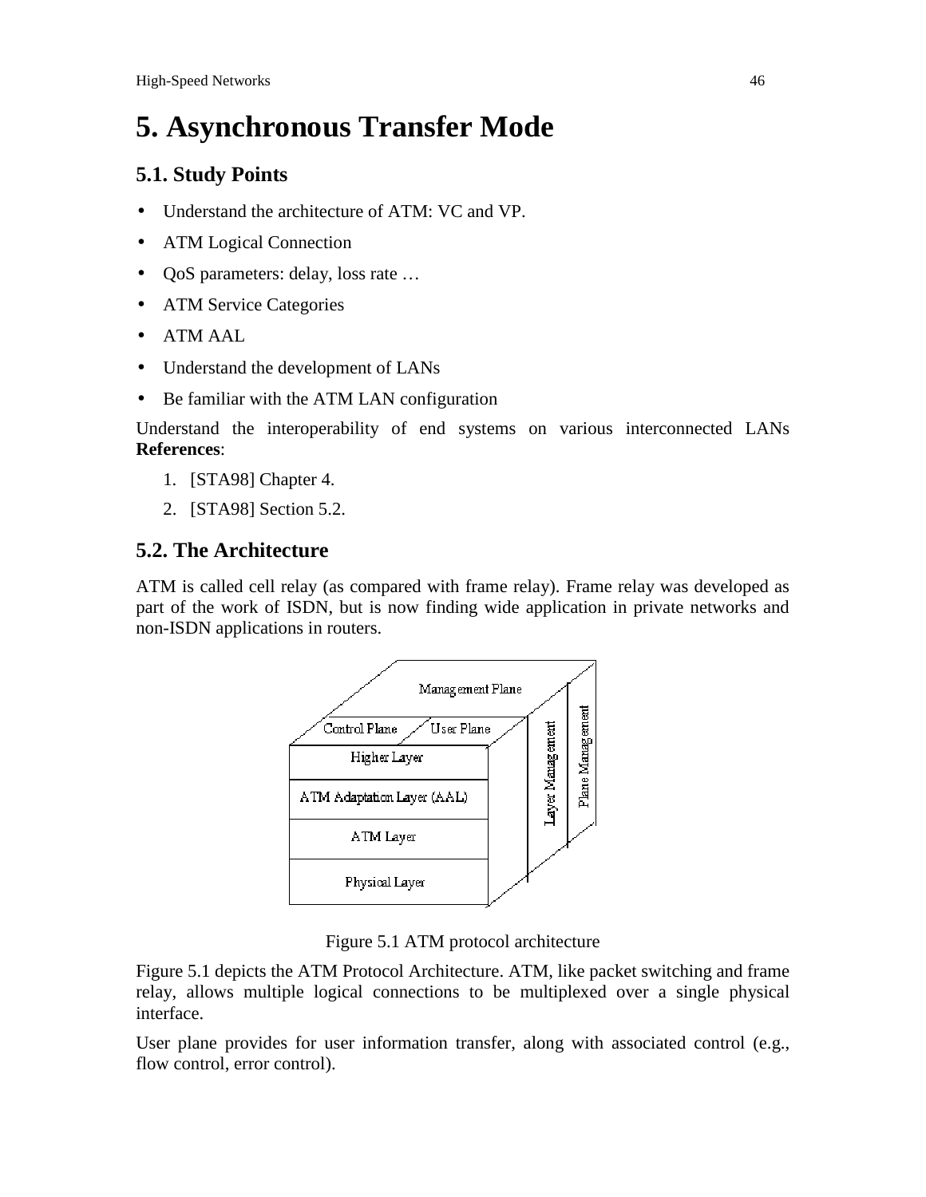# 5. Asynchronous Transfer Mode

## 5.1. Study Points

- Understand the architecture of ATM: VC and VP.
- ATM Logical Connection
- QoS parameters: delay, loss rate …
- ATM Service Categories
- ATM AAL
- Understand the development of LANs
- Be familiar with the ATM LAN configuration

Understand the interoperability of end systems on various interconnected LANs
**References**:

1. [STA98] Chapter 4.
2. [STA98] Section 5.2.

## 5.2. The Architecture

ATM is called cell relay (as compared with frame relay). Frame relay was developed as part of the work of ISDN, but is now finding wide application in private networks and non-ISDN applications in routers.

Figure 5.1 ATM protocol architecture

Figure 5.1 depicts the ATM Protocol Architecture. ATM, like packet switching and frame relay, allows multiple logical connections to be multiplexed over a single physical interface.

User plane provides for user information transfer, along with associated control (e.g., flow control, error control).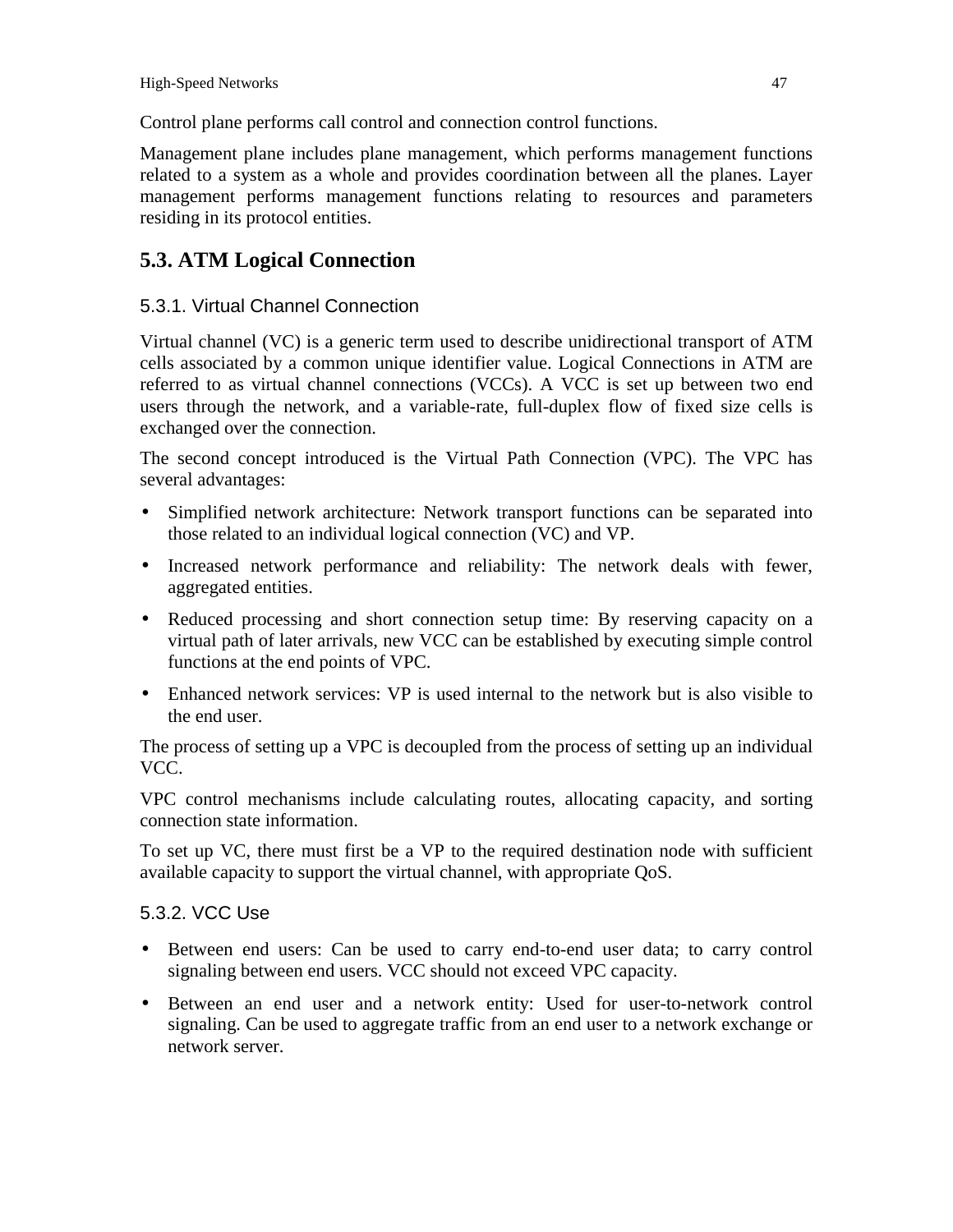Control plane performs call control and connection control functions.

Management plane includes plane management, which performs management functions related to a system as a whole and provides coordination between all the planes. Layer management performs management functions relating to resources and parameters residing in its protocol entities.

## 5.3. ATM Logical Connection

### 5.3.1. Virtual Channel Connection

Virtual channel (VC) is a generic term used to describe unidirectional transport of ATM cells associated by a common unique identifier value. Logical Connections in ATM are referred to as virtual channel connections (VCCs). A VCC is set up between two end users through the network, and a variable-rate, full-duplex flow of fixed size cells is exchanged over the connection.

The second concept introduced is the Virtual Path Connection (VPC). The VPC has several advantages:

- Simplified network architecture: Network transport functions can be separated into those related to an individual logical connection (VC) and VP.
- Increased network performance and reliability: The network deals with fewer, aggregated entities.
- Reduced processing and short connection setup time: By reserving capacity on a virtual path of later arrivals, new VCC can be established by executing simple control functions at the end points of VPC.
- Enhanced network services: VP is used internal to the network but is also visible to the end user.

The process of setting up a VPC is decoupled from the process of setting up an individual VCC.

VPC control mechanisms include calculating routes, allocating capacity, and sorting connection state information.

To set up VC, there must first be a VP to the required destination node with sufficient available capacity to support the virtual channel, with appropriate QoS.

### 5.3.2. VCC Use

- Between end users: Can be used to carry end-to-end user data; to carry control signaling between end users. VCC should not exceed VPC capacity.
- Between an end user and a network entity: Used for user-to-network control signaling. Can be used to aggregate traffic from an end user to a network exchange or network server.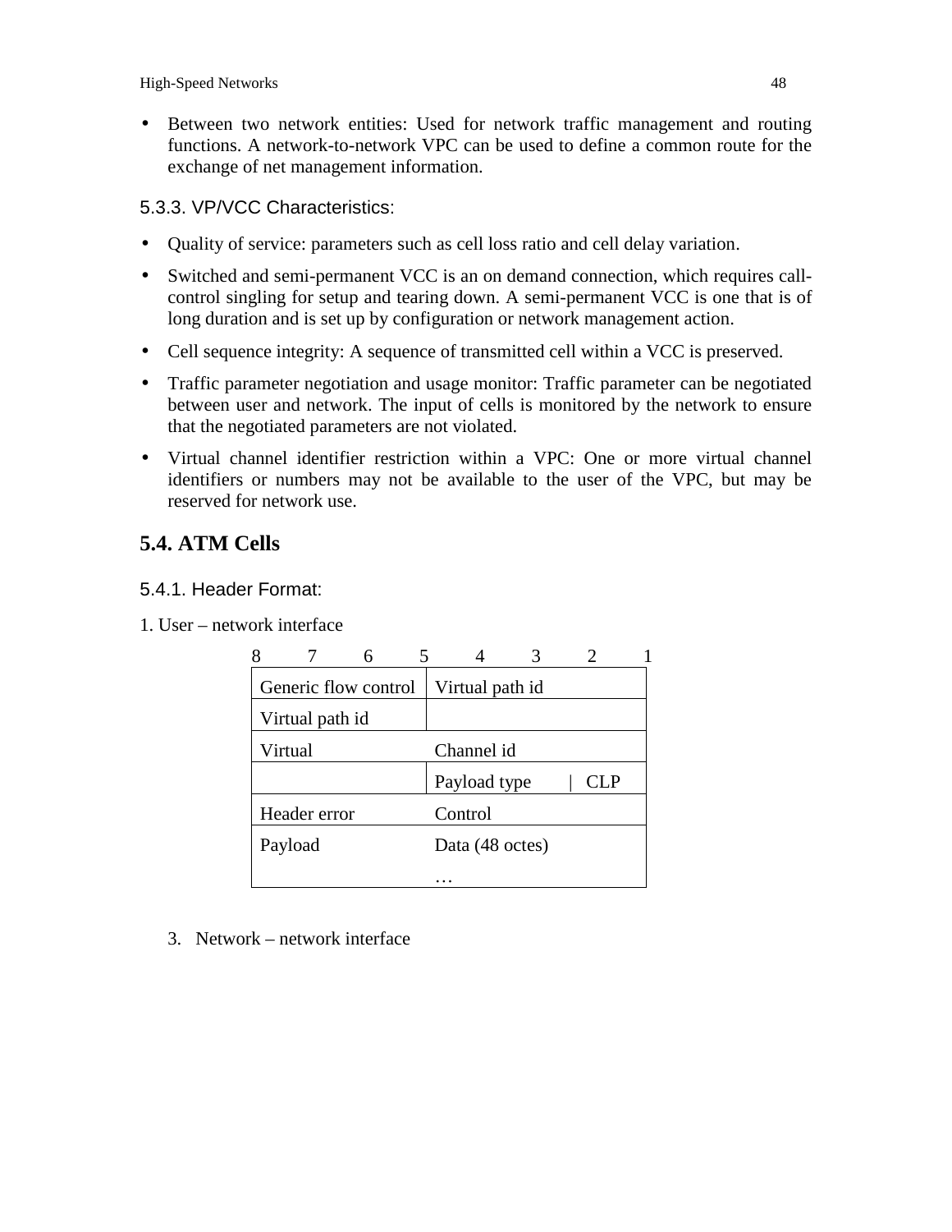- Between two network entities: Used for network traffic management and routing functions. A network-to-network VPC can be used to define a common route for the exchange of net management information.

### 5.3.3. VP/VCC Characteristics:

- Quality of service: parameters such as cell loss ratio and cell delay variation.
- Switched and semi-permanent VCC is an on demand connection, which requires call-control singling for setup and tearing down. A semi-permanent VCC is one that is of long duration and is set up by configuration or network management action.
- Cell sequence integrity: A sequence of transmitted cell within a VCC is preserved.
- Traffic parameter negotiation and usage monitor: Traffic parameter can be negotiated between user and network. The input of cells is monitored by the network to ensure that the negotiated parameters are not violated.
- Virtual channel identifier restriction within a VPC: One or more virtual channel identifiers or numbers may not be available to the user of the VPC, but may be reserved for network use.

## 5.4. ATM Cells

### 5.4.1. Header Format:

1. User – network interface

| 8 7 6 5 | 4 3 2 1 |
|---|---|
| Generic flow control | Virtual path id |
| Virtual path id | |
| Virtual | Channel id |
| | Payload type \| CLP |
| Header error | Control |
| Payload | Data (48 octes) |
| | … |

3. Network – network interface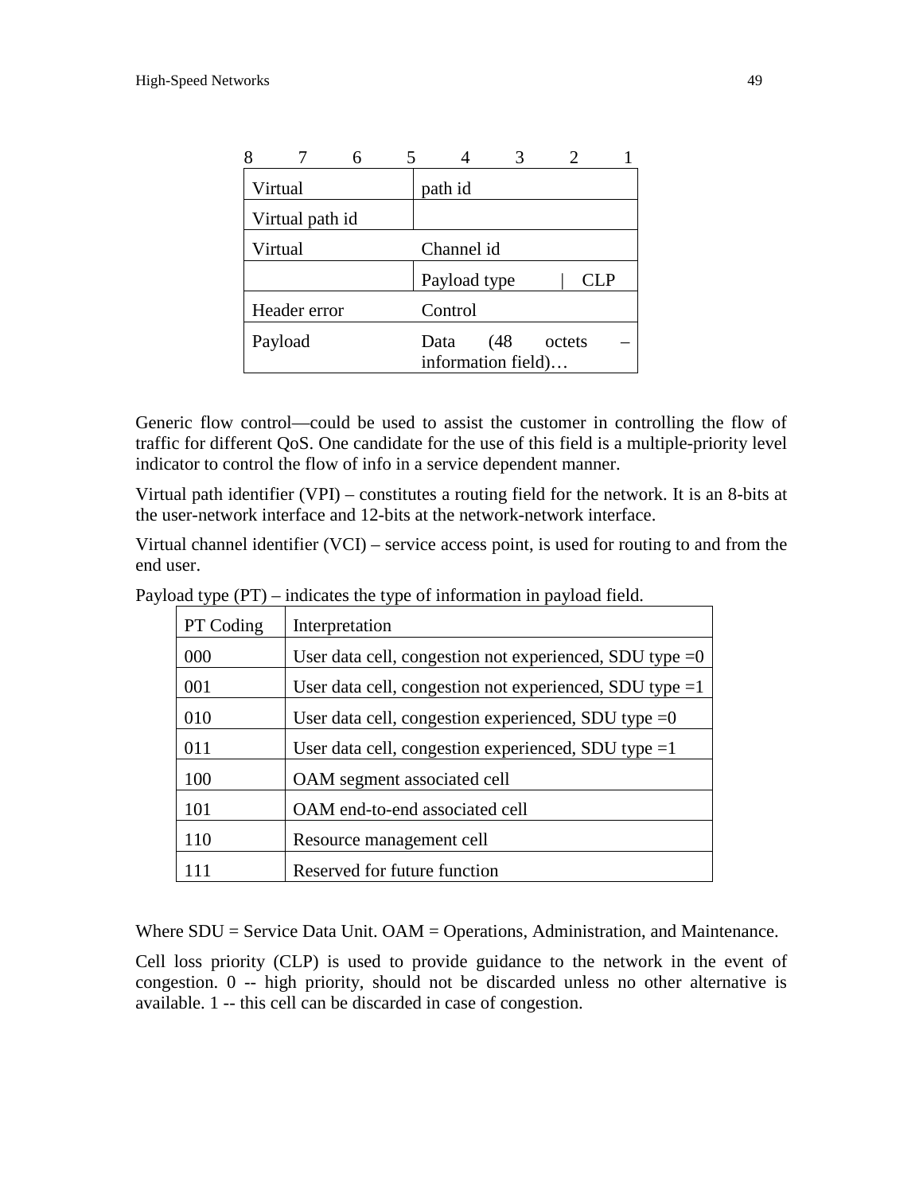| 8 7 6 5 | 4 3 2 1 |
|---|---|
| Virtual | path id |
| Virtual path id | |
| Virtual | Channel id |
| | Payload type \| CLP |
| Header error | Control |
| Payload | Data (48 octets – information field)… |

Generic flow control—could be used to assist the customer in controlling the flow of traffic for different QoS. One candidate for the use of this field is a multiple-priority level indicator to control the flow of info in a service dependent manner.

Virtual path identifier (VPI) – constitutes a routing field for the network. It is an 8-bits at the user-network interface and 12-bits at the network-network interface.

Virtual channel identifier (VCI) – service access point, is used for routing to and from the end user.

Payload type (PT) – indicates the type of information in payload field.

| PT Coding | Interpretation |
|---|---|
| 000 | User data cell, congestion not experienced, SDU type =0 |
| 001 | User data cell, congestion not experienced, SDU type =1 |
| 010 | User data cell, congestion experienced, SDU type =0 |
| 011 | User data cell, congestion experienced, SDU type =1 |
| 100 | OAM segment associated cell |
| 101 | OAM end-to-end associated cell |
| 110 | Resource management cell |
| 111 | Reserved for future function |

Where SDU = Service Data Unit. OAM = Operations, Administration, and Maintenance.

Cell loss priority (CLP) is used to provide guidance to the network in the event of congestion. 0 -- high priority, should not be discarded unless no other alternative is available. 1 -- this cell can be discarded in case of congestion.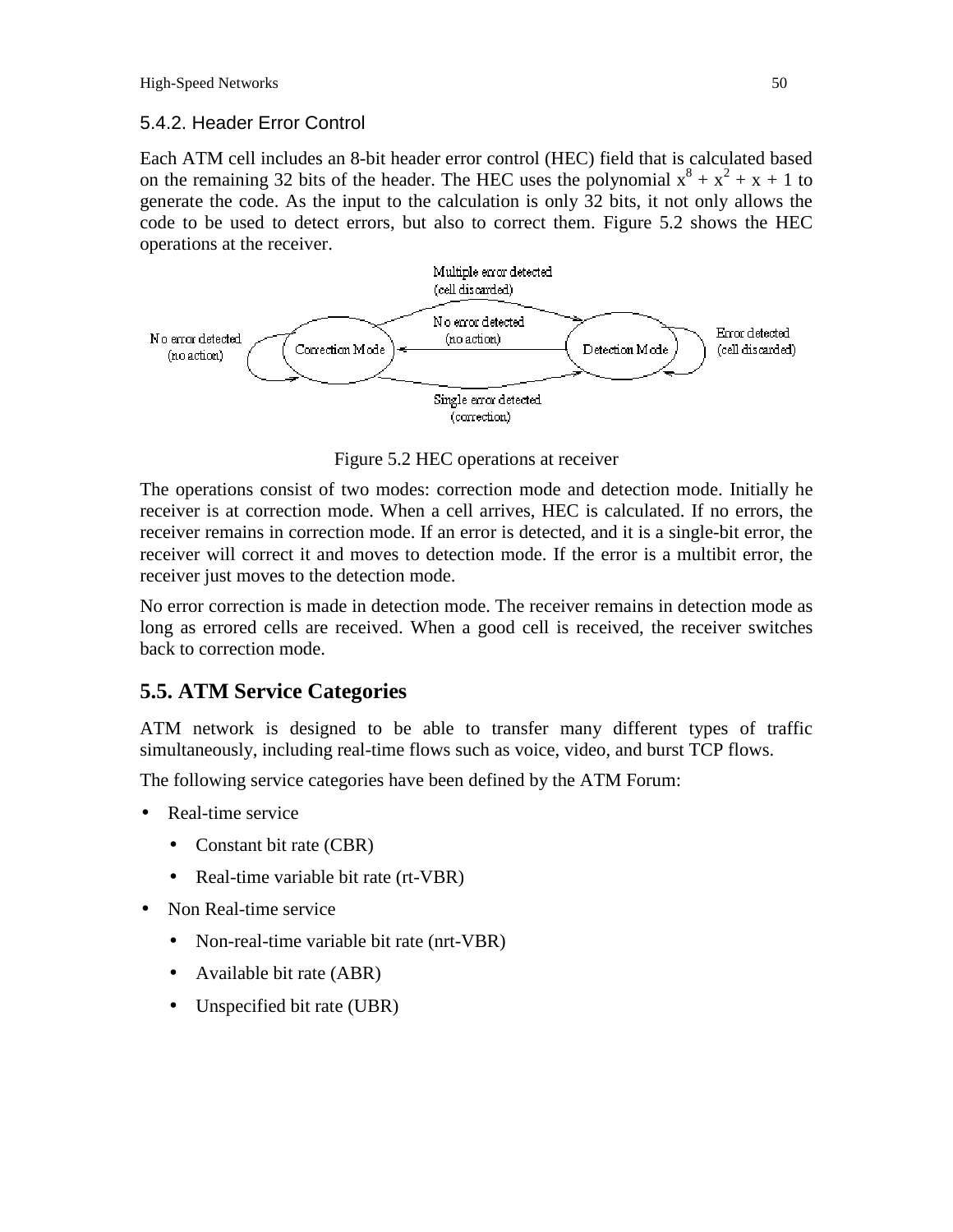### 5.4.2. Header Error Control

Each ATM cell includes an 8-bit header error control (HEC) field that is calculated based on the remaining 32 bits of the header. The HEC uses the polynomial $x^8 + x^2 + x + 1$ to generate the code. As the input to the calculation is only 32 bits, it not only allows the code to be used to detect errors, but also to correct them. Figure 5.2 shows the HEC operations at the receiver.

Multiple error detected (cell discarded)

No error detected (no action)

Correction Mode

No error detected (no action)

Detection Mode

Error detected (cell discarded)

Single error detected (correction)

Figure 5.2 HEC operations at receiver

The operations consist of two modes: correction mode and detection mode. Initially he receiver is at correction mode. When a cell arrives, HEC is calculated. If no errors, the receiver remains in correction mode. If an error is detected, and it is a single-bit error, the receiver will correct it and moves to detection mode. If the error is a multibit error, the receiver just moves to the detection mode.

No error correction is made in detection mode. The receiver remains in detection mode as long as errored cells are received. When a good cell is received, the receiver switches back to correction mode.

## 5.5. ATM Service Categories

ATM network is designed to be able to transfer many different types of traffic simultaneously, including real-time flows such as voice, video, and burst TCP flows.

The following service categories have been defined by the ATM Forum:

- Real-time service
  - Constant bit rate (CBR)
  - Real-time variable bit rate (rt-VBR)
- Non Real-time service
  - Non-real-time variable bit rate (nrt-VBR)
  - Available bit rate (ABR)
  - Unspecified bit rate (UBR)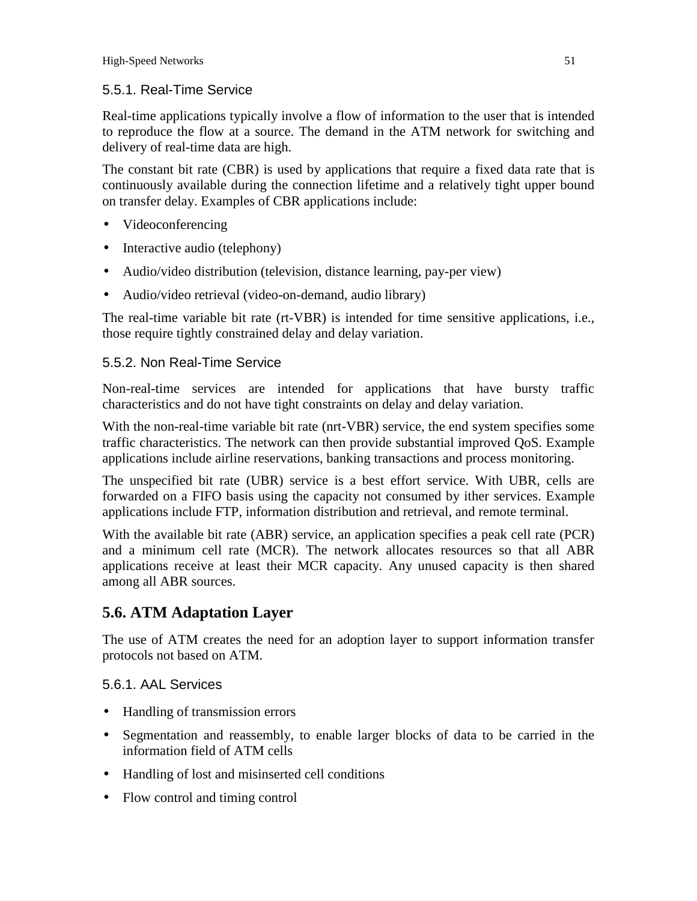### 5.5.1. Real-Time Service

Real-time applications typically involve a flow of information to the user that is intended to reproduce the flow at a source. The demand in the ATM network for switching and delivery of real-time data are high.

The constant bit rate (CBR) is used by applications that require a fixed data rate that is continuously available during the connection lifetime and a relatively tight upper bound on transfer delay. Examples of CBR applications include:

- Videoconferencing
- Interactive audio (telephony)
- Audio/video distribution (television, distance learning, pay-per view)
- Audio/video retrieval (video-on-demand, audio library)

The real-time variable bit rate (rt-VBR) is intended for time sensitive applications, i.e., those require tightly constrained delay and delay variation.

### 5.5.2. Non Real-Time Service

Non-real-time services are intended for applications that have bursty traffic characteristics and do not have tight constraints on delay and delay variation.

With the non-real-time variable bit rate (nrt-VBR) service, the end system specifies some traffic characteristics. The network can then provide substantial improved QoS. Example applications include airline reservations, banking transactions and process monitoring.

The unspecified bit rate (UBR) service is a best effort service. With UBR, cells are forwarded on a FIFO basis using the capacity not consumed by ither services. Example applications include FTP, information distribution and retrieval, and remote terminal.

With the available bit rate (ABR) service, an application specifies a peak cell rate (PCR) and a minimum cell rate (MCR). The network allocates resources so that all ABR applications receive at least their MCR capacity. Any unused capacity is then shared among all ABR sources.

## 5.6. ATM Adaptation Layer

The use of ATM creates the need for an adoption layer to support information transfer protocols not based on ATM.

### 5.6.1. AAL Services

- Handling of transmission errors
- Segmentation and reassembly, to enable larger blocks of data to be carried in the information field of ATM cells
- Handling of lost and misinserted cell conditions
- Flow control and timing control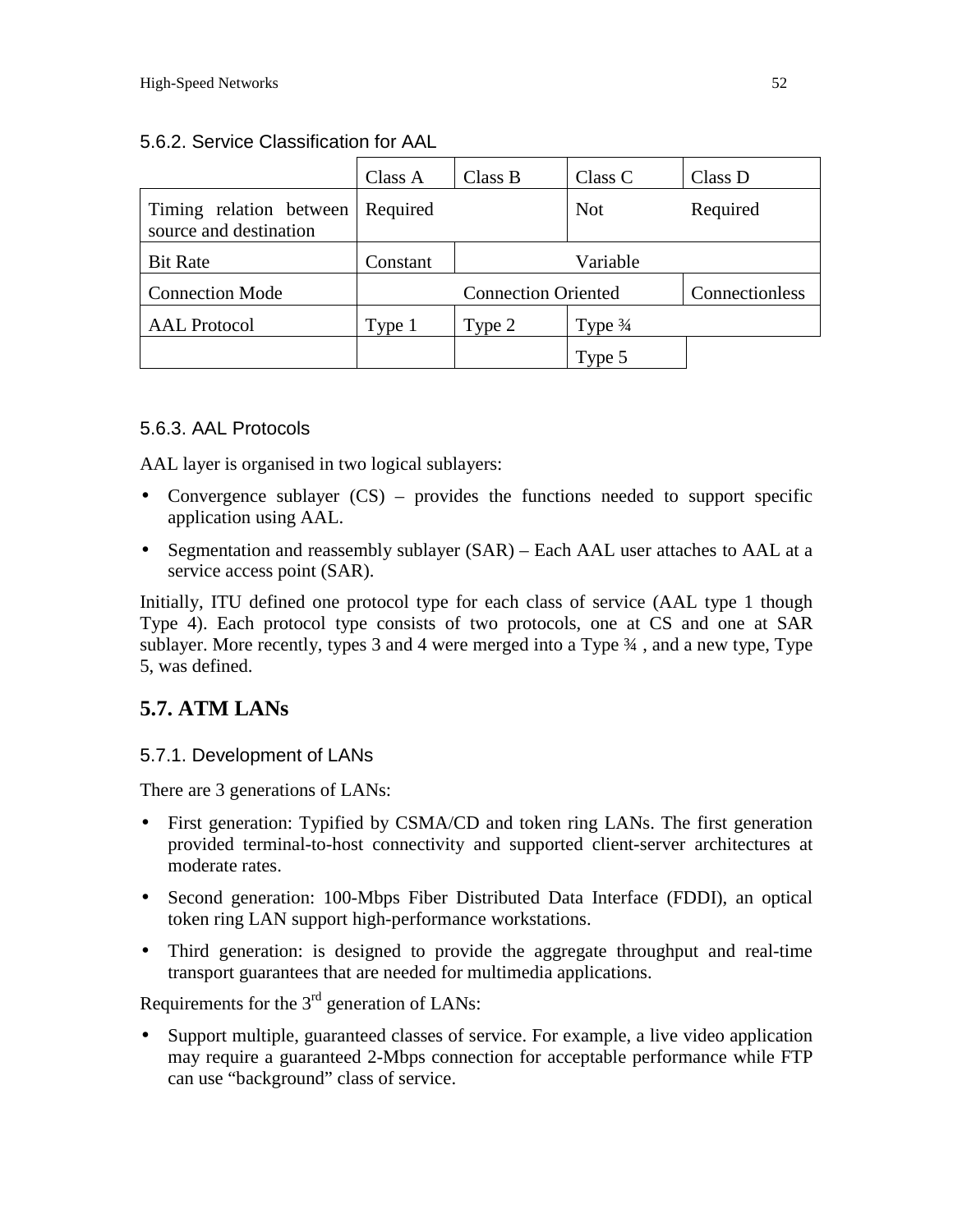### 5.6.2. Service Classification for AAL

| | Class A | Class B | Class C | Class D |
|---|---|---|---|---|
| Timing relation between source and destination | Required | | Not | Required |
| Bit Rate | Constant | | Variable | |
| Connection Mode | | Connection Oriented | | Connectionless |
| AAL Protocol | Type 1 | Type 2 | Type ¾ | |
| | | | Type 5 | |

### 5.6.3. AAL Protocols

AAL layer is organised in two logical sublayers:

- Convergence sublayer (CS) – provides the functions needed to support specific application using AAL.
- Segmentation and reassembly sublayer (SAR) – Each AAL user attaches to AAL at a service access point (SAR).

Initially, ITU defined one protocol type for each class of service (AAL type 1 though Type 4). Each protocol type consists of two protocols, one at CS and one at SAR sublayer. More recently, types 3 and 4 were merged into a Type ¾ , and a new type, Type 5, was defined.

## 5.7. ATM LANs

### 5.7.1. Development of LANs

There are 3 generations of LANs:

- First generation: Typified by CSMA/CD and token ring LANs. The first generation provided terminal-to-host connectivity and supported client-server architectures at moderate rates.
- Second generation: 100-Mbps Fiber Distributed Data Interface (FDDI), an optical token ring LAN support high-performance workstations.
- Third generation: is designed to provide the aggregate throughput and real-time transport guarantees that are needed for multimedia applications.

Requirements for the 3rd generation of LANs:

- Support multiple, guaranteed classes of service. For example, a live video application may require a guaranteed 2-Mbps connection for acceptable performance while FTP can use "background" class of service.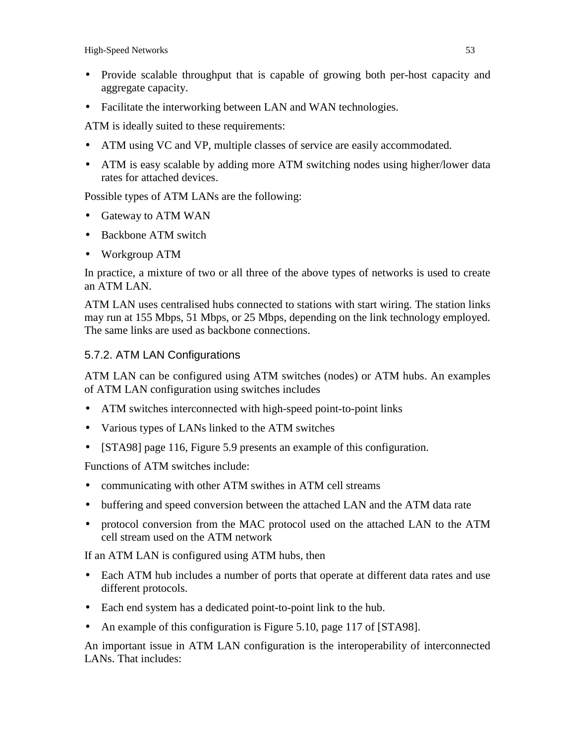- Provide scalable throughput that is capable of growing both per-host capacity and aggregate capacity.
- Facilitate the interworking between LAN and WAN technologies.

ATM is ideally suited to these requirements:

- ATM using VC and VP, multiple classes of service are easily accommodated.
- ATM is easy scalable by adding more ATM switching nodes using higher/lower data rates for attached devices.

Possible types of ATM LANs are the following:

- Gateway to ATM WAN
- Backbone ATM switch
- Workgroup ATM

In practice, a mixture of two or all three of the above types of networks is used to create an ATM LAN.

ATM LAN uses centralised hubs connected to stations with start wiring. The station links may run at 155 Mbps, 51 Mbps, or 25 Mbps, depending on the link technology employed. The same links are used as backbone connections.

### 5.7.2. ATM LAN Configurations

ATM LAN can be configured using ATM switches (nodes) or ATM hubs. An examples of ATM LAN configuration using switches includes

- ATM switches interconnected with high-speed point-to-point links
- Various types of LANs linked to the ATM switches
- [STA98] page 116, Figure 5.9 presents an example of this configuration.

Functions of ATM switches include:

- communicating with other ATM swithes in ATM cell streams
- buffering and speed conversion between the attached LAN and the ATM data rate
- protocol conversion from the MAC protocol used on the attached LAN to the ATM cell stream used on the ATM network

If an ATM LAN is configured using ATM hubs, then

- Each ATM hub includes a number of ports that operate at different data rates and use different protocols.
- Each end system has a dedicated point-to-point link to the hub.
- An example of this configuration is Figure 5.10, page 117 of [STA98].

An important issue in ATM LAN configuration is the interoperability of interconnected LANs. That includes: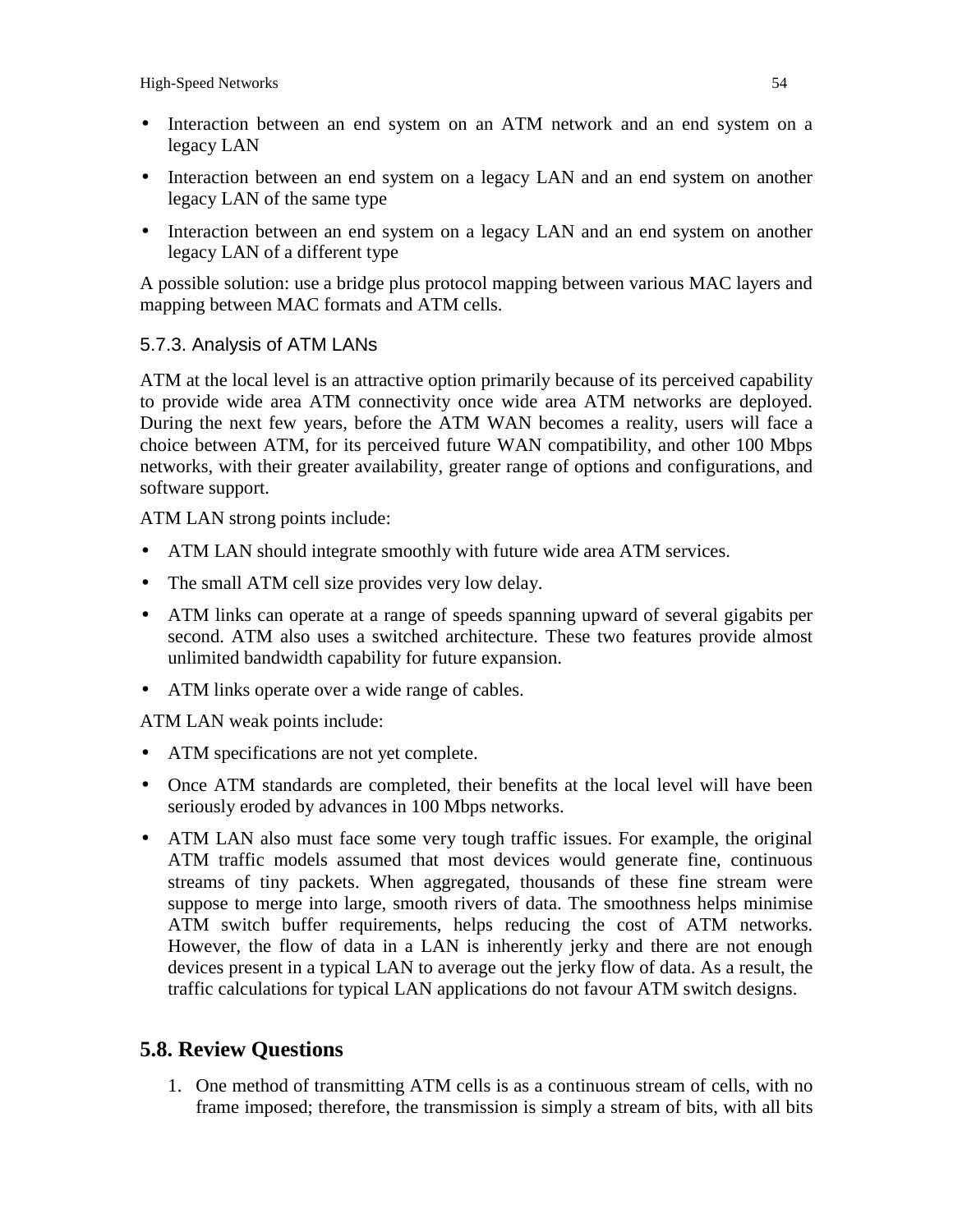- Interaction between an end system on an ATM network and an end system on a legacy LAN
- Interaction between an end system on a legacy LAN and an end system on another legacy LAN of the same type
- Interaction between an end system on a legacy LAN and an end system on another legacy LAN of a different type

A possible solution: use a bridge plus protocol mapping between various MAC layers and mapping between MAC formats and ATM cells.

### 5.7.3. Analysis of ATM LANs

ATM at the local level is an attractive option primarily because of its perceived capability to provide wide area ATM connectivity once wide area ATM networks are deployed. During the next few years, before the ATM WAN becomes a reality, users will face a choice between ATM, for its perceived future WAN compatibility, and other 100 Mbps networks, with their greater availability, greater range of options and configurations, and software support.

ATM LAN strong points include:

- ATM LAN should integrate smoothly with future wide area ATM services.
- The small ATM cell size provides very low delay.
- ATM links can operate at a range of speeds spanning upward of several gigabits per second. ATM also uses a switched architecture. These two features provide almost unlimited bandwidth capability for future expansion.
- ATM links operate over a wide range of cables.

ATM LAN weak points include:

- ATM specifications are not yet complete.
- Once ATM standards are completed, their benefits at the local level will have been seriously eroded by advances in 100 Mbps networks.
- ATM LAN also must face some very tough traffic issues. For example, the original ATM traffic models assumed that most devices would generate fine, continuous streams of tiny packets. When aggregated, thousands of these fine stream were suppose to merge into large, smooth rivers of data. The smoothness helps minimise ATM switch buffer requirements, helps reducing the cost of ATM networks. However, the flow of data in a LAN is inherently jerky and there are not enough devices present in a typical LAN to average out the jerky flow of data. As a result, the traffic calculations for typical LAN applications do not favour ATM switch designs.

## 5.8. Review Questions

1. One method of transmitting ATM cells is as a continuous stream of cells, with no frame imposed; therefore, the transmission is simply a stream of bits, with all bits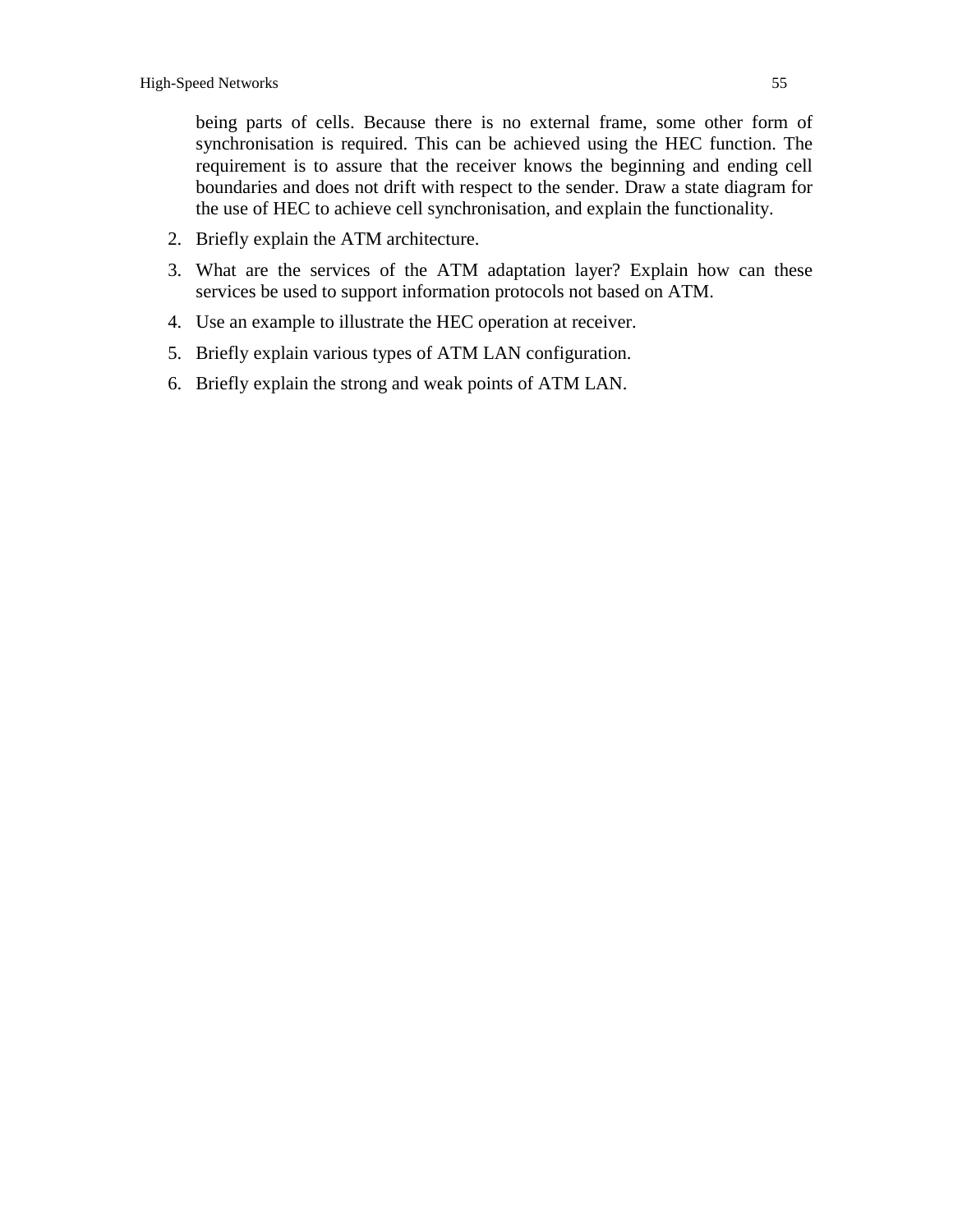being parts of cells. Because there is no external frame, some other form of synchronisation is required. This can be achieved using the HEC function. The requirement is to assure that the receiver knows the beginning and ending cell boundaries and does not drift with respect to the sender. Draw a state diagram for the use of HEC to achieve cell synchronisation, and explain the functionality.

2. Briefly explain the ATM architecture.
3. What are the services of the ATM adaptation layer? Explain how can these services be used to support information protocols not based on ATM.
4. Use an example to illustrate the HEC operation at receiver.
5. Briefly explain various types of ATM LAN configuration.
6. Briefly explain the strong and weak points of ATM LAN.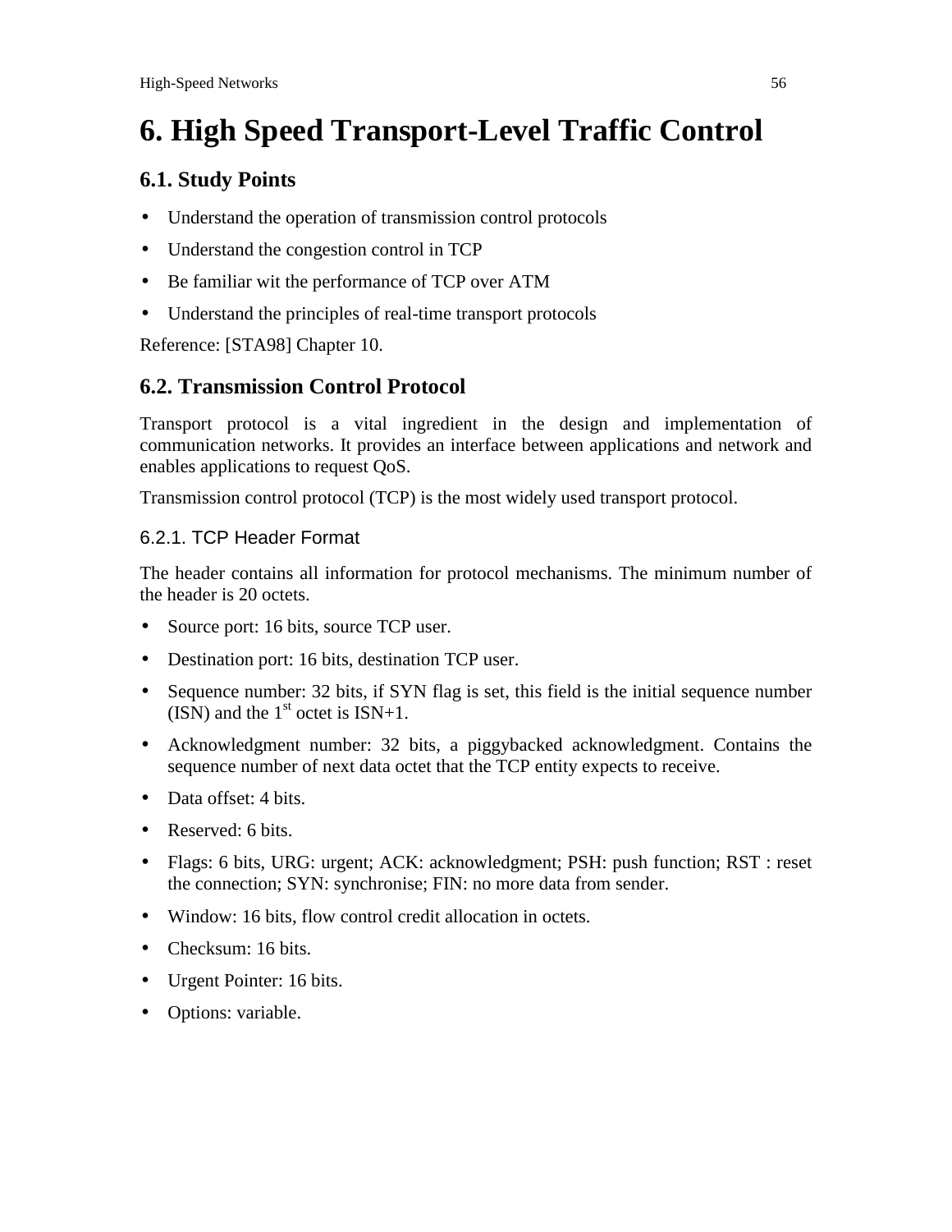# 6. High Speed Transport-Level Traffic Control

## 6.1. Study Points

- Understand the operation of transmission control protocols
- Understand the congestion control in TCP
- Be familiar wit the performance of TCP over ATM
- Understand the principles of real-time transport protocols

Reference: [STA98] Chapter 10.

## 6.2. Transmission Control Protocol

Transport protocol is a vital ingredient in the design and implementation of communication networks. It provides an interface between applications and network and enables applications to request QoS.

Transmission control protocol (TCP) is the most widely used transport protocol.

### 6.2.1. TCP Header Format

The header contains all information for protocol mechanisms. The minimum number of the header is 20 octets.

- Source port: 16 bits, source TCP user.
- Destination port: 16 bits, destination TCP user.
- Sequence number: 32 bits, if SYN flag is set, this field is the initial sequence number (ISN) and the 1st octet is ISN+1.
- Acknowledgment number: 32 bits, a piggybacked acknowledgment. Contains the sequence number of next data octet that the TCP entity expects to receive.
- Data offset: 4 bits.
- Reserved: 6 bits.
- Flags: 6 bits, URG: urgent; ACK: acknowledgment; PSH: push function; RST : reset the connection; SYN: synchronise; FIN: no more data from sender.
- Window: 16 bits, flow control credit allocation in octets.
- Checksum: 16 bits.
- Urgent Pointer: 16 bits.
- Options: variable.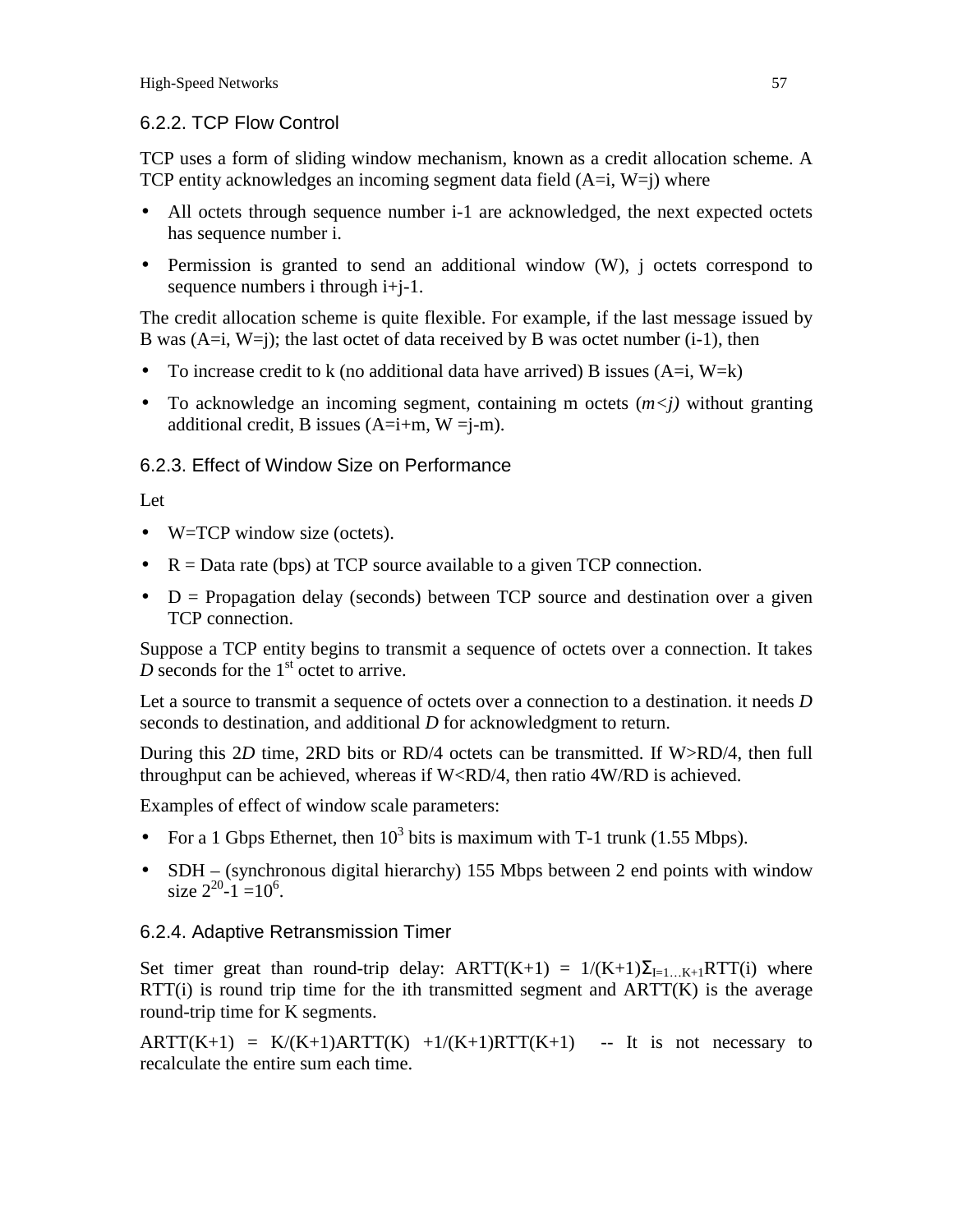### 6.2.2. TCP Flow Control

TCP uses a form of sliding window mechanism, known as a credit allocation scheme. A TCP entity acknowledges an incoming segment data field (A=i, W=j) where

- All octets through sequence number i-1 are acknowledged, the next expected octets has sequence number i.
- Permission is granted to send an additional window (W), j octets correspond to sequence numbers i through i+j-1.

The credit allocation scheme is quite flexible. For example, if the last message issued by B was (A=i, W=j); the last octet of data received by B was octet number (i-1), then

- To increase credit to k (no additional data have arrived) B issues (A=i, W=k)
- To acknowledge an incoming segment, containing m octets (*m<j)* without granting additional credit, B issues (A=i+m, W =j-m).

### 6.2.3. Effect of Window Size on Performance

Let

- W=TCP window size (octets).
- R = Data rate (bps) at TCP source available to a given TCP connection.
- D = Propagation delay (seconds) between TCP source and destination over a given TCP connection.

Suppose a TCP entity begins to transmit a sequence of octets over a connection. It takes *D* seconds for the 1st octet to arrive.

Let a source to transmit a sequence of octets over a connection to a destination. it needs *D* seconds to destination, and additional *D* for acknowledgment to return.

During this 2*D* time, 2RD bits or RD/4 octets can be transmitted. If W>RD/4, then full throughput can be achieved, whereas if W<RD/4, then ratio 4W/RD is achieved.

Examples of effect of window scale parameters:

- For a 1 Gbps Ethernet, then $10^3$ bits is maximum with T-1 trunk (1.55 Mbps).
- SDH – (synchronous digital hierarchy) 155 Mbps between 2 end points with window size $2^{20}$-1 =$10^6$.

### 6.2.4. Adaptive Retransmission Timer

Set timer great than round-trip delay: ARTT(K+1) = $1/(K+1)\Sigma_{I=1\ldots K+1}$RTT(i) where RTT(i) is round trip time for the ith transmitted segment and ARTT(K) is the average round-trip time for K segments.

ARTT(K+1) = K/(K+1)ARTT(K) +1/(K+1)RTT(K+1) -- It is not necessary to recalculate the entire sum each time.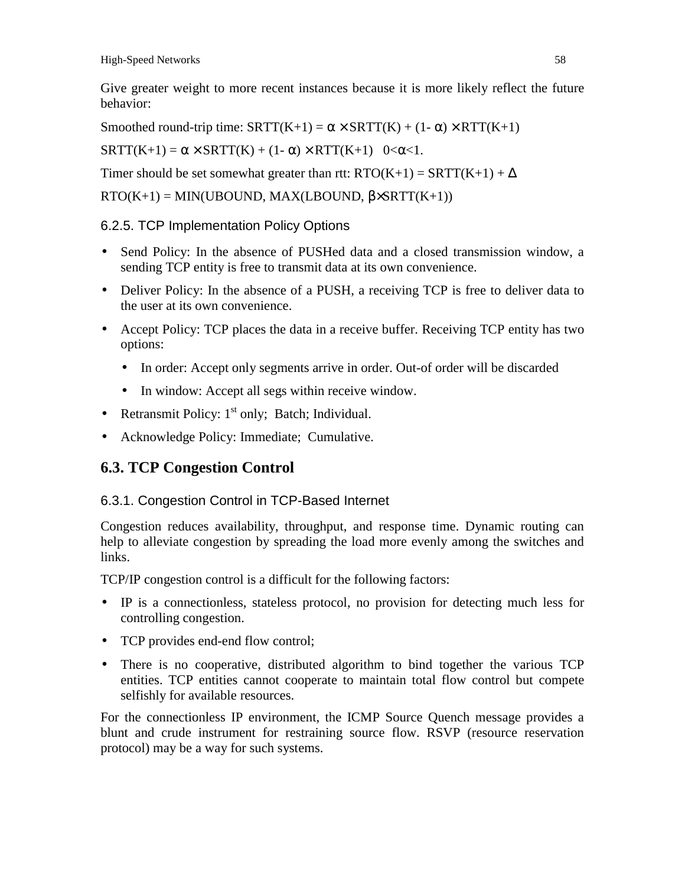Give greater weight to more recent instances because it is more likely reflect the future behavior:

Smoothed round-trip time: $SRTT(K+1) = \alpha \times SRTT(K) + (1- \alpha) \times RTT(K+1)$

$SRTT(K+1) = \alpha \times SRTT(K) + (1- \alpha) \times RTT(K+1) \quad 0<\alpha<1.$

Timer should be set somewhat greater than rtt: $RTO(K+1) = SRTT(K+1) + \Delta$

$RTO(K+1) = MIN(UBOUND, MAX(LBOUND, \beta \times SRTT(K+1))$

### 6.2.5. TCP Implementation Policy Options

- Send Policy: In the absence of PUSHed data and a closed transmission window, a sending TCP entity is free to transmit data at its own convenience.
- Deliver Policy: In the absence of a PUSH, a receiving TCP is free to deliver data to the user at its own convenience.
- Accept Policy: TCP places the data in a receive buffer. Receiving TCP entity has two options:
  - In order: Accept only segments arrive in order. Out-of order will be discarded
  - In window: Accept all segs within receive window.
- Retransmit Policy: 1st only; Batch; Individual.
- Acknowledge Policy: Immediate; Cumulative.

## 6.3. TCP Congestion Control

### 6.3.1. Congestion Control in TCP-Based Internet

Congestion reduces availability, throughput, and response time. Dynamic routing can help to alleviate congestion by spreading the load more evenly among the switches and links.

TCP/IP congestion control is a difficult for the following factors:

- IP is a connectionless, stateless protocol, no provision for detecting much less for controlling congestion.
- TCP provides end-end flow control;
- There is no cooperative, distributed algorithm to bind together the various TCP entities. TCP entities cannot cooperate to maintain total flow control but compete selfishly for available resources.

For the connectionless IP environment, the ICMP Source Quench message provides a blunt and crude instrument for restraining source flow. RSVP (resource reservation protocol) may be a way for such systems.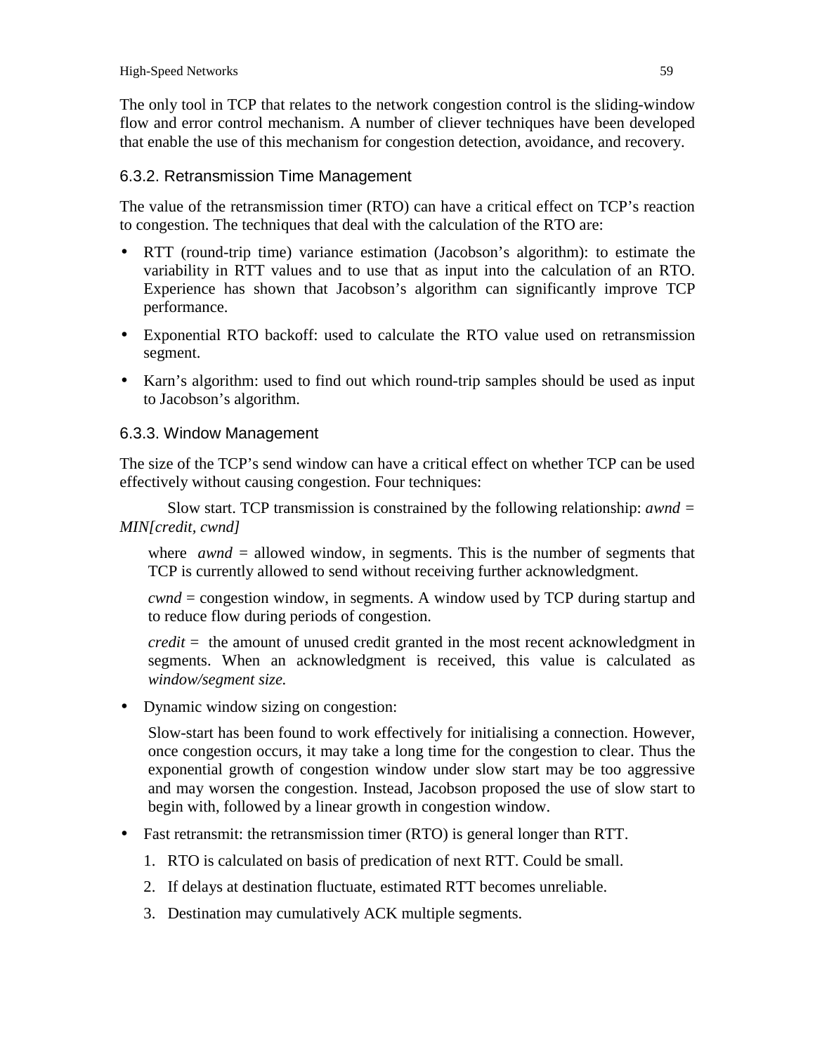The only tool in TCP that relates to the network congestion control is the sliding-window flow and error control mechanism. A number of cliever techniques have been developed that enable the use of this mechanism for congestion detection, avoidance, and recovery.

### 6.3.2. Retransmission Time Management

The value of the retransmission timer (RTO) can have a critical effect on TCP's reaction to congestion. The techniques that deal with the calculation of the RTO are:

- RTT (round-trip time) variance estimation (Jacobson's algorithm): to estimate the variability in RTT values and to use that as input into the calculation of an RTO. Experience has shown that Jacobson's algorithm can significantly improve TCP performance.
- Exponential RTO backoff: used to calculate the RTO value used on retransmission segment.
- Karn's algorithm: used to find out which round-trip samples should be used as input to Jacobson's algorithm.

### 6.3.3. Window Management

The size of the TCP's send window can have a critical effect on whether TCP can be used effectively without causing congestion. Four techniques:

Slow start. TCP transmission is constrained by the following relationship: *awnd = MIN[credit, cwnd]*

where *awnd* = allowed window, in segments. This is the number of segments that TCP is currently allowed to send without receiving further acknowledgment.

*cwnd* = congestion window, in segments. A window used by TCP during startup and to reduce flow during periods of congestion.

*credit* = the amount of unused credit granted in the most recent acknowledgment in segments. When an acknowledgment is received, this value is calculated as *window/segment size.*

- Dynamic window sizing on congestion:

  Slow-start has been found to work effectively for initialising a connection. However, once congestion occurs, it may take a long time for the congestion to clear. Thus the exponential growth of congestion window under slow start may be too aggressive and may worsen the congestion. Instead, Jacobson proposed the use of slow start to begin with, followed by a linear growth in congestion window.

- Fast retransmit: the retransmission timer (RTO) is general longer than RTT.

  1. RTO is calculated on basis of predication of next RTT. Could be small.
  2. If delays at destination fluctuate, estimated RTT becomes unreliable.
  3. Destination may cumulatively ACK multiple segments.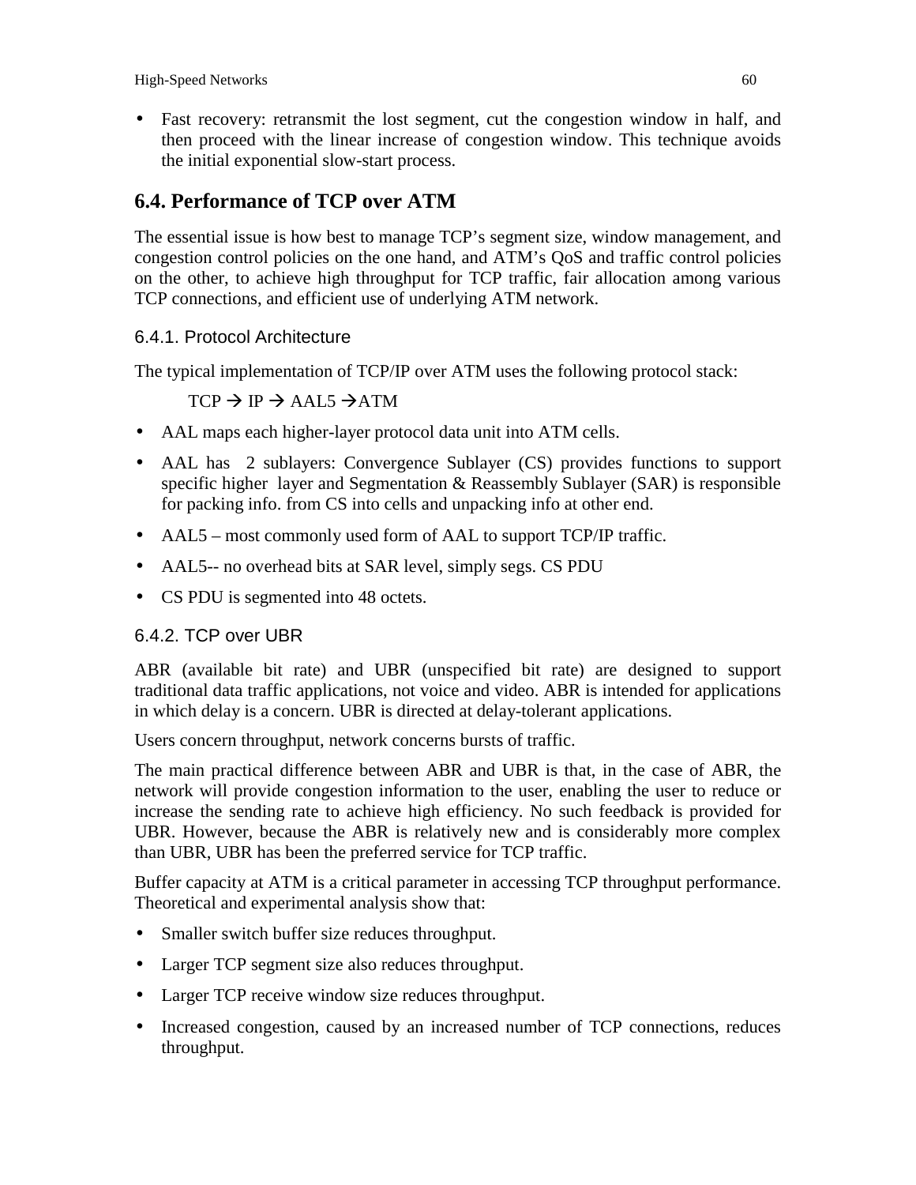- Fast recovery: retransmit the lost segment, cut the congestion window in half, and then proceed with the linear increase of congestion window. This technique avoids the initial exponential slow-start process.

## 6.4. Performance of TCP over ATM

The essential issue is how best to manage TCP's segment size, window management, and congestion control policies on the one hand, and ATM's QoS and traffic control policies on the other, to achieve high throughput for TCP traffic, fair allocation among various TCP connections, and efficient use of underlying ATM network.

### 6.4.1. Protocol Architecture

The typical implementation of TCP/IP over ATM uses the following protocol stack:

TCP → IP → AAL5 →ATM

- AAL maps each higher-layer protocol data unit into ATM cells.
- AAL has 2 sublayers: Convergence Sublayer (CS) provides functions to support specific higher layer and Segmentation & Reassembly Sublayer (SAR) is responsible for packing info. from CS into cells and unpacking info at other end.
- AAL5 – most commonly used form of AAL to support TCP/IP traffic.
- AAL5-- no overhead bits at SAR level, simply segs. CS PDU
- CS PDU is segmented into 48 octets.

### 6.4.2. TCP over UBR

ABR (available bit rate) and UBR (unspecified bit rate) are designed to support traditional data traffic applications, not voice and video. ABR is intended for applications in which delay is a concern. UBR is directed at delay-tolerant applications.

Users concern throughput, network concerns bursts of traffic.

The main practical difference between ABR and UBR is that, in the case of ABR, the network will provide congestion information to the user, enabling the user to reduce or increase the sending rate to achieve high efficiency. No such feedback is provided for UBR. However, because the ABR is relatively new and is considerably more complex than UBR, UBR has been the preferred service for TCP traffic.

Buffer capacity at ATM is a critical parameter in accessing TCP throughput performance. Theoretical and experimental analysis show that:

- Smaller switch buffer size reduces throughput.
- Larger TCP segment size also reduces throughput.
- Larger TCP receive window size reduces throughput.
- Increased congestion, caused by an increased number of TCP connections, reduces throughput.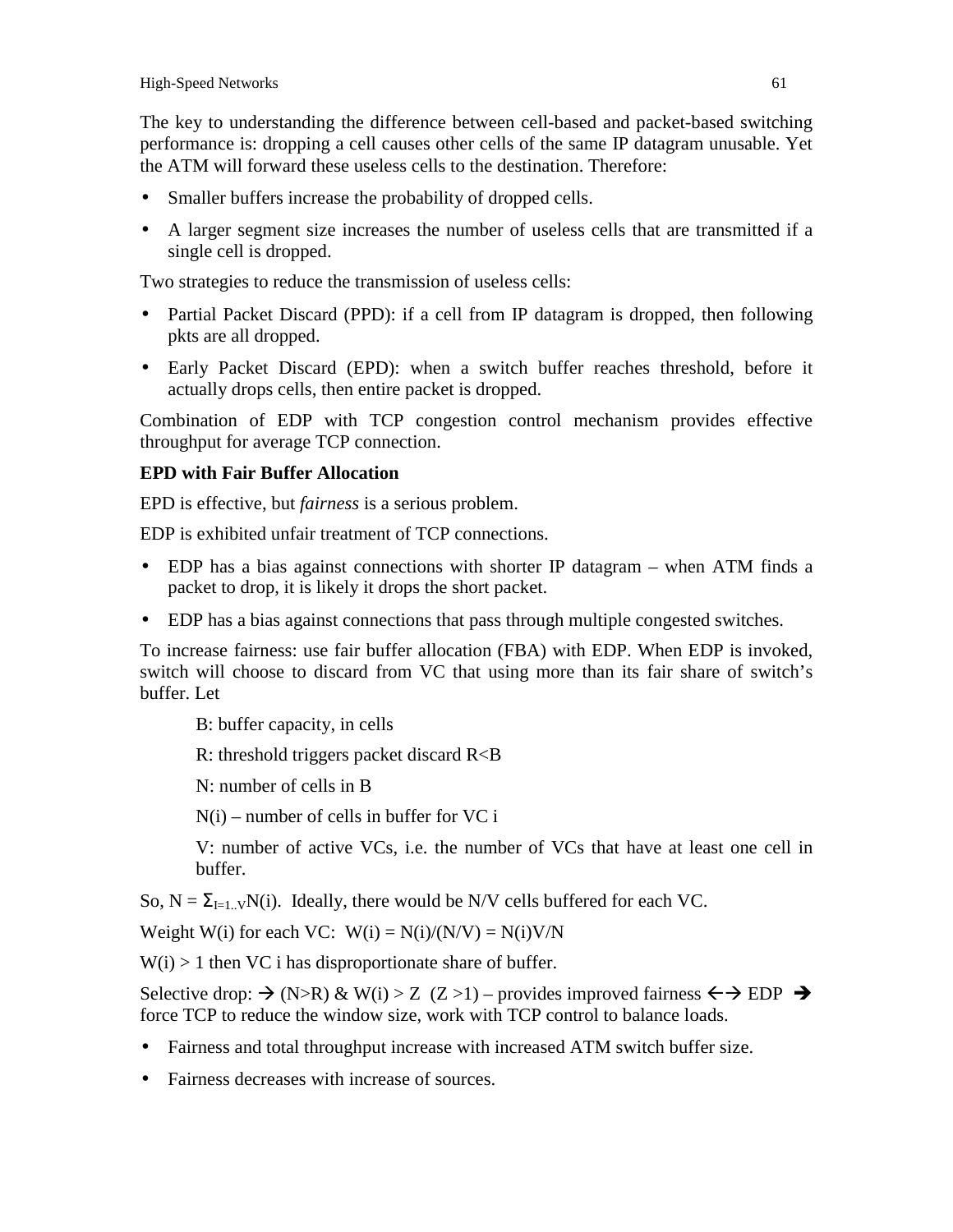The key to understanding the difference between cell-based and packet-based switching performance is: dropping a cell causes other cells of the same IP datagram unusable. Yet the ATM will forward these useless cells to the destination. Therefore:

- Smaller buffers increase the probability of dropped cells.
- A larger segment size increases the number of useless cells that are transmitted if a single cell is dropped.

Two strategies to reduce the transmission of useless cells:

- Partial Packet Discard (PPD): if a cell from IP datagram is dropped, then following pkts are all dropped.
- Early Packet Discard (EPD): when a switch buffer reaches threshold, before it actually drops cells, then entire packet is dropped.

Combination of EDP with TCP congestion control mechanism provides effective throughput for average TCP connection.

**EPD with Fair Buffer Allocation**

EPD is effective, but *fairness* is a serious problem.

EDP is exhibited unfair treatment of TCP connections.

- EDP has a bias against connections with shorter IP datagram – when ATM finds a packet to drop, it is likely it drops the short packet.
- EDP has a bias against connections that pass through multiple congested switches.

To increase fairness: use fair buffer allocation (FBA) with EDP. When EDP is invoked, switch will choose to discard from VC that using more than its fair share of switch's buffer. Let

> B: buffer capacity, in cells
>
> R: threshold triggers packet discard $R<B$
>
> N: number of cells in B
>
> $N(i)$ – number of cells in buffer for VC i
>
> V: number of active VCs, i.e. the number of VCs that have at least one cell in buffer.

So, $N = \Sigma_{I=1..V}N(i)$. Ideally, there would be $N/V$ cells buffered for each VC.

Weight $W(i)$ for each VC: $W(i) = N(i)/(N/V) = N(i)V/N$

$W(i) > 1$ then VC i has disproportionate share of buffer.

Selective drop: → $(N>R)$ & $W(i) > Z$ $(Z > 1)$ – provides improved fairness ←→ EDP ➔ force TCP to reduce the window size, work with TCP control to balance loads.

- Fairness and total throughput increase with increased ATM switch buffer size.
- Fairness decreases with increase of sources.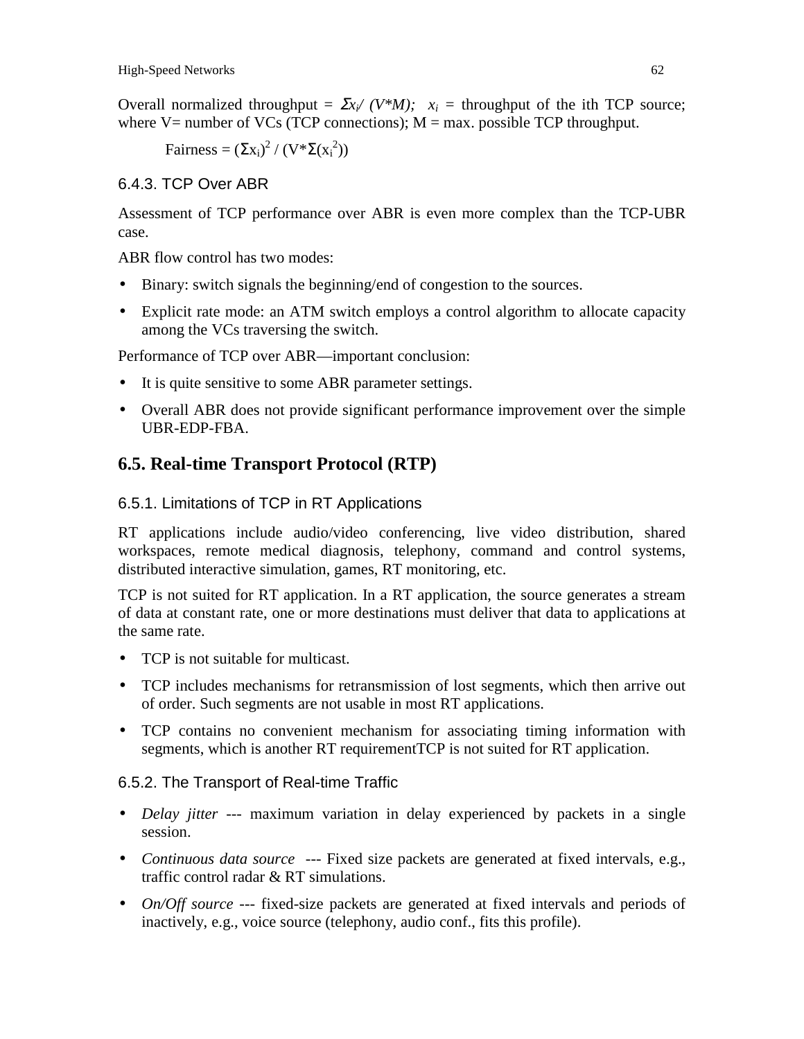Overall normalized throughput = $\Sigma x_i / (V^*M)$; $x_i$ = throughput of the ith TCP source; where V= number of VCs (TCP connections); M = max. possible TCP throughput.

$$\text{Fairness} = (\Sigma x_i)^2 / (V^*\Sigma(x_i^2))$$

### 6.4.3. TCP Over ABR

Assessment of TCP performance over ABR is even more complex than the TCP-UBR case.

ABR flow control has two modes:

- Binary: switch signals the beginning/end of congestion to the sources.
- Explicit rate mode: an ATM switch employs a control algorithm to allocate capacity among the VCs traversing the switch.

Performance of TCP over ABR—important conclusion:

- It is quite sensitive to some ABR parameter settings.
- Overall ABR does not provide significant performance improvement over the simple UBR-EDP-FBA.

## 6.5. Real-time Transport Protocol (RTP)

### 6.5.1. Limitations of TCP in RT Applications

RT applications include audio/video conferencing, live video distribution, shared workspaces, remote medical diagnosis, telephony, command and control systems, distributed interactive simulation, games, RT monitoring, etc.

TCP is not suited for RT application. In a RT application, the source generates a stream of data at constant rate, one or more destinations must deliver that data to applications at the same rate.

- TCP is not suitable for multicast.
- TCP includes mechanisms for retransmission of lost segments, which then arrive out of order. Such segments are not usable in most RT applications.
- TCP contains no convenient mechanism for associating timing information with segments, which is another RT requirementTCP is not suited for RT application.

### 6.5.2. The Transport of Real-time Traffic

- *Delay jitter* --- maximum variation in delay experienced by packets in a single session.
- *Continuous data source* --- Fixed size packets are generated at fixed intervals, e.g., traffic control radar & RT simulations.
- *On/Off source* --- fixed-size packets are generated at fixed intervals and periods of inactively, e.g., voice source (telephony, audio conf., fits this profile).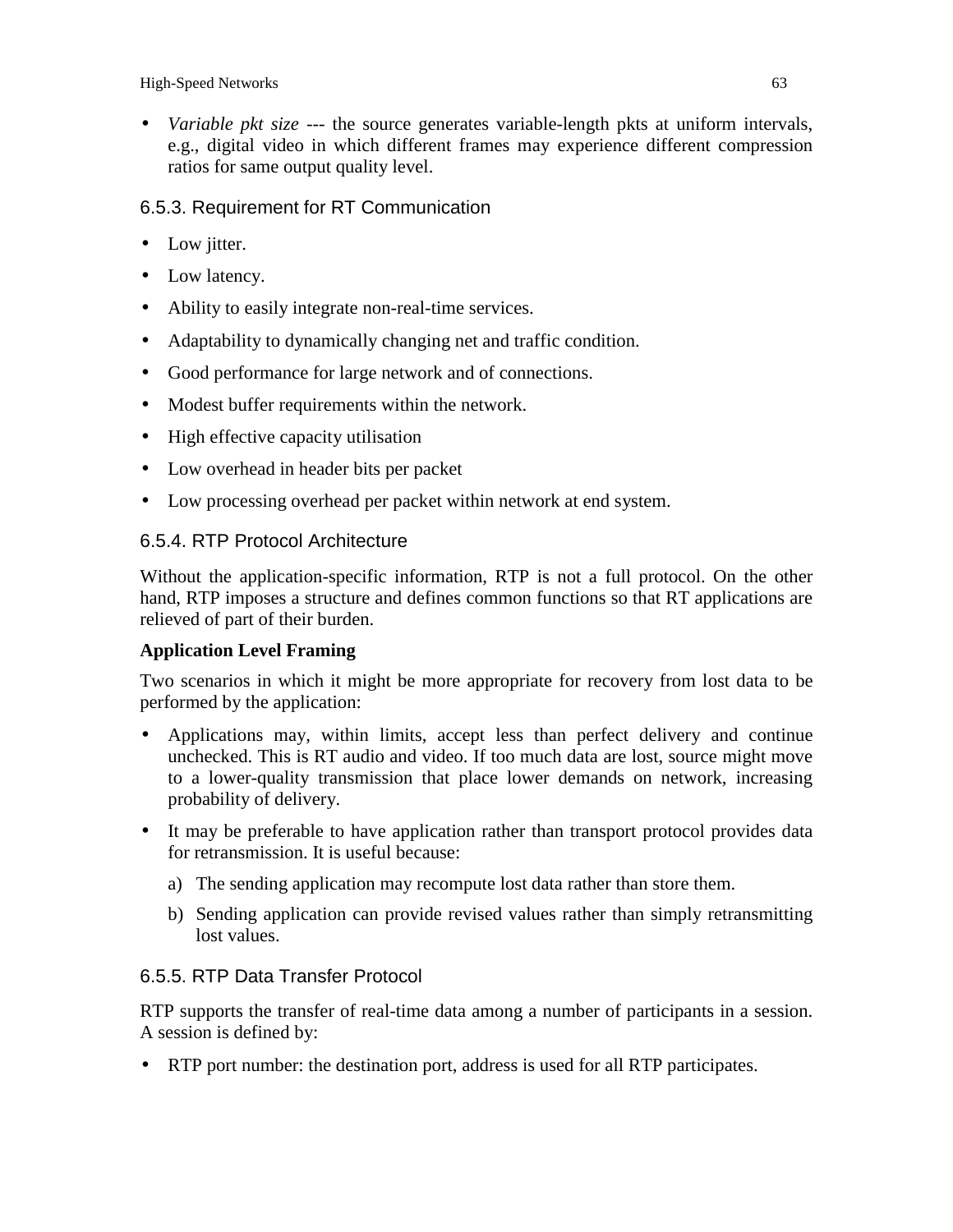- *Variable pkt size* --- the source generates variable-length pkts at uniform intervals, e.g., digital video in which different frames may experience different compression ratios for same output quality level.

### 6.5.3. Requirement for RT Communication

- Low jitter.
- Low latency.
- Ability to easily integrate non-real-time services.
- Adaptability to dynamically changing net and traffic condition.
- Good performance for large network and of connections.
- Modest buffer requirements within the network.
- High effective capacity utilisation
- Low overhead in header bits per packet
- Low processing overhead per packet within network at end system.

### 6.5.4. RTP Protocol Architecture

Without the application-specific information, RTP is not a full protocol. On the other hand, RTP imposes a structure and defines common functions so that RT applications are relieved of part of their burden.

**Application Level Framing**

Two scenarios in which it might be more appropriate for recovery from lost data to be performed by the application:

- Applications may, within limits, accept less than perfect delivery and continue unchecked. This is RT audio and video. If too much data are lost, source might move to a lower-quality transmission that place lower demands on network, increasing probability of delivery.
- It may be preferable to have application rather than transport protocol provides data for retransmission. It is useful because:
  a) The sending application may recompute lost data rather than store them.
  b) Sending application can provide revised values rather than simply retransmitting lost values.

### 6.5.5. RTP Data Transfer Protocol

RTP supports the transfer of real-time data among a number of participants in a session. A session is defined by:

- RTP port number: the destination port, address is used for all RTP participates.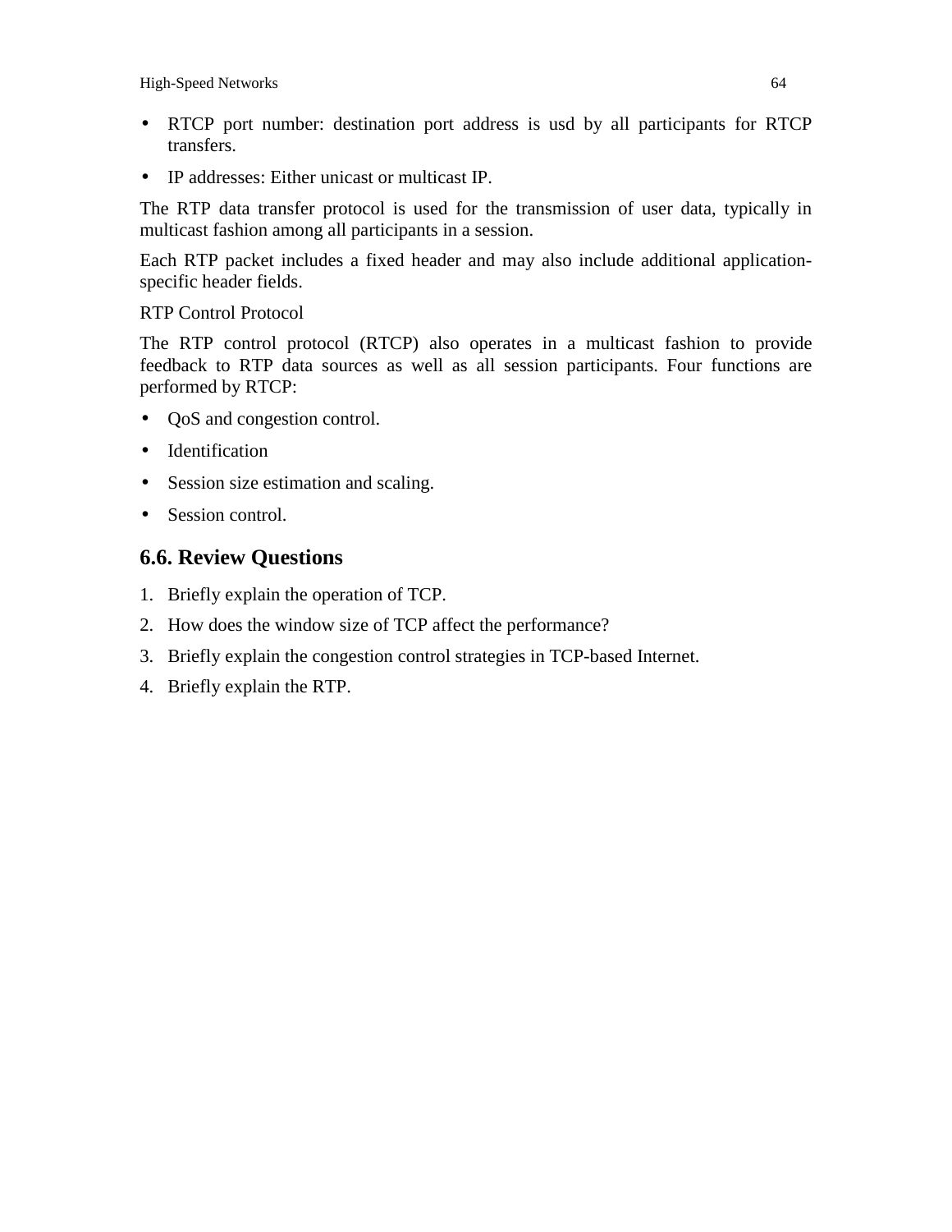- RTCP port number: destination port address is usd by all participants for RTCP transfers.
- IP addresses: Either unicast or multicast IP.

The RTP data transfer protocol is used for the transmission of user data, typically in multicast fashion among all participants in a session.

Each RTP packet includes a fixed header and may also include additional application-specific header fields.

RTP Control Protocol

The RTP control protocol (RTCP) also operates in a multicast fashion to provide feedback to RTP data sources as well as all session participants. Four functions are performed by RTCP:

- QoS and congestion control.
- Identification
- Session size estimation and scaling.
- Session control.

## 6.6. Review Questions

1. Briefly explain the operation of TCP.
2. How does the window size of TCP affect the performance?
3. Briefly explain the congestion control strategies in TCP-based Internet.
4. Briefly explain the RTP.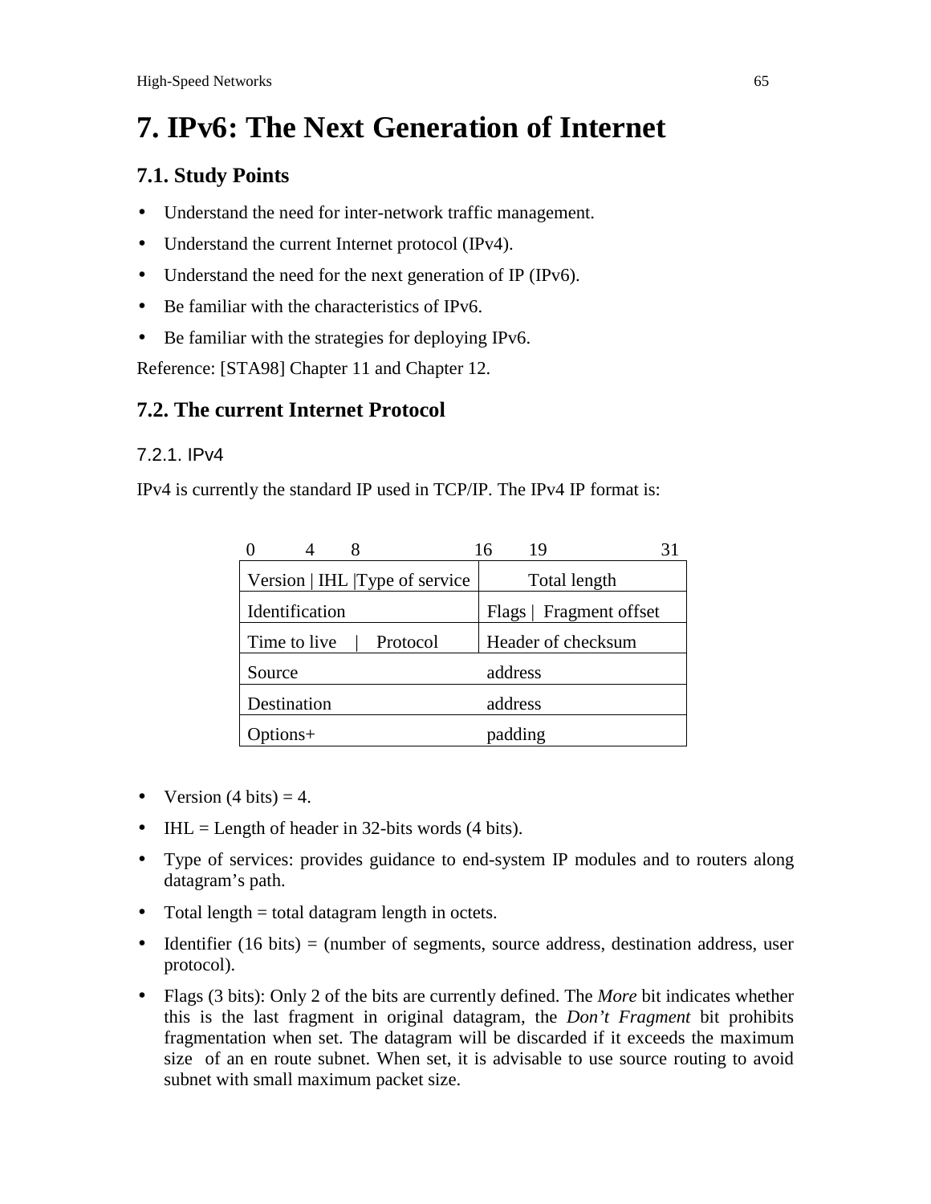# 7. IPv6: The Next Generation of Internet

## 7.1. Study Points

- Understand the need for inter-network traffic management.
- Understand the current Internet protocol (IPv4).
- Understand the need for the next generation of IP (IPv6).
- Be familiar with the characteristics of IPv6.
- Be familiar with the strategies for deploying IPv6.

Reference: [STA98] Chapter 11 and Chapter 12.

## 7.2. The current Internet Protocol

### 7.2.1. IPv4

IPv4 is currently the standard IP used in TCP/IP. The IPv4 IP format is:

| 0 4 8 | 16 19 31 |
|---|---|
| Version \| IHL \|Type of service | Total length |
| Identification | Flags \| Fragment offset |
| Time to live \| Protocol | Header of checksum |
| Source | address |
| Destination | address |
| Options+ | padding |

- Version (4 bits) = 4.
- IHL = Length of header in 32-bits words (4 bits).
- Type of services: provides guidance to end-system IP modules and to routers along datagram's path.
- Total length = total datagram length in octets.
- Identifier (16 bits) = (number of segments, source address, destination address, user protocol).
- Flags (3 bits): Only 2 of the bits are currently defined. The *More* bit indicates whether this is the last fragment in original datagram, the *Don't Fragment* bit prohibits fragmentation when set. The datagram will be discarded if it exceeds the maximum size of an en route subnet. When set, it is advisable to use source routing to avoid subnet with small maximum packet size.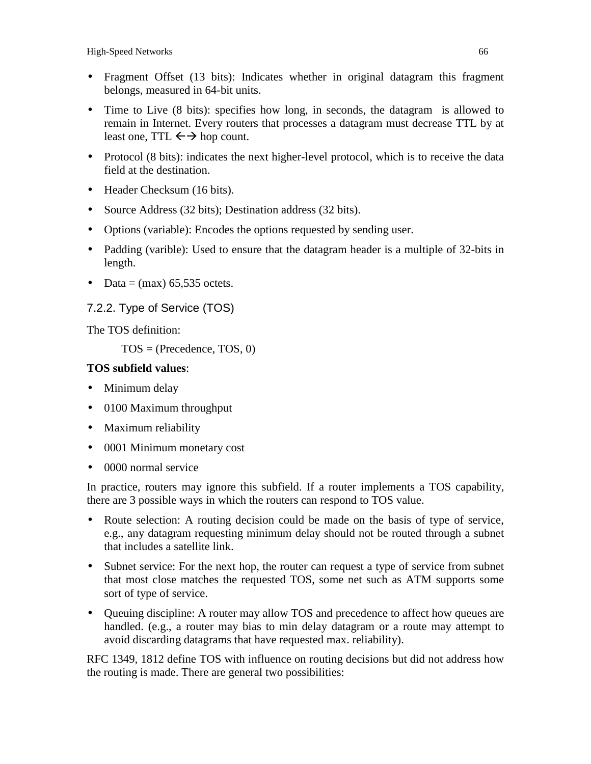- Fragment Offset (13 bits): Indicates whether in original datagram this fragment belongs, measured in 64-bit units.
- Time to Live (8 bits): specifies how long, in seconds, the datagram is allowed to remain in Internet. Every routers that processes a datagram must decrease TTL by at least one, TTL ←→ hop count.
- Protocol (8 bits): indicates the next higher-level protocol, which is to receive the data field at the destination.
- Header Checksum (16 bits).
- Source Address (32 bits); Destination address (32 bits).
- Options (variable): Encodes the options requested by sending user.
- Padding (varible): Used to ensure that the datagram header is a multiple of 32-bits in length.
- Data = (max) 65,535 octets.

### 7.2.2. Type of Service (TOS)

The TOS definition:

TOS = (Precedence, TOS, 0)

**TOS subfield values**:

- Minimum delay
- 0100 Maximum throughput
- Maximum reliability
- 0001 Minimum monetary cost
- 0000 normal service

In practice, routers may ignore this subfield. If a router implements a TOS capability, there are 3 possible ways in which the routers can respond to TOS value.

- Route selection: A routing decision could be made on the basis of type of service, e.g., any datagram requesting minimum delay should not be routed through a subnet that includes a satellite link.
- Subnet service: For the next hop, the router can request a type of service from subnet that most close matches the requested TOS, some net such as ATM supports some sort of type of service.
- Queuing discipline: A router may allow TOS and precedence to affect how queues are handled. (e.g., a router may bias to min delay datagram or a route may attempt to avoid discarding datagrams that have requested max. reliability).

RFC 1349, 1812 define TOS with influence on routing decisions but did not address how the routing is made. There are general two possibilities: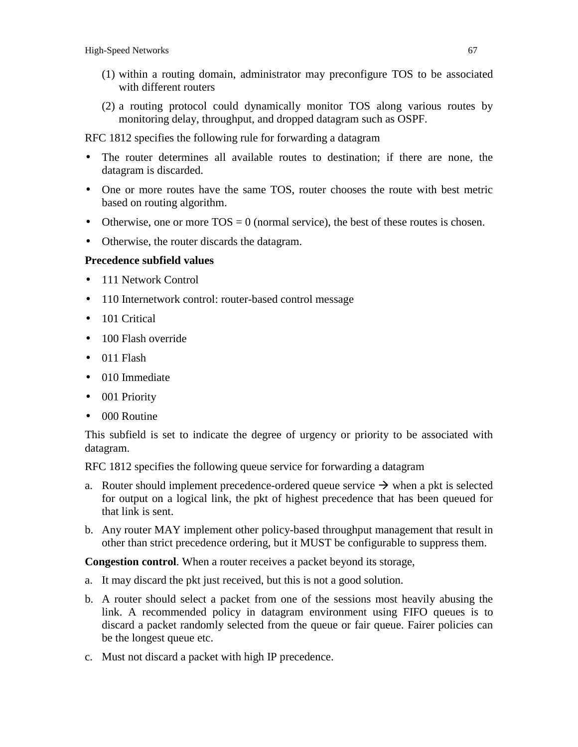(1) within a routing domain, administrator may preconfigure TOS to be associated with different routers

(2) a routing protocol could dynamically monitor TOS along various routes by monitoring delay, throughput, and dropped datagram such as OSPF.

RFC 1812 specifies the following rule for forwarding a datagram

- The router determines all available routes to destination; if there are none, the datagram is discarded.
- One or more routes have the same TOS, router chooses the route with best metric based on routing algorithm.
- Otherwise, one or more TOS = 0 (normal service), the best of these routes is chosen.
- Otherwise, the router discards the datagram.

**Precedence subfield values**

- 111 Network Control
- 110 Internetwork control: router-based control message
- 101 Critical
- 100 Flash override
- 011 Flash
- 010 Immediate
- 001 Priority
- 000 Routine

This subfield is set to indicate the degree of urgency or priority to be associated with datagram.

RFC 1812 specifies the following queue service for forwarding a datagram

a. Router should implement precedence-ordered queue service → when a pkt is selected for output on a logical link, the pkt of highest precedence that has been queued for that link is sent.

b. Any router MAY implement other policy-based throughput management that result in other than strict precedence ordering, but it MUST be configurable to suppress them.

**Congestion control**. When a router receives a packet beyond its storage,

a. It may discard the pkt just received, but this is not a good solution.

b. A router should select a packet from one of the sessions most heavily abusing the link. A recommended policy in datagram environment using FIFO queues is to discard a packet randomly selected from the queue or fair queue. Fairer policies can be the longest queue etc.

c. Must not discard a packet with high IP precedence.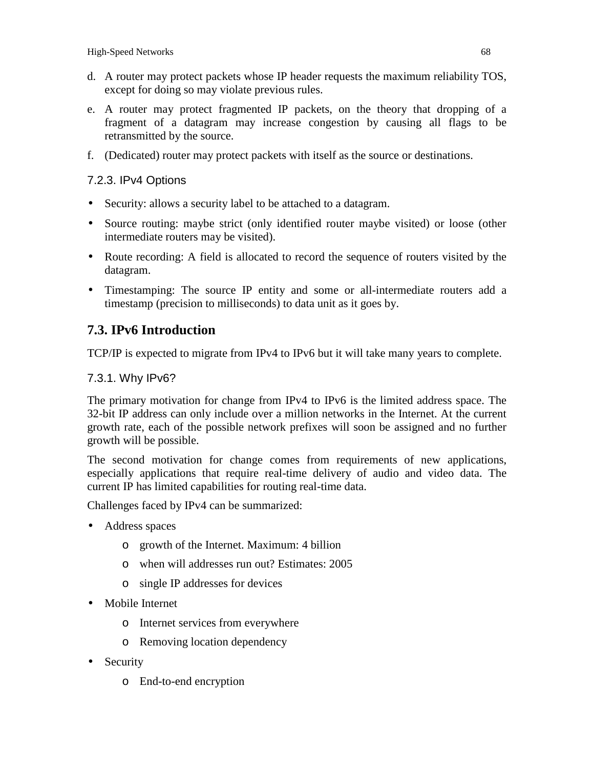d. A router may protect packets whose IP header requests the maximum reliability TOS, except for doing so may violate previous rules.

e. A router may protect fragmented IP packets, on the theory that dropping of a fragment of a datagram may increase congestion by causing all flags to be retransmitted by the source.

f. (Dedicated) router may protect packets with itself as the source or destinations.

### 7.2.3. IPv4 Options

- Security: allows a security label to be attached to a datagram.
- Source routing: maybe strict (only identified router maybe visited) or loose (other intermediate routers may be visited).
- Route recording: A field is allocated to record the sequence of routers visited by the datagram.
- Timestamping: The source IP entity and some or all-intermediate routers add a timestamp (precision to milliseconds) to data unit as it goes by.

## 7.3. IPv6 Introduction

TCP/IP is expected to migrate from IPv4 to IPv6 but it will take many years to complete.

### 7.3.1. Why IPv6?

The primary motivation for change from IPv4 to IPv6 is the limited address space. The 32-bit IP address can only include over a million networks in the Internet. At the current growth rate, each of the possible network prefixes will soon be assigned and no further growth will be possible.

The second motivation for change comes from requirements of new applications, especially applications that require real-time delivery of audio and video data. The current IP has limited capabilities for routing real-time data.

Challenges faced by IPv4 can be summarized:

- Address spaces
  - growth of the Internet. Maximum: 4 billion
  - when will addresses run out? Estimates: 2005
  - single IP addresses for devices
- Mobile Internet
  - Internet services from everywhere
  - Removing location dependency
- Security
  - End-to-end encryption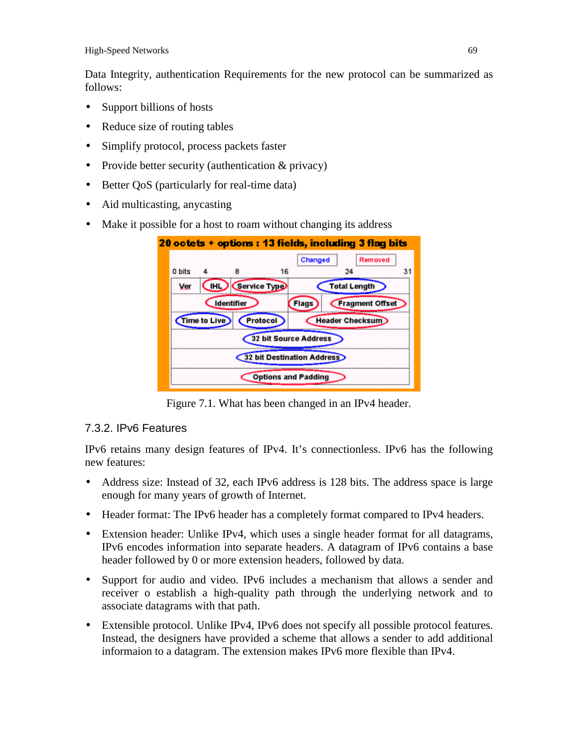Data Integrity, authentication Requirements for the new protocol can be summarized as follows:

- Support billions of hosts
- Reduce size of routing tables
- Simplify protocol, process packets faster
- Provide better security (authentication & privacy)
- Better QoS (particularly for real-time data)
- Aid multicasting, anycasting
- Make it possible for a host to roam without changing its address

Figure 7.1. What has been changed in an IPv4 header.

### 7.3.2. IPv6 Features

IPv6 retains many design features of IPv4. It's connectionless. IPv6 has the following new features:

- Address size: Instead of 32, each IPv6 address is 128 bits. The address space is large enough for many years of growth of Internet.
- Header format: The IPv6 header has a completely format compared to IPv4 headers.
- Extension header: Unlike IPv4, which uses a single header format for all datagrams, IPv6 encodes information into separate headers. A datagram of IPv6 contains a base header followed by 0 or more extension headers, followed by data.
- Support for audio and video. IPv6 includes a mechanism that allows a sender and receiver o establish a high-quality path through the underlying network and to associate datagrams with that path.
- Extensible protocol. Unlike IPv4, IPv6 does not specify all possible protocol features. Instead, the designers have provided a scheme that allows a sender to add additional informaion to a datagram. The extension makes IPv6 more flexible than IPv4.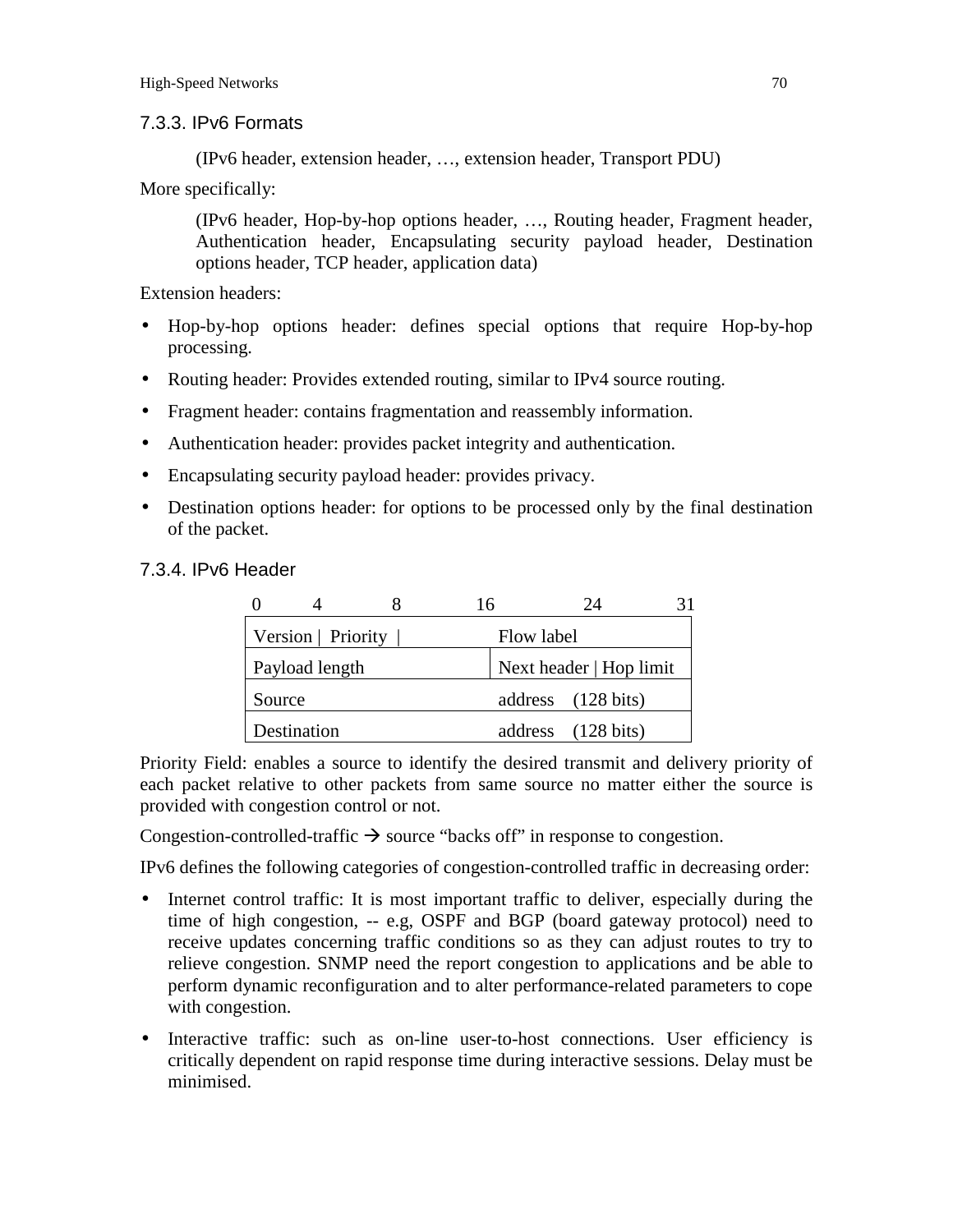### 7.3.3. IPv6 Formats

(IPv6 header, extension header, …, extension header, Transport PDU)

More specifically:

(IPv6 header, Hop-by-hop options header, …, Routing header, Fragment header, Authentication header, Encapsulating security payload header, Destination options header, TCP header, application data)

Extension headers:

- Hop-by-hop options header: defines special options that require Hop-by-hop processing.
- Routing header: Provides extended routing, similar to IPv4 source routing.
- Fragment header: contains fragmentation and reassembly information.
- Authentication header: provides packet integrity and authentication.
- Encapsulating security payload header: provides privacy.
- Destination options header: for options to be processed only by the final destination of the packet.

### 7.3.4. IPv6 Header

| 0 4 8 | 16 24 31 |
|---|---|
| Version \| Priority \| | Flow label |
| Payload length | Next header \| Hop limit |
| Source | address (128 bits) |
| Destination | address (128 bits) |

Priority Field: enables a source to identify the desired transmit and delivery priority of each packet relative to other packets from same source no matter either the source is provided with congestion control or not.

Congestion-controlled-traffic → source "backs off" in response to congestion.

IPv6 defines the following categories of congestion-controlled traffic in decreasing order:

- Internet control traffic: It is most important traffic to deliver, especially during the time of high congestion, -- e.g, OSPF and BGP (board gateway protocol) need to receive updates concerning traffic conditions so as they can adjust routes to try to relieve congestion. SNMP need the report congestion to applications and be able to perform dynamic reconfiguration and to alter performance-related parameters to cope with congestion.
- Interactive traffic: such as on-line user-to-host connections. User efficiency is critically dependent on rapid response time during interactive sessions. Delay must be minimised.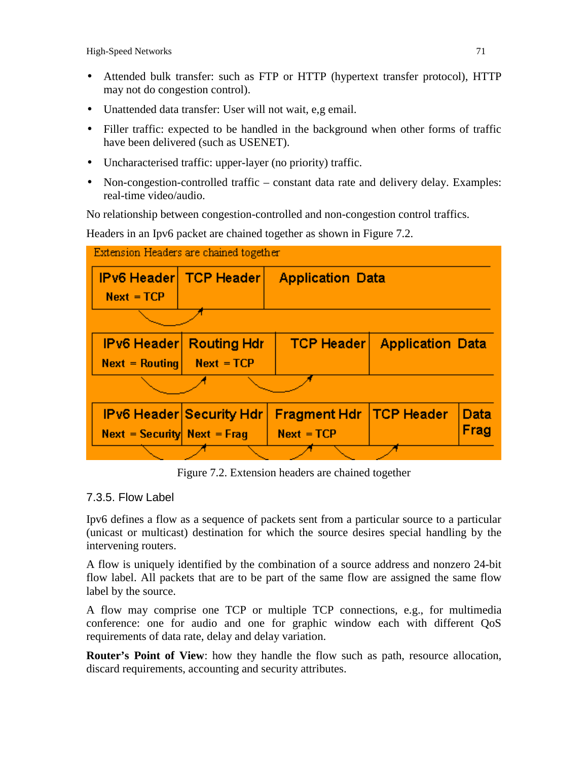- Attended bulk transfer: such as FTP or HTTP (hypertext transfer protocol), HTTP may not do congestion control).
- Unattended data transfer: User will not wait, e,g email.
- Filler traffic: expected to be handled in the background when other forms of traffic have been delivered (such as USENET).
- Uncharacterised traffic: upper-layer (no priority) traffic.
- Non-congestion-controlled traffic – constant data rate and delivery delay. Examples: real-time video/audio.

No relationship between congestion-controlled and non-congestion control traffics.

Headers in an Ipv6 packet are chained together as shown in Figure 7.2.

Extension Headers are chained together

| IPv6 Header<br>Next = TCP | TCP Header | Application Data |
|---|---|---|

| IPv6 Header<br>Next = Routing | Routing Hdr<br>Next = TCP | TCP Header | Application Data |
|---|---|---|---|

| IPv6 Header<br>Next = Security | Security Hdr<br>Next = Frag | Fragment Hdr<br>Next = TCP | TCP Header | Data Frag |
|---|---|---|---|---|

Figure 7.2. Extension headers are chained together

### 7.3.5. Flow Label

Ipv6 defines a flow as a sequence of packets sent from a particular source to a particular (unicast or multicast) destination for which the source desires special handling by the intervening routers.

A flow is uniquely identified by the combination of a source address and nonzero 24-bit flow label. All packets that are to be part of the same flow are assigned the same flow label by the source.

A flow may comprise one TCP or multiple TCP connections, e.g., for multimedia conference: one for audio and one for graphic window each with different QoS requirements of data rate, delay and delay variation.

**Router's Point of View**: how they handle the flow such as path, resource allocation, discard requirements, accounting and security attributes.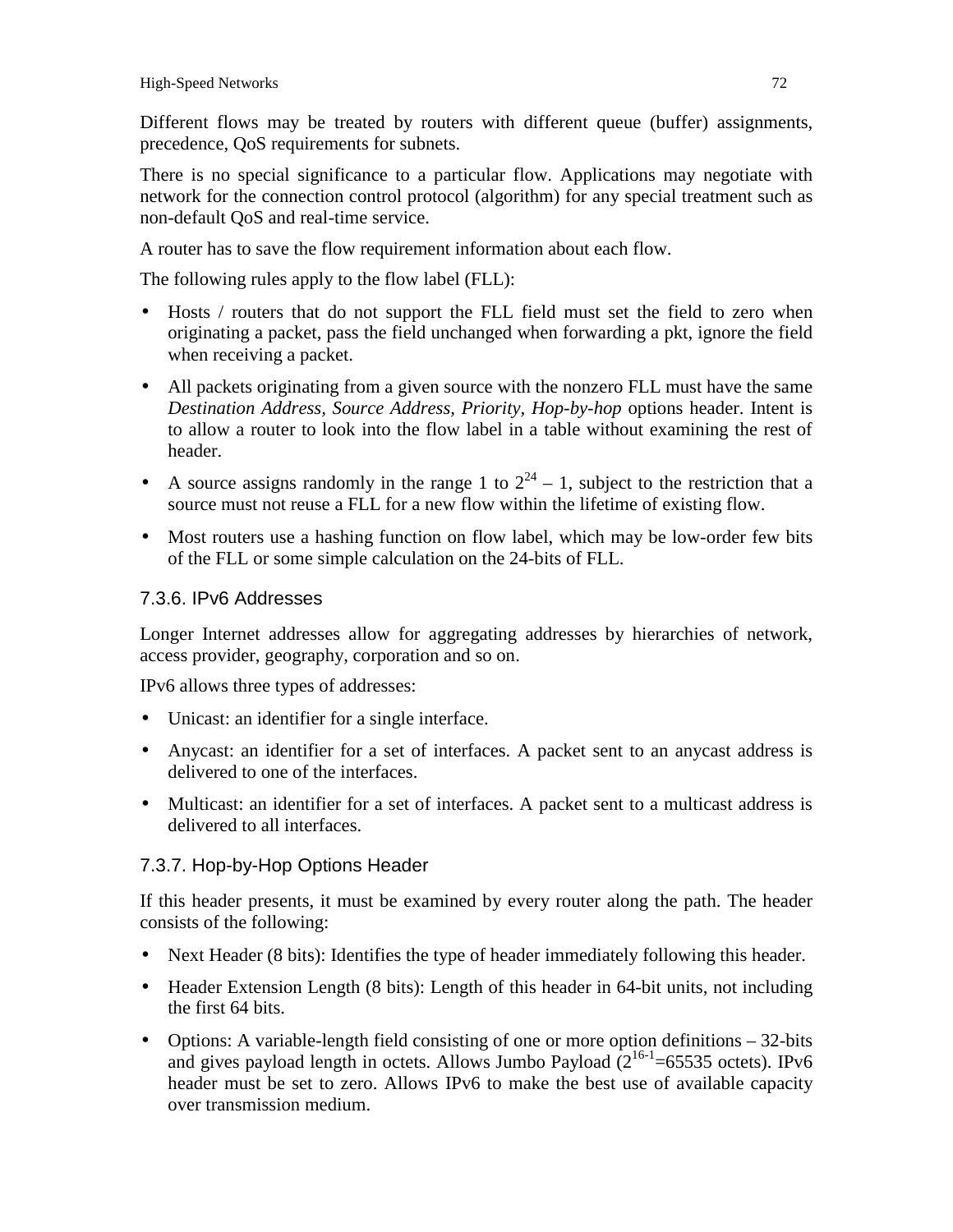Different flows may be treated by routers with different queue (buffer) assignments, precedence, QoS requirements for subnets.

There is no special significance to a particular flow. Applications may negotiate with network for the connection control protocol (algorithm) for any special treatment such as non-default QoS and real-time service.

A router has to save the flow requirement information about each flow.

The following rules apply to the flow label (FLL):

- Hosts / routers that do not support the FLL field must set the field to zero when originating a packet, pass the field unchanged when forwarding a pkt, ignore the field when receiving a packet.
- All packets originating from a given source with the nonzero FLL must have the same *Destination Address*, *Source Address*, *Priority*, *Hop-by-hop* options header. Intent is to allow a router to look into the flow label in a table without examining the rest of header.
- A source assigns randomly in the range 1 to $2^{24} - 1$, subject to the restriction that a source must not reuse a FLL for a new flow within the lifetime of existing flow.
- Most routers use a hashing function on flow label, which may be low-order few bits of the FLL or some simple calculation on the 24-bits of FLL.

### 7.3.6. IPv6 Addresses

Longer Internet addresses allow for aggregating addresses by hierarchies of network, access provider, geography, corporation and so on.

IPv6 allows three types of addresses:

- Unicast: an identifier for a single interface.
- Anycast: an identifier for a set of interfaces. A packet sent to an anycast address is delivered to one of the interfaces.
- Multicast: an identifier for a set of interfaces. A packet sent to a multicast address is delivered to all interfaces.

### 7.3.7. Hop-by-Hop Options Header

If this header presents, it must be examined by every router along the path. The header consists of the following:

- Next Header (8 bits): Identifies the type of header immediately following this header.
- Header Extension Length (8 bits): Length of this header in 64-bit units, not including the first 64 bits.
- Options: A variable-length field consisting of one or more option definitions – 32-bits and gives payload length in octets. Allows Jumbo Payload ($2^{16-1}$=65535 octets). IPv6 header must be set to zero. Allows IPv6 to make the best use of available capacity over transmission medium.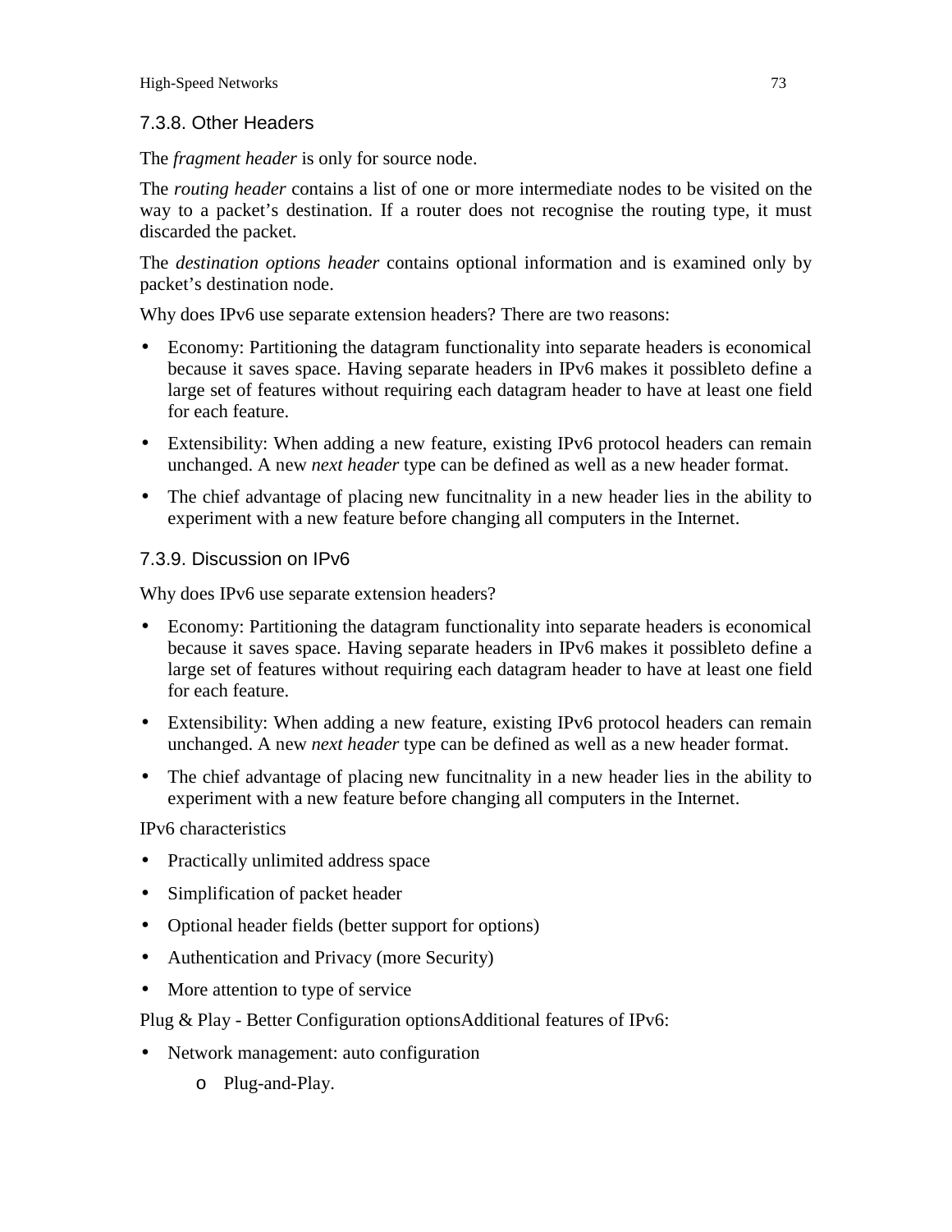### 7.3.8. Other Headers

The *fragment header* is only for source node.

The *routing header* contains a list of one or more intermediate nodes to be visited on the way to a packet's destination. If a router does not recognise the routing type, it must discarded the packet.

The *destination options header* contains optional information and is examined only by packet's destination node.

Why does IPv6 use separate extension headers? There are two reasons:

- Economy: Partitioning the datagram functionality into separate headers is economical because it saves space. Having separate headers in IPv6 makes it possibleto define a large set of features without requiring each datagram header to have at least one field for each feature.
- Extensibility: When adding a new feature, existing IPv6 protocol headers can remain unchanged. A new *next header* type can be defined as well as a new header format.
- The chief advantage of placing new funcitnality in a new header lies in the ability to experiment with a new feature before changing all computers in the Internet.

### 7.3.9. Discussion on IPv6

Why does IPv6 use separate extension headers?

- Economy: Partitioning the datagram functionality into separate headers is economical because it saves space. Having separate headers in IPv6 makes it possibleto define a large set of features without requiring each datagram header to have at least one field for each feature.
- Extensibility: When adding a new feature, existing IPv6 protocol headers can remain unchanged. A new *next header* type can be defined as well as a new header format.
- The chief advantage of placing new funcitnality in a new header lies in the ability to experiment with a new feature before changing all computers in the Internet.

IPv6 characteristics

- Practically unlimited address space
- Simplification of packet header
- Optional header fields (better support for options)
- Authentication and Privacy (more Security)
- More attention to type of service

Plug & Play - Better Configuration optionsAdditional features of IPv6:

- Network management: auto configuration
    - Plug-and-Play.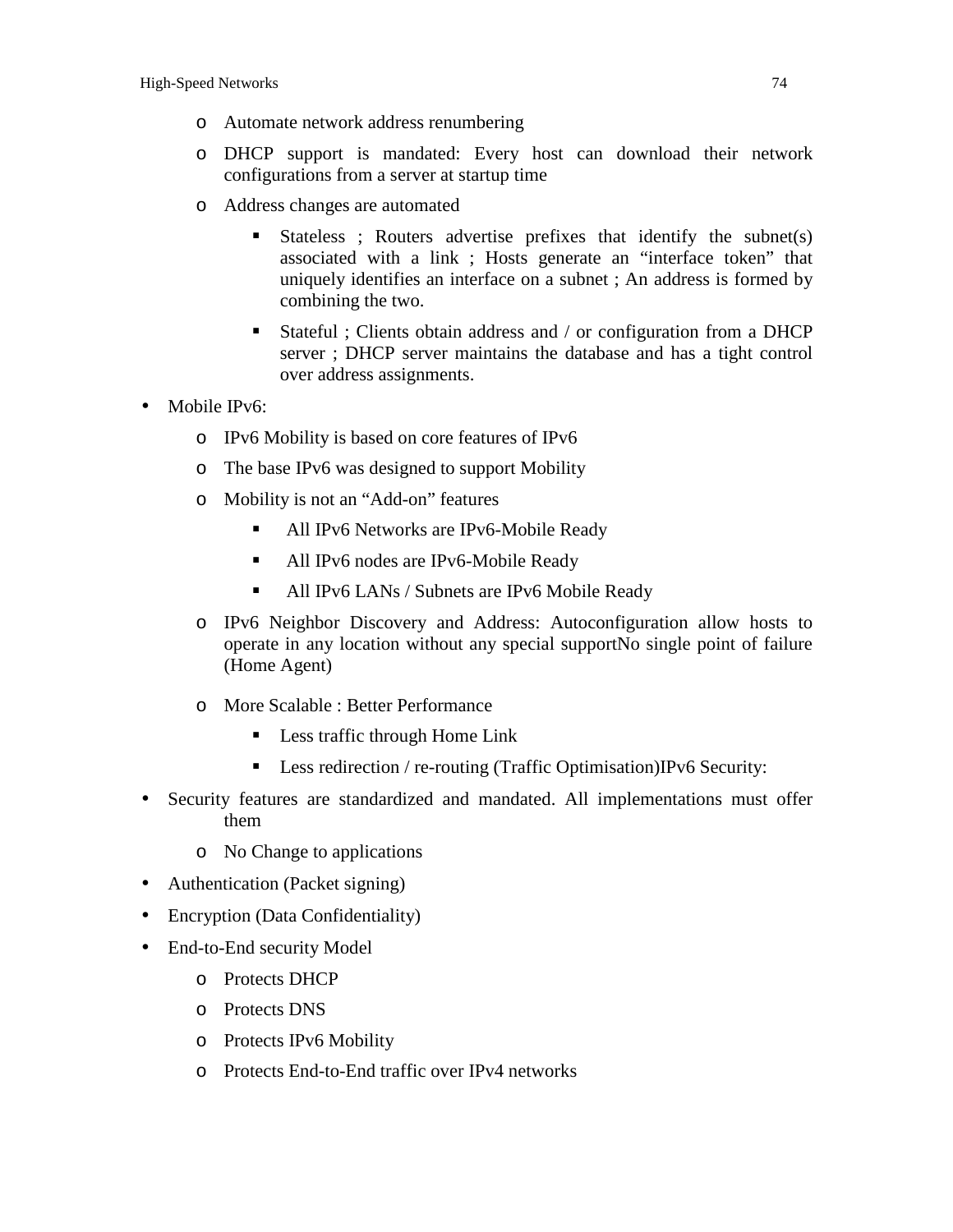- Automate network address renumbering
  - DHCP support is mandated: Every host can download their network configurations from a server at startup time
  - Address changes are automated
    - Stateless ; Routers advertise prefixes that identify the subnet(s) associated with a link ; Hosts generate an "interface token" that uniquely identifies an interface on a subnet ; An address is formed by combining the two.
    - Stateful ; Clients obtain address and / or configuration from a DHCP server ; DHCP server maintains the database and has a tight control over address assignments.

- Mobile IPv6:
  - IPv6 Mobility is based on core features of IPv6
  - The base IPv6 was designed to support Mobility
  - Mobility is not an "Add-on" features
    - All IPv6 Networks are IPv6-Mobile Ready
    - All IPv6 nodes are IPv6-Mobile Ready
    - All IPv6 LANs / Subnets are IPv6 Mobile Ready
  - IPv6 Neighbor Discovery and Address: Autoconfiguration allow hosts to operate in any location without any special supportNo single point of failure (Home Agent)
  - More Scalable : Better Performance
    - Less traffic through Home Link
    - Less redirection / re-routing (Traffic Optimisation)IPv6 Security:
- Security features are standardized and mandated. All implementations must offer them
  - No Change to applications
- Authentication (Packet signing)
- Encryption (Data Confidentiality)
- End-to-End security Model
  - Protects DHCP
  - Protects DNS
  - Protects IPv6 Mobility
  - Protects End-to-End traffic over IPv4 networks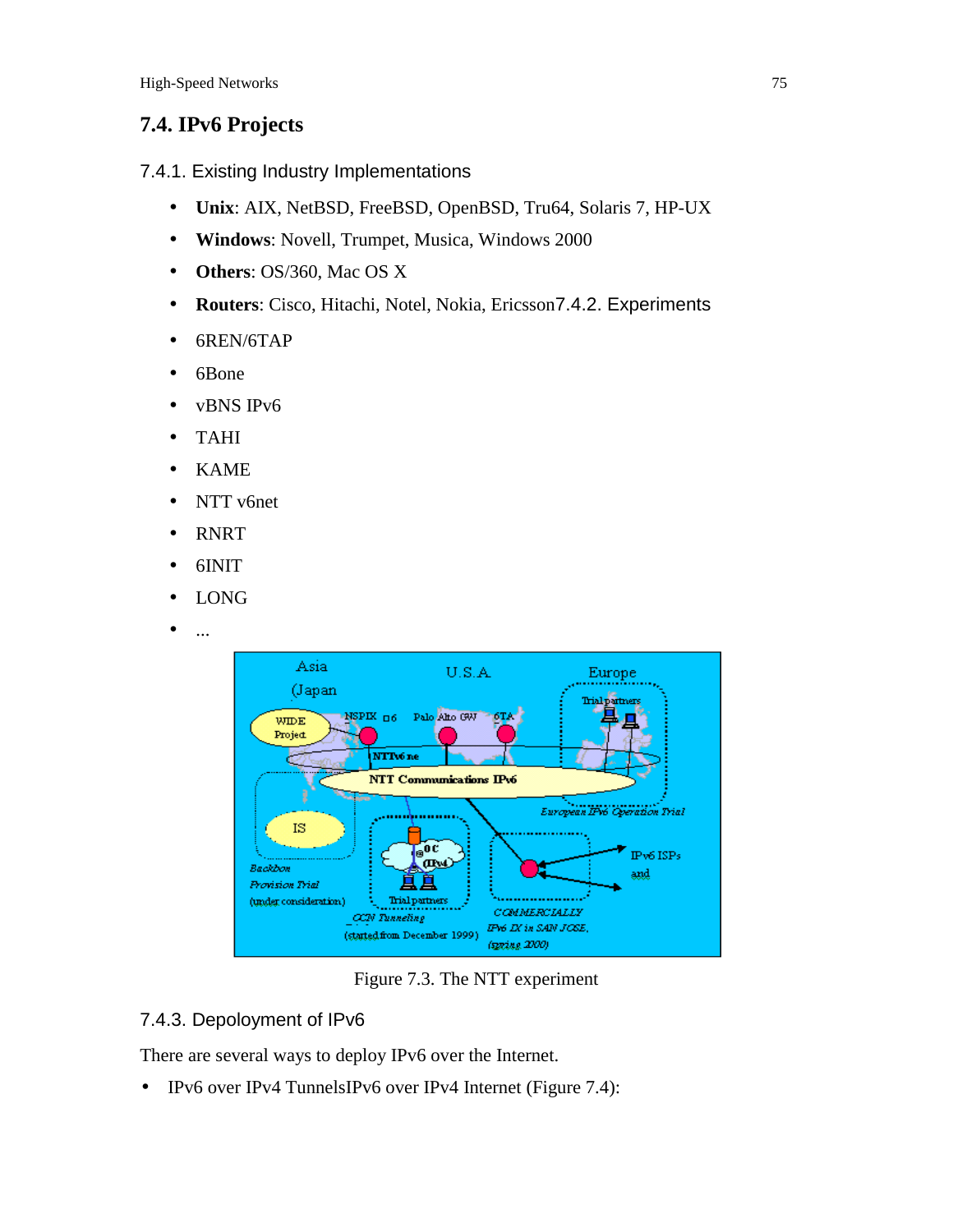## 7.4. IPv6 Projects

### 7.4.1. Existing Industry Implementations

- **Unix**: AIX, NetBSD, FreeBSD, OpenBSD, Tru64, Solaris 7, HP-UX
- **Windows**: Novell, Trumpet, Musica, Windows 2000
- **Others**: OS/360, Mac OS X
- **Routers**: Cisco, Hitachi, Notel, Nokia, Ericsson7.4.2. Experiments
- 6REN/6TAP
- 6Bone
- vBNS IPv6
- TAHI
- KAME
- NTT v6net
- RNRT
- 6INIT
- LONG
- ...

Figure 7.3. The NTT experiment

### 7.4.3. Depoloyment of IPv6

There are several ways to deploy IPv6 over the Internet.

- IPv6 over IPv4 TunnelsIPv6 over IPv4 Internet (Figure 7.4):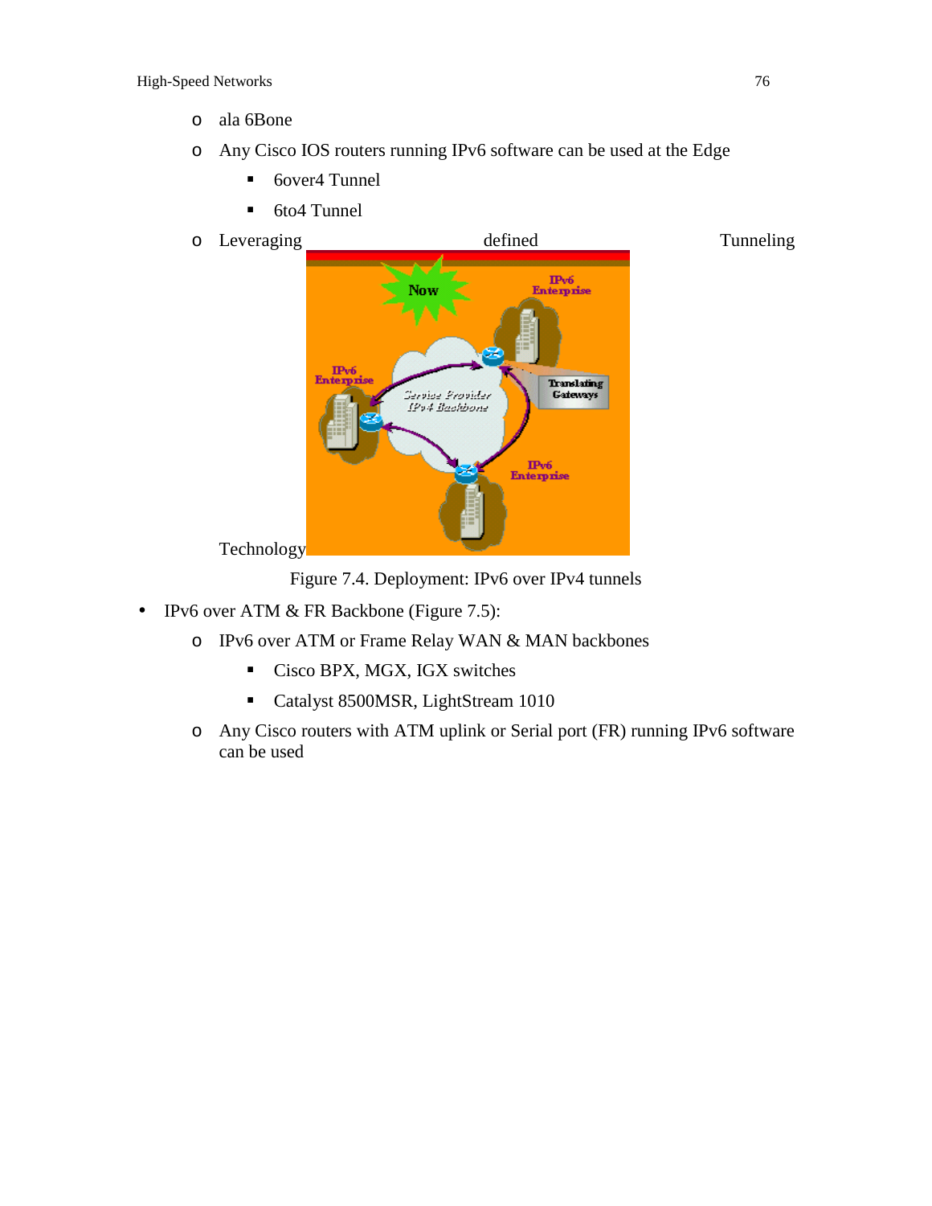- ala 6Bone
- Any Cisco IOS routers running IPv6 software can be used at the Edge
  - 6over4 Tunnel
  - 6to4 Tunnel
- Leveraging defined Tunneling Technology

Figure 7.4. Deployment: IPv6 over IPv4 tunnels

- IPv6 over ATM & FR Backbone (Figure 7.5):
  - IPv6 over ATM or Frame Relay WAN & MAN backbones
    - Cisco BPX, MGX, IGX switches
    - Catalyst 8500MSR, LightStream 1010
  - Any Cisco routers with ATM uplink or Serial port (FR) running IPv6 software can be used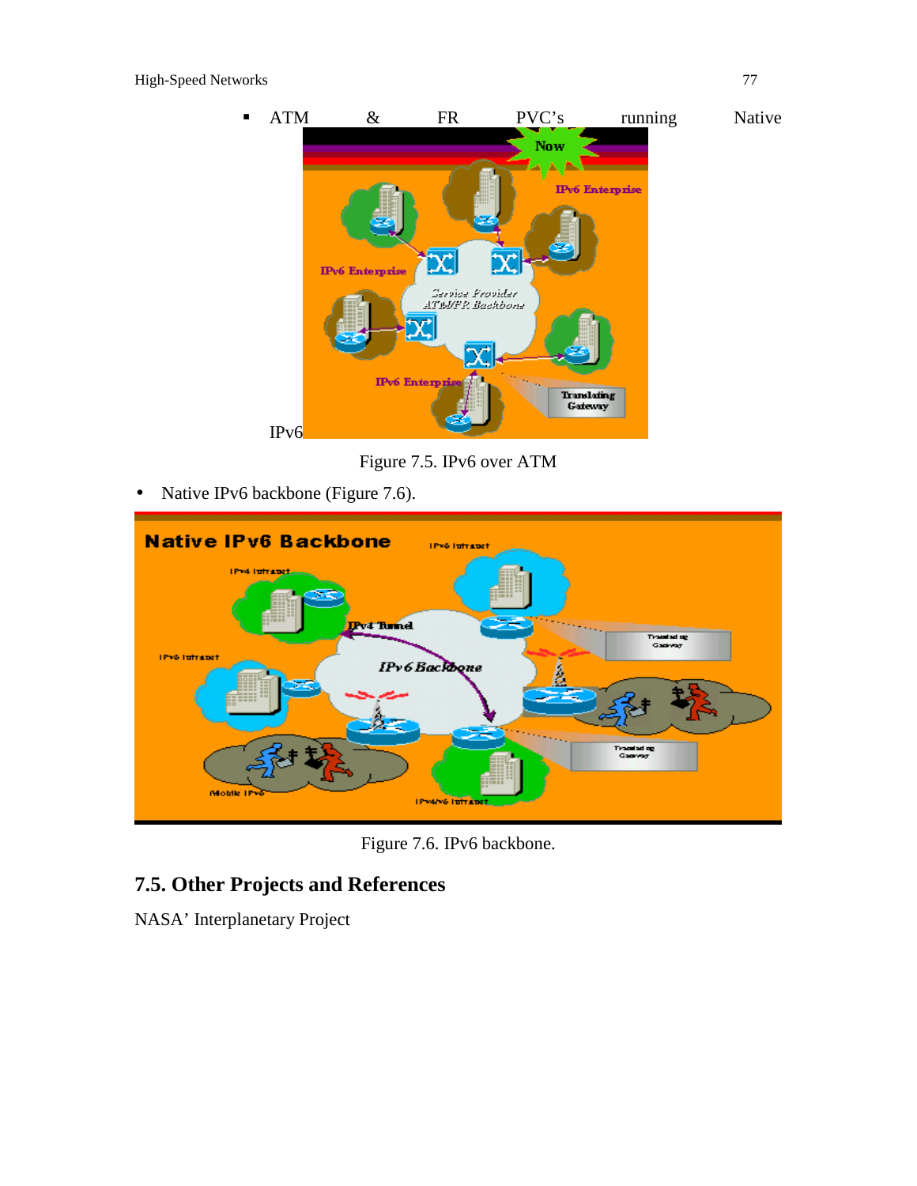- ATM & FR PVC's running Native IPv6

Figure 7.5. IPv6 over ATM

- Native IPv6 backbone (Figure 7.6).

Figure 7.6. IPv6 backbone.

## 7.5. Other Projects and References

NASA' Interplanetary Project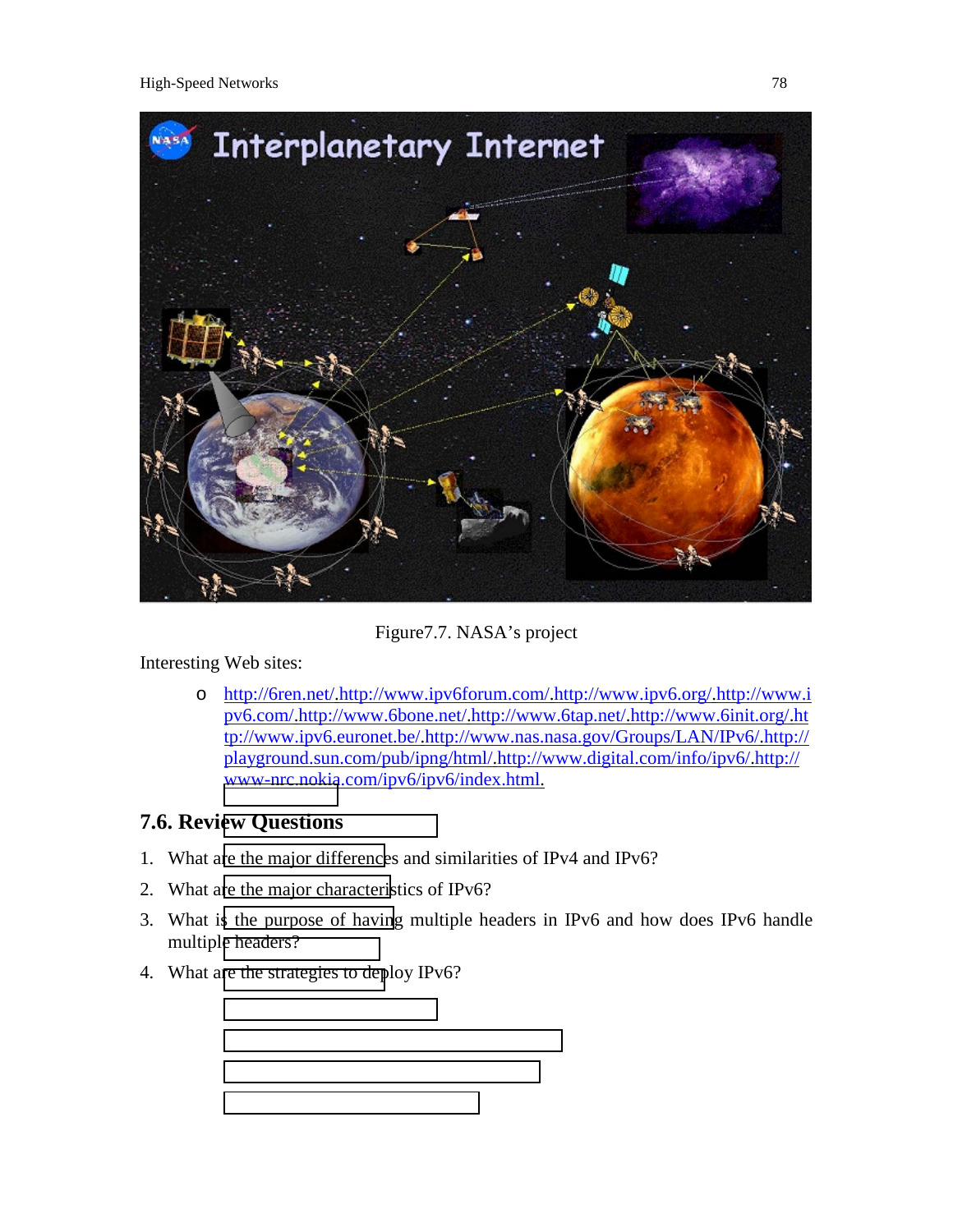Figure7.7. NASA's project

Interesting Web sites:

- http://6ren.net/.http://www.ipv6forum.com/.http://www.ipv6.org/.http://www.ipv6.com/.http://www.6bone.net/.http://www.6tap.net/.http://www.6init.org/.http://www.ipv6.euronet.be/.http://www.nas.nasa.gov/Groups/LAN/IPv6/.http://playground.sun.com/pub/ipng/html/.http://www.digital.com/info/ipv6/.http://www-nrc.nokia.com/ipv6/ipv6/index.html.

## 7.6. Review Questions

1. What are the major differences and similarities of IPv4 and IPv6?
2. What are the major characteristics of IPv6?
3. What is the purpose of having multiple headers in IPv6 and how does IPv6 handle multiple headers?
4. What are the strategies to deploy IPv6?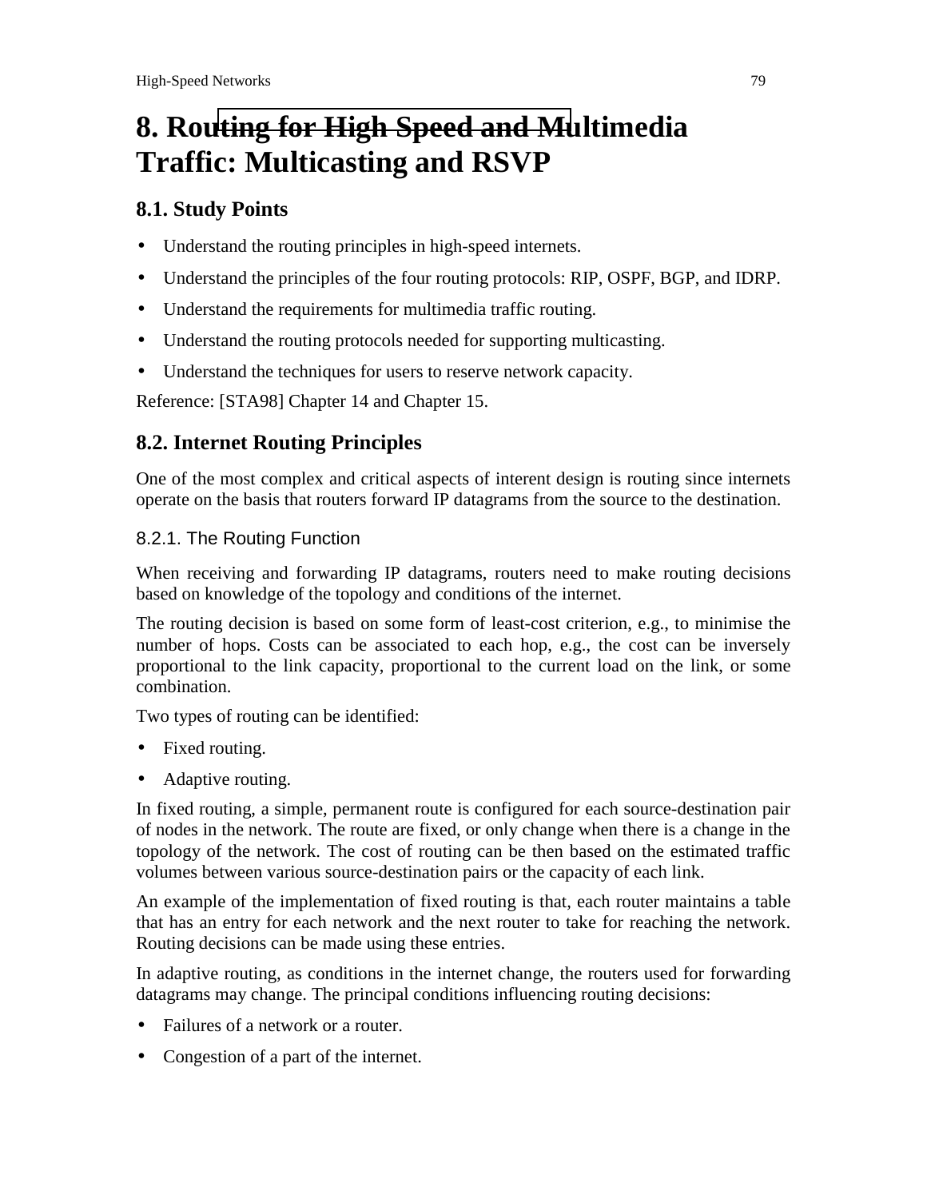# 8. Routing for High Speed and Multimedia Traffic: Multicasting and RSVP

## 8.1. Study Points

- Understand the routing principles in high-speed internets.
- Understand the principles of the four routing protocols: RIP, OSPF, BGP, and IDRP.
- Understand the requirements for multimedia traffic routing.
- Understand the routing protocols needed for supporting multicasting.
- Understand the techniques for users to reserve network capacity.

Reference: [STA98] Chapter 14 and Chapter 15.

## 8.2. Internet Routing Principles

One of the most complex and critical aspects of interent design is routing since internets operate on the basis that routers forward IP datagrams from the source to the destination.

### 8.2.1. The Routing Function

When receiving and forwarding IP datagrams, routers need to make routing decisions based on knowledge of the topology and conditions of the internet.

The routing decision is based on some form of least-cost criterion, e.g., to minimise the number of hops. Costs can be associated to each hop, e.g., the cost can be inversely proportional to the link capacity, proportional to the current load on the link, or some combination.

Two types of routing can be identified:

- Fixed routing.
- Adaptive routing.

In fixed routing, a simple, permanent route is configured for each source-destination pair of nodes in the network. The route are fixed, or only change when there is a change in the topology of the network. The cost of routing can be then based on the estimated traffic volumes between various source-destination pairs or the capacity of each link.

An example of the implementation of fixed routing is that, each router maintains a table that has an entry for each network and the next router to take for reaching the network. Routing decisions can be made using these entries.

In adaptive routing, as conditions in the internet change, the routers used for forwarding datagrams may change. The principal conditions influencing routing decisions:

- Failures of a network or a router.
- Congestion of a part of the internet.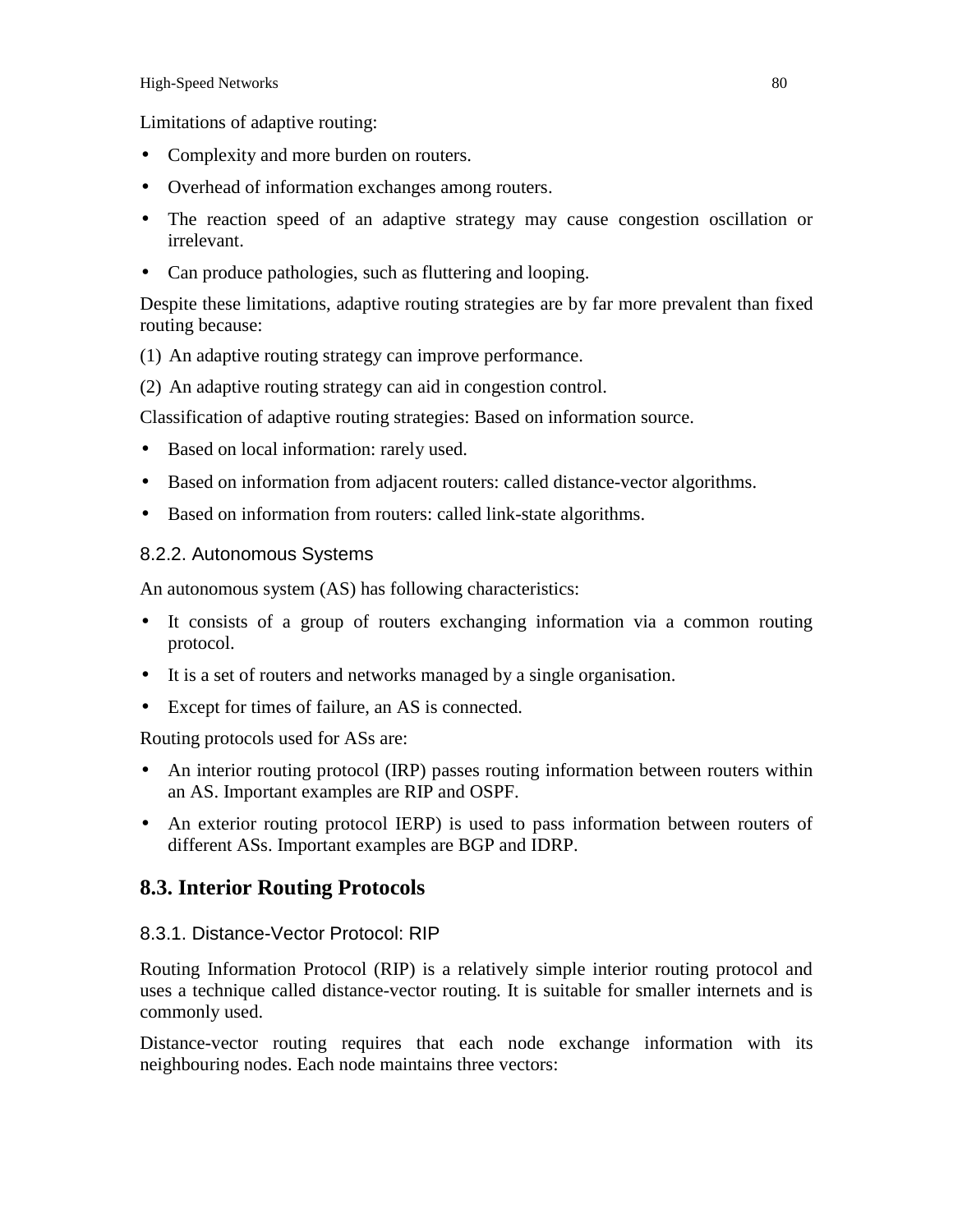Limitations of adaptive routing:

- Complexity and more burden on routers.
- Overhead of information exchanges among routers.
- The reaction speed of an adaptive strategy may cause congestion oscillation or irrelevant.
- Can produce pathologies, such as fluttering and looping.

Despite these limitations, adaptive routing strategies are by far more prevalent than fixed routing because:

(1) An adaptive routing strategy can improve performance.

(2) An adaptive routing strategy can aid in congestion control.

Classification of adaptive routing strategies: Based on information source.

- Based on local information: rarely used.
- Based on information from adjacent routers: called distance-vector algorithms.
- Based on information from routers: called link-state algorithms.

### 8.2.2. Autonomous Systems

An autonomous system (AS) has following characteristics:

- It consists of a group of routers exchanging information via a common routing protocol.
- It is a set of routers and networks managed by a single organisation.
- Except for times of failure, an AS is connected.

Routing protocols used for ASs are:

- An interior routing protocol (IRP) passes routing information between routers within an AS. Important examples are RIP and OSPF.
- An exterior routing protocol IERP) is used to pass information between routers of different ASs. Important examples are BGP and IDRP.

## 8.3. Interior Routing Protocols

### 8.3.1. Distance-Vector Protocol: RIP

Routing Information Protocol (RIP) is a relatively simple interior routing protocol and uses a technique called distance-vector routing. It is suitable for smaller internets and is commonly used.

Distance-vector routing requires that each node exchange information with its neighbouring nodes. Each node maintains three vectors: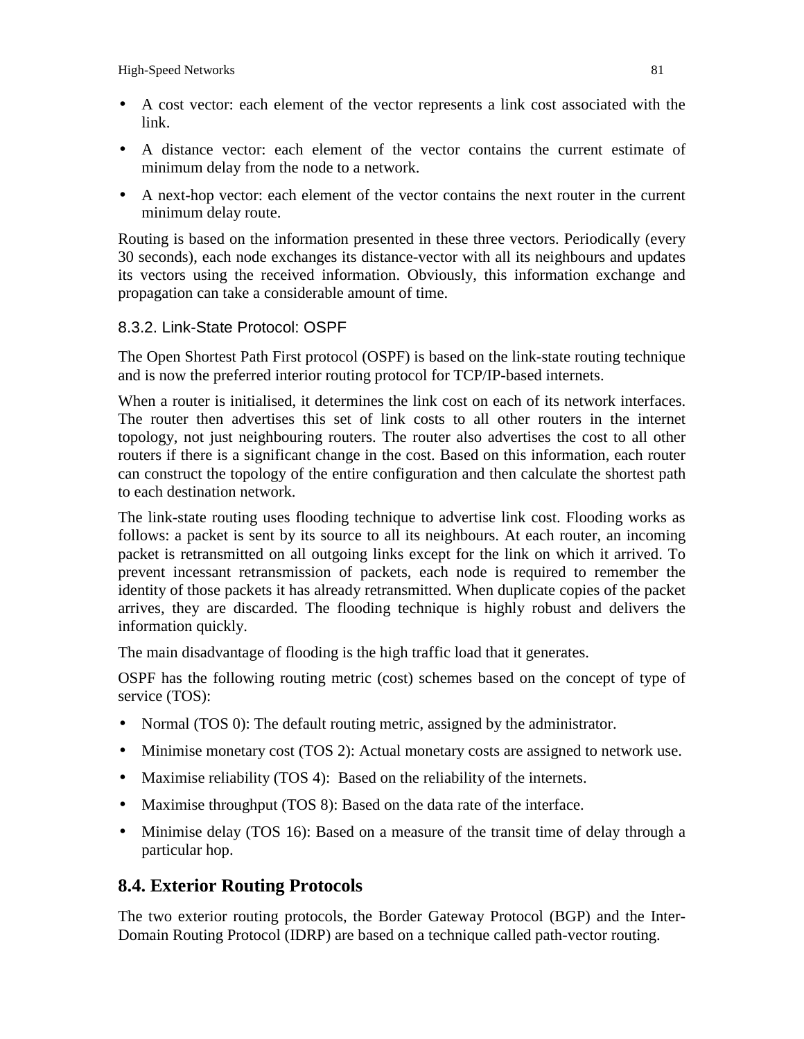- A cost vector: each element of the vector represents a link cost associated with the link.
- A distance vector: each element of the vector contains the current estimate of minimum delay from the node to a network.
- A next-hop vector: each element of the vector contains the next router in the current minimum delay route.

Routing is based on the information presented in these three vectors. Periodically (every 30 seconds), each node exchanges its distance-vector with all its neighbours and updates its vectors using the received information. Obviously, this information exchange and propagation can take a considerable amount of time.

### 8.3.2. Link-State Protocol: OSPF

The Open Shortest Path First protocol (OSPF) is based on the link-state routing technique and is now the preferred interior routing protocol for TCP/IP-based internets.

When a router is initialised, it determines the link cost on each of its network interfaces. The router then advertises this set of link costs to all other routers in the internet topology, not just neighbouring routers. The router also advertises the cost to all other routers if there is a significant change in the cost. Based on this information, each router can construct the topology of the entire configuration and then calculate the shortest path to each destination network.

The link-state routing uses flooding technique to advertise link cost. Flooding works as follows: a packet is sent by its source to all its neighbours. At each router, an incoming packet is retransmitted on all outgoing links except for the link on which it arrived. To prevent incessant retransmission of packets, each node is required to remember the identity of those packets it has already retransmitted. When duplicate copies of the packet arrives, they are discarded. The flooding technique is highly robust and delivers the information quickly.

The main disadvantage of flooding is the high traffic load that it generates.

OSPF has the following routing metric (cost) schemes based on the concept of type of service (TOS):

- Normal (TOS 0): The default routing metric, assigned by the administrator.
- Minimise monetary cost (TOS 2): Actual monetary costs are assigned to network use.
- Maximise reliability (TOS 4): Based on the reliability of the internets.
- Maximise throughput (TOS 8): Based on the data rate of the interface.
- Minimise delay (TOS 16): Based on a measure of the transit time of delay through a particular hop.

## 8.4. Exterior Routing Protocols

The two exterior routing protocols, the Border Gateway Protocol (BGP) and the Inter-Domain Routing Protocol (IDRP) are based on a technique called path-vector routing.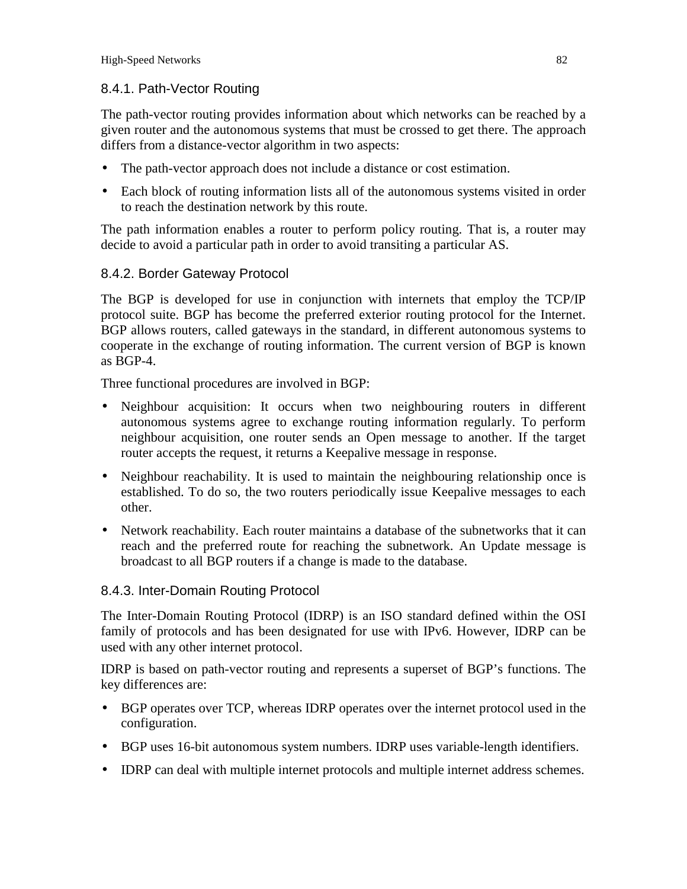### 8.4.1. Path-Vector Routing

The path-vector routing provides information about which networks can be reached by a given router and the autonomous systems that must be crossed to get there. The approach differs from a distance-vector algorithm in two aspects:

- The path-vector approach does not include a distance or cost estimation.
- Each block of routing information lists all of the autonomous systems visited in order to reach the destination network by this route.

The path information enables a router to perform policy routing. That is, a router may decide to avoid a particular path in order to avoid transiting a particular AS.

### 8.4.2. Border Gateway Protocol

The BGP is developed for use in conjunction with internets that employ the TCP/IP protocol suite. BGP has become the preferred exterior routing protocol for the Internet. BGP allows routers, called gateways in the standard, in different autonomous systems to cooperate in the exchange of routing information. The current version of BGP is known as BGP-4.

Three functional procedures are involved in BGP:

- Neighbour acquisition: It occurs when two neighbouring routers in different autonomous systems agree to exchange routing information regularly. To perform neighbour acquisition, one router sends an Open message to another. If the target router accepts the request, it returns a Keepalive message in response.
- Neighbour reachability. It is used to maintain the neighbouring relationship once is established. To do so, the two routers periodically issue Keepalive messages to each other.
- Network reachability. Each router maintains a database of the subnetworks that it can reach and the preferred route for reaching the subnetwork. An Update message is broadcast to all BGP routers if a change is made to the database.

### 8.4.3. Inter-Domain Routing Protocol

The Inter-Domain Routing Protocol (IDRP) is an ISO standard defined within the OSI family of protocols and has been designated for use with IPv6. However, IDRP can be used with any other internet protocol.

IDRP is based on path-vector routing and represents a superset of BGP's functions. The key differences are:

- BGP operates over TCP, whereas IDRP operates over the internet protocol used in the configuration.
- BGP uses 16-bit autonomous system numbers. IDRP uses variable-length identifiers.
- IDRP can deal with multiple internet protocols and multiple internet address schemes.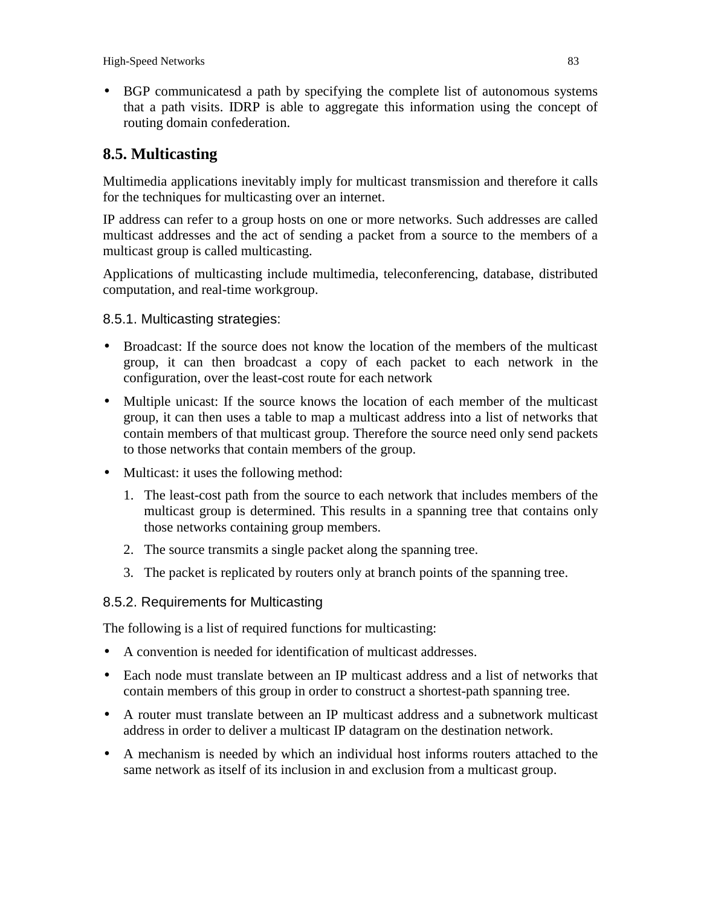- BGP communicatesd a path by specifying the complete list of autonomous systems that a path visits. IDRP is able to aggregate this information using the concept of routing domain confederation.

## 8.5. Multicasting

Multimedia applications inevitably imply for multicast transmission and therefore it calls for the techniques for multicasting over an internet.

IP address can refer to a group hosts on one or more networks. Such addresses are called multicast addresses and the act of sending a packet from a source to the members of a multicast group is called multicasting.

Applications of multicasting include multimedia, teleconferencing, database, distributed computation, and real-time workgroup.

### 8.5.1. Multicasting strategies:

- Broadcast: If the source does not know the location of the members of the multicast group, it can then broadcast a copy of each packet to each network in the configuration, over the least-cost route for each network
- Multiple unicast: If the source knows the location of each member of the multicast group, it can then uses a table to map a multicast address into a list of networks that contain members of that multicast group. Therefore the source need only send packets to those networks that contain members of the group.
- Multicast: it uses the following method:
  1. The least-cost path from the source to each network that includes members of the multicast group is determined. This results in a spanning tree that contains only those networks containing group members.
  2. The source transmits a single packet along the spanning tree.
  3. The packet is replicated by routers only at branch points of the spanning tree.

### 8.5.2. Requirements for Multicasting

The following is a list of required functions for multicasting:

- A convention is needed for identification of multicast addresses.
- Each node must translate between an IP multicast address and a list of networks that contain members of this group in order to construct a shortest-path spanning tree.
- A router must translate between an IP multicast address and a subnetwork multicast address in order to deliver a multicast IP datagram on the destination network.
- A mechanism is needed by which an individual host informs routers attached to the same network as itself of its inclusion in and exclusion from a multicast group.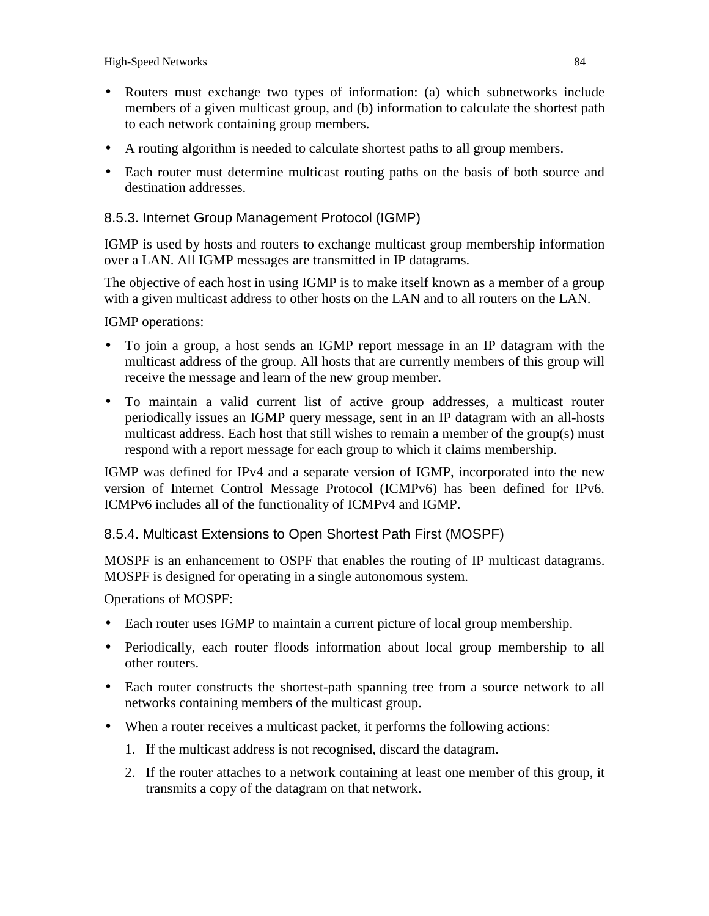- Routers must exchange two types of information: (a) which subnetworks include members of a given multicast group, and (b) information to calculate the shortest path to each network containing group members.
- A routing algorithm is needed to calculate shortest paths to all group members.
- Each router must determine multicast routing paths on the basis of both source and destination addresses.

### 8.5.3. Internet Group Management Protocol (IGMP)

IGMP is used by hosts and routers to exchange multicast group membership information over a LAN. All IGMP messages are transmitted in IP datagrams.

The objective of each host in using IGMP is to make itself known as a member of a group with a given multicast address to other hosts on the LAN and to all routers on the LAN.

IGMP operations:

- To join a group, a host sends an IGMP report message in an IP datagram with the multicast address of the group. All hosts that are currently members of this group will receive the message and learn of the new group member.
- To maintain a valid current list of active group addresses, a multicast router periodically issues an IGMP query message, sent in an IP datagram with an all-hosts multicast address. Each host that still wishes to remain a member of the group(s) must respond with a report message for each group to which it claims membership.

IGMP was defined for IPv4 and a separate version of IGMP, incorporated into the new version of Internet Control Message Protocol (ICMPv6) has been defined for IPv6. ICMPv6 includes all of the functionality of ICMPv4 and IGMP.

### 8.5.4. Multicast Extensions to Open Shortest Path First (MOSPF)

MOSPF is an enhancement to OSPF that enables the routing of IP multicast datagrams. MOSPF is designed for operating in a single autonomous system.

Operations of MOSPF:

- Each router uses IGMP to maintain a current picture of local group membership.
- Periodically, each router floods information about local group membership to all other routers.
- Each router constructs the shortest-path spanning tree from a source network to all networks containing members of the multicast group.
- When a router receives a multicast packet, it performs the following actions:
  1. If the multicast address is not recognised, discard the datagram.
  2. If the router attaches to a network containing at least one member of this group, it transmits a copy of the datagram on that network.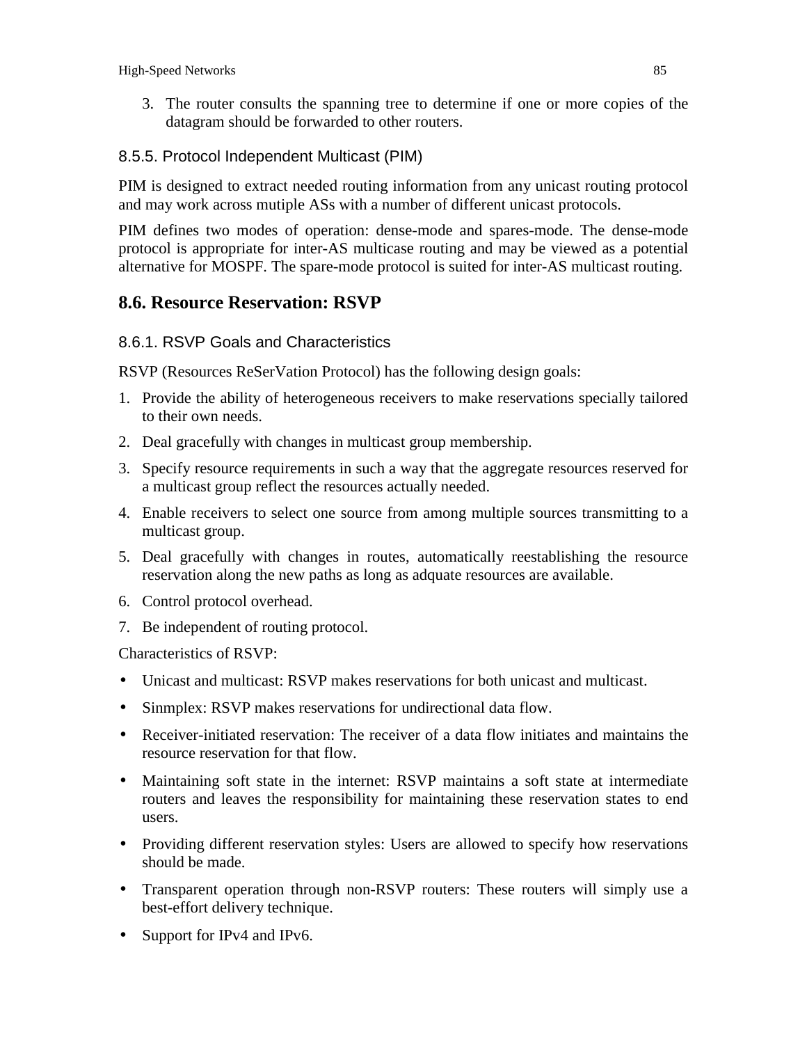3. The router consults the spanning tree to determine if one or more copies of the datagram should be forwarded to other routers.

### 8.5.5. Protocol Independent Multicast (PIM)

PIM is designed to extract needed routing information from any unicast routing protocol and may work across mutiple ASs with a number of different unicast protocols.

PIM defines two modes of operation: dense-mode and spares-mode. The dense-mode protocol is appropriate for inter-AS multicase routing and may be viewed as a potential alternative for MOSPF. The spare-mode protocol is suited for inter-AS multicast routing.

## 8.6. Resource Reservation: RSVP

### 8.6.1. RSVP Goals and Characteristics

RSVP (Resources ReSerVation Protocol) has the following design goals:

1. Provide the ability of heterogeneous receivers to make reservations specially tailored to their own needs.
2. Deal gracefully with changes in multicast group membership.
3. Specify resource requirements in such a way that the aggregate resources reserved for a multicast group reflect the resources actually needed.
4. Enable receivers to select one source from among multiple sources transmitting to a multicast group.
5. Deal gracefully with changes in routes, automatically reestablishing the resource reservation along the new paths as long as adquate resources are available.
6. Control protocol overhead.
7. Be independent of routing protocol.

Characteristics of RSVP:

- Unicast and multicast: RSVP makes reservations for both unicast and multicast.
- Sinmplex: RSVP makes reservations for undirectional data flow.
- Receiver-initiated reservation: The receiver of a data flow initiates and maintains the resource reservation for that flow.
- Maintaining soft state in the internet: RSVP maintains a soft state at intermediate routers and leaves the responsibility for maintaining these reservation states to end users.
- Providing different reservation styles: Users are allowed to specify how reservations should be made.
- Transparent operation through non-RSVP routers: These routers will simply use a best-effort delivery technique.
- Support for IPv4 and IPv6.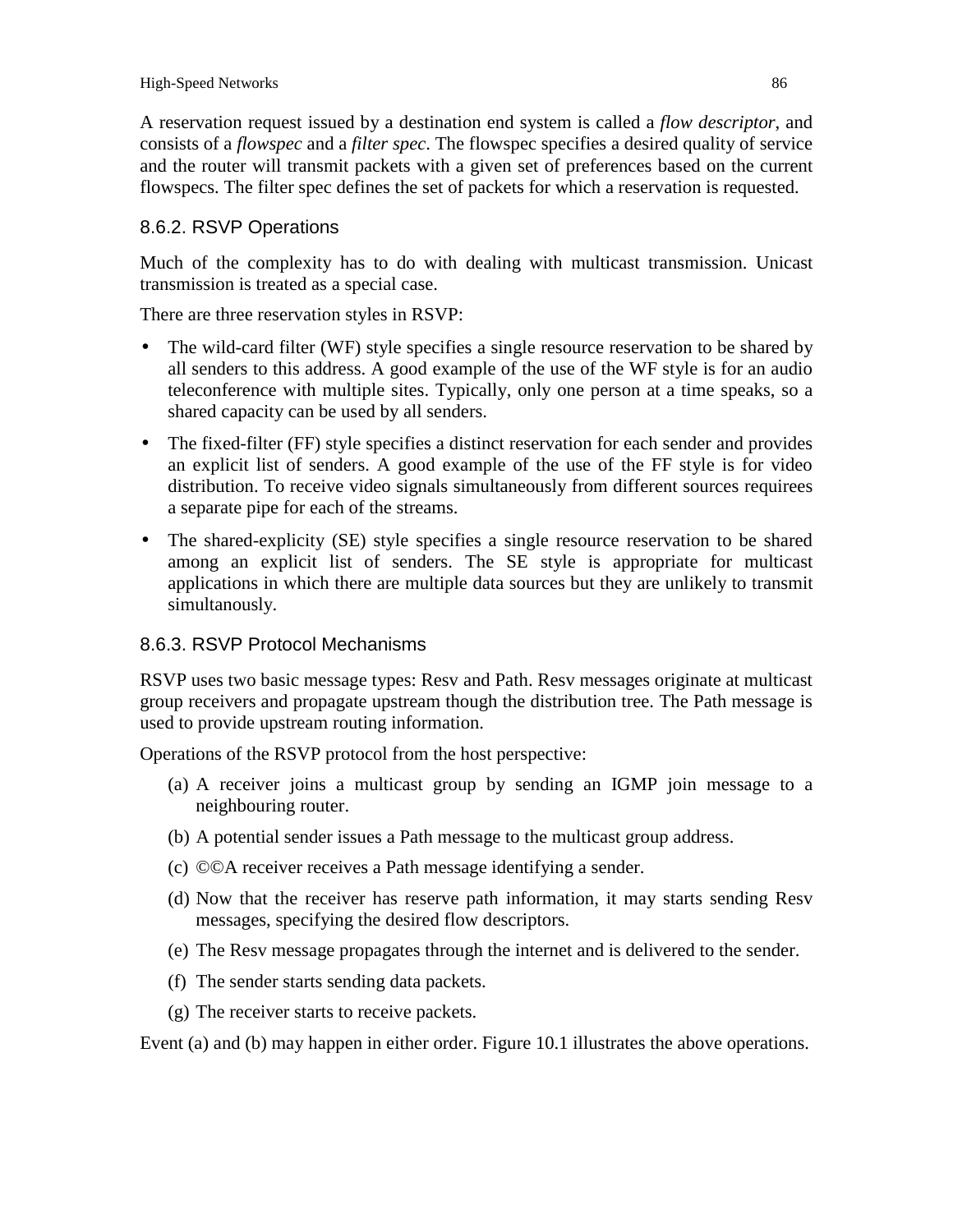A reservation request issued by a destination end system is called a *flow descriptor*, and consists of a *flowspec* and a *filter spec*. The flowspec specifies a desired quality of service and the router will transmit packets with a given set of preferences based on the current flowspecs. The filter spec defines the set of packets for which a reservation is requested.

### 8.6.2. RSVP Operations

Much of the complexity has to do with dealing with multicast transmission. Unicast transmission is treated as a special case.

There are three reservation styles in RSVP:

- The wild-card filter (WF) style specifies a single resource reservation to be shared by all senders to this address. A good example of the use of the WF style is for an audio teleconference with multiple sites. Typically, only one person at a time speaks, so a shared capacity can be used by all senders.
- The fixed-filter (FF) style specifies a distinct reservation for each sender and provides an explicit list of senders. A good example of the use of the FF style is for video distribution. To receive video signals simultaneously from different sources requirees a separate pipe for each of the streams.
- The shared-explicity (SE) style specifies a single resource reservation to be shared among an explicit list of senders. The SE style is appropriate for multicast applications in which there are multiple data sources but they are unlikely to transmit simultanously.

### 8.6.3. RSVP Protocol Mechanisms

RSVP uses two basic message types: Resv and Path. Resv messages originate at multicast group receivers and propagate upstream though the distribution tree. The Path message is used to provide upstream routing information.

Operations of the RSVP protocol from the host perspective:

(a) A receiver joins a multicast group by sending an IGMP join message to a neighbouring router.

(b) A potential sender issues a Path message to the multicast group address.

(c) ©©A receiver receives a Path message identifying a sender.

(d) Now that the receiver has reserve path information, it may starts sending Resv messages, specifying the desired flow descriptors.

(e) The Resv message propagates through the internet and is delivered to the sender.

(f) The sender starts sending data packets.

(g) The receiver starts to receive packets.

Event (a) and (b) may happen in either order. Figure 10.1 illustrates the above operations.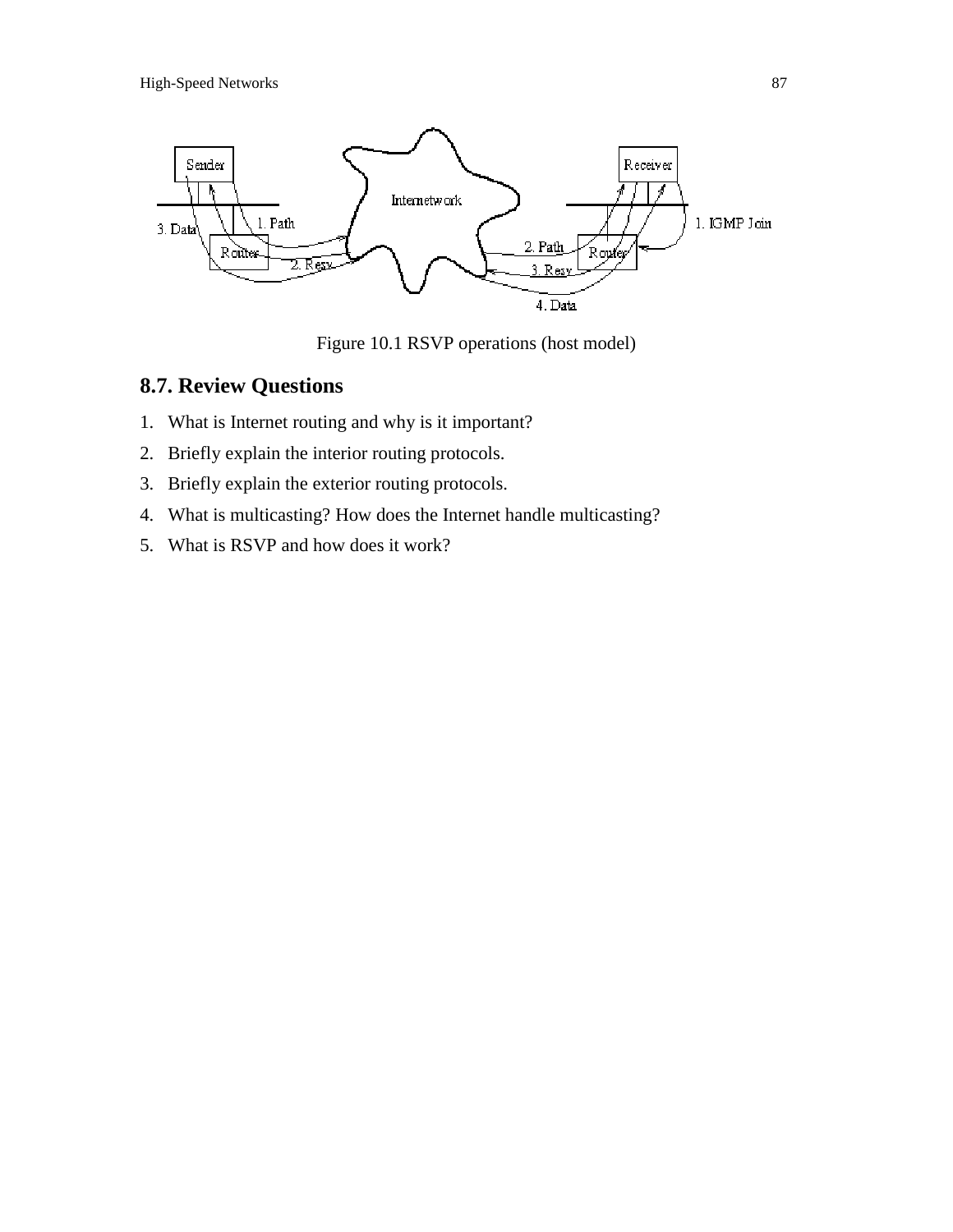Figure 10.1 RSVP operations (host model)

## 8.7. Review Questions

1. What is Internet routing and why is it important?
2. Briefly explain the interior routing protocols.
3. Briefly explain the exterior routing protocols.
4. What is multicasting? How does the Internet handle multicasting?
5. What is RSVP and how does it work?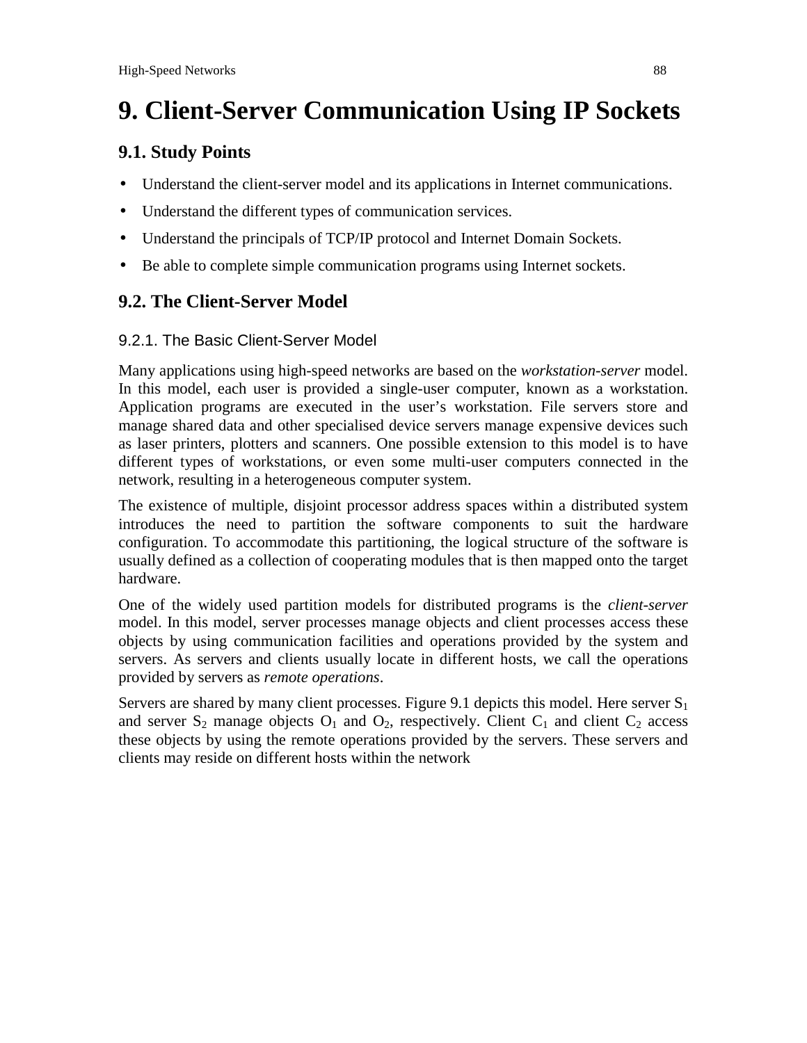# 9. Client-Server Communication Using IP Sockets

## 9.1. Study Points

- Understand the client-server model and its applications in Internet communications.
- Understand the different types of communication services.
- Understand the principals of TCP/IP protocol and Internet Domain Sockets.
- Be able to complete simple communication programs using Internet sockets.

## 9.2. The Client-Server Model

### 9.2.1. The Basic Client-Server Model

Many applications using high-speed networks are based on the *workstation-server* model. In this model, each user is provided a single-user computer, known as a workstation. Application programs are executed in the user's workstation. File servers store and manage shared data and other specialised device servers manage expensive devices such as laser printers, plotters and scanners. One possible extension to this model is to have different types of workstations, or even some multi-user computers connected in the network, resulting in a heterogeneous computer system.

The existence of multiple, disjoint processor address spaces within a distributed system introduces the need to partition the software components to suit the hardware configuration. To accommodate this partitioning, the logical structure of the software is usually defined as a collection of cooperating modules that is then mapped onto the target hardware.

One of the widely used partition models for distributed programs is the *client-server* model. In this model, server processes manage objects and client processes access these objects by using communication facilities and operations provided by the system and servers. As servers and clients usually locate in different hosts, we call the operations provided by servers as *remote operations*.

Servers are shared by many client processes. Figure 9.1 depicts this model. Here server $S_1$ and server $S_2$ manage objects $O_1$ and $O_2$, respectively. Client $C_1$ and client $C_2$ access these objects by using the remote operations provided by the servers. These servers and clients may reside on different hosts within the network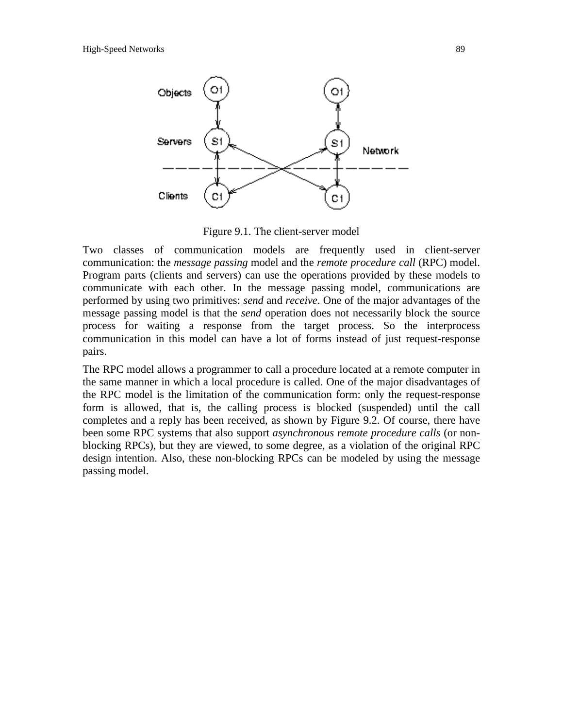Figure 9.1. The client-server model

Two classes of communication models are frequently used in client-server communication: the *message passing* model and the *remote procedure call* (RPC) model. Program parts (clients and servers) can use the operations provided by these models to communicate with each other. In the message passing model, communications are performed by using two primitives: *send* and *receive*. One of the major advantages of the message passing model is that the *send* operation does not necessarily block the source process for waiting a response from the target process. So the interprocess communication in this model can have a lot of forms instead of just request-response pairs.

The RPC model allows a programmer to call a procedure located at a remote computer in the same manner in which a local procedure is called. One of the major disadvantages of the RPC model is the limitation of the communication form: only the request-response form is allowed, that is, the calling process is blocked (suspended) until the call completes and a reply has been received, as shown by Figure 9.2. Of course, there have been some RPC systems that also support *asynchronous remote procedure calls* (or non-blocking RPCs), but they are viewed, to some degree, as a violation of the original RPC design intention. Also, these non-blocking RPCs can be modeled by using the message passing model.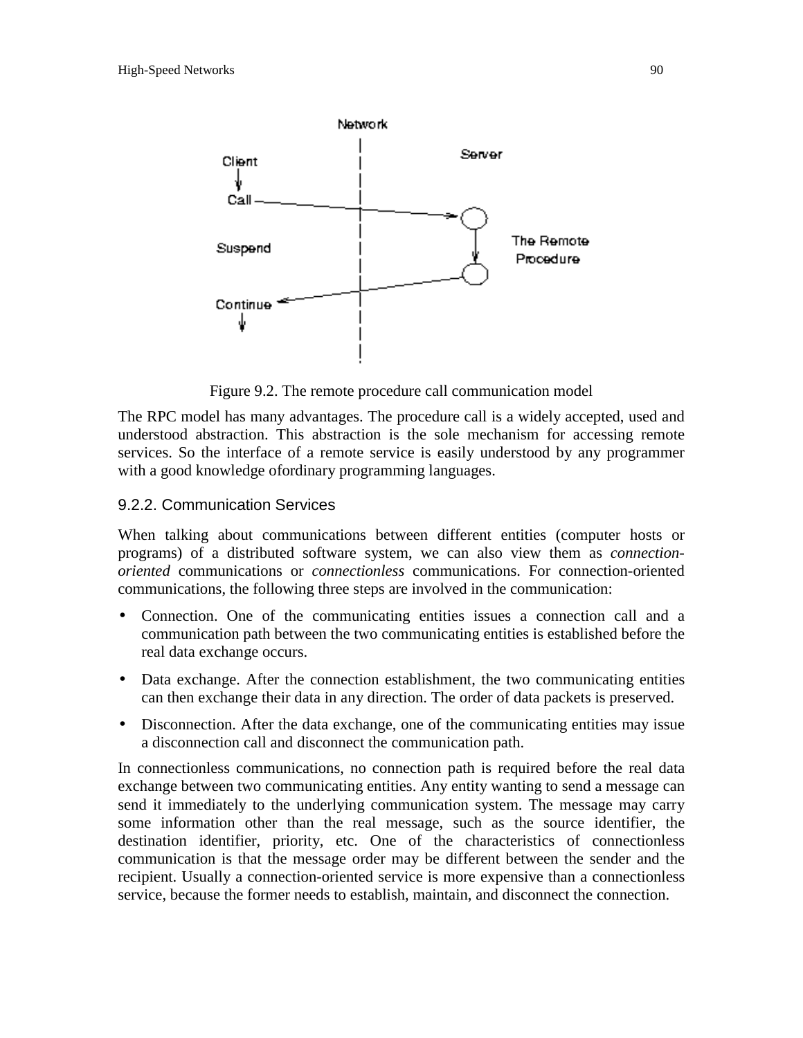Figure 9.2. The remote procedure call communication model

The RPC model has many advantages. The procedure call is a widely accepted, used and understood abstraction. This abstraction is the sole mechanism for accessing remote services. So the interface of a remote service is easily understood by any programmer with a good knowledge ofordinary programming languages.

### 9.2.2. Communication Services

When talking about communications between different entities (computer hosts or programs) of a distributed software system, we can also view them as *connection-oriented* communications or *connectionless* communications. For connection-oriented communications, the following three steps are involved in the communication:

- Connection. One of the communicating entities issues a connection call and a communication path between the two communicating entities is established before the real data exchange occurs.
- Data exchange. After the connection establishment, the two communicating entities can then exchange their data in any direction. The order of data packets is preserved.
- Disconnection. After the data exchange, one of the communicating entities may issue a disconnection call and disconnect the communication path.

In connectionless communications, no connection path is required before the real data exchange between two communicating entities. Any entity wanting to send a message can send it immediately to the underlying communication system. The message may carry some information other than the real message, such as the source identifier, the destination identifier, priority, etc. One of the characteristics of connectionless communication is that the message order may be different between the sender and the recipient. Usually a connection-oriented service is more expensive than a connectionless service, because the former needs to establish, maintain, and disconnect the connection.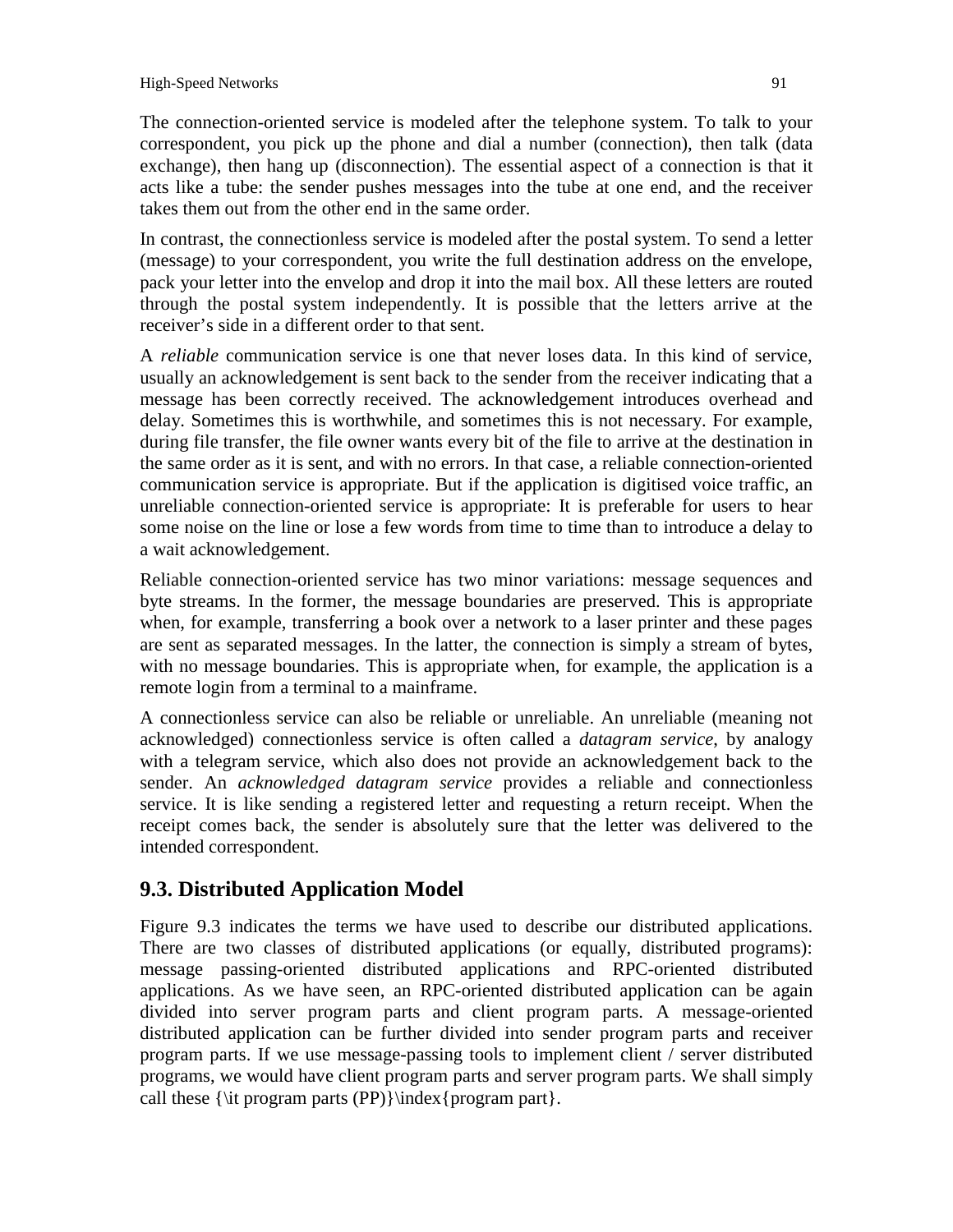The connection-oriented service is modeled after the telephone system. To talk to your correspondent, you pick up the phone and dial a number (connection), then talk (data exchange), then hang up (disconnection). The essential aspect of a connection is that it acts like a tube: the sender pushes messages into the tube at one end, and the receiver takes them out from the other end in the same order.

In contrast, the connectionless service is modeled after the postal system. To send a letter (message) to your correspondent, you write the full destination address on the envelope, pack your letter into the envelop and drop it into the mail box. All these letters are routed through the postal system independently. It is possible that the letters arrive at the receiver's side in a different order to that sent.

A *reliable* communication service is one that never loses data. In this kind of service, usually an acknowledgement is sent back to the sender from the receiver indicating that a message has been correctly received. The acknowledgement introduces overhead and delay. Sometimes this is worthwhile, and sometimes this is not necessary. For example, during file transfer, the file owner wants every bit of the file to arrive at the destination in the same order as it is sent, and with no errors. In that case, a reliable connection-oriented communication service is appropriate. But if the application is digitised voice traffic, an unreliable connection-oriented service is appropriate: It is preferable for users to hear some noise on the line or lose a few words from time to time than to introduce a delay to a wait acknowledgement.

Reliable connection-oriented service has two minor variations: message sequences and byte streams. In the former, the message boundaries are preserved. This is appropriate when, for example, transferring a book over a network to a laser printer and these pages are sent as separated messages. In the latter, the connection is simply a stream of bytes, with no message boundaries. This is appropriate when, for example, the application is a remote login from a terminal to a mainframe.

A connectionless service can also be reliable or unreliable. An unreliable (meaning not acknowledged) connectionless service is often called a *datagram service*, by analogy with a telegram service, which also does not provide an acknowledgement back to the sender. An *acknowledged datagram service* provides a reliable and connectionless service. It is like sending a registered letter and requesting a return receipt. When the receipt comes back, the sender is absolutely sure that the letter was delivered to the intended correspondent.

## 9.3. Distributed Application Model

Figure 9.3 indicates the terms we have used to describe our distributed applications. There are two classes of distributed applications (or equally, distributed programs): message passing-oriented distributed applications and RPC-oriented distributed applications. As we have seen, an RPC-oriented distributed application can be again divided into server program parts and client program parts. A message-oriented distributed application can be further divided into sender program parts and receiver program parts. If we use message-passing tools to implement client / server distributed programs, we would have client program parts and server program parts. We shall simply call these {\it program parts (PP)}\index{program part}.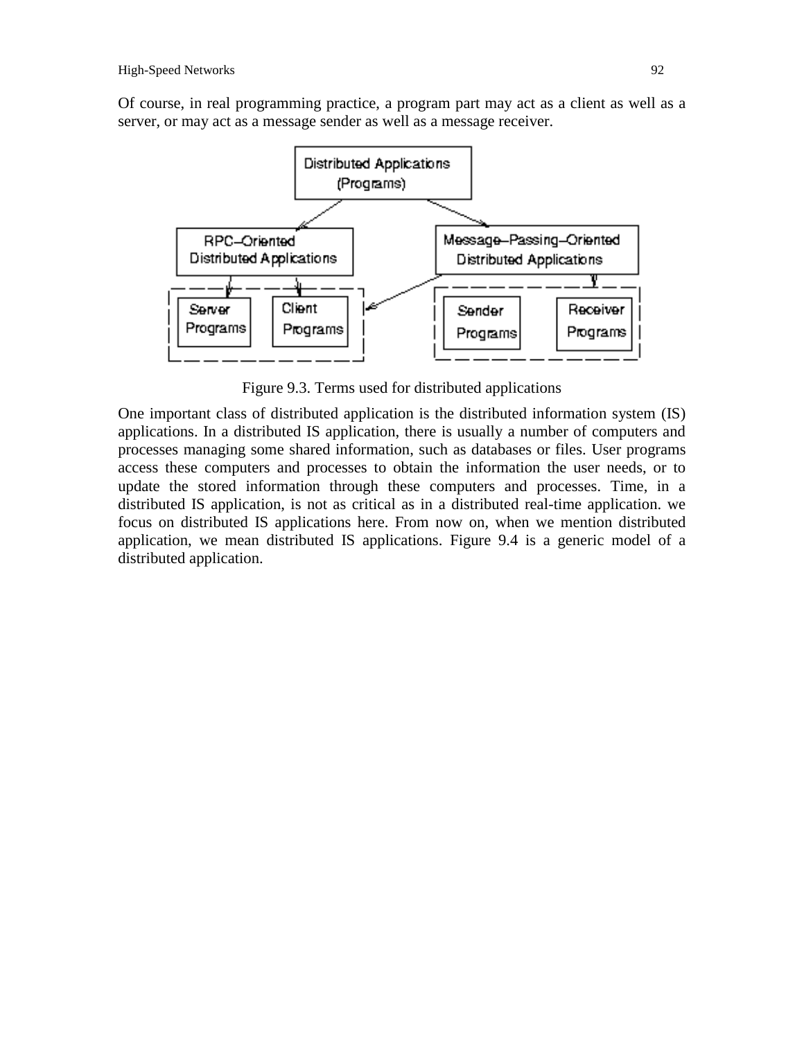Of course, in real programming practice, a program part may act as a client as well as a server, or may act as a message sender as well as a message receiver.

Figure 9.3. Terms used for distributed applications

One important class of distributed application is the distributed information system (IS) applications. In a distributed IS application, there is usually a number of computers and processes managing some shared information, such as databases or files. User programs access these computers and processes to obtain the information the user needs, or to update the stored information through these computers and processes. Time, in a distributed IS application, is not as critical as in a distributed real-time application. we focus on distributed IS applications here. From now on, when we mention distributed application, we mean distributed IS applications. Figure 9.4 is a generic model of a distributed application.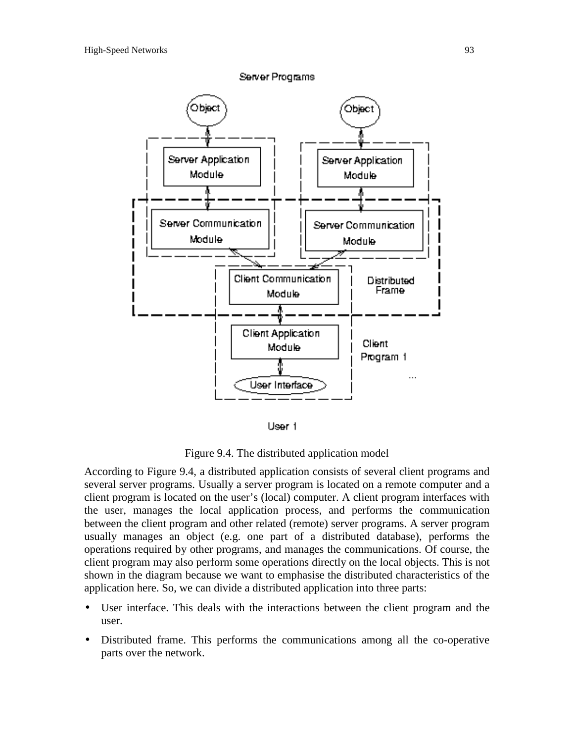Figure 9.4. The distributed application model

According to Figure 9.4, a distributed application consists of several client programs and several server programs. Usually a server program is located on a remote computer and a client program is located on the user's (local) computer. A client program interfaces with the user, manages the local application process, and performs the communication between the client program and other related (remote) server programs. A server program usually manages an object (e.g. one part of a distributed database), performs the operations required by other programs, and manages the communications. Of course, the client program may also perform some operations directly on the local objects. This is not shown in the diagram because we want to emphasise the distributed characteristics of the application here. So, we can divide a distributed application into three parts:

- User interface. This deals with the interactions between the client program and the user.
- Distributed frame. This performs the communications among all the co-operative parts over the network.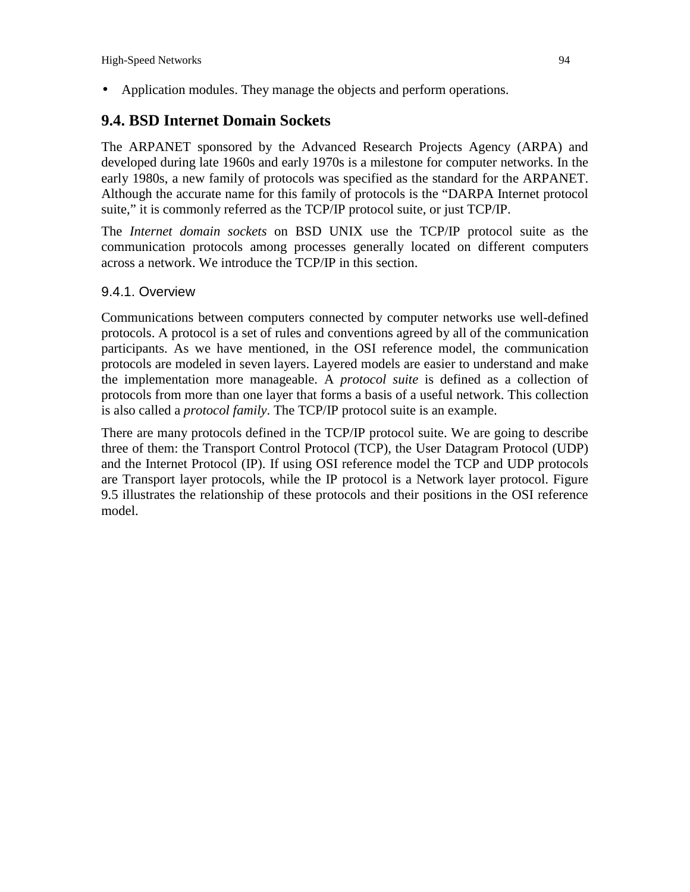- Application modules. They manage the objects and perform operations.

## 9.4. BSD Internet Domain Sockets

The ARPANET sponsored by the Advanced Research Projects Agency (ARPA) and developed during late 1960s and early 1970s is a milestone for computer networks. In the early 1980s, a new family of protocols was specified as the standard for the ARPANET. Although the accurate name for this family of protocols is the “DARPA Internet protocol suite,” it is commonly referred as the TCP/IP protocol suite, or just TCP/IP.

The *Internet domain sockets* on BSD UNIX use the TCP/IP protocol suite as the communication protocols among processes generally located on different computers across a network. We introduce the TCP/IP in this section.

### 9.4.1. Overview

Communications between computers connected by computer networks use well-defined protocols. A protocol is a set of rules and conventions agreed by all of the communication participants. As we have mentioned, in the OSI reference model, the communication protocols are modeled in seven layers. Layered models are easier to understand and make the implementation more manageable. A *protocol suite* is defined as a collection of protocols from more than one layer that forms a basis of a useful network. This collection is also called a *protocol family*. The TCP/IP protocol suite is an example.

There are many protocols defined in the TCP/IP protocol suite. We are going to describe three of them: the Transport Control Protocol (TCP), the User Datagram Protocol (UDP) and the Internet Protocol (IP). If using OSI reference model the TCP and UDP protocols are Transport layer protocols, while the IP protocol is a Network layer protocol. Figure 9.5 illustrates the relationship of these protocols and their positions in the OSI reference model.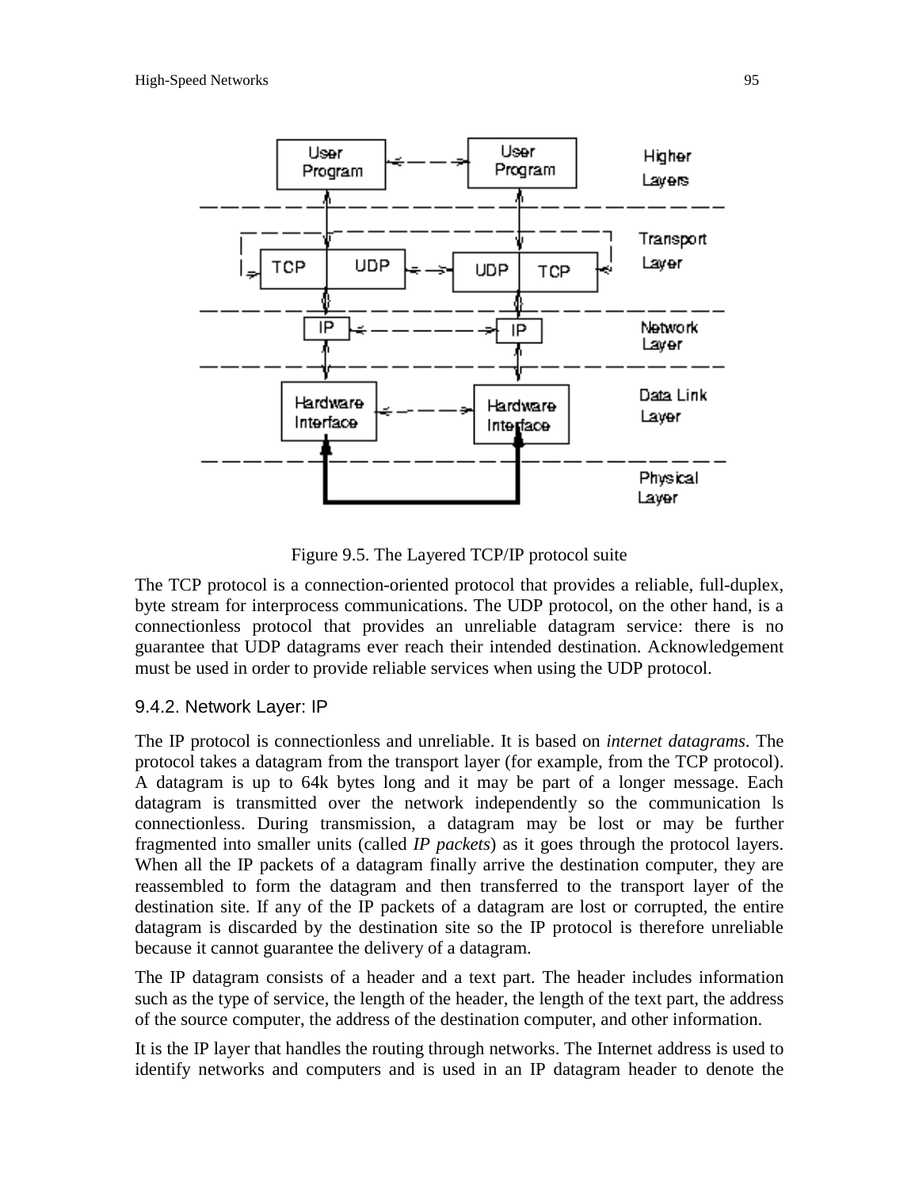Figure 9.5. The Layered TCP/IP protocol suite

The TCP protocol is a connection-oriented protocol that provides a reliable, full-duplex, byte stream for interprocess communications. The UDP protocol, on the other hand, is a connectionless protocol that provides an unreliable datagram service: there is no guarantee that UDP datagrams ever reach their intended destination. Acknowledgement must be used in order to provide reliable services when using the UDP protocol.

### 9.4.2. Network Layer: IP

The IP protocol is connectionless and unreliable. It is based on *internet datagrams*. The protocol takes a datagram from the transport layer (for example, from the TCP protocol). A datagram is up to 64k bytes long and it may be part of a longer message. Each datagram is transmitted over the network independently so the communication ls connectionless. During transmission, a datagram may be lost or may be further fragmented into smaller units (called *IP packets*) as it goes through the protocol layers. When all the IP packets of a datagram finally arrive the destination computer, they are reassembled to form the datagram and then transferred to the transport layer of the destination site. If any of the IP packets of a datagram are lost or corrupted, the entire datagram is discarded by the destination site so the IP protocol is therefore unreliable because it cannot guarantee the delivery of a datagram.

The IP datagram consists of a header and a text part. The header includes information such as the type of service, the length of the header, the length of the text part, the address of the source computer, the address of the destination computer, and other information.

It is the IP layer that handles the routing through networks. The Internet address is used to identify networks and computers and is used in an IP datagram header to denote the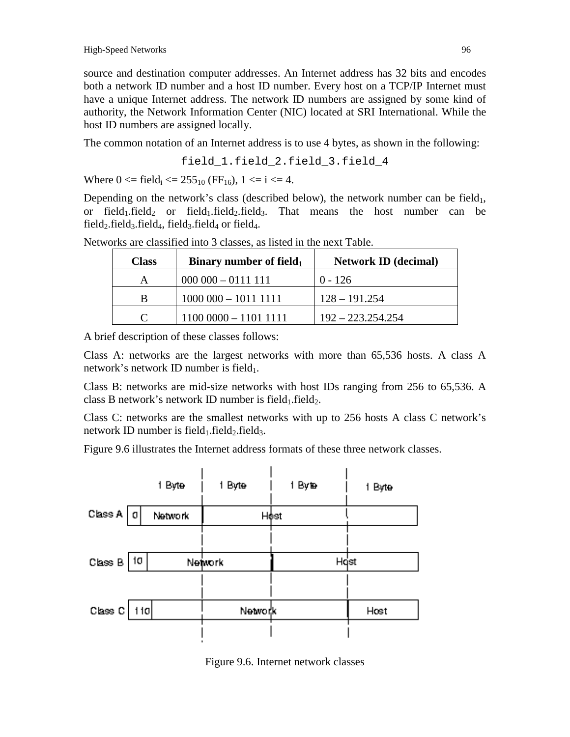source and destination computer addresses. An Internet address has 32 bits and encodes both a network ID number and a host ID number. Every host on a TCP/IP Internet must have a unique Internet address. The network ID numbers are assigned by some kind of authority, the Network Information Center (NIC) located at SRI International. While the host ID numbers are assigned locally.

The common notation of an Internet address is to use 4 bytes, as shown in the following:

```
field_1.field_2.field_3.field_4
```

Where 0 <= $field_i$ <= $255_{10}$ ($FF_{16}$), 1 <= i <= 4.

Depending on the network's class (described below), the network number can be $field_1$, or $field_1.field_2$ or $field_1.field_2.field_3$. That means the host number can be $field_2.field_3.field_4$, $field_3.field_4$ or $field_4$.

Networks are classified into 3 classes, as listed in the next Table.

| Class | Binary number of $field_1$ | Network ID (decimal) |
|---|---|---|
| A | 000 000 – 0111 111 | 0 - 126 |
| B | 1000 000 – 1011 1111 | 128 – 191.254 |
| C | 1100 0000 – 1101 1111 | 192 – 223.254.254 |

A brief description of these classes follows:

Class A: networks are the largest networks with more than 65,536 hosts. A class A network's network ID number is $field_1$.

Class B: networks are mid-size networks with host IDs ranging from 256 to 65,536. A class B network's network ID number is $field_1.field_2$.

Class C: networks are the smallest networks with up to 256 hosts A class C network's network ID number is $field_1.field_2.field_3$.

Figure 9.6 illustrates the Internet address formats of these three network classes.

| | 1 Byte | 1 Byte | 1 Byte | 1 Byte |
|---|---|---|---|---|
| Class A | 0 Network | Host | | |
| Class B | 10 Network | | Host | |
| Class C | 110 Network | | | Host |

Figure 9.6. Internet network classes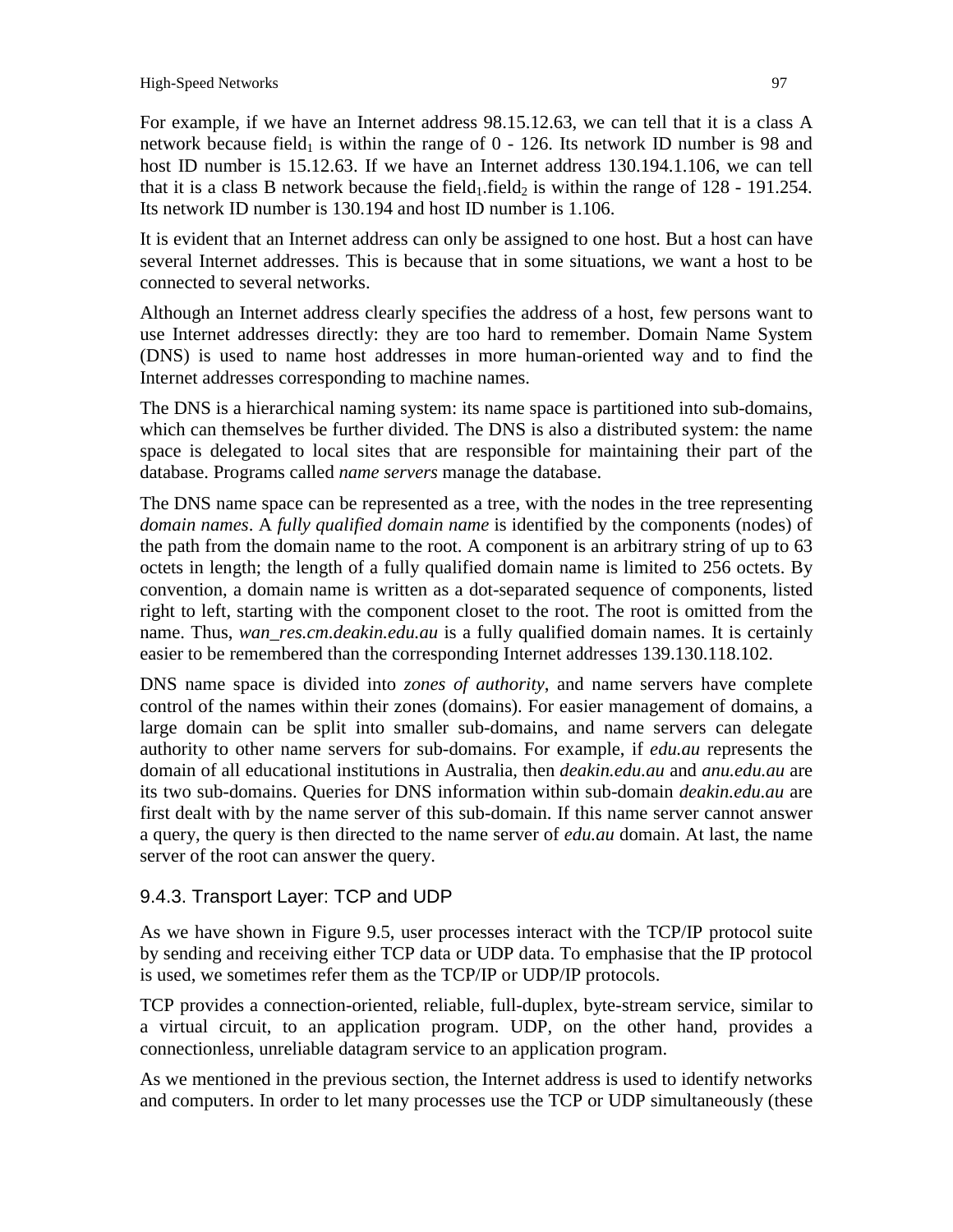For example, if we have an Internet address 98.15.12.63, we can tell that it is a class A network because $field_1$ is within the range of 0 - 126. Its network ID number is 98 and host ID number is 15.12.63. If we have an Internet address 130.194.1.106, we can tell that it is a class B network because the $field_1.field_2$ is within the range of 128 - 191.254. Its network ID number is 130.194 and host ID number is 1.106.

It is evident that an Internet address can only be assigned to one host. But a host can have several Internet addresses. This is because that in some situations, we want a host to be connected to several networks.

Although an Internet address clearly specifies the address of a host, few persons want to use Internet addresses directly: they are too hard to remember. Domain Name System (DNS) is used to name host addresses in more human-oriented way and to find the Internet addresses corresponding to machine names.

The DNS is a hierarchical naming system: its name space is partitioned into sub-domains, which can themselves be further divided. The DNS is also a distributed system: the name space is delegated to local sites that are responsible for maintaining their part of the database. Programs called *name servers* manage the database.

The DNS name space can be represented as a tree, with the nodes in the tree representing *domain names*. A *fully qualified domain name* is identified by the components (nodes) of the path from the domain name to the root. A component is an arbitrary string of up to 63 octets in length; the length of a fully qualified domain name is limited to 256 octets. By convention, a domain name is written as a dot-separated sequence of components, listed right to left, starting with the component closet to the root. The root is omitted from the name. Thus, *wan_res.cm.deakin.edu.au* is a fully qualified domain names. It is certainly easier to be remembered than the corresponding Internet addresses 139.130.118.102.

DNS name space is divided into *zones of authority*, and name servers have complete control of the names within their zones (domains). For easier management of domains, a large domain can be split into smaller sub-domains, and name servers can delegate authority to other name servers for sub-domains. For example, if *edu.au* represents the domain of all educational institutions in Australia, then *deakin.edu.au* and *anu.edu.au* are its two sub-domains. Queries for DNS information within sub-domain *deakin.edu.au* are first dealt with by the name server of this sub-domain. If this name server cannot answer a query, the query is then directed to the name server of *edu.au* domain. At last, the name server of the root can answer the query.

### 9.4.3. Transport Layer: TCP and UDP

As we have shown in Figure 9.5, user processes interact with the TCP/IP protocol suite by sending and receiving either TCP data or UDP data. To emphasise that the IP protocol is used, we sometimes refer them as the TCP/IP or UDP/IP protocols.

TCP provides a connection-oriented, reliable, full-duplex, byte-stream service, similar to a virtual circuit, to an application program. UDP, on the other hand, provides a connectionless, unreliable datagram service to an application program.

As we mentioned in the previous section, the Internet address is used to identify networks and computers. In order to let many processes use the TCP or UDP simultaneously (these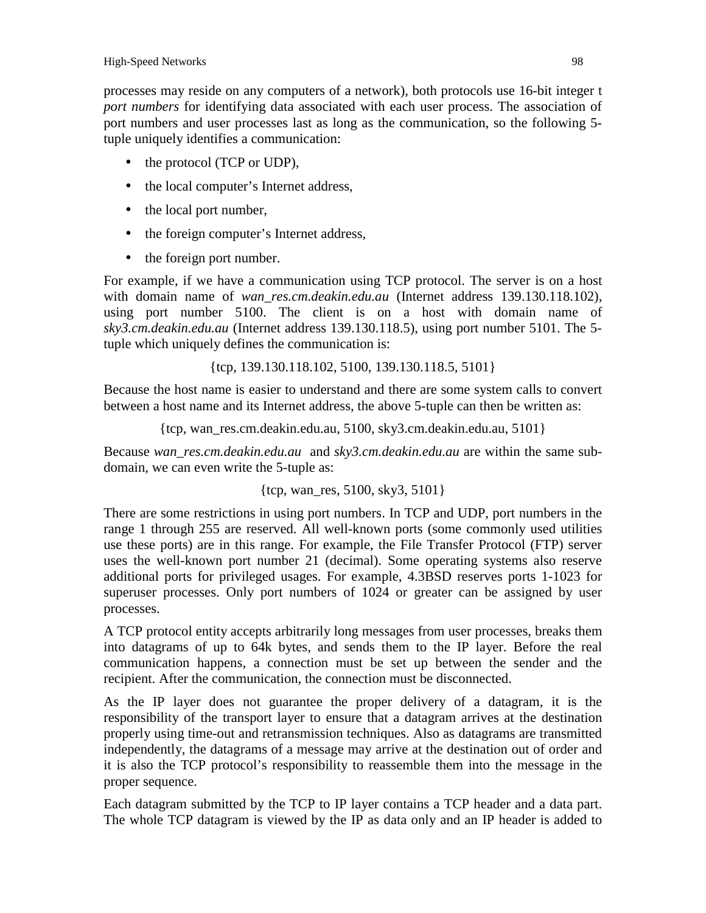processes may reside on any computers of a network), both protocols use 16-bit integer t *port numbers* for identifying data associated with each user process. The association of port numbers and user processes last as long as the communication, so the following 5-tuple uniquely identifies a communication:

- the protocol (TCP or UDP),
- the local computer's Internet address,
- the local port number,
- the foreign computer's Internet address,
- the foreign port number.

For example, if we have a communication using TCP protocol. The server is on a host with domain name of *wan_res.cm.deakin.edu.au* (Internet address 139.130.118.102), using port number 5100. The client is on a host with domain name of *sky3.cm.deakin.edu.au* (Internet address 139.130.118.5), using port number 5101. The 5-tuple which uniquely defines the communication is:

{tcp, 139.130.118.102, 5100, 139.130.118.5, 5101}

Because the host name is easier to understand and there are some system calls to convert between a host name and its Internet address, the above 5-tuple can then be written as:

{tcp, wan_res.cm.deakin.edu.au, 5100, sky3.cm.deakin.edu.au, 5101}

Because *wan_res.cm.deakin.edu.au* and *sky3.cm.deakin.edu.au* are within the same sub-domain, we can even write the 5-tuple as:

{tcp, wan_res, 5100, sky3, 5101}

There are some restrictions in using port numbers. In TCP and UDP, port numbers in the range 1 through 255 are reserved. All well-known ports (some commonly used utilities use these ports) are in this range. For example, the File Transfer Protocol (FTP) server uses the well-known port number 21 (decimal). Some operating systems also reserve additional ports for privileged usages. For example, 4.3BSD reserves ports 1-1023 for superuser processes. Only port numbers of 1024 or greater can be assigned by user processes.

A TCP protocol entity accepts arbitrarily long messages from user processes, breaks them into datagrams of up to 64k bytes, and sends them to the IP layer. Before the real communication happens, a connection must be set up between the sender and the recipient. After the communication, the connection must be disconnected.

As the IP layer does not guarantee the proper delivery of a datagram, it is the responsibility of the transport layer to ensure that a datagram arrives at the destination properly using time-out and retransmission techniques. Also as datagrams are transmitted independently, the datagrams of a message may arrive at the destination out of order and it is also the TCP protocol's responsibility to reassemble them into the message in the proper sequence.

Each datagram submitted by the TCP to IP layer contains a TCP header and a data part. The whole TCP datagram is viewed by the IP as data only and an IP header is added to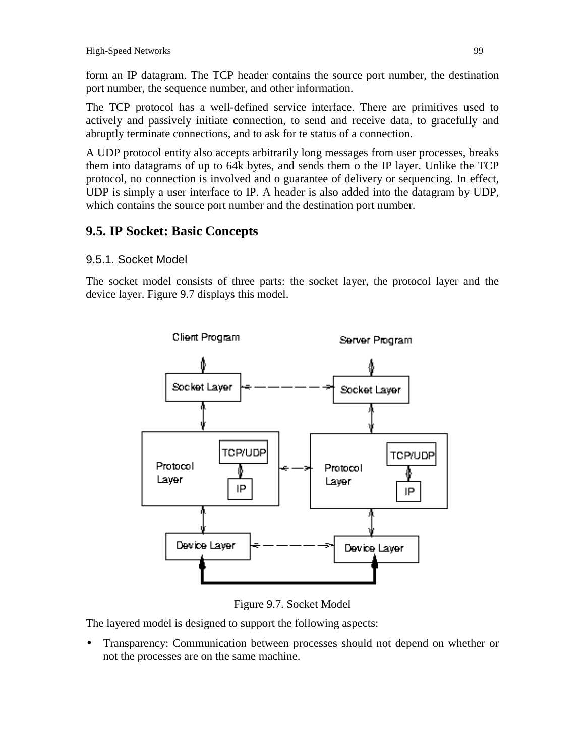form an IP datagram. The TCP header contains the source port number, the destination port number, the sequence number, and other information.

The TCP protocol has a well-defined service interface. There are primitives used to actively and passively initiate connection, to send and receive data, to gracefully and abruptly terminate connections, and to ask for te status of a connection.

A UDP protocol entity also accepts arbitrarily long messages from user processes, breaks them into datagrams of up to 64k bytes, and sends them o the IP layer. Unlike the TCP protocol, no connection is involved and o guarantee of delivery or sequencing. In effect, UDP is simply a user interface to IP. A header is also added into the datagram by UDP, which contains the source port number and the destination port number.

## 9.5. IP Socket: Basic Concepts

### 9.5.1. Socket Model

The socket model consists of three parts: the socket layer, the protocol layer and the device layer. Figure 9.7 displays this model.

Figure 9.7. Socket Model

The layered model is designed to support the following aspects:

- Transparency: Communication between processes should not depend on whether or not the processes are on the same machine.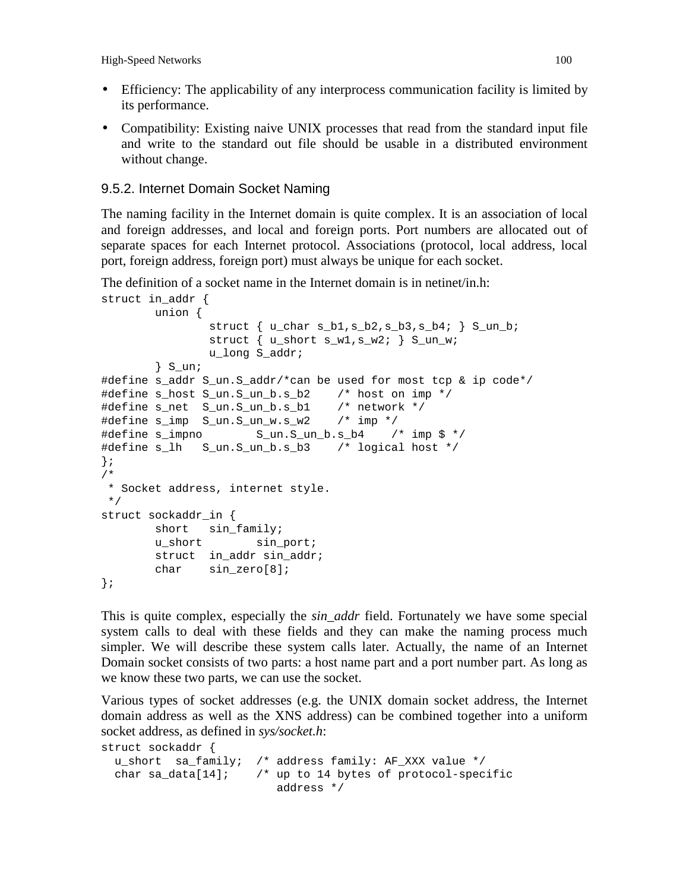- Efficiency: The applicability of any interprocess communication facility is limited by its performance.
- Compatibility: Existing naive UNIX processes that read from the standard input file and write to the standard out file should be usable in a distributed environment without change.

### 9.5.2. Internet Domain Socket Naming

The naming facility in the Internet domain is quite complex. It is an association of local and foreign addresses, and local and foreign ports. Port numbers are allocated out of separate spaces for each Internet protocol. Associations (protocol, local address, local port, foreign address, foreign port) must always be unique for each socket.

The definition of a socket name in the Internet domain is in netinet/in.h:

```
struct in_addr {
        union {
                struct { u_char s_b1,s_b2,s_b3,s_b4; } S_un_b;
                struct { u_short s_w1,s_w2; } S_un_w;
                u_long S_addr;
        } S_un;
#define s_addr S_un.S_addr/*can be used for most tcp & ip code*/
#define s_host S_un.S_un_b.s_b2    /* host on imp */
#define s_net  S_un.S_un_b.s_b1    /* network */
#define s_imp  S_un.S_un_w.s_w2    /* imp */
#define s_impno        S_un.S_un_b.s_b4    /* imp $ */
#define s_lh   S_un.S_un_b.s_b3    /* logical host */
};
/*
 * Socket address, internet style.
 */
struct sockaddr_in {
        short   sin_family;
        u_short        sin_port;
        struct  in_addr sin_addr;
        char    sin_zero[8];
};
```

This is quite complex, especially the *sin_addr* field. Fortunately we have some special system calls to deal with these fields and they can make the naming process much simpler. We will describe these system calls later. Actually, the name of an Internet Domain socket consists of two parts: a host name part and a port number part. As long as we know these two parts, we can use the socket.

Various types of socket addresses (e.g. the UNIX domain socket address, the Internet domain address as well as the XNS address) can be combined together into a uniform socket address, as defined in *sys/socket.h*:

```
struct sockaddr {
  u_short  sa_family;  /* address family: AF_XXX value */
  char sa_data[14];    /* up to 14 bytes of protocol-specific
                          address */
```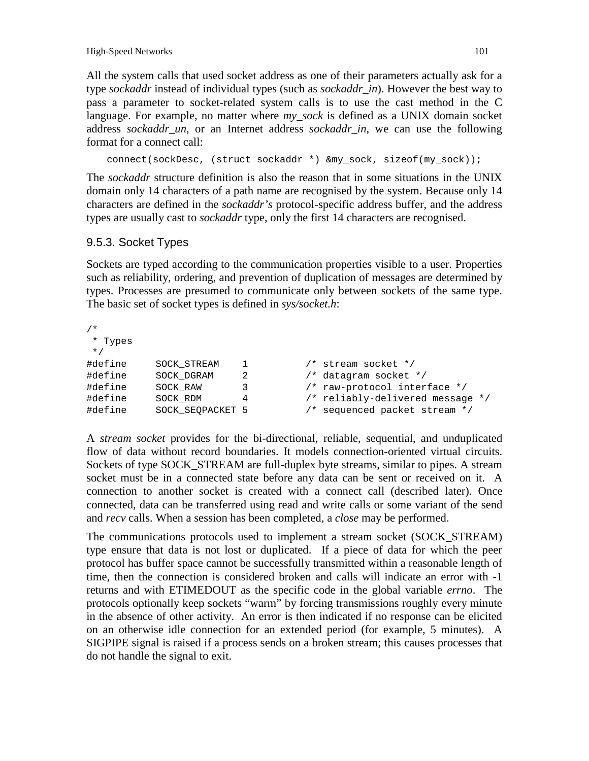All the system calls that used socket address as one of their parameters actually ask for a type *sockaddr* instead of individual types (such as *sockaddr_in*). However the best way to pass a parameter to socket-related system calls is to use the cast method in the C language. For example, no matter where *my_sock* is defined as a UNIX domain socket address *sockaddr_un*, or an Internet address *sockaddr_in*, we can use the following format for a connect call:

```
connect(sockDesc, (struct sockaddr *) &my_sock, sizeof(my_sock));
```

The *sockaddr* structure definition is also the reason that in some situations in the UNIX domain only 14 characters of a path name are recognised by the system. Because only 14 characters are defined in the *sockaddr's* protocol-specific address buffer, and the address types are usually cast to *sockaddr* type, only the first 14 characters are recognised.

### 9.5.3. Socket Types

Sockets are typed according to the communication properties visible to a user. Properties such as reliability, ordering, and prevention of duplication of messages are determined by types. Processes are presumed to communicate only between sockets of the same type. The basic set of socket types is defined in *sys/socket.h*:

```
/*
 * Types
 */
#define     SOCK_STREAM    1          /* stream socket */
#define     SOCK_DGRAM     2          /* datagram socket */
#define     SOCK_RAW       3          /* raw-protocol interface */
#define     SOCK_RDM       4          /* reliably-delivered message */
#define     SOCK_SEQPACKET 5          /* sequenced packet stream */
```

A *stream socket* provides for the bi-directional, reliable, sequential, and unduplicated flow of data without record boundaries. It models connection-oriented virtual circuits. Sockets of type SOCK_STREAM are full-duplex byte streams, similar to pipes. A stream socket must be in a connected state before any data can be sent or received on it. A connection to another socket is created with a connect call (described later). Once connected, data can be transferred using read and write calls or some variant of the send and *recv* calls. When a session has been completed, a *close* may be performed.

The communications protocols used to implement a stream socket (SOCK_STREAM) type ensure that data is not lost or duplicated. If a piece of data for which the peer protocol has buffer space cannot be successfully transmitted within a reasonable length of time, then the connection is considered broken and calls will indicate an error with -1 returns and with ETIMEDOUT as the specific code in the global variable *errno*. The protocols optionally keep sockets "warm" by forcing transmissions roughly every minute in the absence of other activity. An error is then indicated if no response can be elicited on an otherwise idle connection for an extended period (for example, 5 minutes). A SIGPIPE signal is raised if a process sends on a broken stream; this causes processes that do not handle the signal to exit.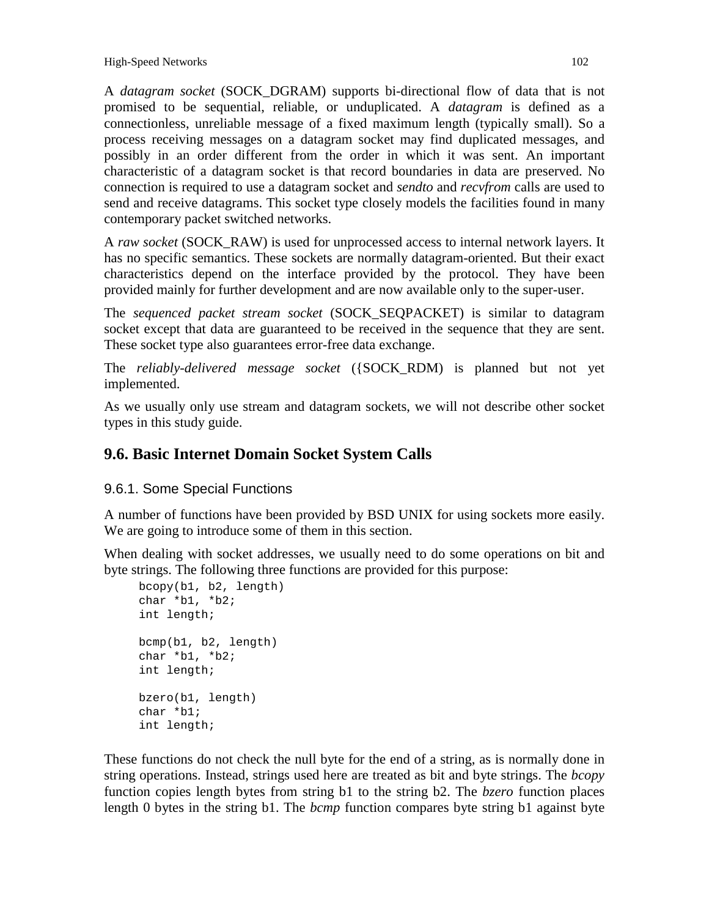A *datagram socket* (SOCK_DGRAM) supports bi-directional flow of data that is not promised to be sequential, reliable, or unduplicated. A *datagram* is defined as a connectionless, unreliable message of a fixed maximum length (typically small). So a process receiving messages on a datagram socket may find duplicated messages, and possibly in an order different from the order in which it was sent. An important characteristic of a datagram socket is that record boundaries in data are preserved. No connection is required to use a datagram socket and *sendto* and *recvfrom* calls are used to send and receive datagrams. This socket type closely models the facilities found in many contemporary packet switched networks.

A *raw socket* (SOCK_RAW) is used for unprocessed access to internal network layers. It has no specific semantics. These sockets are normally datagram-oriented. But their exact characteristics depend on the interface provided by the protocol. They have been provided mainly for further development and are now available only to the super-user.

The *sequenced packet stream socket* (SOCK_SEQPACKET) is similar to datagram socket except that data are guaranteed to be received in the sequence that they are sent. These socket type also guarantees error-free data exchange.

The *reliably-delivered message socket* ({SOCK_RDM) is planned but not yet implemented.

As we usually only use stream and datagram sockets, we will not describe other socket types in this study guide.

## 9.6. Basic Internet Domain Socket System Calls

### 9.6.1. Some Special Functions

A number of functions have been provided by BSD UNIX for using sockets more easily. We are going to introduce some of them in this section.

When dealing with socket addresses, we usually need to do some operations on bit and byte strings. The following three functions are provided for this purpose:

```
bcopy(b1, b2, length)
char *b1, *b2;
int length;

bcmp(b1, b2, length)
char *b1, *b2;
int length;

bzero(b1, length)
char *b1;
int length;
```

These functions do not check the null byte for the end of a string, as is normally done in string operations. Instead, strings used here are treated as bit and byte strings. The *bcopy* function copies length bytes from string b1 to the string b2. The *bzero* function places length 0 bytes in the string b1. The *bcmp* function compares byte string b1 against byte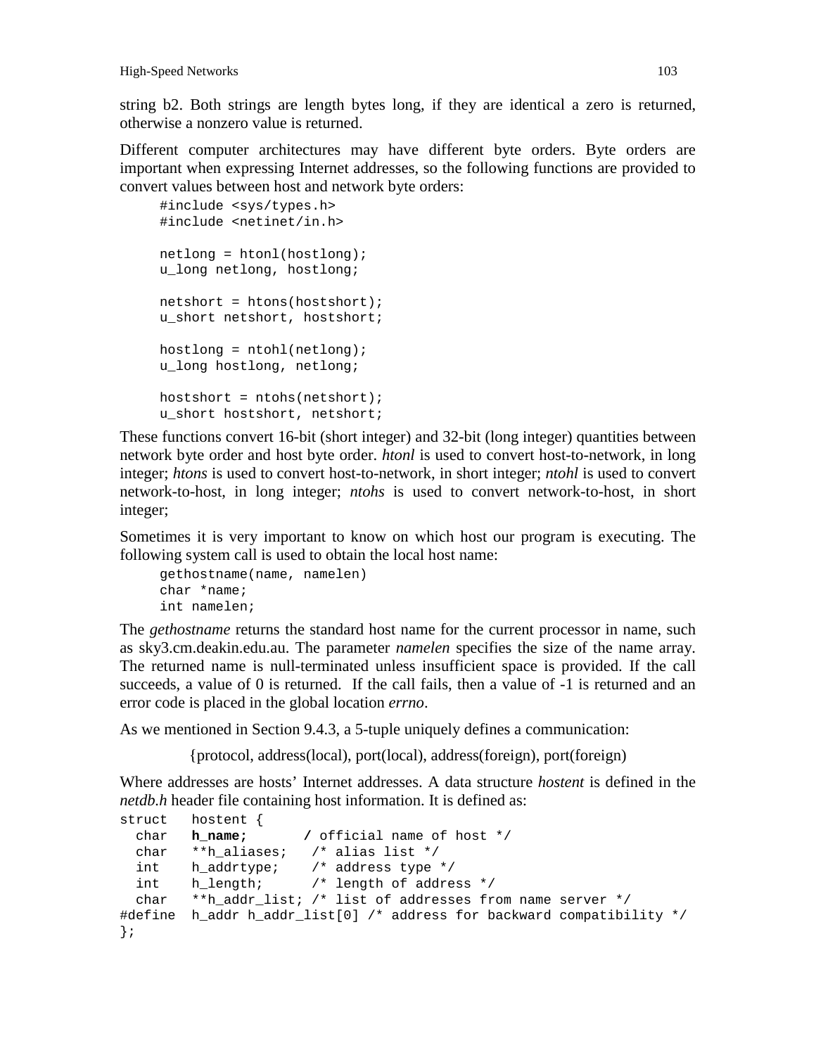string b2. Both strings are length bytes long, if they are identical a zero is returned, otherwise a nonzero value is returned.

Different computer architectures may have different byte orders. Byte orders are important when expressing Internet addresses, so the following functions are provided to convert values between host and network byte orders:

```
#include <sys/types.h>
#include <netinet/in.h>

netlong = htonl(hostlong);
u_long netlong, hostlong;

netshort = htons(hostshort);
u_short netshort, hostshort;

hostlong = ntohl(netlong);
u_long hostlong, netlong;

hostshort = ntohs(netshort);
u_short hostshort, netshort;
```

These functions convert 16-bit (short integer) and 32-bit (long integer) quantities between network byte order and host byte order. *htonl* is used to convert host-to-network, in long integer; *htons* is used to convert host-to-network, in short integer; *ntohl* is used to convert network-to-host, in long integer; *ntohs* is used to convert network-to-host, in short integer;

Sometimes it is very important to know on which host our program is executing. The following system call is used to obtain the local host name:

```
gethostname(name, namelen)
char *name;
int namelen;
```

The *gethostname* returns the standard host name for the current processor in name, such as sky3.cm.deakin.edu.au. The parameter *namelen* specifies the size of the name array. The returned name is null-terminated unless insufficient space is provided. If the call succeeds, a value of 0 is returned. If the call fails, then a value of -1 is returned and an error code is placed in the global location *errno*.

As we mentioned in Section 9.4.3, a 5-tuple uniquely defines a communication:

{protocol, address(local), port(local), address(foreign), port(foreign)

Where addresses are hosts' Internet addresses. A data structure *hostent* is defined in the *netdb.h* header file containing host information. It is defined as:

```
struct   hostent {
  char   h_name;       / official name of host */
  char   **h_aliases;   /* alias list */
  int    h_addrtype;    /* address type */
  int    h_length;      /* length of address */
  char   **h_addr_list; /* list of addresses from name server */
#define  h_addr h_addr_list[0] /* address for backward compatibility */
};
```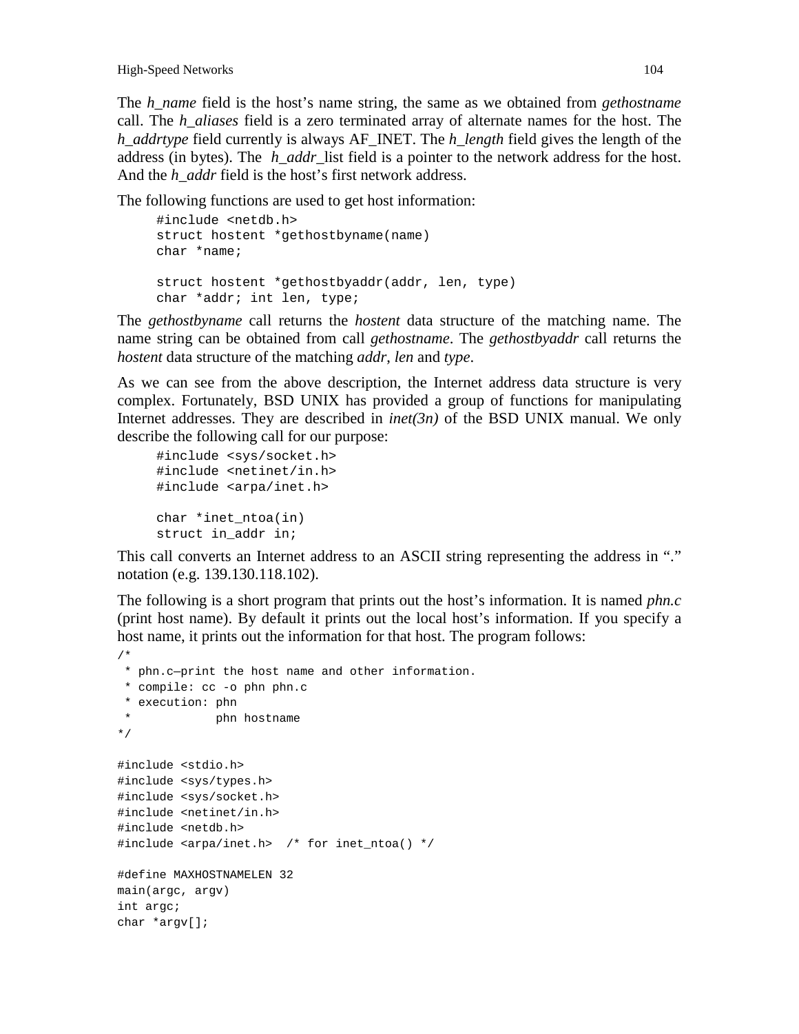The *h_name* field is the host's name string, the same as we obtained from *gethostname* call. The *h_aliases* field is a zero terminated array of alternate names for the host. The *h_addrtype* field currently is always AF_INET. The *h_length* field gives the length of the address (in bytes). The *h_addr_*list field is a pointer to the network address for the host. And the *h_addr* field is the host's first network address.

The following functions are used to get host information:

```
#include <netdb.h>
struct hostent *gethostbyname(name)
char *name;

struct hostent *gethostbyaddr(addr, len, type)
char *addr; int len, type;
```

The *gethostbyname* call returns the *hostent* data structure of the matching name. The name string can be obtained from call *gethostname*. The *gethostbyaddr* call returns the *hostent* data structure of the matching *addr*, *len* and *type*.

As we can see from the above description, the Internet address data structure is very complex. Fortunately, BSD UNIX has provided a group of functions for manipulating Internet addresses. They are described in *inet(3n)* of the BSD UNIX manual. We only describe the following call for our purpose:

```
#include <sys/socket.h>
#include <netinet/in.h>
#include <arpa/inet.h>

char *inet_ntoa(in)
struct in_addr in;
```

This call converts an Internet address to an ASCII string representing the address in "." notation (e.g. 139.130.118.102).

The following is a short program that prints out the host's information. It is named *phn.c* (print host name). By default it prints out the local host's information. If you specify a host name, it prints out the information for that host. The program follows:

```
/*
 * phn.c—print the host name and other information.
 * compile: cc -o phn phn.c
 * execution: phn
 *            phn hostname
*/

#include <stdio.h>
#include <sys/types.h>
#include <sys/socket.h>
#include <netinet/in.h>
#include <netdb.h>
#include <arpa/inet.h>  /* for inet_ntoa() */

#define MAXHOSTNAMELEN 32
main(argc, argv)
int argc;
char *argv[];
```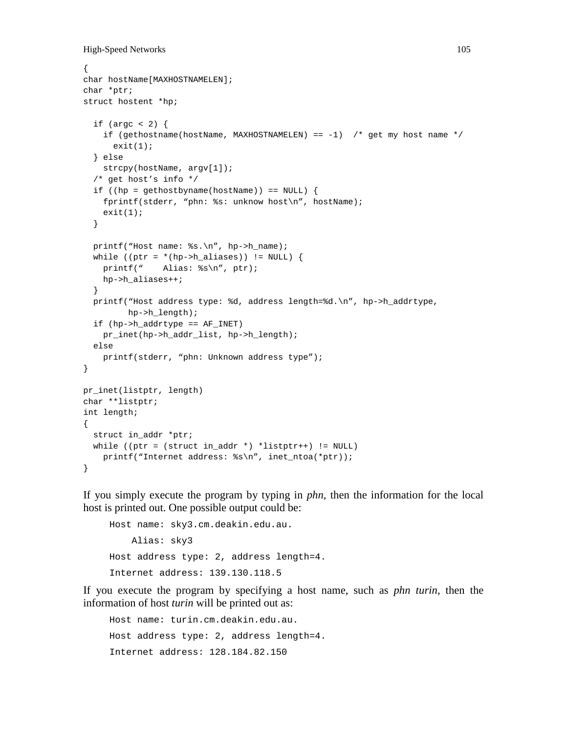```
{
char hostName[MAXHOSTNAMELEN];
char *ptr;
struct hostent *hp;

  if (argc < 2) {
    if (gethostname(hostName, MAXHOSTNAMELEN) == -1)  /* get my host name */
      exit(1);
  } else
    strcpy(hostName, argv[1]);
  /* get host’s info */
  if ((hp = gethostbyname(hostName)) == NULL) {
    fprintf(stderr, “phn: %s: unknow host\n”, hostName);
    exit(1);
  }

  printf(“Host name: %s.\n”, hp->h_name);
  while ((ptr = *(hp->h_aliases)) != NULL) {
    printf(“    Alias: %s\n”, ptr);
    hp->h_aliases++;
  }
  printf(“Host address type: %d, address length=%d.\n”, hp->h_addrtype,
         hp->h_length);
  if (hp->h_addrtype == AF_INET)
    pr_inet(hp->h_addr_list, hp->h_length);
  else
    printf(stderr, “phn: Unknown address type”);
}

pr_inet(listptr, length)
char **listptr;
int length;
{
  struct in_addr *ptr;
  while ((ptr = (struct in_addr *) *listptr++) != NULL)
    printf(“Internet address: %s\n”, inet_ntoa(*ptr));
}
```

If you simply execute the program by typing in *phn*, then the information for the local host is printed out. One possible output could be:

```
Host name: sky3.cm.deakin.edu.au.
    Alias: sky3
Host address type: 2, address length=4.
Internet address: 139.130.118.5
```

If you execute the program by specifying a host name, such as *phn turin*, then the information of host *turin* will be printed out as:

```
Host name: turin.cm.deakin.edu.au.
Host address type: 2, address length=4.
Internet address: 128.184.82.150
```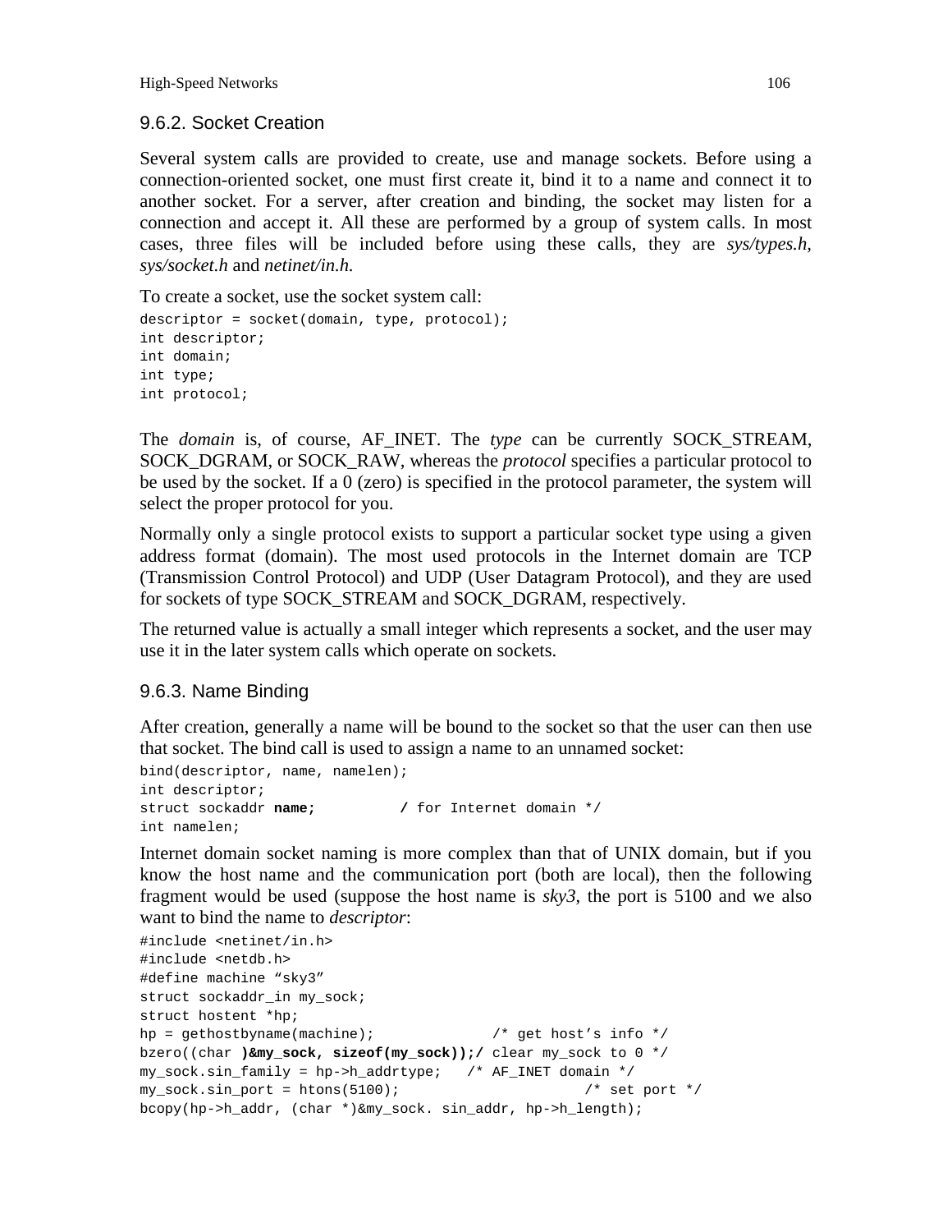### 9.6.2. Socket Creation

Several system calls are provided to create, use and manage sockets. Before using a connection-oriented socket, one must first create it, bind it to a name and connect it to another socket. For a server, after creation and binding, the socket may listen for a connection and accept it. All these are performed by a group of system calls. In most cases, three files will be included before using these calls, they are *sys/types.h*, *sys/socket.h* and *netinet/in.h.*

To create a socket, use the socket system call:

```
descriptor = socket(domain, type, protocol);
int descriptor;
int domain;
int type;
int protocol;
```

The *domain* is, of course, AF_INET. The *type* can be currently SOCK_STREAM, SOCK_DGRAM, or SOCK_RAW, whereas the *protocol* specifies a particular protocol to be used by the socket. If a 0 (zero) is specified in the protocol parameter, the system will select the proper protocol for you.

Normally only a single protocol exists to support a particular socket type using a given address format (domain). The most used protocols in the Internet domain are TCP (Transmission Control Protocol) and UDP (User Datagram Protocol), and they are used for sockets of type SOCK_STREAM and SOCK_DGRAM, respectively.

The returned value is actually a small integer which represents a socket, and the user may use it in the later system calls which operate on sockets.

### 9.6.3. Name Binding

After creation, generally a name will be bound to the socket so that the user can then use that socket. The bind call is used to assign a name to an unnamed socket:

```
bind(descriptor, name, namelen);
int descriptor;
struct sockaddr name;          / for Internet domain */
int namelen;
```

Internet domain socket naming is more complex than that of UNIX domain, but if you know the host name and the communication port (both are local), then the following fragment would be used (suppose the host name is *sky3*, the port is 5100 and we also want to bind the name to *descriptor*:

```
#include <netinet/in.h>
#include <netdb.h>
#define machine "sky3"
struct sockaddr_in my_sock;
struct hostent *hp;
hp = gethostbyname(machine);             /* get host's info */
bzero((char )&my_sock, sizeof(my_sock));/ clear my_sock to 0 */
my_sock.sin_family = hp->h_addrtype;   /* AF_INET domain */
my_sock.sin_port = htons(5100);                     /* set port */
bcopy(hp->h_addr, (char *)&my_sock. sin_addr, hp->h_length);
```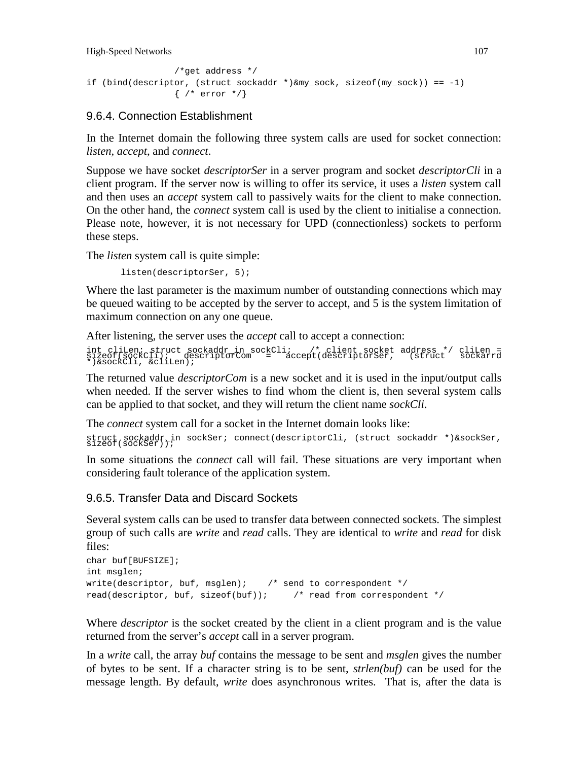```
                /*get address */
if (bind(descriptor, (struct sockaddr *)&my_sock, sizeof(my_sock)) == -1)
                { /* error */}
```

### 9.6.4. Connection Establishment

In the Internet domain the following three system calls are used for socket connection: *listen*, *accept*, and *connect*.

Suppose we have socket *descriptorSer* in a server program and socket *descriptorCli* in a client program. If the server now is willing to offer its service, it uses a *listen* system call and then uses an *accept* system call to passively waits for the client to make connection. On the other hand, the *connect* system call is used by the client to initialise a connection. Please note, however, it is not necessary for UPD (connectionless) sockets to perform these steps.

The *listen* system call is quite simple:

```
listen(descriptorSer, 5);
```

Where the last parameter is the maximum number of outstanding connections which may be queued waiting to be accepted by the server to accept, and 5 is the system limitation of maximum connection on any one queue.

After listening, the server uses the *accept* call to accept a connection:

```
int cliLen; struct sockaddr_in sockCli;   /* client socket address */ cliLen =
sizeof(sockCli);   descriptorCom   =   accept(descriptorSer,   (struct   sockarrd
*)&sockCli, &cliLen);
```

The returned value *descriptorCom* is a new socket and it is used in the input/output calls when needed. If the server wishes to find whom the client is, then several system calls can be applied to that socket, and they will return the client name *sockCli*.

The *connect* system call for a socket in the Internet domain looks like:

```
struct sockaddr_in sockSer; connect(descriptorCli, (struct sockaddr *)&sockSer,
sizeof(sockSer));
```

In some situations the *connect* call will fail. These situations are very important when considering fault tolerance of the application system.

### 9.6.5. Transfer Data and Discard Sockets

Several system calls can be used to transfer data between connected sockets. The simplest group of such calls are *write* and *read* calls. They are identical to *write* and *read* for disk files:

```
char buf[BUFSIZE];
int msglen;
write(descriptor, buf, msglen);    /* send to correspondent */
read(descriptor, buf, sizeof(buf));     /* read from correspondent */
```

Where *descriptor* is the socket created by the client in a client program and is the value returned from the server's *accept* call in a server program.

In a *write* call, the array *buf* contains the message to be sent and *msglen* gives the number of bytes to be sent. If a character string is to be sent, *strlen(buf)* can be used for the message length. By default, *write* does asynchronous writes. That is, after the data is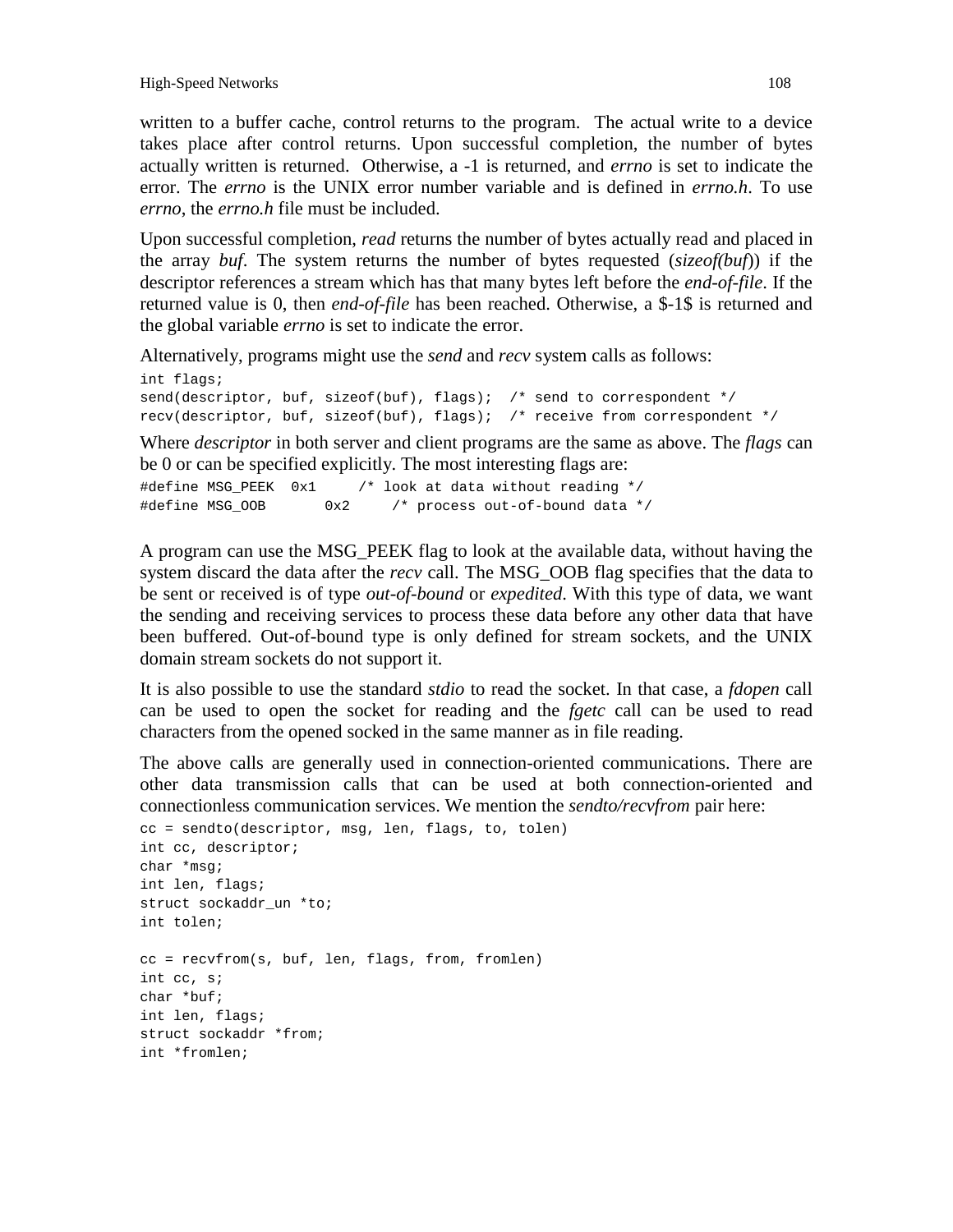written to a buffer cache, control returns to the program. The actual write to a device takes place after control returns. Upon successful completion, the number of bytes actually written is returned. Otherwise, a -1 is returned, and *errno* is set to indicate the error. The *errno* is the UNIX error number variable and is defined in *errno.h*. To use *errno*, the *errno.h* file must be included.

Upon successful completion, *read* returns the number of bytes actually read and placed in the array *buf*. The system returns the number of bytes requested (*sizeof(buf)*) if the descriptor references a stream which has that many bytes left before the *end-of-file*. If the returned value is 0, then *end-of-file* has been reached. Otherwise, a $-1$ is returned and the global variable *errno* is set to indicate the error.

Alternatively, programs might use the *send* and *recv* system calls as follows:

```
int flags;
send(descriptor, buf, sizeof(buf), flags);  /* send to correspondent */
recv(descriptor, buf, sizeof(buf), flags);  /* receive from correspondent */
```

Where *descriptor* in both server and client programs are the same as above. The *flags* can be 0 or can be specified explicitly. The most interesting flags are:

```
#define MSG_PEEK  0x1     /* look at data without reading */
#define MSG_OOB       0x2     /* process out-of-bound data */
```

A program can use the MSG_PEEK flag to look at the available data, without having the system discard the data after the *recv* call. The MSG_OOB flag specifies that the data to be sent or received is of type *out-of-bound* or *expedited*. With this type of data, we want the sending and receiving services to process these data before any other data that have been buffered. Out-of-bound type is only defined for stream sockets, and the UNIX domain stream sockets do not support it.

It is also possible to use the standard *stdio* to read the socket. In that case, a *fdopen* call can be used to open the socket for reading and the *fgetc* call can be used to read characters from the opened socked in the same manner as in file reading.

The above calls are generally used in connection-oriented communications. There are other data transmission calls that can be used at both connection-oriented and connectionless communication services. We mention the *sendto/recvfrom* pair here:

```
cc = sendto(descriptor, msg, len, flags, to, tolen)
int cc, descriptor;
char *msg;
int len, flags;
struct sockaddr_un *to;
int tolen;

cc = recvfrom(s, buf, len, flags, from, fromlen)
int cc, s;
char *buf;
int len, flags;
struct sockaddr *from;
int *fromlen;
```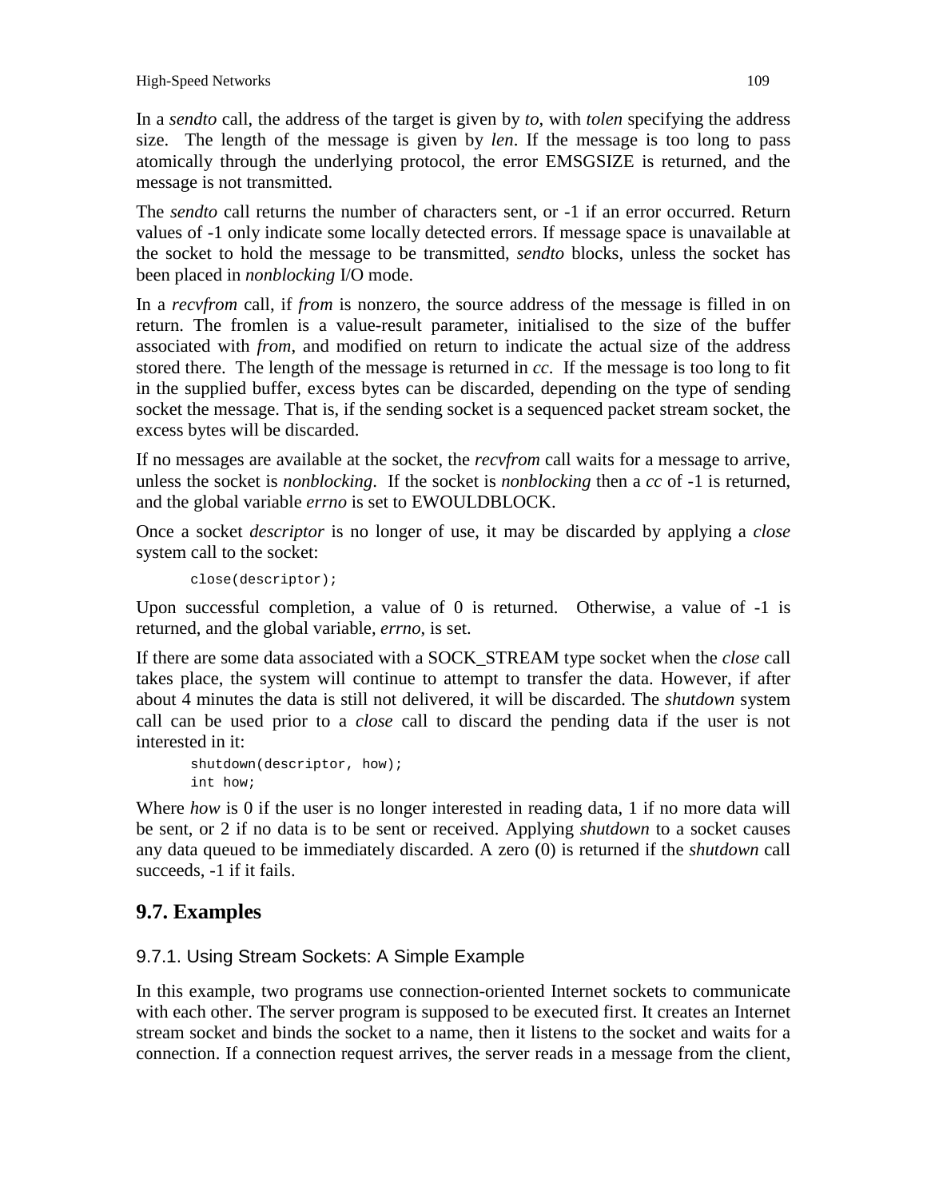In a *sendto* call, the address of the target is given by *to*, with *tolen* specifying the address size. The length of the message is given by *len*. If the message is too long to pass atomically through the underlying protocol, the error EMSGSIZE is returned, and the message is not transmitted.

The *sendto* call returns the number of characters sent, or -1 if an error occurred. Return values of -1 only indicate some locally detected errors. If message space is unavailable at the socket to hold the message to be transmitted, *sendto* blocks, unless the socket has been placed in *nonblocking* I/O mode.

In a *recvfrom* call, if *from* is nonzero, the source address of the message is filled in on return. The fromlen is a value-result parameter, initialised to the size of the buffer associated with *from*, and modified on return to indicate the actual size of the address stored there. The length of the message is returned in *cc*. If the message is too long to fit in the supplied buffer, excess bytes can be discarded, depending on the type of sending socket the message. That is, if the sending socket is a sequenced packet stream socket, the excess bytes will be discarded.

If no messages are available at the socket, the *recvfrom* call waits for a message to arrive, unless the socket is *nonblocking*. If the socket is *nonblocking* then a *cc* of -1 is returned, and the global variable *errno* is set to EWOULDBLOCK.

Once a socket *descriptor* is no longer of use, it may be discarded by applying a *close* system call to the socket:

```
close(descriptor);
```

Upon successful completion, a value of 0 is returned. Otherwise, a value of -1 is returned, and the global variable, *errno*, is set.

If there are some data associated with a SOCK_STREAM type socket when the *close* call takes place, the system will continue to attempt to transfer the data. However, if after about 4 minutes the data is still not delivered, it will be discarded. The *shutdown* system call can be used prior to a *close* call to discard the pending data if the user is not interested in it:

```
shutdown(descriptor, how);
int how;
```

Where *how* is 0 if the user is no longer interested in reading data, 1 if no more data will be sent, or 2 if no data is to be sent or received. Applying *shutdown* to a socket causes any data queued to be immediately discarded. A zero (0) is returned if the *shutdown* call succeeds, -1 if it fails.

## 9.7. Examples

### 9.7.1. Using Stream Sockets: A Simple Example

In this example, two programs use connection-oriented Internet sockets to communicate with each other. The server program is supposed to be executed first. It creates an Internet stream socket and binds the socket to a name, then it listens to the socket and waits for a connection. If a connection request arrives, the server reads in a message from the client,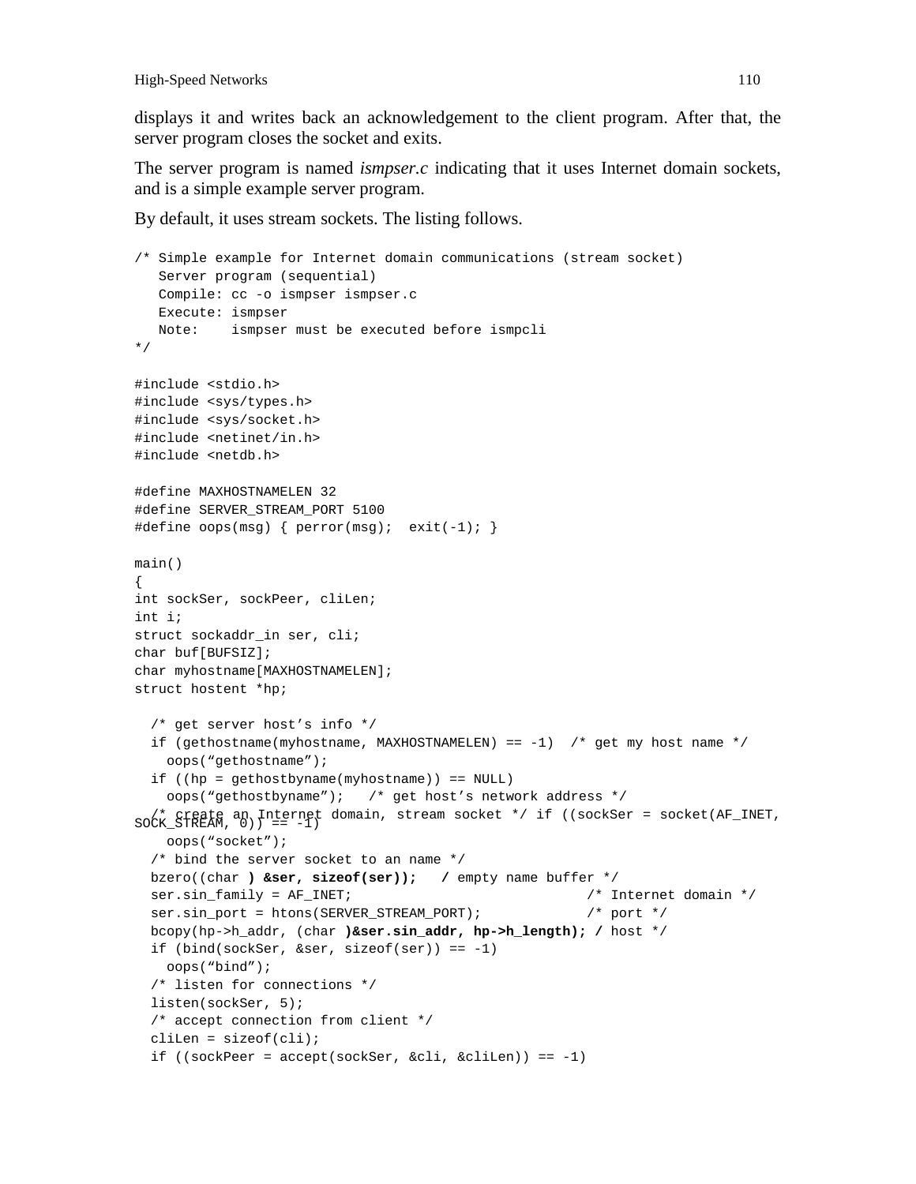displays it and writes back an acknowledgement to the client program. After that, the server program closes the socket and exits.

The server program is named *ismpser.c* indicating that it uses Internet domain sockets, and is a simple example server program.

By default, it uses stream sockets. The listing follows.

```
/* Simple example for Internet domain communications (stream socket)
   Server program (sequential)
   Compile: cc -o ismpser ismpser.c
   Execute: ismpser
   Note:    ismpser must be executed before ismpcli
*/

#include <stdio.h>
#include <sys/types.h>
#include <sys/socket.h>
#include <netinet/in.h>
#include <netdb.h>

#define MAXHOSTNAMELEN 32
#define SERVER_STREAM_PORT 5100
#define oops(msg) { perror(msg);  exit(-1); }

main()
{
int sockSer, sockPeer, cliLen;
int i;
struct sockaddr_in ser, cli;
char buf[BUFSIZ];
char myhostname[MAXHOSTNAMELEN];
struct hostent *hp;

  /* get server host's info */
  if (gethostname(myhostname, MAXHOSTNAMELEN) == -1)  /* get my host name */
    oops("gethostname");
  if ((hp = gethostbyname(myhostname)) == NULL)
    oops("gethostbyname");   /* get host's network address */
  /* create an Internet domain, stream socket */ if ((sockSer = socket(AF_INET,
SOCK_STREAM, 0)) == -1)
    oops("socket");
  /* bind the server socket to an name */
  bzero((char ) &ser, sizeof(ser));   / empty name buffer */
  ser.sin_family = AF_INET;                           /* Internet domain */
  ser.sin_port = htons(SERVER_STREAM_PORT);           /* port */
  bcopy(hp->h_addr, (char )&ser.sin_addr, hp->h_length); / host */
  if (bind(sockSer, &ser, sizeof(ser)) == -1)
    oops("bind");
  /* listen for connections */
  listen(sockSer, 5);
  /* accept connection from client */
  cliLen = sizeof(cli);
  if ((sockPeer = accept(sockSer, &cli, &cliLen)) == -1)
```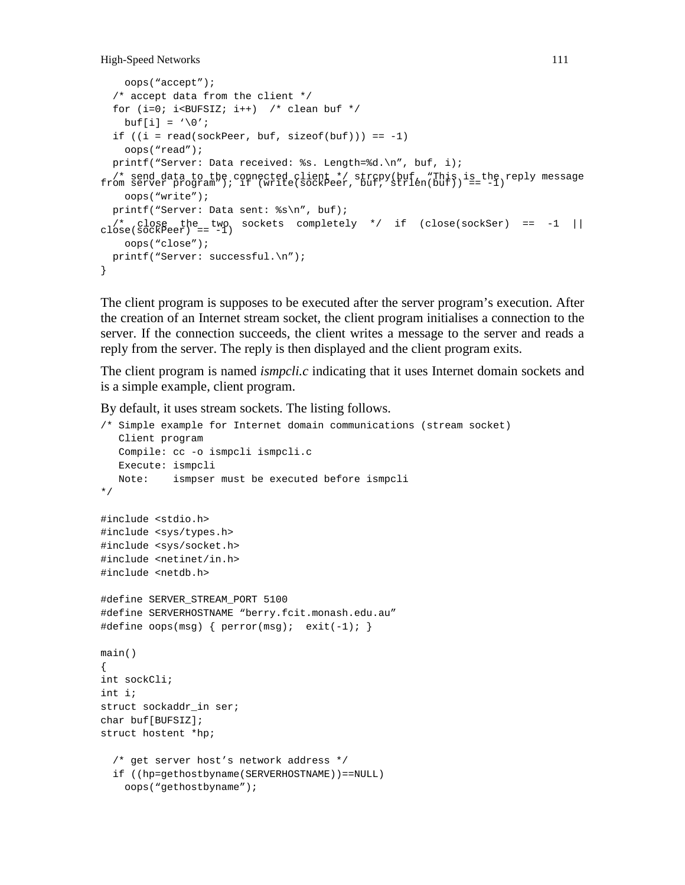```
    oops("accept");
  /* accept data from the client */
  for (i=0; i<BUFSIZ; i++)  /* clean buf */
    buf[i] = '\0';
  if ((i = read(sockPeer, buf, sizeof(buf))) == -1)
    oops("read");
  printf("Server: Data received: %s. Length=%d.\n", buf, i);
  /* send data to the connected client */ strcpy(buf, "This is the reply message
from server program"); if (write(sockPeer, buf, strlen(buf)) == -1)
    oops("write");
  printf("Server: Data sent: %s\n", buf);
  /* close the two sockets completely */ if (close(sockSer) == -1 ||
close(sockPeer) == -1)
    oops("close");
  printf("Server: successful.\n");
}
```

The client program is supposes to be executed after the server program's execution. After the creation of an Internet stream socket, the client program initialises a connection to the server. If the connection succeeds, the client writes a message to the server and reads a reply from the server. The reply is then displayed and the client program exits.

The client program is named *ismpcli.c* indicating that it uses Internet domain sockets and is a simple example, client program.

By default, it uses stream sockets. The listing follows.

```
/* Simple example for Internet domain communications (stream socket)
   Client program
   Compile: cc -o ismpcli ismpcli.c
   Execute: ismpcli
   Note:    ismpser must be executed before ismpcli
*/

#include <stdio.h>
#include <sys/types.h>
#include <sys/socket.h>
#include <netinet/in.h>
#include <netdb.h>

#define SERVER_STREAM_PORT 5100
#define SERVERHOSTNAME "berry.fcit.monash.edu.au"
#define oops(msg) { perror(msg);  exit(-1); }

main()
{
int sockCli;
int i;
struct sockaddr_in ser;
char buf[BUFSIZ];
struct hostent *hp;

  /* get server host's network address */
  if ((hp=gethostbyname(SERVERHOSTNAME))==NULL)
    oops("gethostbyname");
```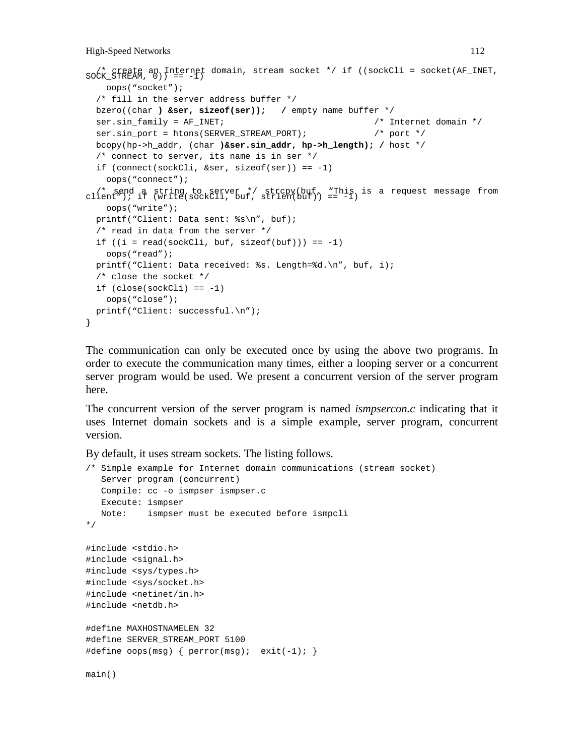```
  /* create an Internet domain, stream socket */ if ((sockCli = socket(AF_INET,
SOCK_STREAM, 0)) == -1)
    oops("socket");
  /* fill in the server address buffer */
  bzero((char ) &ser, sizeof(ser));   / empty name buffer */
  ser.sin_family = AF_INET;                            /* Internet domain */
  ser.sin_port = htons(SERVER_STREAM_PORT);            /* port */
  bcopy(hp->h_addr, (char )&ser.sin_addr, hp->h_length); / host */
  /* connect to server, its name is in ser */
  if (connect(sockCli, &ser, sizeof(ser)) == -1)
    oops("connect");
  /* send a string to server */ strcpy(buf, "This is a request message from
client"); if (write(sockCli, buf, strlen(buf)) == -1)
    oops("write");
  printf("Client: Data sent: %s\n", buf);
  /* read in data from the server */
  if ((i = read(sockCli, buf, sizeof(buf))) == -1)
    oops("read");
  printf("Client: Data received: %s. Length=%d.\n", buf, i);
  /* close the socket */
  if (close(sockCli) == -1)
    oops("close");
  printf("Client: successful.\n");
}
```

The communication can only be executed once by using the above two programs. In order to execute the communication many times, either a looping server or a concurrent server program would be used. We present a concurrent version of the server program here.

The concurrent version of the server program is named *ismpsercon.c* indicating that it uses Internet domain sockets and is a simple example, server program, concurrent version.

By default, it uses stream sockets. The listing follows.

```
/* Simple example for Internet domain communications (stream socket)
   Server program (concurrent)
   Compile: cc -o ismpser ismpser.c
   Execute: ismpser
   Note:    ismpser must be executed before ismpcli
*/

#include <stdio.h>
#include <signal.h>
#include <sys/types.h>
#include <sys/socket.h>
#include <netinet/in.h>
#include <netdb.h>

#define MAXHOSTNAMELEN 32
#define SERVER_STREAM_PORT 5100
#define oops(msg) { perror(msg);  exit(-1); }

main()
```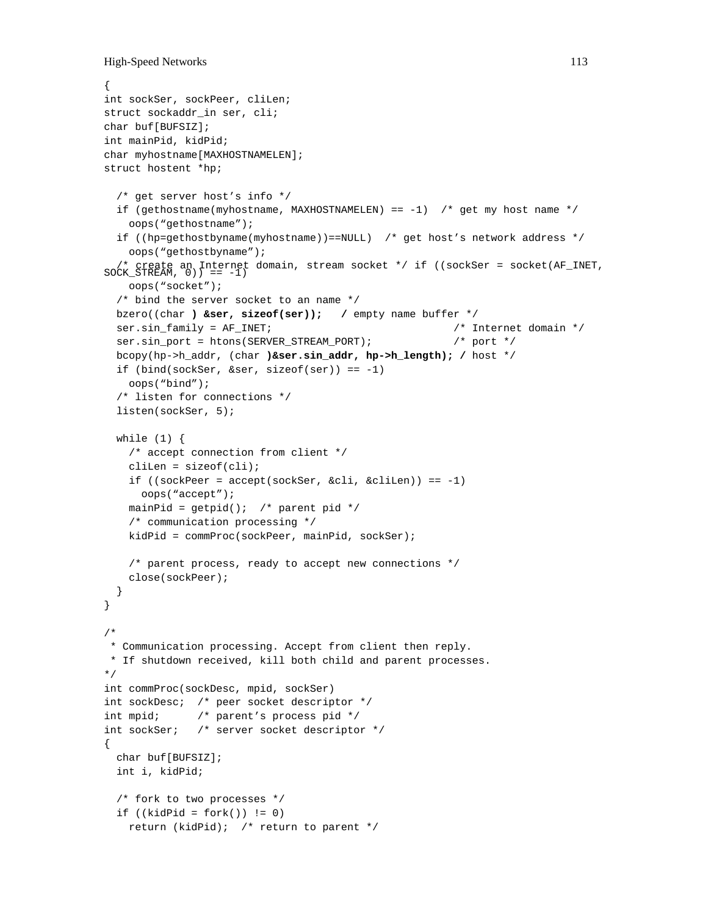```
{
int sockSer, sockPeer, cliLen;
struct sockaddr_in ser, cli;
char buf[BUFSIZ];
int mainPid, kidPid;
char myhostname[MAXHOSTNAMELEN];
struct hostent *hp;

  /* get server host's info */
  if (gethostname(myhostname, MAXHOSTNAMELEN) == -1)  /* get my host name */
    oops("gethostname");
  if ((hp=gethostbyname(myhostname))==NULL)  /* get host's network address */
    oops("gethostbyname");
  /* create an Internet domain, stream socket */ if ((sockSer = socket(AF_INET,
SOCK_STREAM, 0)) == -1)
    oops("socket");
  /* bind the server socket to an name */
  bzero((char ) &ser, sizeof(ser));   / empty name buffer */
  ser.sin_family = AF_INET;                            /* Internet domain */
  ser.sin_port = htons(SERVER_STREAM_PORT);            /* port */
  bcopy(hp->h_addr, (char )&ser.sin_addr, hp->h_length); / host */
  if (bind(sockSer, &ser, sizeof(ser)) == -1)
    oops("bind");
  /* listen for connections */
  listen(sockSer, 5);

  while (1) {
    /* accept connection from client */
    cliLen = sizeof(cli);
    if ((sockPeer = accept(sockSer, &cli, &cliLen)) == -1)
      oops("accept");
    mainPid = getpid();  /* parent pid */
    /* communication processing */
    kidPid = commProc(sockPeer, mainPid, sockSer);

    /* parent process, ready to accept new connections */
    close(sockPeer);
  }
}

/*
 * Communication processing. Accept from client then reply.
 * If shutdown received, kill both child and parent processes.
*/
int commProc(sockDesc, mpid, sockSer)
int sockDesc;  /* peer socket descriptor */
int mpid;      /* parent's process pid */
int sockSer;   /* server socket descriptor */
{
  char buf[BUFSIZ];
  int i, kidPid;

  /* fork to two processes */
  if ((kidPid = fork()) != 0)
    return (kidPid);  /* return to parent */
```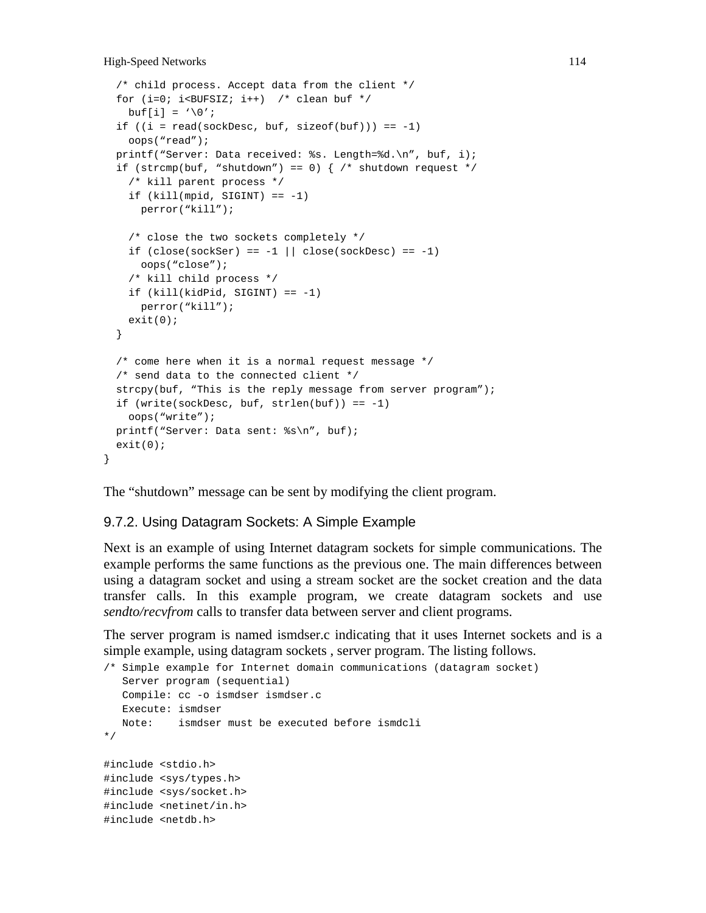```
  /* child process. Accept data from the client */
  for (i=0; i<BUFSIZ; i++)  /* clean buf */
    buf[i] = '\0';
  if ((i = read(sockDesc, buf, sizeof(buf))) == -1)
    oops("read");
  printf("Server: Data received: %s. Length=%d.\n", buf, i);
  if (strcmp(buf, "shutdown") == 0) { /* shutdown request */
    /* kill parent process */
    if (kill(mpid, SIGINT) == -1)
      perror("kill");

    /* close the two sockets completely */
    if (close(sockSer) == -1 || close(sockDesc) == -1)
      oops("close");
    /* kill child process */
    if (kill(kidPid, SIGINT) == -1)
      perror("kill");
    exit(0);
  }

  /* come here when it is a normal request message */
  /* send data to the connected client */
  strcpy(buf, "This is the reply message from server program");
  if (write(sockDesc, buf, strlen(buf)) == -1)
    oops("write");
  printf("Server: Data sent: %s\n", buf);
  exit(0);
}
```

The "shutdown" message can be sent by modifying the client program.

### 9.7.2. Using Datagram Sockets: A Simple Example

Next is an example of using Internet datagram sockets for simple communications. The example performs the same functions as the previous one. The main differences between using a datagram socket and using a stream socket are the socket creation and the data transfer calls. In this example program, we create datagram sockets and use *sendto/recvfrom* calls to transfer data between server and client programs.

The server program is named ismdser.c indicating that it uses Internet sockets and is a simple example, using datagram sockets , server program. The listing follows.

```
/* Simple example for Internet domain communications (datagram socket)
   Server program (sequential)
   Compile: cc -o ismdser ismdser.c
   Execute: ismdser
   Note:    ismdser must be executed before ismdcli
*/

#include <stdio.h>
#include <sys/types.h>
#include <sys/socket.h>
#include <netinet/in.h>
#include <netdb.h>
```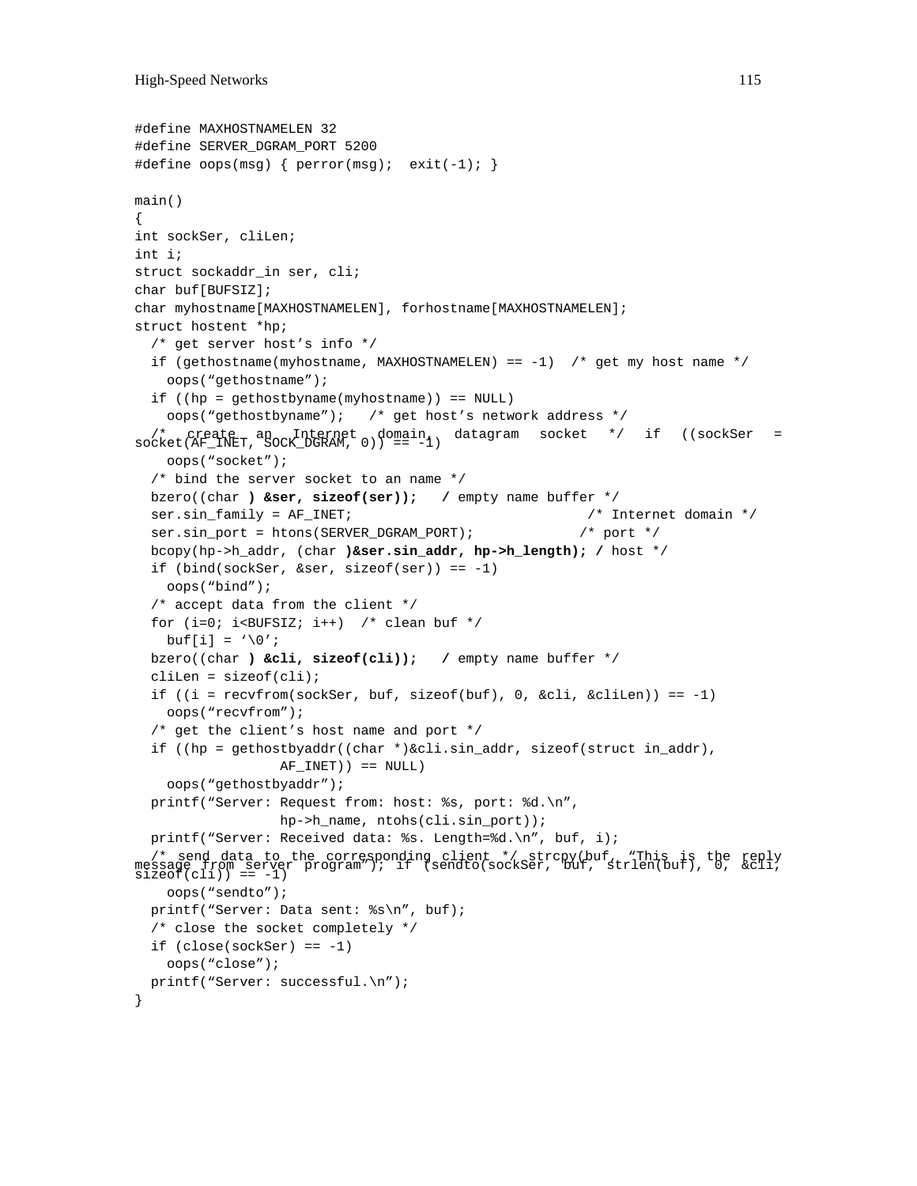```
#define MAXHOSTNAMELEN 32
#define SERVER_DGRAM_PORT 5200
#define oops(msg) { perror(msg);  exit(-1); }

main()
{
int sockSer, cliLen;
int i;
struct sockaddr_in ser, cli;
char buf[BUFSIZ];
char myhostname[MAXHOSTNAMELEN], forhostname[MAXHOSTNAMELEN];
struct hostent *hp;
  /* get server host's info */
  if (gethostname(myhostname, MAXHOSTNAMELEN) == -1)  /* get my host name */
    oops("gethostname");
  if ((hp = gethostbyname(myhostname)) == NULL)
    oops("gethostbyname");   /* get host's network address */
  /*  create  an  Internet  domain,  datagram  socket  */  if  ((sockSer  =
socket(AF_INET, SOCK_DGRAM, 0)) == -1)
    oops("socket");
  /* bind the server socket to an name */
  bzero((char ) &ser, sizeof(ser));   / empty name buffer */
  ser.sin_family = AF_INET;                          /* Internet domain */
  ser.sin_port = htons(SERVER_DGRAM_PORT);             /* port */
  bcopy(hp->h_addr, (char )&ser.sin_addr, hp->h_length); / host */
  if (bind(sockSer, &ser, sizeof(ser)) == -1)
    oops("bind");
  /* accept data from the client */
  for (i=0; i<BUFSIZ; i++)  /* clean buf */
    buf[i] = '\0';
  bzero((char ) &cli, sizeof(cli));   / empty name buffer */
  cliLen = sizeof(cli);
  if ((i = recvfrom(sockSer, buf, sizeof(buf), 0, &cli, &cliLen)) == -1)
    oops("recvfrom");
  /* get the client's host name and port */
  if ((hp = gethostbyaddr((char *)&cli.sin_addr, sizeof(struct in_addr),
                 AF_INET)) == NULL)
    oops("gethostbyaddr");
  printf("Server: Request from: host: %s, port: %d.\n",
                 hp->h_name, ntohs(cli.sin_port));
  printf("Server: Received data: %s. Length=%d.\n", buf, i);
  /* send data to the corresponding client */ strcpy(buf, "This is the reply
message from server program"); if (sendto(sockSer, buf, strlen(buf), 0, &cli,
sizeof(cli)) == -1)
    oops("sendto");
  printf("Server: Data sent: %s\n", buf);
  /* close the socket completely */
  if (close(sockSer) == -1)
    oops("close");
  printf("Server: successful.\n");
}
```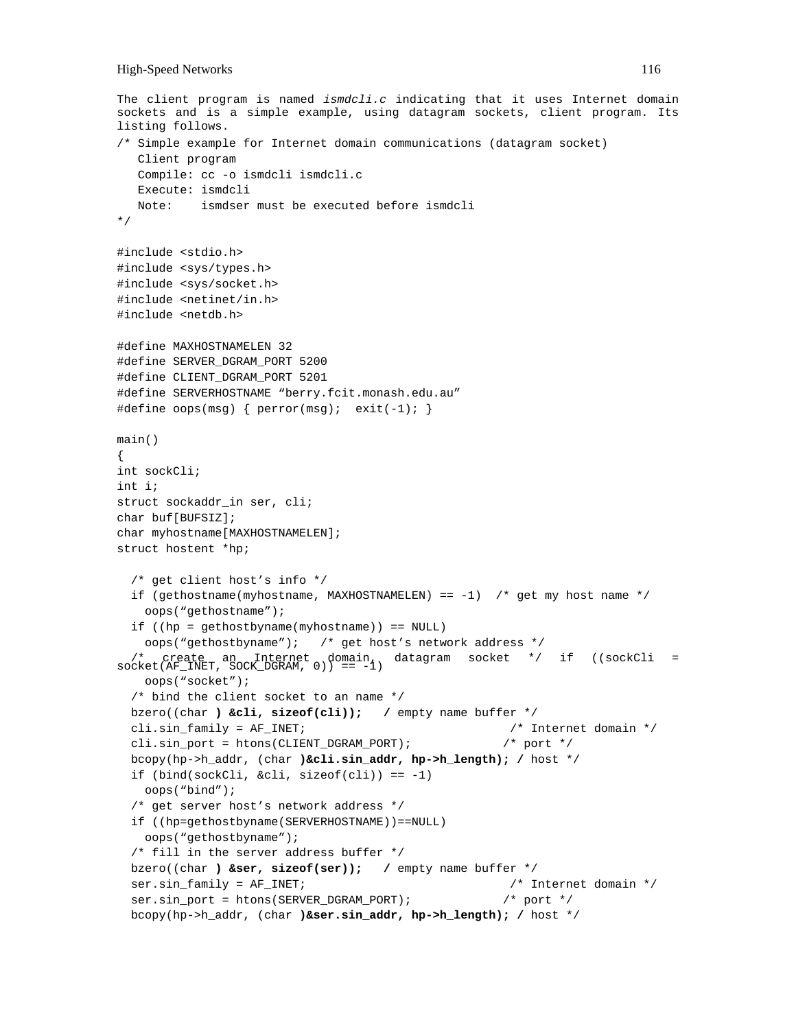The client program is named *ismdcli.c* indicating that it uses Internet domain sockets and is a simple example, using datagram sockets, client program. Its listing follows.

```
/* Simple example for Internet domain communications (datagram socket)
   Client program
   Compile: cc -o ismdcli ismdcli.c
   Execute: ismdcli
   Note:    ismdser must be executed before ismdcli
*/

#include <stdio.h>
#include <sys/types.h>
#include <sys/socket.h>
#include <netinet/in.h>
#include <netdb.h>

#define MAXHOSTNAMELEN 32
#define SERVER_DGRAM_PORT 5200
#define CLIENT_DGRAM_PORT 5201
#define SERVERHOSTNAME "berry.fcit.monash.edu.au"
#define oops(msg) { perror(msg);  exit(-1); }

main()
{
int sockCli;
int i;
struct sockaddr_in ser, cli;
char buf[BUFSIZ];
char myhostname[MAXHOSTNAMELEN];
struct hostent *hp;

  /* get client host's info */
  if (gethostname(myhostname, MAXHOSTNAMELEN) == -1)  /* get my host name */
    oops("gethostname");
  if ((hp = gethostbyname(myhostname)) == NULL)
    oops("gethostbyname");   /* get host's network address */
  /*  create  an  Internet  domain  datagram  socket  */  if  ((sockCli  =
socket(AF_INET, SOCK_DGRAM, 0)) == -1)
    oops("socket");
  /* bind the client socket to an name */
  bzero((char ) &cli, sizeof(cli));   / empty name buffer */
  cli.sin_family = AF_INET;                          /* Internet domain */
  cli.sin_port = htons(CLIENT_DGRAM_PORT);           /* port */
  bcopy(hp->h_addr, (char )&cli.sin_addr, hp->h_length); / host */
  if (bind(sockCli, &cli, sizeof(cli)) == -1)
    oops("bind");
  /* get server host's network address */
  if ((hp=gethostbyname(SERVERHOSTNAME))==NULL)
    oops("gethostbyname");
  /* fill in the server address buffer */
  bzero((char ) &ser, sizeof(ser));   / empty name buffer */
  ser.sin_family = AF_INET;                          /* Internet domain */
  ser.sin_port = htons(SERVER_DGRAM_PORT);           /* port */
  bcopy(hp->h_addr, (char )&ser.sin_addr, hp->h_length); / host */
```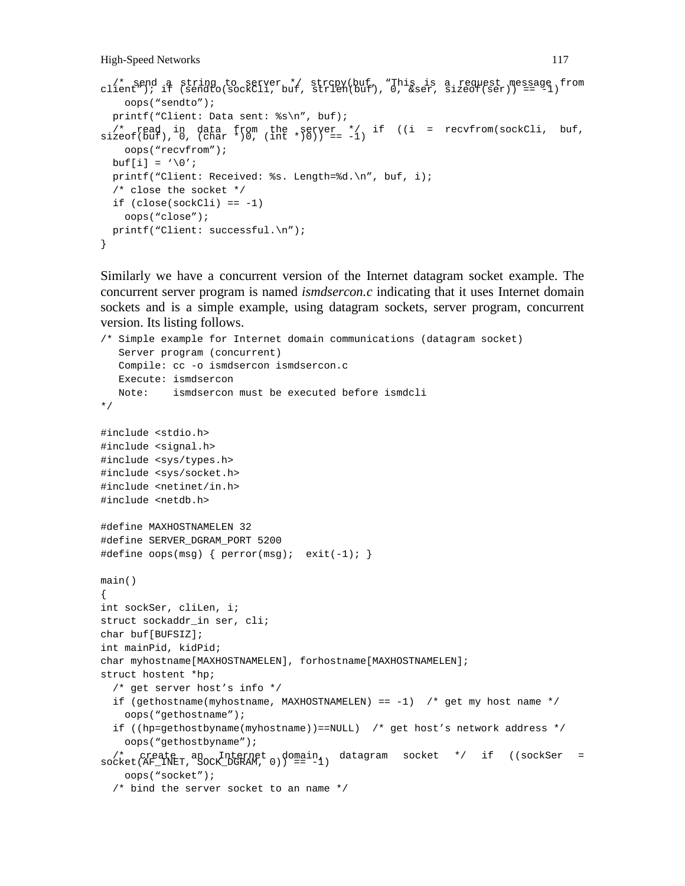```
  /* send a string to server */ strcpy(buf, "This is a request message from
client"); if (sendto(sockCli, buf, strlen(buf), 0, &ser, sizeof(ser)) == -1)
    oops("sendto");
  printf("Client: Data sent: %s\n", buf);
  /* read in data from the server */ if ((i = recvfrom(sockCli, buf,
sizeof(buf), 0, (char *)0, (int *)0)) == -1)
    oops("recvfrom");
  buf[i] = '\0';
  printf("Client: Received: %s. Length=%d.\n", buf, i);
  /* close the socket */
  if (close(sockCli) == -1)
    oops("close");
  printf("Client: successful.\n");
}
```

Similarly we have a concurrent version of the Internet datagram socket example. The concurrent server program is named *ismdsercon.c* indicating that it uses Internet domain sockets and is a simple example, using datagram sockets, server program, concurrent version. Its listing follows.

```
/* Simple example for Internet domain communications (datagram socket)
   Server program (concurrent)
   Compile: cc -o ismdsercon ismdsercon.c
   Execute: ismdsercon
   Note:    ismdsercon must be executed before ismdcli
*/

#include <stdio.h>
#include <signal.h>
#include <sys/types.h>
#include <sys/socket.h>
#include <netinet/in.h>
#include <netdb.h>

#define MAXHOSTNAMELEN 32
#define SERVER_DGRAM_PORT 5200
#define oops(msg) { perror(msg);  exit(-1); }

main()
{
int sockSer, cliLen, i;
struct sockaddr_in ser, cli;
char buf[BUFSIZ];
int mainPid, kidPid;
char myhostname[MAXHOSTNAMELEN], forhostname[MAXHOSTNAMELEN];
struct hostent *hp;
  /* get server host's info */
  if (gethostname(myhostname, MAXHOSTNAMELEN) == -1)  /* get my host name */
    oops("gethostname");
  if ((hp=gethostbyname(myhostname))==NULL)  /* get host's network address */
    oops("gethostbyname");
  /* create an Internet domain datagram socket */ if ((sockSer =
socket(AF_INET, SOCK_DGRAM, 0)) == -1)
    oops("socket");
  /* bind the server socket to an name */
```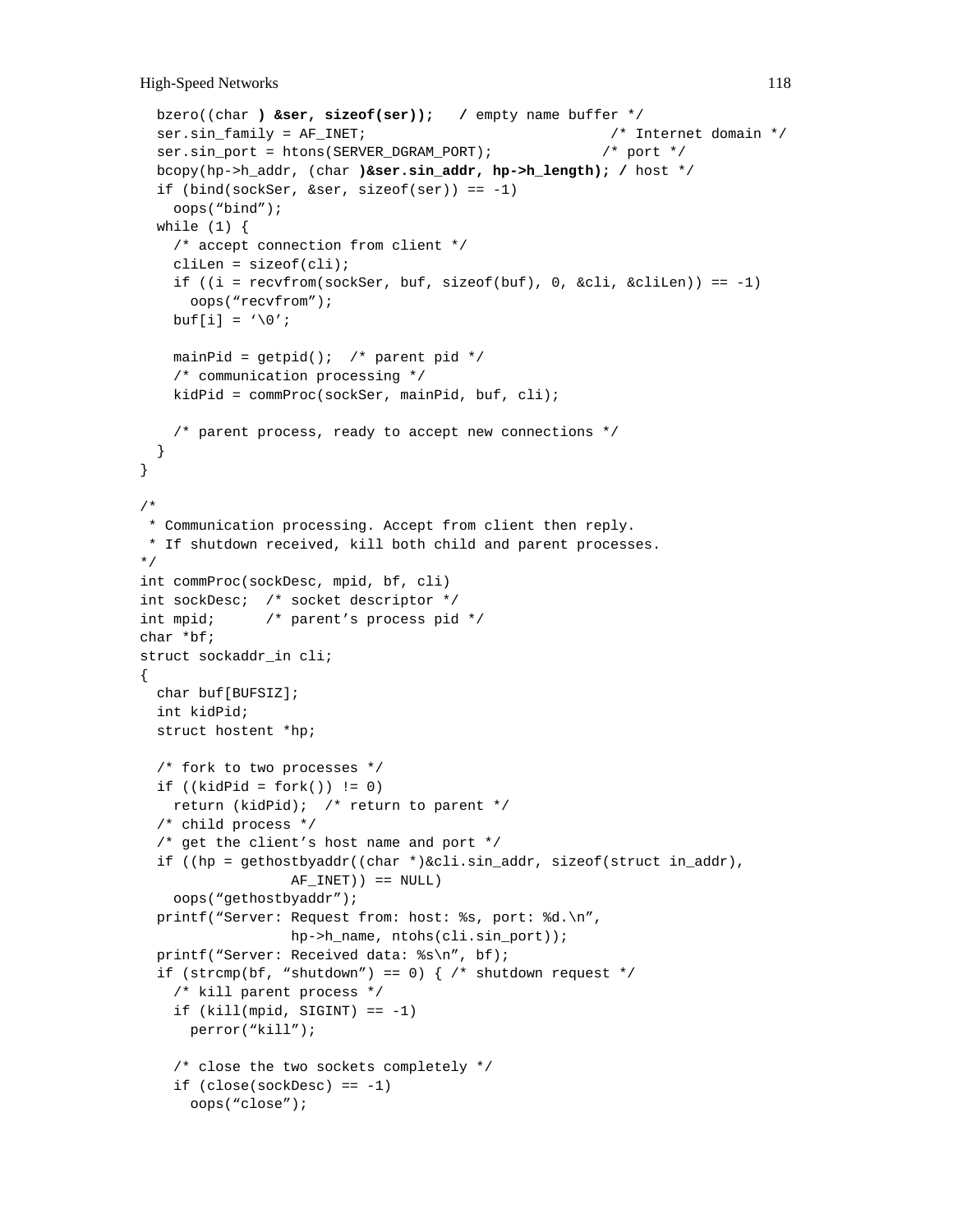```
  bzero((char ) &ser, sizeof(ser));   / empty name buffer */
  ser.sin_family = AF_INET;                              /* Internet domain */
  ser.sin_port = htons(SERVER_DGRAM_PORT);             /* port */
  bcopy(hp->h_addr, (char )&ser.sin_addr, hp->h_length); / host */
  if (bind(sockSer, &ser, sizeof(ser)) == -1)
    oops("bind");
  while (1) {
    /* accept connection from client */
    cliLen = sizeof(cli);
    if ((i = recvfrom(sockSer, buf, sizeof(buf), 0, &cli, &cliLen)) == -1)
      oops("recvfrom");
    buf[i] = '\0';

    mainPid = getpid();  /* parent pid */
    /* communication processing */
    kidPid = commProc(sockSer, mainPid, buf, cli);

    /* parent process, ready to accept new connections */
  }
}

/*
 * Communication processing. Accept from client then reply.
 * If shutdown received, kill both child and parent processes.
*/
int commProc(sockDesc, mpid, bf, cli)
int sockDesc;  /* socket descriptor */
int mpid;      /* parent's process pid */
char *bf;
struct sockaddr_in cli;
{
  char buf[BUFSIZ];
  int kidPid;
  struct hostent *hp;

  /* fork to two processes */
  if ((kidPid = fork()) != 0)
    return (kidPid);  /* return to parent */
  /* child process */
  /* get the client's host name and port */
  if ((hp = gethostbyaddr((char *)&cli.sin_addr, sizeof(struct in_addr),
                 AF_INET)) == NULL)
    oops("gethostbyaddr");
  printf("Server: Request from: host: %s, port: %d.\n",
                 hp->h_name, ntohs(cli.sin_port));
  printf("Server: Received data: %s\n", bf);
  if (strcmp(bf, "shutdown") == 0) { /* shutdown request */
    /* kill parent process */
    if (kill(mpid, SIGINT) == -1)
      perror("kill");

    /* close the two sockets completely */
    if (close(sockDesc) == -1)
      oops("close");
```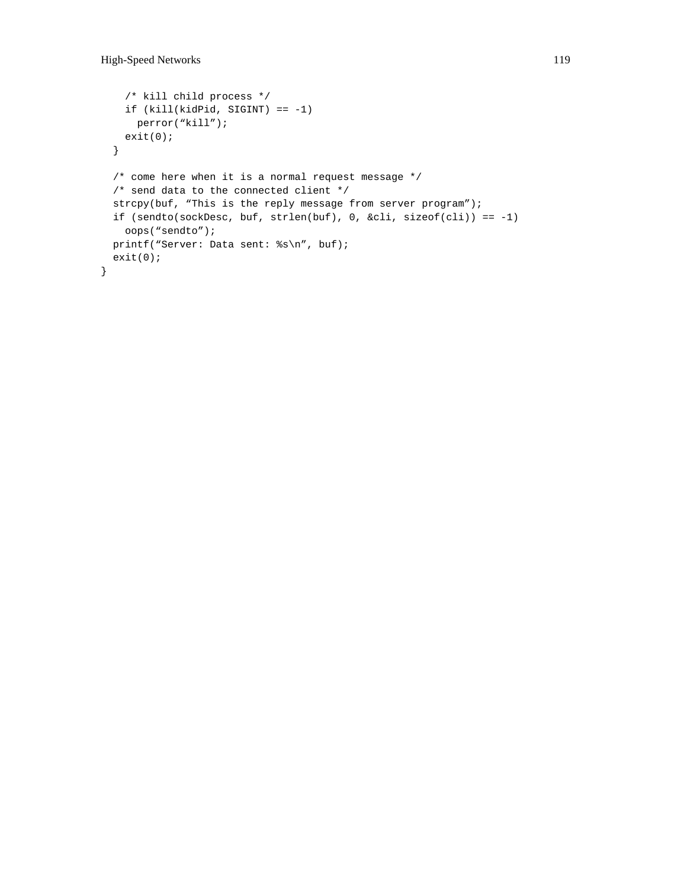```
    /* kill child process */
    if (kill(kidPid, SIGINT) == -1)
      perror("kill");
    exit(0);
  }

  /* come here when it is a normal request message */
  /* send data to the connected client */
  strcpy(buf, "This is the reply message from server program");
  if (sendto(sockDesc, buf, strlen(buf), 0, &cli, sizeof(cli)) == -1)
    oops("sendto");
  printf("Server: Data sent: %s\n", buf);
  exit(0);
}
```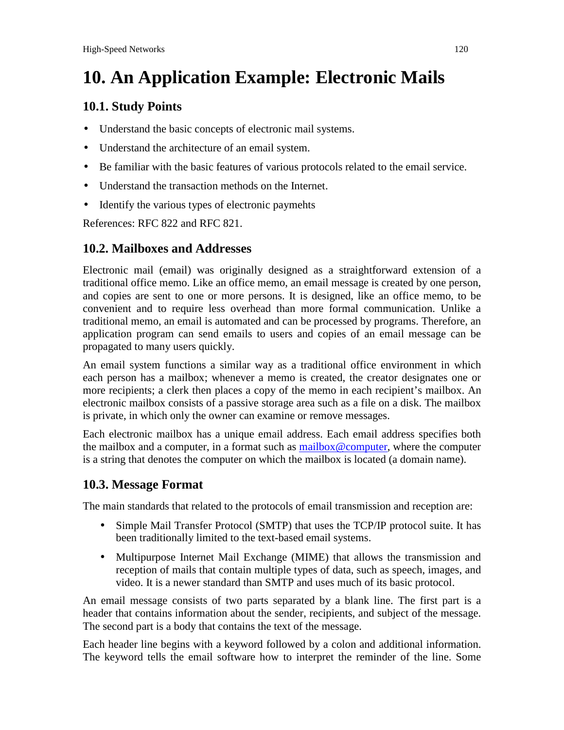# 10. An Application Example: Electronic Mails

## 10.1. Study Points

- Understand the basic concepts of electronic mail systems.
- Understand the architecture of an email system.
- Be familiar with the basic features of various protocols related to the email service.
- Understand the transaction methods on the Internet.
- Identify the various types of electronic paymehts

References: RFC 822 and RFC 821.

## 10.2. Mailboxes and Addresses

Electronic mail (email) was originally designed as a straightforward extension of a traditional office memo. Like an office memo, an email message is created by one person, and copies are sent to one or more persons. It is designed, like an office memo, to be convenient and to require less overhead than more formal communication. Unlike a traditional memo, an email is automated and can be processed by programs. Therefore, an application program can send emails to users and copies of an email message can be propagated to many users quickly.

An email system functions a similar way as a traditional office environment in which each person has a mailbox; whenever a memo is created, the creator designates one or more recipients; a clerk then places a copy of the memo in each recipient's mailbox. An electronic mailbox consists of a passive storage area such as a file on a disk. The mailbox is private, in which only the owner can examine or remove messages.

Each electronic mailbox has a unique email address. Each email address specifies both the mailbox and a computer, in a format such as mailbox@computer, where the computer is a string that denotes the computer on which the mailbox is located (a domain name).

## 10.3. Message Format

The main standards that related to the protocols of email transmission and reception are:

- Simple Mail Transfer Protocol (SMTP) that uses the TCP/IP protocol suite. It has been traditionally limited to the text-based email systems.
- Multipurpose Internet Mail Exchange (MIME) that allows the transmission and reception of mails that contain multiple types of data, such as speech, images, and video. It is a newer standard than SMTP and uses much of its basic protocol.

An email message consists of two parts separated by a blank line. The first part is a header that contains information about the sender, recipients, and subject of the message. The second part is a body that contains the text of the message.

Each header line begins with a keyword followed by a colon and additional information. The keyword tells the email software how to interpret the reminder of the line. Some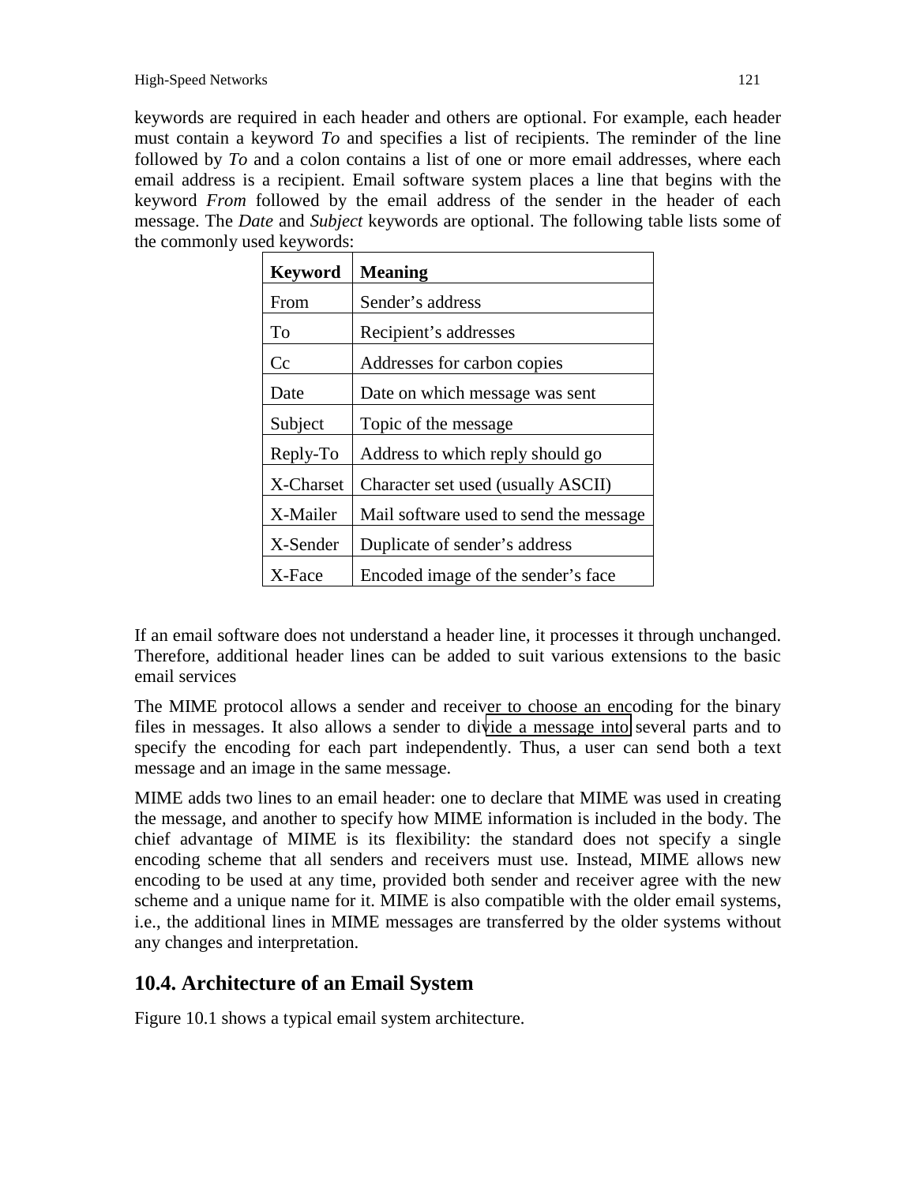keywords are required in each header and others are optional. For example, each header must contain a keyword *To* and specifies a list of recipients. The reminder of the line followed by *To* and a colon contains a list of one or more email addresses, where each email address is a recipient. Email software system places a line that begins with the keyword *From* followed by the email address of the sender in the header of each message. The *Date* and *Subject* keywords are optional. The following table lists some of the commonly used keywords:

| **Keyword** | **Meaning** |
|---|---|
| From | Sender's address |
| To | Recipient's addresses |
| Cc | Addresses for carbon copies |
| Date | Date on which message was sent |
| Subject | Topic of the message |
| Reply-To | Address to which reply should go |
| X-Charset | Character set used (usually ASCII) |
| X-Mailer | Mail software used to send the message |
| X-Sender | Duplicate of sender's address |
| X-Face | Encoded image of the sender's face |

If an email software does not understand a header line, it processes it through unchanged. Therefore, additional header lines can be added to suit various extensions to the basic email services

The MIME protocol allows a sender and receiver to choose an encoding for the binary files in messages. It also allows a sender to divide a message into several parts and to specify the encoding for each part independently. Thus, a user can send both a text message and an image in the same message.

MIME adds two lines to an email header: one to declare that MIME was used in creating the message, and another to specify how MIME information is included in the body. The chief advantage of MIME is its flexibility: the standard does not specify a single encoding scheme that all senders and receivers must use. Instead, MIME allows new encoding to be used at any time, provided both sender and receiver agree with the new scheme and a unique name for it. MIME is also compatible with the older email systems, i.e., the additional lines in MIME messages are transferred by the older systems without any changes and interpretation.

## 10.4. Architecture of an Email System

Figure 10.1 shows a typical email system architecture.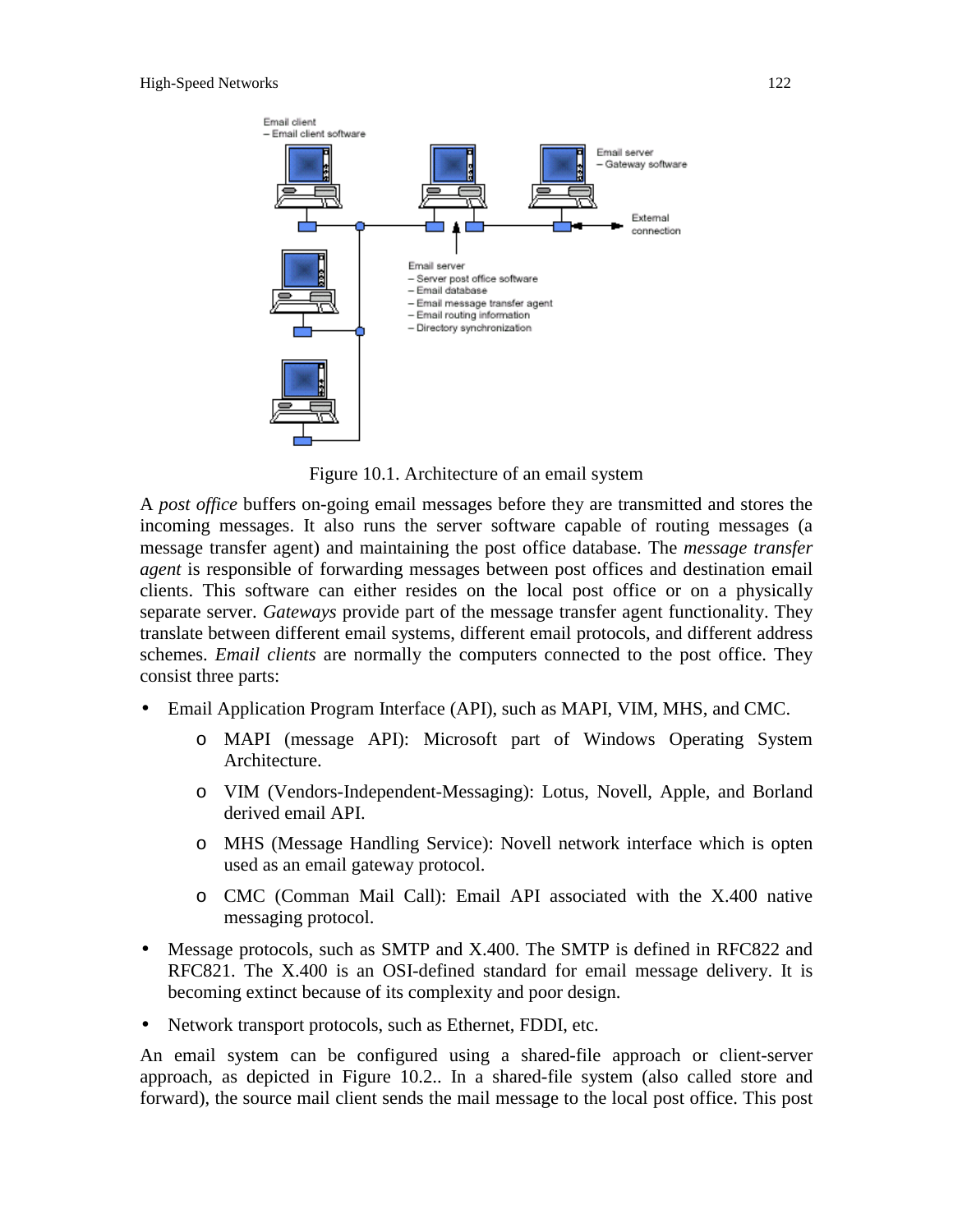Email client
– Email client software

Email server
– Gateway software

External connection

Email server
– Server post office software
– Email database
– Email message transfer agent
– Email routing information
– Directory synchronization

Figure 10.1. Architecture of an email system

A *post office* buffers on-going email messages before they are transmitted and stores the incoming messages. It also runs the server software capable of routing messages (a message transfer agent) and maintaining the post office database. The *message transfer agent* is responsible of forwarding messages between post offices and destination email clients. This software can either resides on the local post office or on a physically separate server. *Gateways* provide part of the message transfer agent functionality. They translate between different email systems, different email protocols, and different address schemes. *Email clients* are normally the computers connected to the post office. They consist three parts:

- Email Application Program Interface (API), such as MAPI, VIM, MHS, and CMC.
  - MAPI (message API): Microsoft part of Windows Operating System Architecture.
  - VIM (Vendors-Independent-Messaging): Lotus, Novell, Apple, and Borland derived email API.
  - MHS (Message Handling Service): Novell network interface which is opten used as an email gateway protocol.
  - CMC (Comman Mail Call): Email API associated with the X.400 native messaging protocol.
- Message protocols, such as SMTP and X.400. The SMTP is defined in RFC822 and RFC821. The X.400 is an OSI-defined standard for email message delivery. It is becoming extinct because of its complexity and poor design.
- Network transport protocols, such as Ethernet, FDDI, etc.

An email system can be configured using a shared-file approach or client-server approach, as depicted in Figure 10.2.. In a shared-file system (also called store and forward), the source mail client sends the mail message to the local post office. This post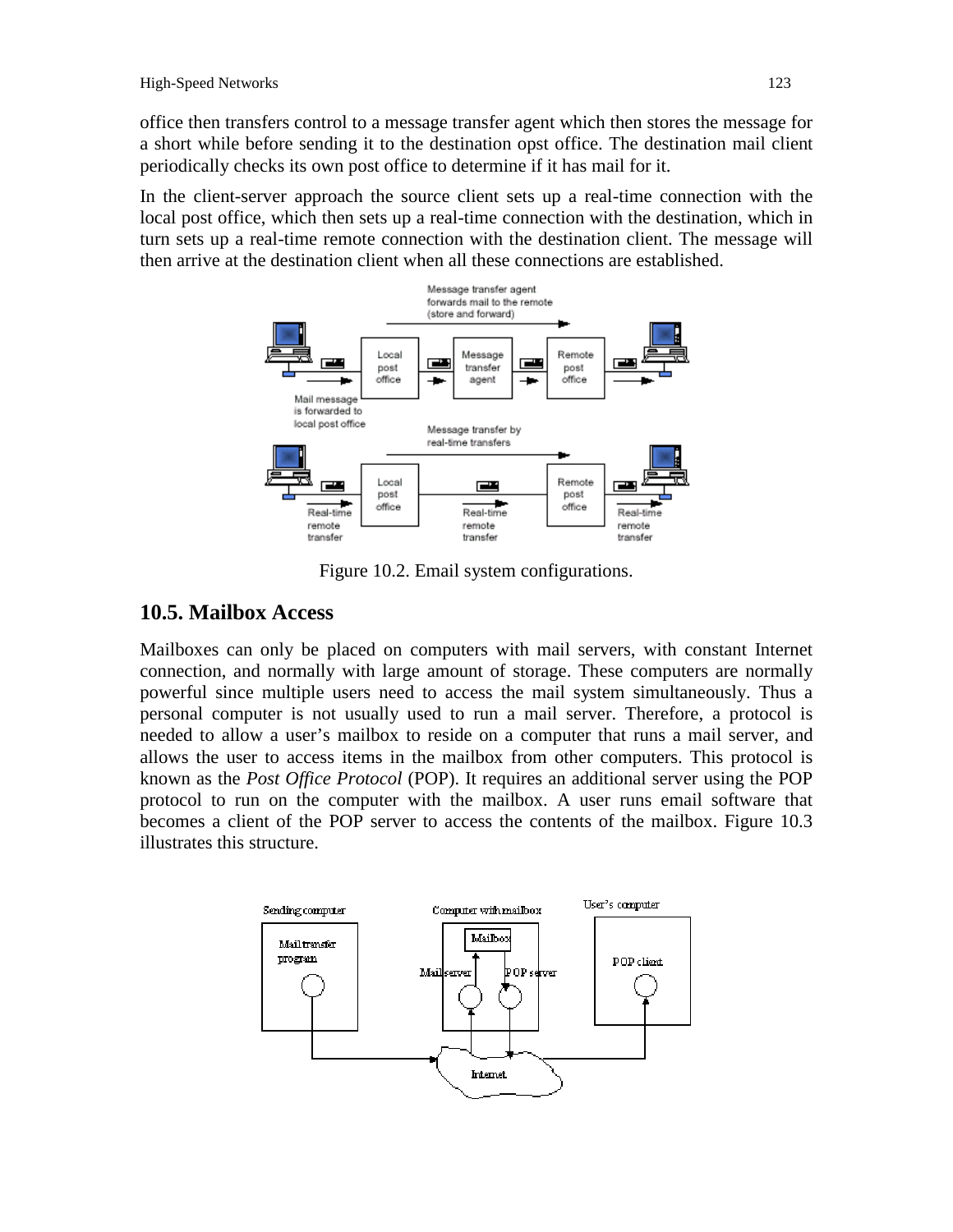office then transfers control to a message transfer agent which then stores the message for a short while before sending it to the destination opst office. The destination mail client periodically checks its own post office to determine if it has mail for it.

In the client-server approach the source client sets up a real-time connection with the local post office, which then sets up a real-time connection with the destination, which in turn sets up a real-time remote connection with the destination client. The message will then arrive at the destination client when all these connections are established.

Figure 10.2. Email system configurations.

## 10.5. Mailbox Access

Mailboxes can only be placed on computers with mail servers, with constant Internet connection, and normally with large amount of storage. These computers are normally powerful since multiple users need to access the mail system simultaneously. Thus a personal computer is not usually used to run a mail server. Therefore, a protocol is needed to allow a user's mailbox to reside on a computer that runs a mail server, and allows the user to access items in the mailbox from other computers. This protocol is known as the *Post Office Protocol* (POP). It requires an additional server using the POP protocol to run on the computer with the mailbox. A user runs email software that becomes a client of the POP server to access the contents of the mailbox. Figure 10.3 illustrates this structure.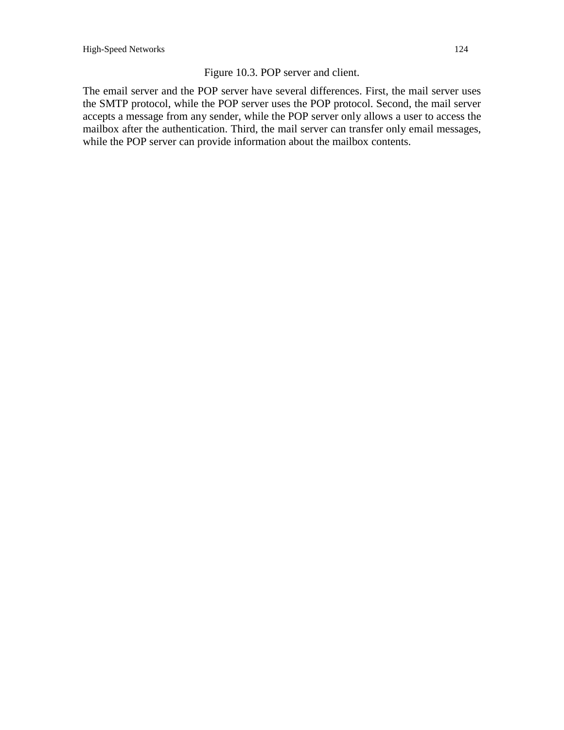Figure 10.3. POP server and client.

The email server and the POP server have several differences. First, the mail server uses the SMTP protocol, while the POP server uses the POP protocol. Second, the mail server accepts a message from any sender, while the POP server only allows a user to access the mailbox after the authentication. Third, the mail server can transfer only email messages, while the POP server can provide information about the mailbox contents.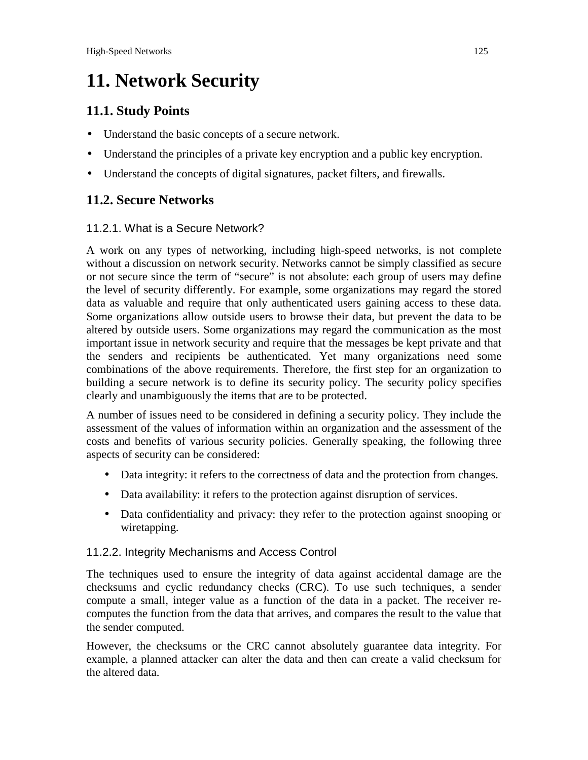# 11. Network Security

## 11.1. Study Points

- Understand the basic concepts of a secure network.
- Understand the principles of a private key encryption and a public key encryption.
- Understand the concepts of digital signatures, packet filters, and firewalls.

## 11.2. Secure Networks

### 11.2.1. What is a Secure Network?

A work on any types of networking, including high-speed networks, is not complete without a discussion on network security. Networks cannot be simply classified as secure or not secure since the term of "secure" is not absolute: each group of users may define the level of security differently. For example, some organizations may regard the stored data as valuable and require that only authenticated users gaining access to these data. Some organizations allow outside users to browse their data, but prevent the data to be altered by outside users. Some organizations may regard the communication as the most important issue in network security and require that the messages be kept private and that the senders and recipients be authenticated. Yet many organizations need some combinations of the above requirements. Therefore, the first step for an organization to building a secure network is to define its security policy. The security policy specifies clearly and unambiguously the items that are to be protected.

A number of issues need to be considered in defining a security policy. They include the assessment of the values of information within an organization and the assessment of the costs and benefits of various security policies. Generally speaking, the following three aspects of security can be considered:

- Data integrity: it refers to the correctness of data and the protection from changes.
- Data availability: it refers to the protection against disruption of services.
- Data confidentiality and privacy: they refer to the protection against snooping or wiretapping.

### 11.2.2. Integrity Mechanisms and Access Control

The techniques used to ensure the integrity of data against accidental damage are the checksums and cyclic redundancy checks (CRC). To use such techniques, a sender compute a small, integer value as a function of the data in a packet. The receiver re-computes the function from the data that arrives, and compares the result to the value that the sender computed.

However, the checksums or the CRC cannot absolutely guarantee data integrity. For example, a planned attacker can alter the data and then can create a valid checksum for the altered data.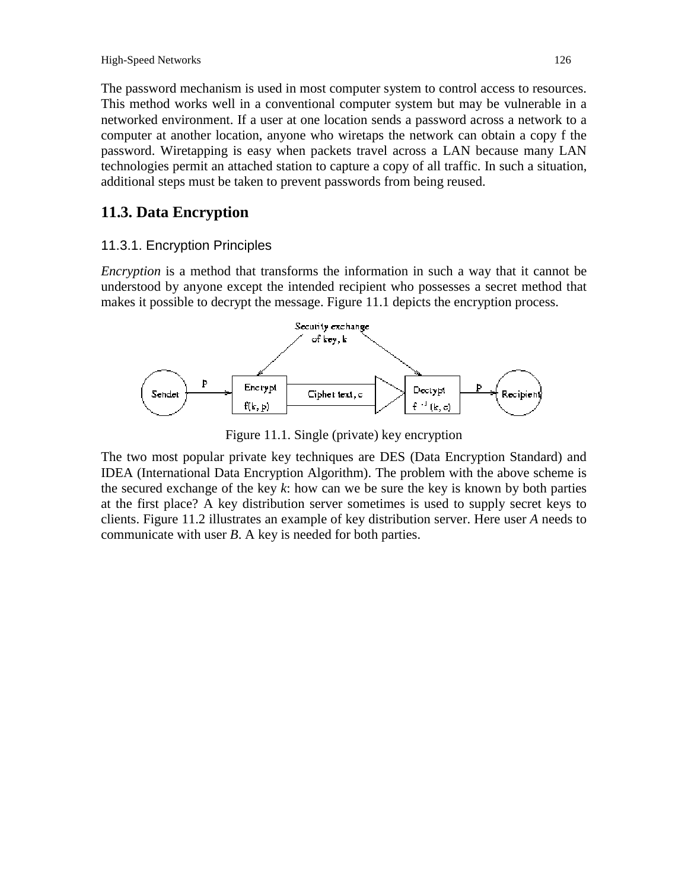The password mechanism is used in most computer system to control access to resources. This method works well in a conventional computer system but may be vulnerable in a networked environment. If a user at one location sends a password across a network to a computer at another location, anyone who wiretaps the network can obtain a copy f the password. Wiretapping is easy when packets travel across a LAN because many LAN technologies permit an attached station to capture a copy of all traffic. In such a situation, additional steps must be taken to prevent passwords from being reused.

## 11.3. Data Encryption

### 11.3.1. Encryption Principles

*Encryption* is a method that transforms the information in such a way that it cannot be understood by anyone except the intended recipient who possesses a secret method that makes it possible to decrypt the message. Figure 11.1 depicts the encryption process.

Figure 11.1. Single (private) key encryption

The two most popular private key techniques are DES (Data Encryption Standard) and IDEA (International Data Encryption Algorithm). The problem with the above scheme is the secured exchange of the key $k$: how can we be sure the key is known by both parties at the first place? A key distribution server sometimes is used to supply secret keys to clients. Figure 11.2 illustrates an example of key distribution server. Here user *A* needs to communicate with user *B*. A key is needed for both parties.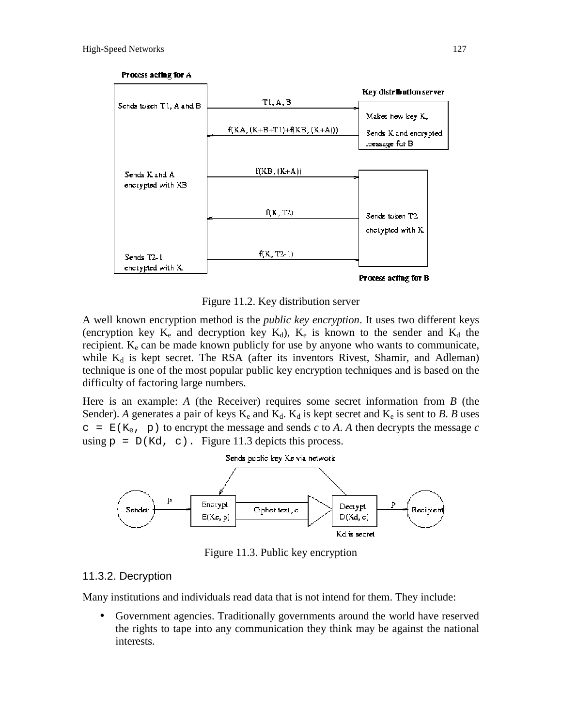Figure 11.2. Key distribution server

A well known encryption method is the *public key encryption*. It uses two different keys (encryption key $K_e$ and decryption key $K_d$), $K_e$ is known to the sender and $K_d$ the recipient. $K_e$ can be made known publicly for use by anyone who wants to communicate, while $K_d$ is kept secret. The RSA (after its inventors Rivest, Shamir, and Adleman) technique is one of the most popular public key encryption techniques and is based on the difficulty of factoring large numbers.

Here is an example: *A* (the Receiver) requires some secret information from *B* (the Sender). *A* generates a pair of keys $K_e$ and $K_d$. $K_d$ is kept secret and $K_e$ is sent to *B*. *B* uses `c = E(Ke, p)` to encrypt the message and sends *c* to *A*. *A* then decrypts the message *c* using `p = D(Kd, c)`. Figure 11.3 depicts this process.

Figure 11.3. Public key encryption

### 11.3.2. Decryption

Many institutions and individuals read data that is not intend for them. They include:

- Government agencies. Traditionally governments around the world have reserved the rights to tape into any communication they think may be against the national interests.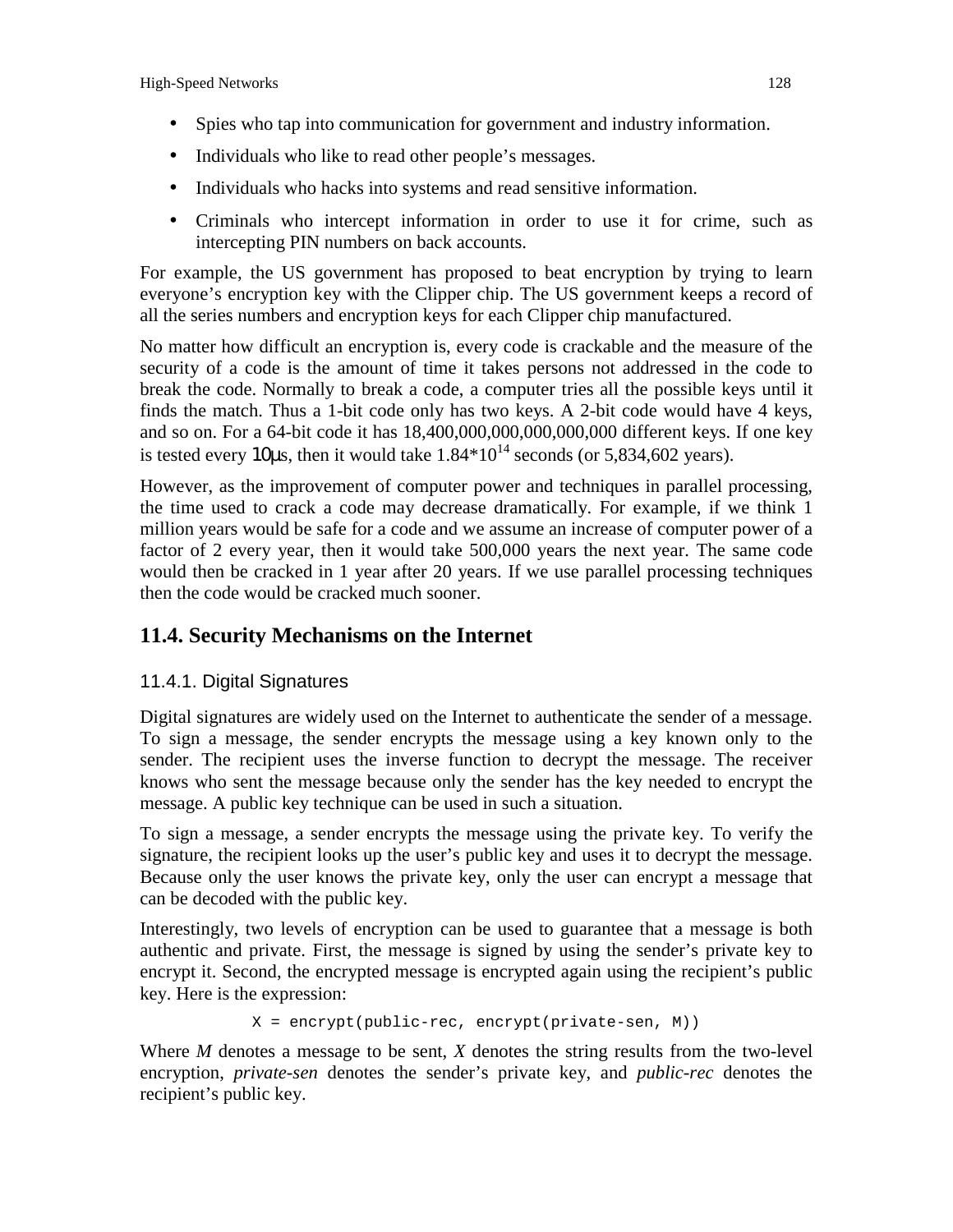- Spies who tap into communication for government and industry information.
- Individuals who like to read other people's messages.
- Individuals who hacks into systems and read sensitive information.
- Criminals who intercept information in order to use it for crime, such as intercepting PIN numbers on back accounts.

For example, the US government has proposed to beat encryption by trying to learn everyone's encryption key with the Clipper chip. The US government keeps a record of all the series numbers and encryption keys for each Clipper chip manufactured.

No matter how difficult an encryption is, every code is crackable and the measure of the security of a code is the amount of time it takes persons not addressed in the code to break the code. Normally to break a code, a computer tries all the possible keys until it finds the match. Thus a 1-bit code only has two keys. A 2-bit code would have 4 keys, and so on. For a 64-bit code it has 18,400,000,000,000,000,000 different keys. If one key is tested every $10\mu s$, then it would take $1.84*10^{14}$ seconds (or 5,834,602 years).

However, as the improvement of computer power and techniques in parallel processing, the time used to crack a code may decrease dramatically. For example, if we think 1 million years would be safe for a code and we assume an increase of computer power of a factor of 2 every year, then it would take 500,000 years the next year. The same code would then be cracked in 1 year after 20 years. If we use parallel processing techniques then the code would be cracked much sooner.

## 11.4. Security Mechanisms on the Internet

### 11.4.1. Digital Signatures

Digital signatures are widely used on the Internet to authenticate the sender of a message. To sign a message, the sender encrypts the message using a key known only to the sender. The recipient uses the inverse function to decrypt the message. The receiver knows who sent the message because only the sender has the key needed to encrypt the message. A public key technique can be used in such a situation.

To sign a message, a sender encrypts the message using the private key. To verify the signature, the recipient looks up the user's public key and uses it to decrypt the message. Because only the user knows the private key, only the user can encrypt a message that can be decoded with the public key.

Interestingly, two levels of encryption can be used to guarantee that a message is both authentic and private. First, the message is signed by using the sender's private key to encrypt it. Second, the encrypted message is encrypted again using the recipient's public key. Here is the expression:

```
X = encrypt(public-rec, encrypt(private-sen, M))
```

Where *M* denotes a message to be sent, *X* denotes the string results from the two-level encryption, *private-sen* denotes the sender's private key, and *public-rec* denotes the recipient's public key.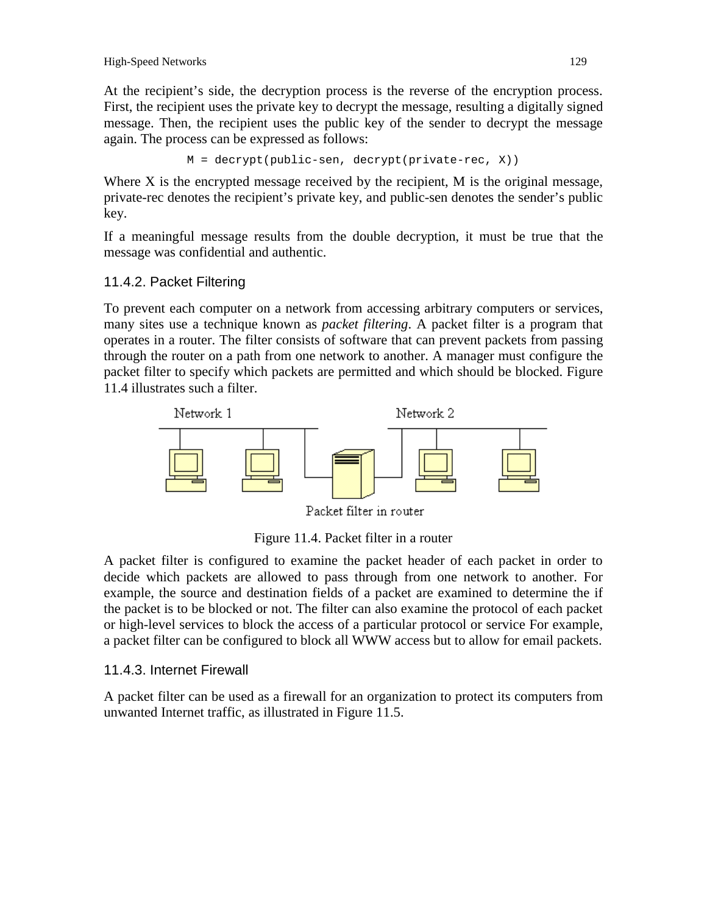At the recipient's side, the decryption process is the reverse of the encryption process. First, the recipient uses the private key to decrypt the message, resulting a digitally signed message. Then, the recipient uses the public key of the sender to decrypt the message again. The process can be expressed as follows:

```
M = decrypt(public-sen, decrypt(private-rec, X))
```

Where X is the encrypted message received by the recipient, M is the original message, private-rec denotes the recipient's private key, and public-sen denotes the sender's public key.

If a meaningful message results from the double decryption, it must be true that the message was confidential and authentic.

### 11.4.2. Packet Filtering

To prevent each computer on a network from accessing arbitrary computers or services, many sites use a technique known as *packet filtering*. A packet filter is a program that operates in a router. The filter consists of software that can prevent packets from passing through the router on a path from one network to another. A manager must configure the packet filter to specify which packets are permitted and which should be blocked. Figure 11.4 illustrates such a filter.

Figure 11.4. Packet filter in a router

A packet filter is configured to examine the packet header of each packet in order to decide which packets are allowed to pass through from one network to another. For example, the source and destination fields of a packet are examined to determine the if the packet is to be blocked or not. The filter can also examine the protocol of each packet or high-level services to block the access of a particular protocol or service For example, a packet filter can be configured to block all WWW access but to allow for email packets.

### 11.4.3. Internet Firewall

A packet filter can be used as a firewall for an organization to protect its computers from unwanted Internet traffic, as illustrated in Figure 11.5.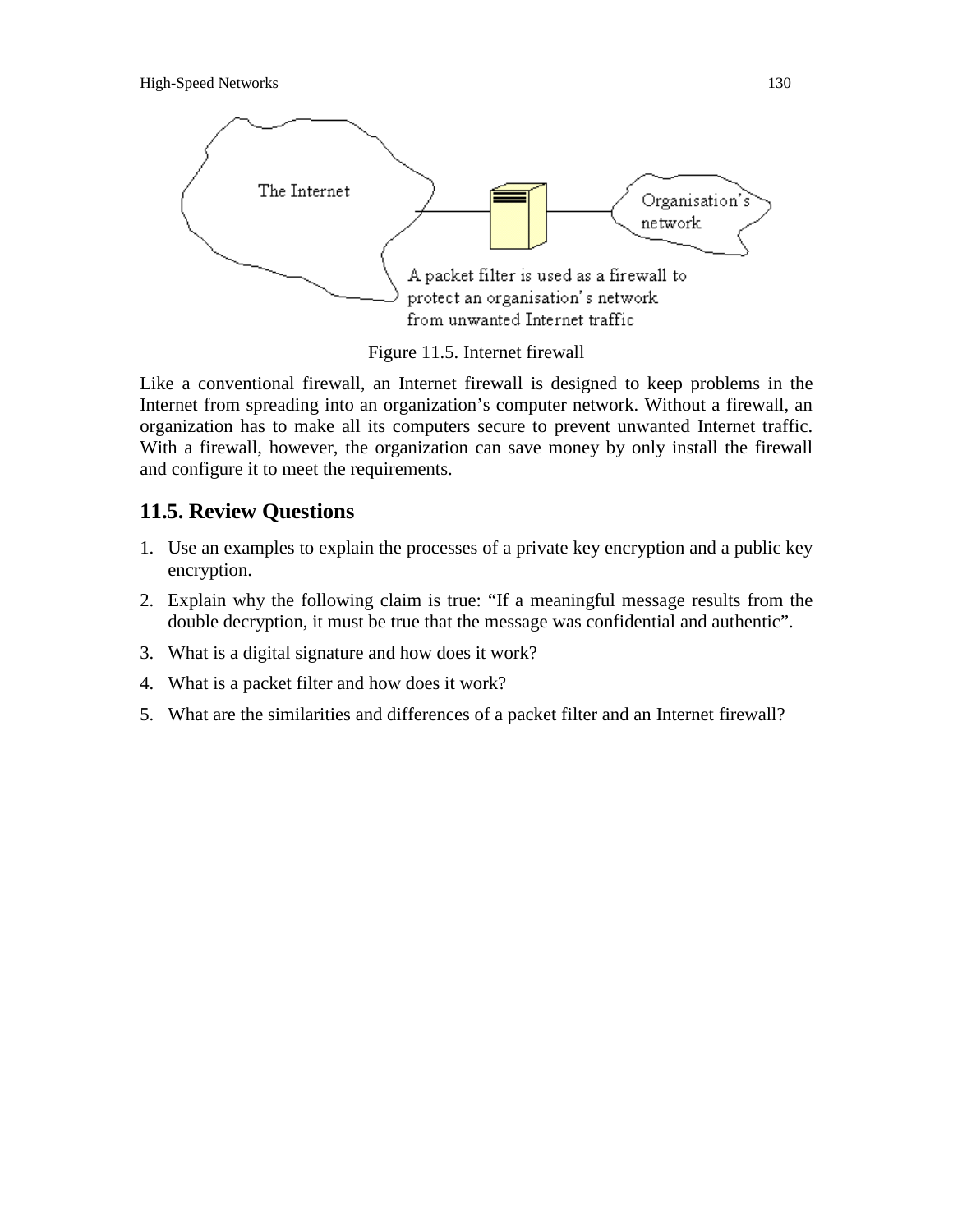The Internet

Organisation's network

A packet filter is used as a firewall to protect an organisation's network from unwanted Internet traffic

Figure 11.5. Internet firewall

Like a conventional firewall, an Internet firewall is designed to keep problems in the Internet from spreading into an organization's computer network. Without a firewall, an organization has to make all its computers secure to prevent unwanted Internet traffic. With a firewall, however, the organization can save money by only install the firewall and configure it to meet the requirements.

## 11.5. Review Questions

1. Use an examples to explain the processes of a private key encryption and a public key encryption.
2. Explain why the following claim is true: "If a meaningful message results from the double decryption, it must be true that the message was confidential and authentic".
3. What is a digital signature and how does it work?
4. What is a packet filter and how does it work?
5. What are the similarities and differences of a packet filter and an Internet firewall?